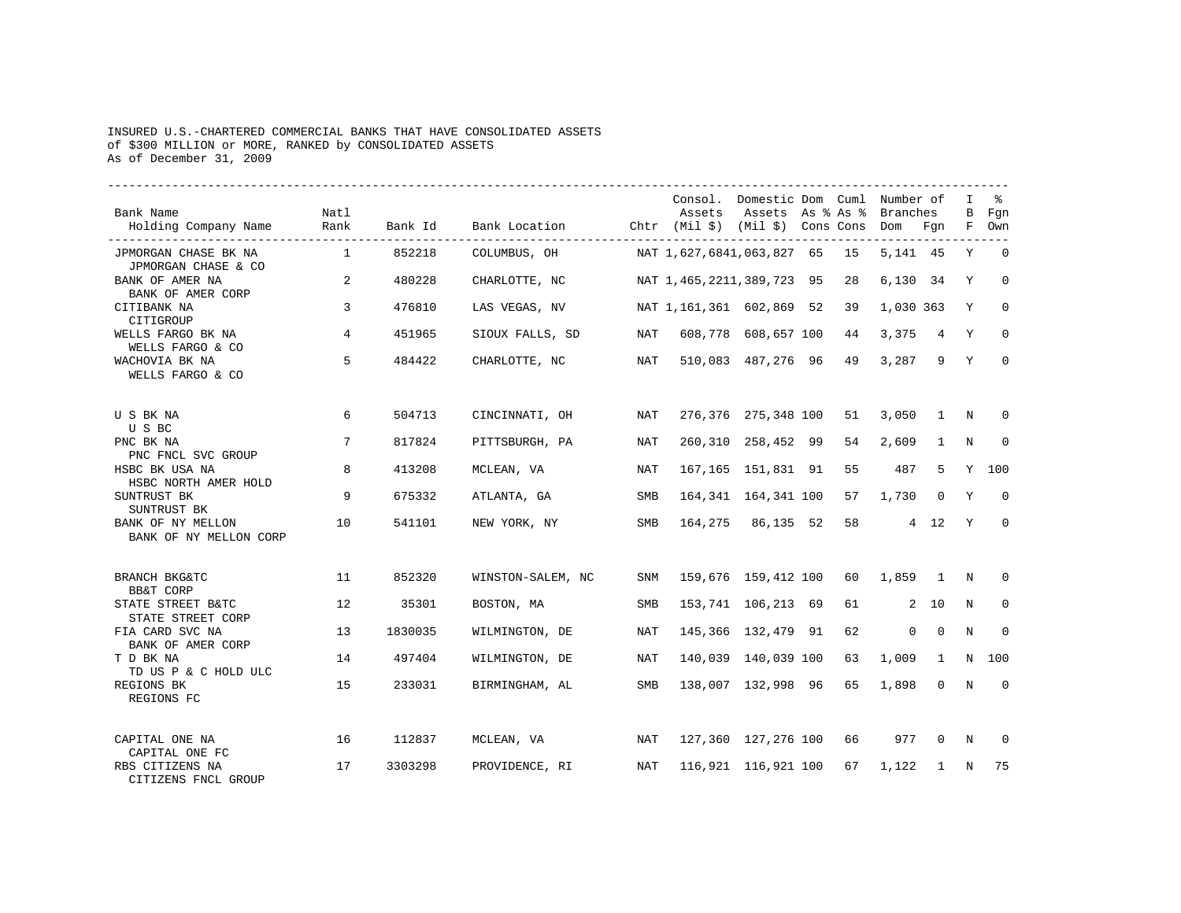INSURED U.S.-CHARTERED COMMERCIAL BANKS THAT HAVE CONSOLIDATED ASSETS
of $300 MILLION or MORE, RANKED by CONSOLIDATED ASSETS
As of December 31, 2009

| Bank Name / Holding Company Name | Natl Rank | Bank Id | Bank Location | Chtr | Consol. Assets (Mil $) | Domestic Assets (Mil $) | Dom As % Cons | Cuml As % Cons | Number of Branches Dom | Number of Branches Fgn | IBF | % Fgn Own |
|---|---|---|---|---|---|---|---|---|---|---|---|---|
| JPMORGAN CHASE BK NA / JPMORGAN CHASE & CO | 1 | 852218 | COLUMBUS, OH | NAT | 1,627,684 | 1,063,827 | 65 | 15 | 5,141 | 45 | Y | 0 |
| BANK OF AMER NA / BANK OF AMER CORP | 2 | 480228 | CHARLOTTE, NC | NAT | 1,465,221 | 1,389,723 | 95 | 28 | 6,130 | 34 | Y | 0 |
| CITIBANK NA / CITIGROUP | 3 | 476810 | LAS VEGAS, NV | NAT | 1,161,361 | 602,869 | 52 | 39 | 1,030 | 363 | Y | 0 |
| WELLS FARGO BK NA / WELLS FARGO & CO | 4 | 451965 | SIOUX FALLS, SD | NAT | 608,778 | 608,657 | 100 | 44 | 3,375 | 4 | Y | 0 |
| WACHOVIA BK NA / WELLS FARGO & CO | 5 | 484422 | CHARLOTTE, NC | NAT | 510,083 | 487,276 | 96 | 49 | 3,287 | 9 | Y | 0 |
| U S BK NA / U S BC | 6 | 504713 | CINCINNATI, OH | NAT | 276,376 | 275,348 | 100 | 51 | 3,050 | 1 | N | 0 |
| PNC BK NA / PNC FNCL SVC GROUP | 7 | 817824 | PITTSBURGH, PA | NAT | 260,310 | 258,452 | 99 | 54 | 2,609 | 1 | N | 0 |
| HSBC BK USA NA / HSBC NORTH AMER HOLD | 8 | 413208 | MCLEAN, VA | NAT | 167,165 | 151,831 | 91 | 55 | 487 | 5 | Y | 100 |
| SUNTRUST BK / SUNTRUST BK | 9 | 675332 | ATLANTA, GA | SMB | 164,341 | 164,341 | 100 | 57 | 1,730 | 0 | Y | 0 |
| BANK OF NY MELLON / BANK OF NY MELLON CORP | 10 | 541101 | NEW YORK, NY | SMB | 164,275 | 86,135 | 52 | 58 | 4 | 12 | Y | 0 |
| BRANCH BKG&TC / BB&T CORP | 11 | 852320 | WINSTON-SALEM, NC | SNM | 159,676 | 159,412 | 100 | 60 | 1,859 | 1 | N | 0 |
| STATE STREET B&TC / STATE STREET CORP | 12 | 35301 | BOSTON, MA | SMB | 153,741 | 106,213 | 69 | 61 | 2 | 10 | N | 0 |
| FIA CARD SVC NA / BANK OF AMER CORP | 13 | 1830035 | WILMINGTON, DE | NAT | 145,366 | 132,479 | 91 | 62 | 0 | 0 | N | 0 |
| T D BK NA / TD US P & C HOLD ULC | 14 | 497404 | WILMINGTON, DE | NAT | 140,039 | 140,039 | 100 | 63 | 1,009 | 1 | N | 100 |
| REGIONS BK / REGIONS FC | 15 | 233031 | BIRMINGHAM, AL | SMB | 138,007 | 132,998 | 96 | 65 | 1,898 | 0 | N | 0 |
| CAPITAL ONE NA / CAPITAL ONE FC | 16 | 112837 | MCLEAN, VA | NAT | 127,360 | 127,276 | 100 | 66 | 977 | 0 | N | 0 |
| RBS CITIZENS NA / CITIZENS FNCL GROUP | 17 | 3303298 | PROVIDENCE, RI | NAT | 116,921 | 116,921 | 100 | 67 | 1,122 | 1 | N | 75 |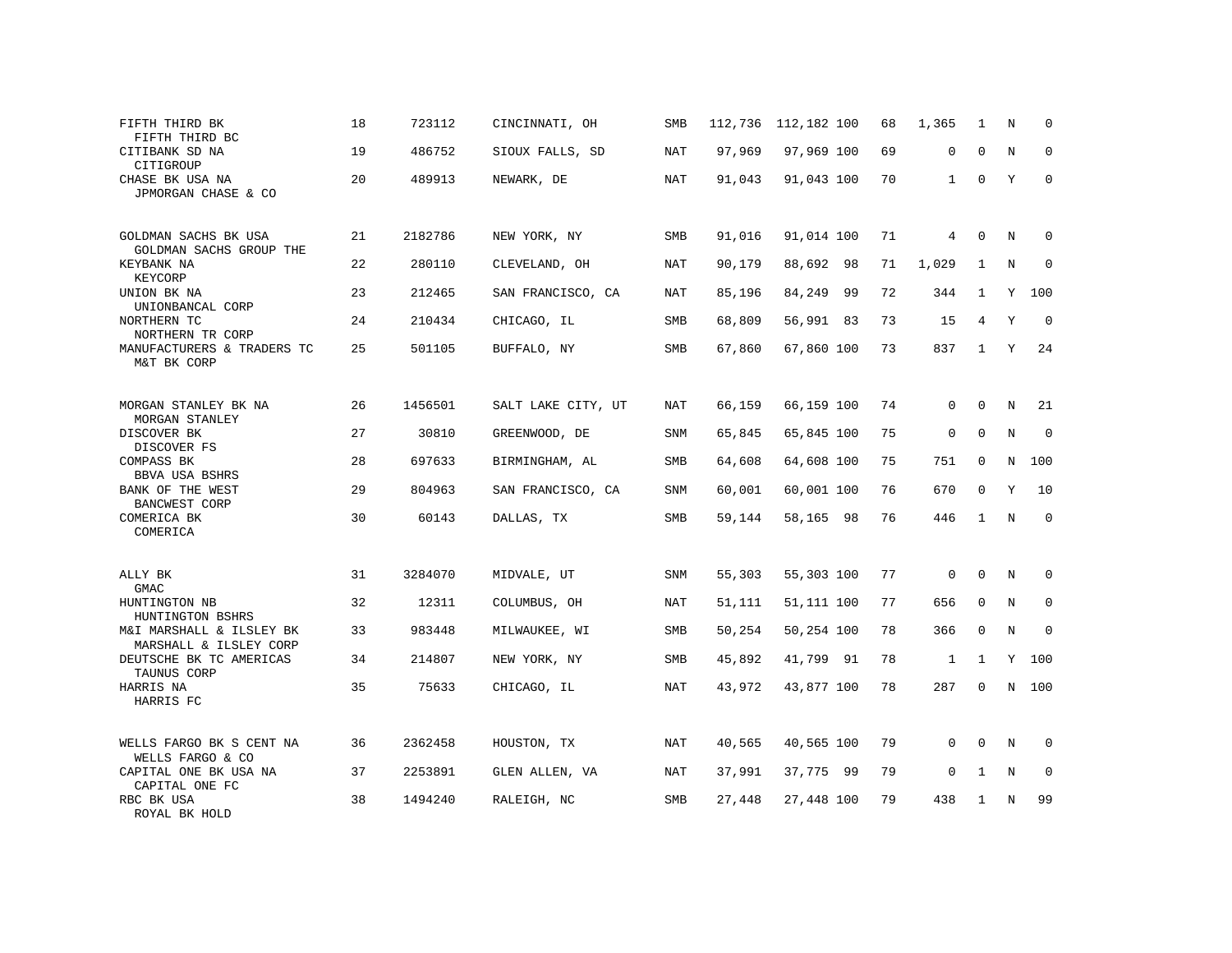| | | | | | | | | | | | | |
|---|---|---|---|---|---|---|---|---|---|---|---|---|
| FIFTH THIRD BK<br>FIFTH THIRD BC | 18 | 723112 | CINCINNATI, OH | SMB | 112,736 | 112,182 | 100 | 68 | 1,365 | 1 | N | 0 |
| CITIBANK SD NA<br>CITIGROUP | 19 | 486752 | SIOUX FALLS, SD | NAT | 97,969 | 97,969 | 100 | 69 | 0 | 0 | N | 0 |
| CHASE BK USA NA<br>JPMORGAN CHASE & CO | 20 | 489913 | NEWARK, DE | NAT | 91,043 | 91,043 | 100 | 70 | 1 | 0 | Y | 0 |
| GOLDMAN SACHS BK USA<br>GOLDMAN SACHS GROUP THE | 21 | 2182786 | NEW YORK, NY | SMB | 91,016 | 91,014 | 100 | 71 | 4 | 0 | N | 0 |
| KEYBANK NA<br>KEYCORP | 22 | 280110 | CLEVELAND, OH | NAT | 90,179 | 88,692 | 98 | 71 | 1,029 | 1 | N | 0 |
| UNION BK NA<br>UNIONBANCAL CORP | 23 | 212465 | SAN FRANCISCO, CA | NAT | 85,196 | 84,249 | 99 | 72 | 344 | 1 | Y | 100 |
| NORTHERN TC<br>NORTHERN TR CORP | 24 | 210434 | CHICAGO, IL | SMB | 68,809 | 56,991 | 83 | 73 | 15 | 4 | Y | 0 |
| MANUFACTURERS & TRADERS TC<br>M&T BK CORP | 25 | 501105 | BUFFALO, NY | SMB | 67,860 | 67,860 | 100 | 73 | 837 | 1 | Y | 24 |
| MORGAN STANLEY BK NA<br>MORGAN STANLEY | 26 | 1456501 | SALT LAKE CITY, UT | NAT | 66,159 | 66,159 | 100 | 74 | 0 | 0 | N | 21 |
| DISCOVER BK<br>DISCOVER FS | 27 | 30810 | GREENWOOD, DE | SNM | 65,845 | 65,845 | 100 | 75 | 0 | 0 | N | 0 |
| COMPASS BK<br>BBVA USA BSHRS | 28 | 697633 | BIRMINGHAM, AL | SMB | 64,608 | 64,608 | 100 | 75 | 751 | 0 | N | 100 |
| BANK OF THE WEST<br>BANCWEST CORP | 29 | 804963 | SAN FRANCISCO, CA | SNM | 60,001 | 60,001 | 100 | 76 | 670 | 0 | Y | 10 |
| COMERICA BK<br>COMERICA | 30 | 60143 | DALLAS, TX | SMB | 59,144 | 58,165 | 98 | 76 | 446 | 1 | N | 0 |
| ALLY BK<br>GMAC | 31 | 3284070 | MIDVALE, UT | SNM | 55,303 | 55,303 | 100 | 77 | 0 | 0 | N | 0 |
| HUNTINGTON NB<br>HUNTINGTON BSHRS | 32 | 12311 | COLUMBUS, OH | NAT | 51,111 | 51,111 | 100 | 77 | 656 | 0 | N | 0 |
| M&I MARSHALL & ILSLEY BK<br>MARSHALL & ILSLEY CORP | 33 | 983448 | MILWAUKEE, WI | SMB | 50,254 | 50,254 | 100 | 78 | 366 | 0 | N | 0 |
| DEUTSCHE BK TC AMERICAS<br>TAUNUS CORP | 34 | 214807 | NEW YORK, NY | SMB | 45,892 | 41,799 | 91 | 78 | 1 | 1 | Y | 100 |
| HARRIS NA<br>HARRIS FC | 35 | 75633 | CHICAGO, IL | NAT | 43,972 | 43,877 | 100 | 78 | 287 | 0 | N | 100 |
| WELLS FARGO BK S CENT NA<br>WELLS FARGO & CO | 36 | 2362458 | HOUSTON, TX | NAT | 40,565 | 40,565 | 100 | 79 | 0 | 0 | N | 0 |
| CAPITAL ONE BK USA NA<br>CAPITAL ONE FC | 37 | 2253891 | GLEN ALLEN, VA | NAT | 37,991 | 37,775 | 99 | 79 | 0 | 1 | N | 0 |
| RBC BK USA<br>ROYAL BK HOLD | 38 | 1494240 | RALEIGH, NC | SMB | 27,448 | 27,448 | 100 | 79 | 438 | 1 | N | 99 |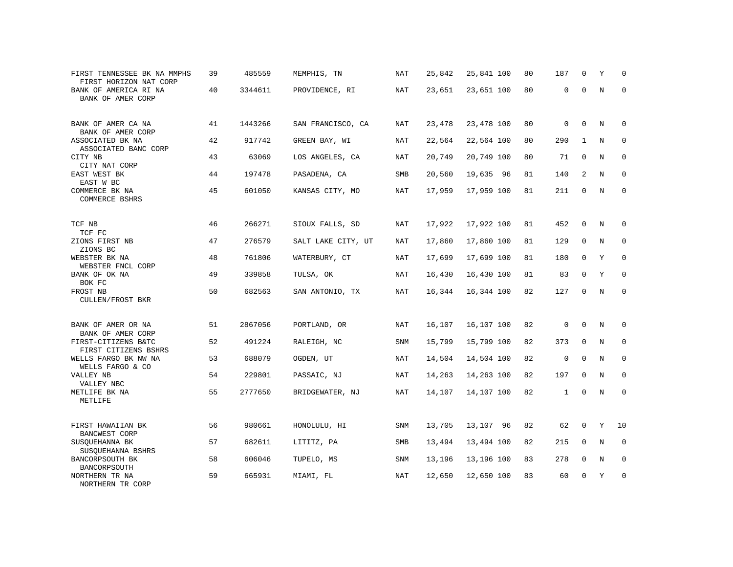| | | | | | | | | | | | | | |
|---|---|---|---|---|---|---|---|---|---|---|---|---|---|
| FIRST TENNESSEE BK NA MMPHS<br>FIRST HORIZON NAT CORP | 39 | 485559 | MEMPHIS, TN | NAT | 25,842 | 25,841 | 100 | 80 | 187 | 0 | Y | 0 |
| BANK OF AMERICA RI NA<br>BANK OF AMER CORP | 40 | 3344611 | PROVIDENCE, RI | NAT | 23,651 | 23,651 | 100 | 80 | 0 | 0 | N | 0 |
| BANK OF AMER CA NA<br>BANK OF AMER CORP | 41 | 1443266 | SAN FRANCISCO, CA | NAT | 23,478 | 23,478 | 100 | 80 | 0 | 0 | N | 0 |
| ASSOCIATED BK NA<br>ASSOCIATED BANC CORP | 42 | 917742 | GREEN BAY, WI | NAT | 22,564 | 22,564 | 100 | 80 | 290 | 1 | N | 0 |
| CITY NB<br>CITY NAT CORP | 43 | 63069 | LOS ANGELES, CA | NAT | 20,749 | 20,749 | 100 | 80 | 71 | 0 | N | 0 |
| EAST WEST BK<br>EAST W BC | 44 | 197478 | PASADENA, CA | SMB | 20,560 | 19,635 | 96 | 81 | 140 | 2 | N | 0 |
| COMMERCE BK NA<br>COMMERCE BSHRS | 45 | 601050 | KANSAS CITY, MO | NAT | 17,959 | 17,959 | 100 | 81 | 211 | 0 | N | 0 |
| TCF NB<br>TCF FC | 46 | 266271 | SIOUX FALLS, SD | NAT | 17,922 | 17,922 | 100 | 81 | 452 | 0 | N | 0 |
| ZIONS FIRST NB<br>ZIONS BC | 47 | 276579 | SALT LAKE CITY, UT | NAT | 17,860 | 17,860 | 100 | 81 | 129 | 0 | N | 0 |
| WEBSTER BK NA<br>WEBSTER FNCL CORP | 48 | 761806 | WATERBURY, CT | NAT | 17,699 | 17,699 | 100 | 81 | 180 | 0 | Y | 0 |
| BANK OF OK NA<br>BOK FC | 49 | 339858 | TULSA, OK | NAT | 16,430 | 16,430 | 100 | 81 | 83 | 0 | Y | 0 |
| FROST NB<br>CULLEN/FROST BKR | 50 | 682563 | SAN ANTONIO, TX | NAT | 16,344 | 16,344 | 100 | 82 | 127 | 0 | N | 0 |
| BANK OF AMER OR NA<br>BANK OF AMER CORP | 51 | 2867056 | PORTLAND, OR | NAT | 16,107 | 16,107 | 100 | 82 | 0 | 0 | N | 0 |
| FIRST-CITIZENS B&TC<br>FIRST CITIZENS BSHRS | 52 | 491224 | RALEIGH, NC | SNM | 15,799 | 15,799 | 100 | 82 | 373 | 0 | N | 0 |
| WELLS FARGO BK NW NA<br>WELLS FARGO & CO | 53 | 688079 | OGDEN, UT | NAT | 14,504 | 14,504 | 100 | 82 | 0 | 0 | N | 0 |
| VALLEY NB<br>VALLEY NBC | 54 | 229801 | PASSAIC, NJ | NAT | 14,263 | 14,263 | 100 | 82 | 197 | 0 | N | 0 |
| METLIFE BK NA<br>METLIFE | 55 | 2777650 | BRIDGEWATER, NJ | NAT | 14,107 | 14,107 | 100 | 82 | 1 | 0 | N | 0 |
| FIRST HAWAIIAN BK<br>BANCWEST CORP | 56 | 980661 | HONOLULU, HI | SNM | 13,705 | 13,107 | 96 | 82 | 62 | 0 | Y | 10 |
| SUSQUEHANNA BK<br>SUSQUEHANNA BSHRS | 57 | 682611 | LITITZ, PA | SMB | 13,494 | 13,494 | 100 | 82 | 215 | 0 | N | 0 |
| BANCORPSOUTH BK<br>BANCORPSOUTH | 58 | 606046 | TUPELO, MS | SNM | 13,196 | 13,196 | 100 | 83 | 278 | 0 | N | 0 |
| NORTHERN TR NA<br>NORTHERN TR CORP | 59 | 665931 | MIAMI, FL | NAT | 12,650 | 12,650 | 100 | 83 | 60 | 0 | Y | 0 |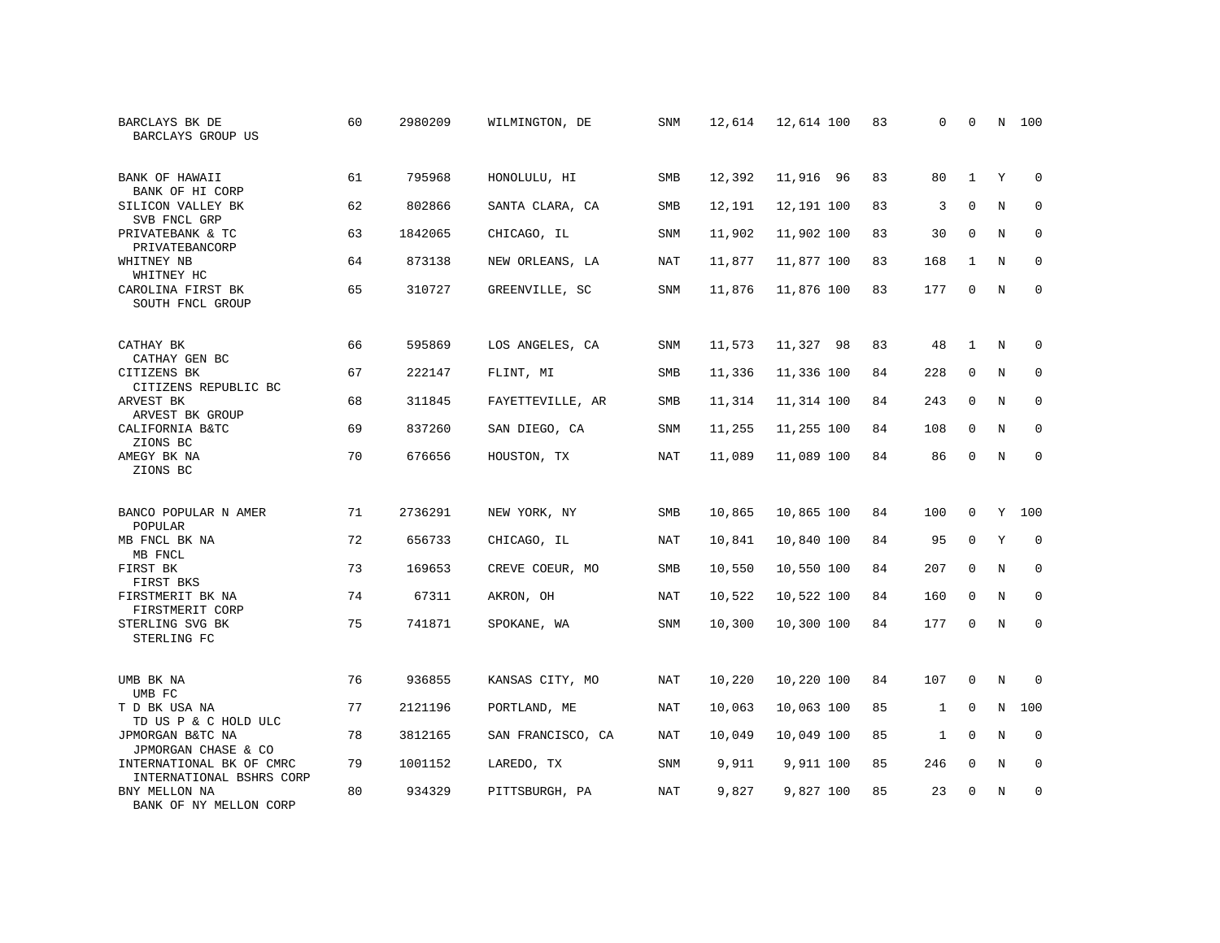| | | | | | | | | | | | | |
|---|---|---|---|---|---|---|---|---|---|---|---|---|
| BARCLAYS BK DE<br>BARCLAYS GROUP US | 60 | 2980209 | WILMINGTON, DE | SNM | 12,614 | 12,614 | 100 | 83 | 0 | 0 | N | 100 |
| BANK OF HAWAII<br>BANK OF HI CORP | 61 | 795968 | HONOLULU, HI | SMB | 12,392 | 11,916 | 96 | 83 | 80 | 1 | Y | 0 |
| SILICON VALLEY BK<br>SVB FNCL GRP | 62 | 802866 | SANTA CLARA, CA | SMB | 12,191 | 12,191 | 100 | 83 | 3 | 0 | N | 0 |
| PRIVATEBANK & TC<br>PRIVATEBANCORP | 63 | 1842065 | CHICAGO, IL | SNM | 11,902 | 11,902 | 100 | 83 | 30 | 0 | N | 0 |
| WHITNEY NB<br>WHITNEY HC | 64 | 873138 | NEW ORLEANS, LA | NAT | 11,877 | 11,877 | 100 | 83 | 168 | 1 | N | 0 |
| CAROLINA FIRST BK<br>SOUTH FNCL GROUP | 65 | 310727 | GREENVILLE, SC | SNM | 11,876 | 11,876 | 100 | 83 | 177 | 0 | N | 0 |
| CATHAY BK<br>CATHAY GEN BC | 66 | 595869 | LOS ANGELES, CA | SNM | 11,573 | 11,327 | 98 | 83 | 48 | 1 | N | 0 |
| CITIZENS BK<br>CITIZENS REPUBLIC BC | 67 | 222147 | FLINT, MI | SMB | 11,336 | 11,336 | 100 | 84 | 228 | 0 | N | 0 |
| ARVEST BK<br>ARVEST BK GROUP | 68 | 311845 | FAYETTEVILLE, AR | SMB | 11,314 | 11,314 | 100 | 84 | 243 | 0 | N | 0 |
| CALIFORNIA B&TC<br>ZIONS BC | 69 | 837260 | SAN DIEGO, CA | SNM | 11,255 | 11,255 | 100 | 84 | 108 | 0 | N | 0 |
| AMEGY BK NA<br>ZIONS BC | 70 | 676656 | HOUSTON, TX | NAT | 11,089 | 11,089 | 100 | 84 | 86 | 0 | N | 0 |
| BANCO POPULAR N AMER<br>POPULAR | 71 | 2736291 | NEW YORK, NY | SMB | 10,865 | 10,865 | 100 | 84 | 100 | 0 | Y | 100 |
| MB FNCL BK NA<br>MB FNCL | 72 | 656733 | CHICAGO, IL | NAT | 10,841 | 10,840 | 100 | 84 | 95 | 0 | Y | 0 |
| FIRST BK<br>FIRST BKS | 73 | 169653 | CREVE COEUR, MO | SMB | 10,550 | 10,550 | 100 | 84 | 207 | 0 | N | 0 |
| FIRSTMERIT BK NA<br>FIRSTMERIT CORP | 74 | 67311 | AKRON, OH | NAT | 10,522 | 10,522 | 100 | 84 | 160 | 0 | N | 0 |
| STERLING SVG BK<br>STERLING FC | 75 | 741871 | SPOKANE, WA | SNM | 10,300 | 10,300 | 100 | 84 | 177 | 0 | N | 0 |
| UMB BK NA<br>UMB FC | 76 | 936855 | KANSAS CITY, MO | NAT | 10,220 | 10,220 | 100 | 84 | 107 | 0 | N | 0 |
| T D BK USA NA<br>TD US P & C HOLD ULC | 77 | 2121196 | PORTLAND, ME | NAT | 10,063 | 10,063 | 100 | 85 | 1 | 0 | N | 100 |
| JPMORGAN B&TC NA<br>JPMORGAN CHASE & CO | 78 | 3812165 | SAN FRANCISCO, CA | NAT | 10,049 | 10,049 | 100 | 85 | 1 | 0 | N | 0 |
| INTERNATIONAL BK OF CMRC<br>INTERNATIONAL BSHRS CORP | 79 | 1001152 | LAREDO, TX | SNM | 9,911 | 9,911 | 100 | 85 | 246 | 0 | N | 0 |
| BNY MELLON NA<br>BANK OF NY MELLON CORP | 80 | 934329 | PITTSBURGH, PA | NAT | 9,827 | 9,827 | 100 | 85 | 23 | 0 | N | 0 |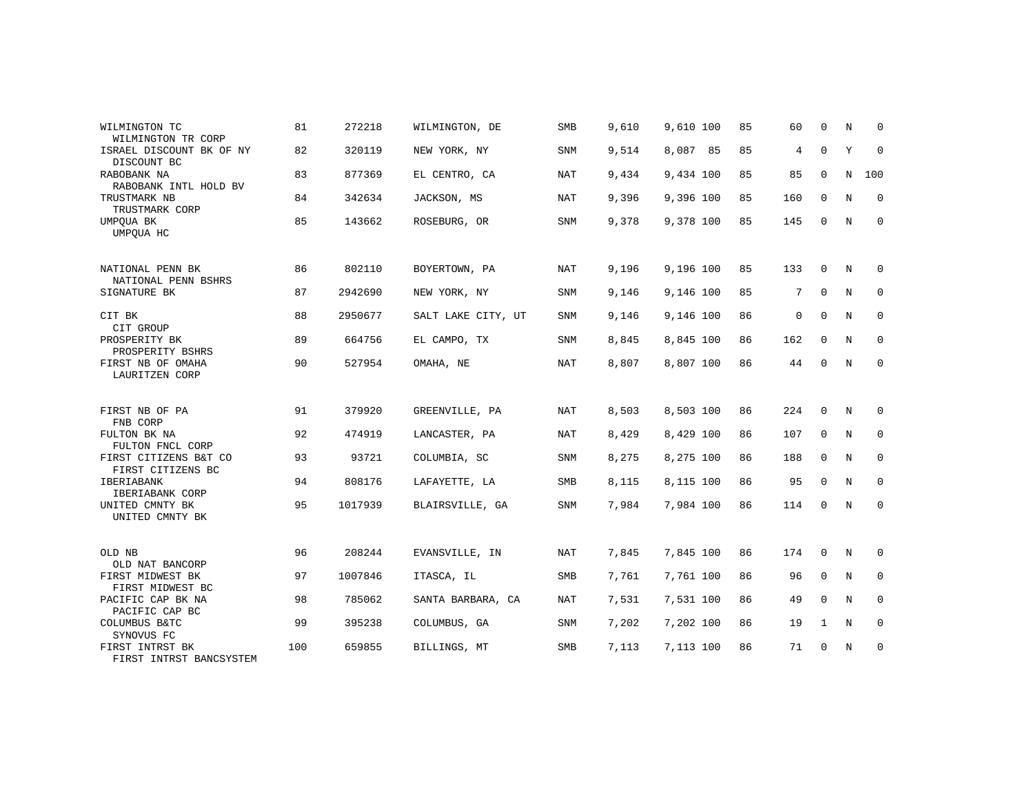| | | | | | | | | | | | | |
|---|---|---|---|---|---|---|---|---|---|---|---|---|
| WILMINGTON TC<br>WILMINGTON TR CORP | 81 | 272218 | WILMINGTON, DE | SMB | 9,610 | 9,610 | 100 | 85 | 60 | 0 | N | 0 |
| ISRAEL DISCOUNT BK OF NY<br>DISCOUNT BC | 82 | 320119 | NEW YORK, NY | SNM | 9,514 | 8,087 | 85 | 85 | 4 | 0 | Y | 0 |
| RABOBANK NA<br>RABOBANK INTL HOLD BV | 83 | 877369 | EL CENTRO, CA | NAT | 9,434 | 9,434 | 100 | 85 | 85 | 0 | N | 100 |
| TRUSTMARK NB<br>TRUSTMARK CORP | 84 | 342634 | JACKSON, MS | NAT | 9,396 | 9,396 | 100 | 85 | 160 | 0 | N | 0 |
| UMPQUA BK<br>UMPQUA HC | 85 | 143662 | ROSEBURG, OR | SNM | 9,378 | 9,378 | 100 | 85 | 145 | 0 | N | 0 |
| NATIONAL PENN BK<br>NATIONAL PENN BSHRS | 86 | 802110 | BOYERTOWN, PA | NAT | 9,196 | 9,196 | 100 | 85 | 133 | 0 | N | 0 |
| SIGNATURE BK | 87 | 2942690 | NEW YORK, NY | SNM | 9,146 | 9,146 | 100 | 85 | 7 | 0 | N | 0 |
| CIT BK<br>CIT GROUP | 88 | 2950677 | SALT LAKE CITY, UT | SNM | 9,146 | 9,146 | 100 | 86 | 0 | 0 | N | 0 |
| PROSPERITY BK<br>PROSPERITY BSHRS | 89 | 664756 | EL CAMPO, TX | SNM | 8,845 | 8,845 | 100 | 86 | 162 | 0 | N | 0 |
| FIRST NB OF OMAHA<br>LAURITZEN CORP | 90 | 527954 | OMAHA, NE | NAT | 8,807 | 8,807 | 100 | 86 | 44 | 0 | N | 0 |
| FIRST NB OF PA<br>FNB CORP | 91 | 379920 | GREENVILLE, PA | NAT | 8,503 | 8,503 | 100 | 86 | 224 | 0 | N | 0 |
| FULTON BK NA<br>FULTON FNCL CORP | 92 | 474919 | LANCASTER, PA | NAT | 8,429 | 8,429 | 100 | 86 | 107 | 0 | N | 0 |
| FIRST CITIZENS B&T CO<br>FIRST CITIZENS BC | 93 | 93721 | COLUMBIA, SC | SNM | 8,275 | 8,275 | 100 | 86 | 188 | 0 | N | 0 |
| IBERIABANK<br>IBERIABANK CORP | 94 | 808176 | LAFAYETTE, LA | SMB | 8,115 | 8,115 | 100 | 86 | 95 | 0 | N | 0 |
| UNITED CMNTY BK<br>UNITED CMNTY BK | 95 | 1017939 | BLAIRSVILLE, GA | SNM | 7,984 | 7,984 | 100 | 86 | 114 | 0 | N | 0 |
| OLD NB<br>OLD NAT BANCORP | 96 | 208244 | EVANSVILLE, IN | NAT | 7,845 | 7,845 | 100 | 86 | 174 | 0 | N | 0 |
| FIRST MIDWEST BK<br>FIRST MIDWEST BC | 97 | 1007846 | ITASCA, IL | SMB | 7,761 | 7,761 | 100 | 86 | 96 | 0 | N | 0 |
| PACIFIC CAP BK NA<br>PACIFIC CAP BC | 98 | 785062 | SANTA BARBARA, CA | NAT | 7,531 | 7,531 | 100 | 86 | 49 | 0 | N | 0 |
| COLUMBUS B&TC<br>SYNOVUS FC | 99 | 395238 | COLUMBUS, GA | SNM | 7,202 | 7,202 | 100 | 86 | 19 | 1 | N | 0 |
| FIRST INTRST BK<br>FIRST INTRST BANCSYSTEM | 100 | 659855 | BILLINGS, MT | SMB | 7,113 | 7,113 | 100 | 86 | 71 | 0 | N | 0 |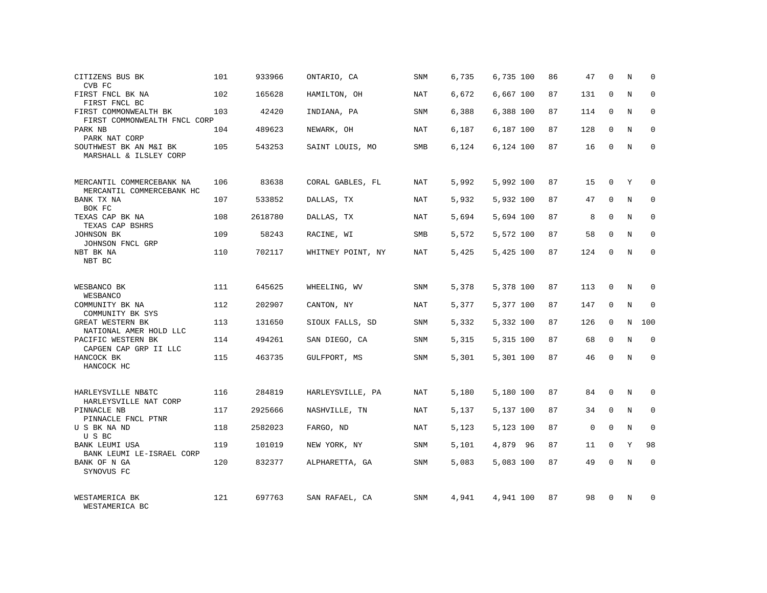| | | | | | | | | | | | | |
|---|---|---|---|---|---|---|---|---|---|---|---|---|
| CITIZENS BUS BK<br>CVB FC | 101 | 933966 | ONTARIO, CA | SNM | 6,735 | 6,735 | 100 | 86 | 47 | 0 | N | 0 |
| FIRST FNCL BK NA<br>FIRST FNCL BC | 102 | 165628 | HAMILTON, OH | NAT | 6,672 | 6,667 | 100 | 87 | 131 | 0 | N | 0 |
| FIRST COMMONWEALTH BK<br>FIRST COMMONWEALTH FNCL CORP | 103 | 42420 | INDIANA, PA | SNM | 6,388 | 6,388 | 100 | 87 | 114 | 0 | N | 0 |
| PARK NB<br>PARK NAT CORP | 104 | 489623 | NEWARK, OH | NAT | 6,187 | 6,187 | 100 | 87 | 128 | 0 | N | 0 |
| SOUTHWEST BK AN M&I BK<br>MARSHALL & ILSLEY CORP | 105 | 543253 | SAINT LOUIS, MO | SMB | 6,124 | 6,124 | 100 | 87 | 16 | 0 | N | 0 |
| MERCANTIL COMMERCEBANK NA<br>MERCANTIL COMMERCEBANK HC | 106 | 83638 | CORAL GABLES, FL | NAT | 5,992 | 5,992 | 100 | 87 | 15 | 0 | Y | 0 |
| BANK TX NA<br>BOK FC | 107 | 533852 | DALLAS, TX | NAT | 5,932 | 5,932 | 100 | 87 | 47 | 0 | N | 0 |
| TEXAS CAP BK NA<br>TEXAS CAP BSHRS | 108 | 2618780 | DALLAS, TX | NAT | 5,694 | 5,694 | 100 | 87 | 8 | 0 | N | 0 |
| JOHNSON BK<br>JOHNSON FNCL GRP | 109 | 58243 | RACINE, WI | SMB | 5,572 | 5,572 | 100 | 87 | 58 | 0 | N | 0 |
| NBT BK NA<br>NBT BC | 110 | 702117 | WHITNEY POINT, NY | NAT | 5,425 | 5,425 | 100 | 87 | 124 | 0 | N | 0 |
| WESBANCO BK<br>WESBANCO | 111 | 645625 | WHEELING, WV | SNM | 5,378 | 5,378 | 100 | 87 | 113 | 0 | N | 0 |
| COMMUNITY BK NA<br>COMMUNITY BK SYS | 112 | 202907 | CANTON, NY | NAT | 5,377 | 5,377 | 100 | 87 | 147 | 0 | N | 0 |
| GREAT WESTERN BK<br>NATIONAL AMER HOLD LLC | 113 | 131650 | SIOUX FALLS, SD | SNM | 5,332 | 5,332 | 100 | 87 | 126 | 0 | N | 100 |
| PACIFIC WESTERN BK<br>CAPGEN CAP GRP II LLC | 114 | 494261 | SAN DIEGO, CA | SNM | 5,315 | 5,315 | 100 | 87 | 68 | 0 | N | 0 |
| HANCOCK BK<br>HANCOCK HC | 115 | 463735 | GULFPORT, MS | SNM | 5,301 | 5,301 | 100 | 87 | 46 | 0 | N | 0 |
| HARLEYSVILLE NB&TC<br>HARLEYSVILLE NAT CORP | 116 | 284819 | HARLEYSVILLE, PA | NAT | 5,180 | 5,180 | 100 | 87 | 84 | 0 | N | 0 |
| PINNACLE NB<br>PINNACLE FNCL PTNR | 117 | 2925666 | NASHVILLE, TN | NAT | 5,137 | 5,137 | 100 | 87 | 34 | 0 | N | 0 |
| U S BK NA ND<br>U S BC | 118 | 2582023 | FARGO, ND | NAT | 5,123 | 5,123 | 100 | 87 | 0 | 0 | N | 0 |
| BANK LEUMI USA<br>BANK LEUMI LE-ISRAEL CORP | 119 | 101019 | NEW YORK, NY | SNM | 5,101 | 4,879 | 96 | 87 | 11 | 0 | Y | 98 |
| BANK OF N GA<br>SYNOVUS FC | 120 | 832377 | ALPHARETTA, GA | SNM | 5,083 | 5,083 | 100 | 87 | 49 | 0 | N | 0 |
| WESTAMERICA BK<br>WESTAMERICA BC | 121 | 697763 | SAN RAFAEL, CA | SNM | 4,941 | 4,941 | 100 | 87 | 98 | 0 | N | 0 |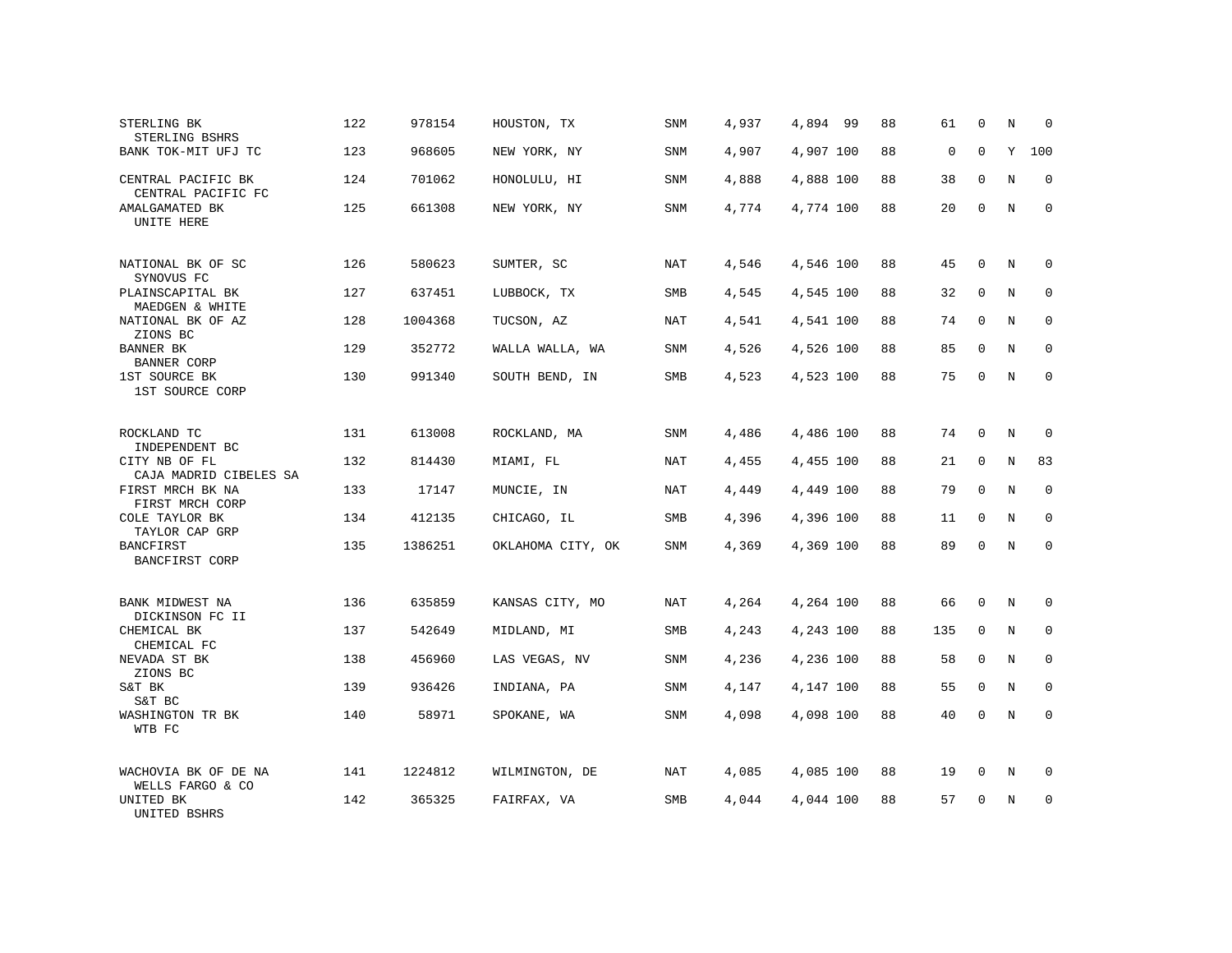| | | | | | | | | | | | | |
|---|---|---|---|---|---|---|---|---|---|---|---|---|
| STERLING BK<br>STERLING BSHRS | 122 | 978154 | HOUSTON, TX | SNM | 4,937 | 4,894 | 99 | 88 | 61 | 0 | N | 0 |
| BANK TOK-MIT UFJ TC | 123 | 968605 | NEW YORK, NY | SNM | 4,907 | 4,907 | 100 | 88 | 0 | 0 | Y | 100 |
| CENTRAL PACIFIC BK<br>CENTRAL PACIFIC FC | 124 | 701062 | HONOLULU, HI | SNM | 4,888 | 4,888 | 100 | 88 | 38 | 0 | N | 0 |
| AMALGAMATED BK<br>UNITE HERE | 125 | 661308 | NEW YORK, NY | SNM | 4,774 | 4,774 | 100 | 88 | 20 | 0 | N | 0 |
| NATIONAL BK OF SC<br>SYNOVUS FC | 126 | 580623 | SUMTER, SC | NAT | 4,546 | 4,546 | 100 | 88 | 45 | 0 | N | 0 |
| PLAINSCAPITAL BK<br>MAEDGEN & WHITE | 127 | 637451 | LUBBOCK, TX | SMB | 4,545 | 4,545 | 100 | 88 | 32 | 0 | N | 0 |
| NATIONAL BK OF AZ<br>ZIONS BC | 128 | 1004368 | TUCSON, AZ | NAT | 4,541 | 4,541 | 100 | 88 | 74 | 0 | N | 0 |
| BANNER BK<br>BANNER CORP | 129 | 352772 | WALLA WALLA, WA | SNM | 4,526 | 4,526 | 100 | 88 | 85 | 0 | N | 0 |
| 1ST SOURCE BK<br>1ST SOURCE CORP | 130 | 991340 | SOUTH BEND, IN | SMB | 4,523 | 4,523 | 100 | 88 | 75 | 0 | N | 0 |
| ROCKLAND TC<br>INDEPENDENT BC | 131 | 613008 | ROCKLAND, MA | SNM | 4,486 | 4,486 | 100 | 88 | 74 | 0 | N | 0 |
| CITY NB OF FL<br>CAJA MADRID CIBELES SA | 132 | 814430 | MIAMI, FL | NAT | 4,455 | 4,455 | 100 | 88 | 21 | 0 | N | 83 |
| FIRST MRCH BK NA<br>FIRST MRCH CORP | 133 | 17147 | MUNCIE, IN | NAT | 4,449 | 4,449 | 100 | 88 | 79 | 0 | N | 0 |
| COLE TAYLOR BK<br>TAYLOR CAP GRP | 134 | 412135 | CHICAGO, IL | SMB | 4,396 | 4,396 | 100 | 88 | 11 | 0 | N | 0 |
| BANCFIRST<br>BANCFIRST CORP | 135 | 1386251 | OKLAHOMA CITY, OK | SNM | 4,369 | 4,369 | 100 | 88 | 89 | 0 | N | 0 |
| BANK MIDWEST NA<br>DICKINSON FC II | 136 | 635859 | KANSAS CITY, MO | NAT | 4,264 | 4,264 | 100 | 88 | 66 | 0 | N | 0 |
| CHEMICAL BK<br>CHEMICAL FC | 137 | 542649 | MIDLAND, MI | SMB | 4,243 | 4,243 | 100 | 88 | 135 | 0 | N | 0 |
| NEVADA ST BK<br>ZIONS BC | 138 | 456960 | LAS VEGAS, NV | SNM | 4,236 | 4,236 | 100 | 88 | 58 | 0 | N | 0 |
| S&T BK<br>S&T BC | 139 | 936426 | INDIANA, PA | SNM | 4,147 | 4,147 | 100 | 88 | 55 | 0 | N | 0 |
| WASHINGTON TR BK<br>WTB FC | 140 | 58971 | SPOKANE, WA | SNM | 4,098 | 4,098 | 100 | 88 | 40 | 0 | N | 0 |
| WACHOVIA BK OF DE NA<br>WELLS FARGO & CO | 141 | 1224812 | WILMINGTON, DE | NAT | 4,085 | 4,085 | 100 | 88 | 19 | 0 | N | 0 |
| UNITED BK<br>UNITED BSHRS | 142 | 365325 | FAIRFAX, VA | SMB | 4,044 | 4,044 | 100 | 88 | 57 | 0 | N | 0 |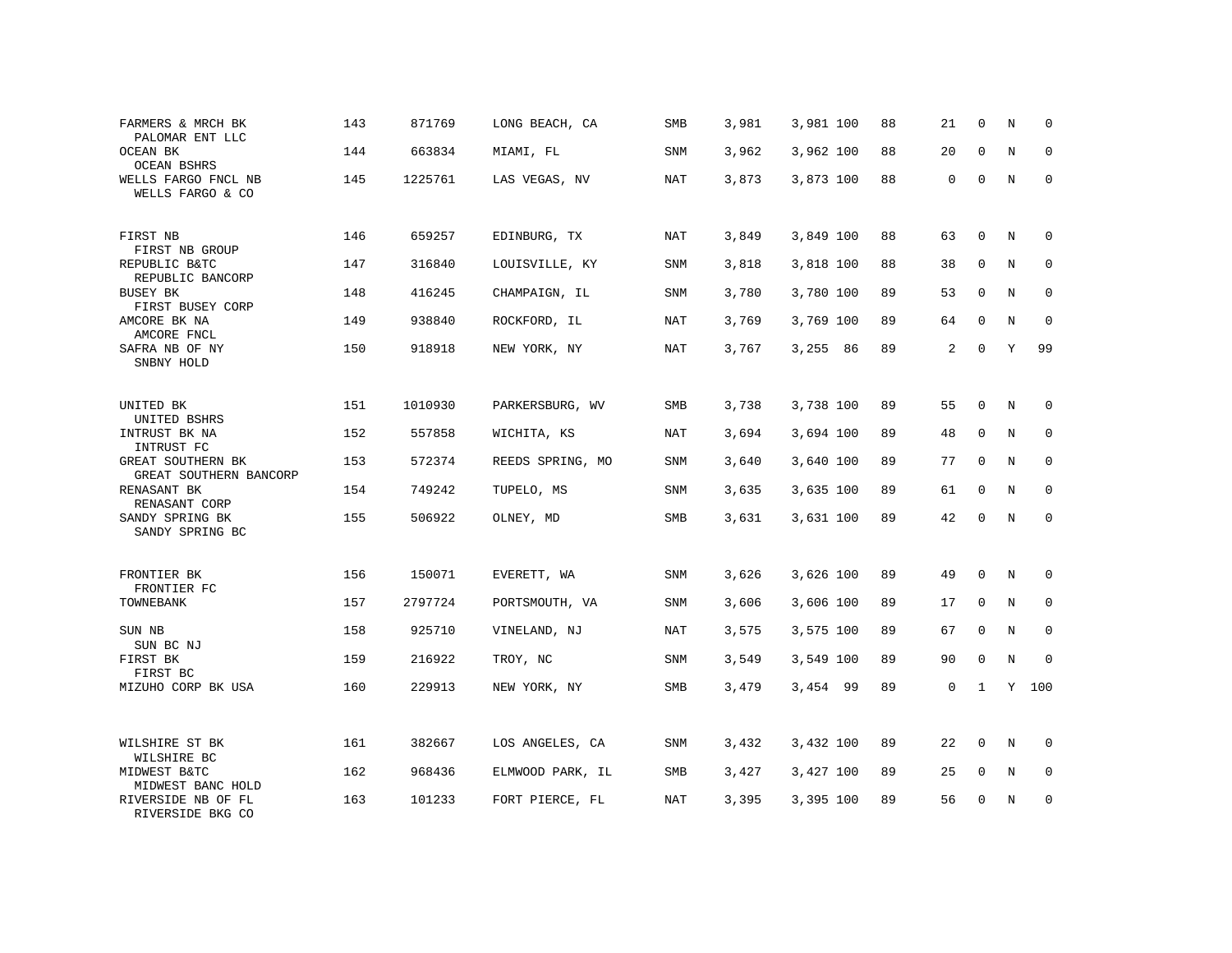| | | | | | | | | | | | | |
|---|---|---|---|---|---|---|---|---|---|---|---|---|
| FARMERS & MRCH BK<br>PALOMAR ENT LLC | 143 | 871769 | LONG BEACH, CA | SMB | 3,981 | 3,981 | 100 | 88 | 21 | 0 | N | 0 |
| OCEAN BK<br>OCEAN BSHRS | 144 | 663834 | MIAMI, FL | SNM | 3,962 | 3,962 | 100 | 88 | 20 | 0 | N | 0 |
| WELLS FARGO FNCL NB<br>WELLS FARGO & CO | 145 | 1225761 | LAS VEGAS, NV | NAT | 3,873 | 3,873 | 100 | 88 | 0 | 0 | N | 0 |
| FIRST NB<br>FIRST NB GROUP | 146 | 659257 | EDINBURG, TX | NAT | 3,849 | 3,849 | 100 | 88 | 63 | 0 | N | 0 |
| REPUBLIC B&TC<br>REPUBLIC BANCORP | 147 | 316840 | LOUISVILLE, KY | SNM | 3,818 | 3,818 | 100 | 88 | 38 | 0 | N | 0 |
| BUSEY BK<br>FIRST BUSEY CORP | 148 | 416245 | CHAMPAIGN, IL | SNM | 3,780 | 3,780 | 100 | 89 | 53 | 0 | N | 0 |
| AMCORE BK NA<br>AMCORE FNCL | 149 | 938840 | ROCKFORD, IL | NAT | 3,769 | 3,769 | 100 | 89 | 64 | 0 | N | 0 |
| SAFRA NB OF NY<br>SNBNY HOLD | 150 | 918918 | NEW YORK, NY | NAT | 3,767 | 3,255 | 86 | 89 | 2 | 0 | Y | 99 |
| UNITED BK<br>UNITED BSHRS | 151 | 1010930 | PARKERSBURG, WV | SMB | 3,738 | 3,738 | 100 | 89 | 55 | 0 | N | 0 |
| INTRUST BK NA<br>INTRUST FC | 152 | 557858 | WICHITA, KS | NAT | 3,694 | 3,694 | 100 | 89 | 48 | 0 | N | 0 |
| GREAT SOUTHERN BK<br>GREAT SOUTHERN BANCORP | 153 | 572374 | REEDS SPRING, MO | SNM | 3,640 | 3,640 | 100 | 89 | 77 | 0 | N | 0 |
| RENASANT BK<br>RENASANT CORP | 154 | 749242 | TUPELO, MS | SNM | 3,635 | 3,635 | 100 | 89 | 61 | 0 | N | 0 |
| SANDY SPRING BK<br>SANDY SPRING BC | 155 | 506922 | OLNEY, MD | SMB | 3,631 | 3,631 | 100 | 89 | 42 | 0 | N | 0 |
| FRONTIER BK<br>FRONTIER FC | 156 | 150071 | EVERETT, WA | SNM | 3,626 | 3,626 | 100 | 89 | 49 | 0 | N | 0 |
| TOWNEBANK | 157 | 2797724 | PORTSMOUTH, VA | SNM | 3,606 | 3,606 | 100 | 89 | 17 | 0 | N | 0 |
| SUN NB<br>SUN BC NJ | 158 | 925710 | VINELAND, NJ | NAT | 3,575 | 3,575 | 100 | 89 | 67 | 0 | N | 0 |
| FIRST BK<br>FIRST BC | 159 | 216922 | TROY, NC | SNM | 3,549 | 3,549 | 100 | 89 | 90 | 0 | N | 0 |
| MIZUHO CORP BK USA | 160 | 229913 | NEW YORK, NY | SMB | 3,479 | 3,454 | 99 | 89 | 0 | 1 | Y | 100 |
| WILSHIRE ST BK<br>WILSHIRE BC | 161 | 382667 | LOS ANGELES, CA | SNM | 3,432 | 3,432 | 100 | 89 | 22 | 0 | N | 0 |
| MIDWEST B&TC<br>MIDWEST BANC HOLD | 162 | 968436 | ELMWOOD PARK, IL | SMB | 3,427 | 3,427 | 100 | 89 | 25 | 0 | N | 0 |
| RIVERSIDE NB OF FL<br>RIVERSIDE BKG CO | 163 | 101233 | FORT PIERCE, FL | NAT | 3,395 | 3,395 | 100 | 89 | 56 | 0 | N | 0 |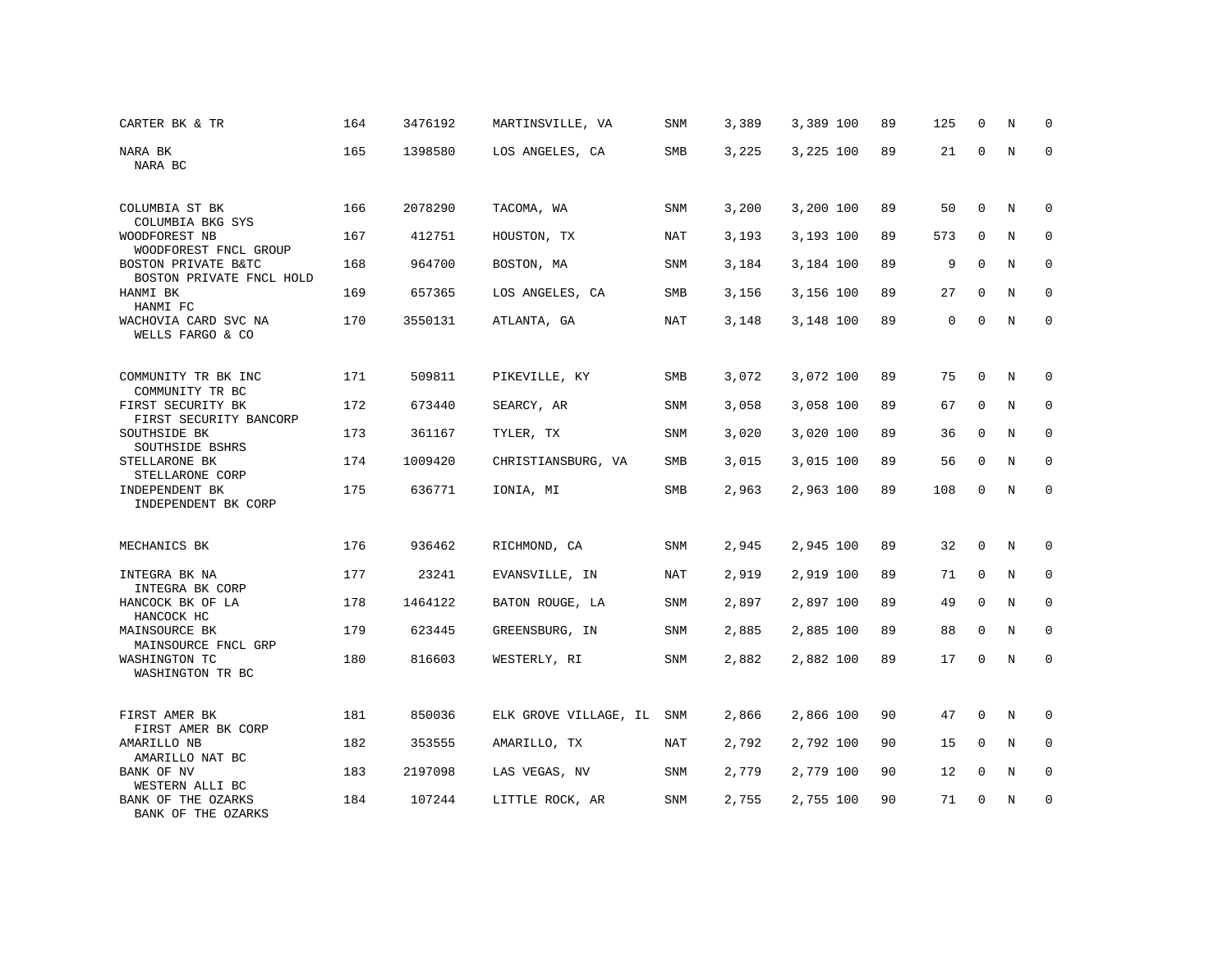| | | | | | | | | | | | | |
|---|---|---|---|---|---|---|---|---|---|---|---|---|
| CARTER BK & TR | 164 | 3476192 | MARTINSVILLE, VA | SNM | 3,389 | 3,389 | 100 | 89 | 125 | 0 | N | 0 |
| NARA BK<br>NARA BC | 165 | 1398580 | LOS ANGELES, CA | SMB | 3,225 | 3,225 | 100 | 89 | 21 | 0 | N | 0 |
| COLUMBIA ST BK<br>COLUMBIA BKG SYS | 166 | 2078290 | TACOMA, WA | SNM | 3,200 | 3,200 | 100 | 89 | 50 | 0 | N | 0 |
| WOODFOREST NB<br>WOODFOREST FNCL GROUP | 167 | 412751 | HOUSTON, TX | NAT | 3,193 | 3,193 | 100 | 89 | 573 | 0 | N | 0 |
| BOSTON PRIVATE B&TC<br>BOSTON PRIVATE FNCL HOLD | 168 | 964700 | BOSTON, MA | SNM | 3,184 | 3,184 | 100 | 89 | 9 | 0 | N | 0 |
| HANMI BK<br>HANMI FC | 169 | 657365 | LOS ANGELES, CA | SMB | 3,156 | 3,156 | 100 | 89 | 27 | 0 | N | 0 |
| WACHOVIA CARD SVC NA<br>WELLS FARGO & CO | 170 | 3550131 | ATLANTA, GA | NAT | 3,148 | 3,148 | 100 | 89 | 0 | 0 | N | 0 |
| COMMUNITY TR BK INC<br>COMMUNITY TR BC | 171 | 509811 | PIKEVILLE, KY | SMB | 3,072 | 3,072 | 100 | 89 | 75 | 0 | N | 0 |
| FIRST SECURITY BK<br>FIRST SECURITY BANCORP | 172 | 673440 | SEARCY, AR | SNM | 3,058 | 3,058 | 100 | 89 | 67 | 0 | N | 0 |
| SOUTHSIDE BK<br>SOUTHSIDE BSHRS | 173 | 361167 | TYLER, TX | SNM | 3,020 | 3,020 | 100 | 89 | 36 | 0 | N | 0 |
| STELLARONE BK<br>STELLARONE CORP | 174 | 1009420 | CHRISTIANSBURG, VA | SMB | 3,015 | 3,015 | 100 | 89 | 56 | 0 | N | 0 |
| INDEPENDENT BK<br>INDEPENDENT BK CORP | 175 | 636771 | IONIA, MI | SMB | 2,963 | 2,963 | 100 | 89 | 108 | 0 | N | 0 |
| MECHANICS BK | 176 | 936462 | RICHMOND, CA | SNM | 2,945 | 2,945 | 100 | 89 | 32 | 0 | N | 0 |
| INTEGRA BK NA<br>INTEGRA BK CORP | 177 | 23241 | EVANSVILLE, IN | NAT | 2,919 | 2,919 | 100 | 89 | 71 | 0 | N | 0 |
| HANCOCK BK OF LA<br>HANCOCK HC | 178 | 1464122 | BATON ROUGE, LA | SNM | 2,897 | 2,897 | 100 | 89 | 49 | 0 | N | 0 |
| MAINSOURCE BK<br>MAINSOURCE FNCL GRP | 179 | 623445 | GREENSBURG, IN | SNM | 2,885 | 2,885 | 100 | 89 | 88 | 0 | N | 0 |
| WASHINGTON TC<br>WASHINGTON TR BC | 180 | 816603 | WESTERLY, RI | SNM | 2,882 | 2,882 | 100 | 89 | 17 | 0 | N | 0 |
| FIRST AMER BK<br>FIRST AMER BK CORP | 181 | 850036 | ELK GROVE VILLAGE, IL | SNM | 2,866 | 2,866 | 100 | 90 | 47 | 0 | N | 0 |
| AMARILLO NB<br>AMARILLO NAT BC | 182 | 353555 | AMARILLO, TX | NAT | 2,792 | 2,792 | 100 | 90 | 15 | 0 | N | 0 |
| BANK OF NV<br>WESTERN ALLI BC | 183 | 2197098 | LAS VEGAS, NV | SNM | 2,779 | 2,779 | 100 | 90 | 12 | 0 | N | 0 |
| BANK OF THE OZARKS<br>BANK OF THE OZARKS | 184 | 107244 | LITTLE ROCK, AR | SNM | 2,755 | 2,755 | 100 | 90 | 71 | 0 | N | 0 |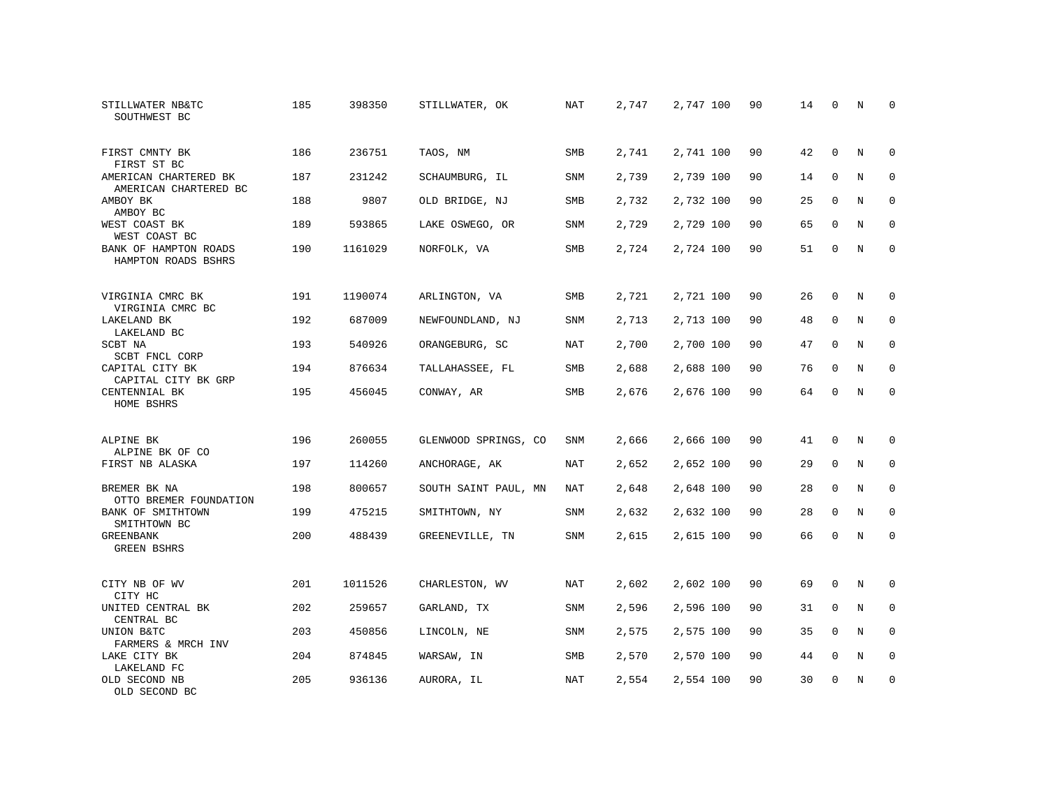| | | | | | | | | | | | | |
|---|---|---|---|---|---|---|---|---|---|---|---|---|
| STILLWATER NB&TC<br>SOUTHWEST BC | 185 | 398350 | STILLWATER, OK | NAT | 2,747 | 2,747 | 100 | 90 | 14 | 0 | N | 0 |
| FIRST CMNTY BK<br>FIRST ST BC | 186 | 236751 | TAOS, NM | SMB | 2,741 | 2,741 | 100 | 90 | 42 | 0 | N | 0 |
| AMERICAN CHARTERED BK<br>AMERICAN CHARTERED BC | 187 | 231242 | SCHAUMBURG, IL | SNM | 2,739 | 2,739 | 100 | 90 | 14 | 0 | N | 0 |
| AMBOY BK<br>AMBOY BC | 188 | 9807 | OLD BRIDGE, NJ | SMB | 2,732 | 2,732 | 100 | 90 | 25 | 0 | N | 0 |
| WEST COAST BK<br>WEST COAST BC | 189 | 593865 | LAKE OSWEGO, OR | SNM | 2,729 | 2,729 | 100 | 90 | 65 | 0 | N | 0 |
| BANK OF HAMPTON ROADS<br>HAMPTON ROADS BSHRS | 190 | 1161029 | NORFOLK, VA | SMB | 2,724 | 2,724 | 100 | 90 | 51 | 0 | N | 0 |
| VIRGINIA CMRC BK<br>VIRGINIA CMRC BC | 191 | 1190074 | ARLINGTON, VA | SMB | 2,721 | 2,721 | 100 | 90 | 26 | 0 | N | 0 |
| LAKELAND BK<br>LAKELAND BC | 192 | 687009 | NEWFOUNDLAND, NJ | SNM | 2,713 | 2,713 | 100 | 90 | 48 | 0 | N | 0 |
| SCBT NA<br>SCBT FNCL CORP | 193 | 540926 | ORANGEBURG, SC | NAT | 2,700 | 2,700 | 100 | 90 | 47 | 0 | N | 0 |
| CAPITAL CITY BK<br>CAPITAL CITY BK GRP | 194 | 876634 | TALLAHASSEE, FL | SMB | 2,688 | 2,688 | 100 | 90 | 76 | 0 | N | 0 |
| CENTENNIAL BK<br>HOME BSHRS | 195 | 456045 | CONWAY, AR | SMB | 2,676 | 2,676 | 100 | 90 | 64 | 0 | N | 0 |
| ALPINE BK<br>ALPINE BK OF CO | 196 | 260055 | GLENWOOD SPRINGS, CO | SNM | 2,666 | 2,666 | 100 | 90 | 41 | 0 | N | 0 |
| FIRST NB ALASKA | 197 | 114260 | ANCHORAGE, AK | NAT | 2,652 | 2,652 | 100 | 90 | 29 | 0 | N | 0 |
| BREMER BK NA<br>OTTO BREMER FOUNDATION | 198 | 800657 | SOUTH SAINT PAUL, MN | NAT | 2,648 | 2,648 | 100 | 90 | 28 | 0 | N | 0 |
| BANK OF SMITHTOWN<br>SMITHTOWN BC | 199 | 475215 | SMITHTOWN, NY | SNM | 2,632 | 2,632 | 100 | 90 | 28 | 0 | N | 0 |
| GREENBANK<br>GREEN BSHRS | 200 | 488439 | GREENEVILLE, TN | SNM | 2,615 | 2,615 | 100 | 90 | 66 | 0 | N | 0 |
| CITY NB OF WV<br>CITY HC | 201 | 1011526 | CHARLESTON, WV | NAT | 2,602 | 2,602 | 100 | 90 | 69 | 0 | N | 0 |
| UNITED CENTRAL BK<br>CENTRAL BC | 202 | 259657 | GARLAND, TX | SNM | 2,596 | 2,596 | 100 | 90 | 31 | 0 | N | 0 |
| UNION B&TC<br>FARMERS & MRCH INV | 203 | 450856 | LINCOLN, NE | SNM | 2,575 | 2,575 | 100 | 90 | 35 | 0 | N | 0 |
| LAKE CITY BK<br>LAKELAND FC | 204 | 874845 | WARSAW, IN | SMB | 2,570 | 2,570 | 100 | 90 | 44 | 0 | N | 0 |
| OLD SECOND NB<br>OLD SECOND BC | 205 | 936136 | AURORA, IL | NAT | 2,554 | 2,554 | 100 | 90 | 30 | 0 | N | 0 |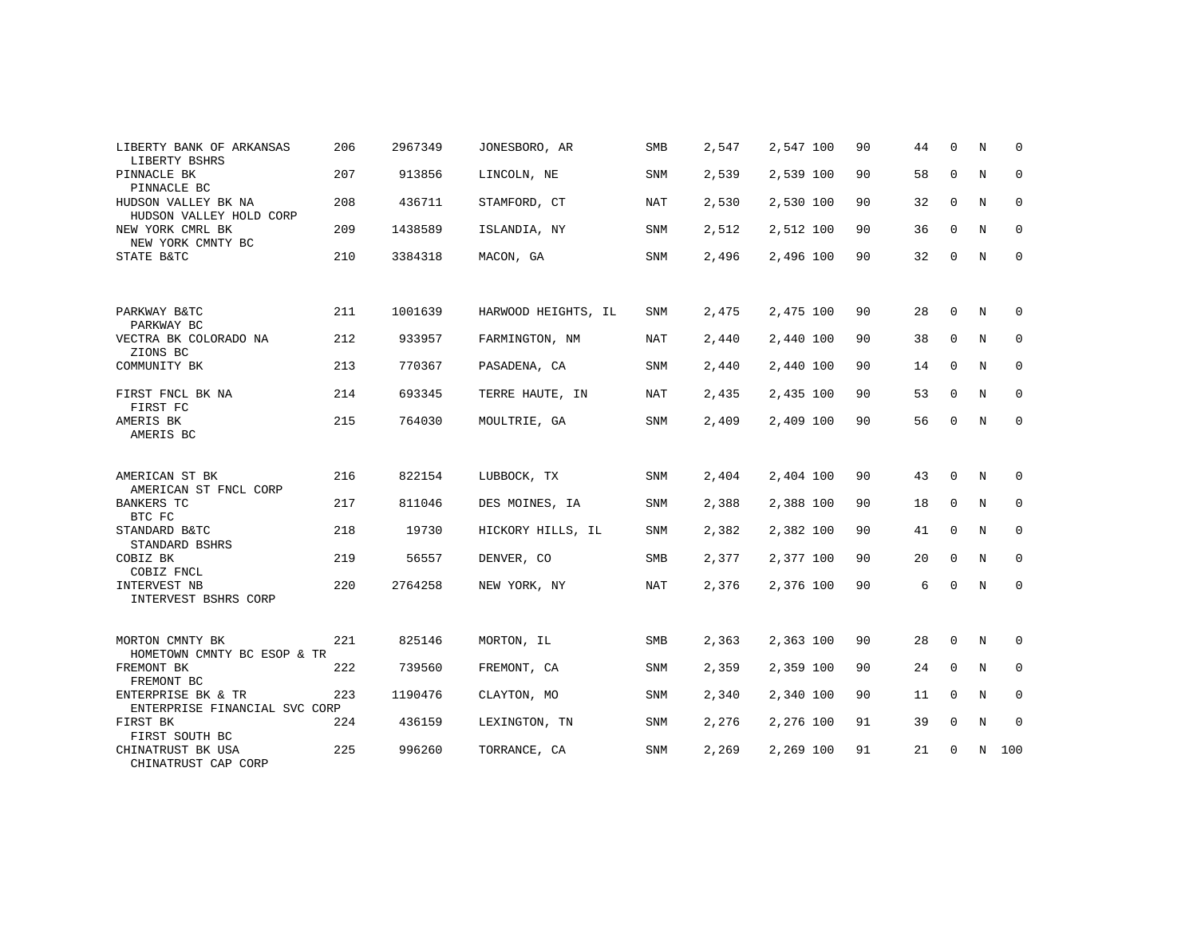| | | | | | | | | | | | |
|---|---|---|---|---|---|---|---|---|---|---|---|
| LIBERTY BANK OF ARKANSAS<br>LIBERTY BSHRS | 206 | 2967349 | JONESBORO, AR | SMB | 2,547 | 2,547 100 | 90 | 44 | 0 | N | 0 |
| PINNACLE BK<br>PINNACLE BC | 207 | 913856 | LINCOLN, NE | SNM | 2,539 | 2,539 100 | 90 | 58 | 0 | N | 0 |
| HUDSON VALLEY BK NA<br>HUDSON VALLEY HOLD CORP | 208 | 436711 | STAMFORD, CT | NAT | 2,530 | 2,530 100 | 90 | 32 | 0 | N | 0 |
| NEW YORK CMRL BK<br>NEW YORK CMNTY BC | 209 | 1438589 | ISLANDIA, NY | SNM | 2,512 | 2,512 100 | 90 | 36 | 0 | N | 0 |
| STATE B&TC | 210 | 3384318 | MACON, GA | SNM | 2,496 | 2,496 100 | 90 | 32 | 0 | N | 0 |
| PARKWAY B&TC<br>PARKWAY BC | 211 | 1001639 | HARWOOD HEIGHTS, IL | SNM | 2,475 | 2,475 100 | 90 | 28 | 0 | N | 0 |
| VECTRA BK COLORADO NA<br>ZIONS BC | 212 | 933957 | FARMINGTON, NM | NAT | 2,440 | 2,440 100 | 90 | 38 | 0 | N | 0 |
| COMMUNITY BK | 213 | 770367 | PASADENA, CA | SNM | 2,440 | 2,440 100 | 90 | 14 | 0 | N | 0 |
| FIRST FNCL BK NA<br>FIRST FC | 214 | 693345 | TERRE HAUTE, IN | NAT | 2,435 | 2,435 100 | 90 | 53 | 0 | N | 0 |
| AMERIS BK<br>AMERIS BC | 215 | 764030 | MOULTRIE, GA | SNM | 2,409 | 2,409 100 | 90 | 56 | 0 | N | 0 |
| AMERICAN ST BK<br>AMERICAN ST FNCL CORP | 216 | 822154 | LUBBOCK, TX | SNM | 2,404 | 2,404 100 | 90 | 43 | 0 | N | 0 |
| BANKERS TC<br>BTC FC | 217 | 811046 | DES MOINES, IA | SNM | 2,388 | 2,388 100 | 90 | 18 | 0 | N | 0 |
| STANDARD B&TC<br>STANDARD BSHRS | 218 | 19730 | HICKORY HILLS, IL | SNM | 2,382 | 2,382 100 | 90 | 41 | 0 | N | 0 |
| COBIZ BK<br>COBIZ FNCL | 219 | 56557 | DENVER, CO | SMB | 2,377 | 2,377 100 | 90 | 20 | 0 | N | 0 |
| INTERVEST NB<br>INTERVEST BSHRS CORP | 220 | 2764258 | NEW YORK, NY | NAT | 2,376 | 2,376 100 | 90 | 6 | 0 | N | 0 |
| MORTON CMNTY BK<br>HOMETOWN CMNTY BC ESOP & TR | 221 | 825146 | MORTON, IL | SMB | 2,363 | 2,363 100 | 90 | 28 | 0 | N | 0 |
| FREMONT BK<br>FREMONT BC | 222 | 739560 | FREMONT, CA | SNM | 2,359 | 2,359 100 | 90 | 24 | 0 | N | 0 |
| ENTERPRISE BK & TR<br>ENTERPRISE FINANCIAL SVC CORP | 223 | 1190476 | CLAYTON, MO | SNM | 2,340 | 2,340 100 | 90 | 11 | 0 | N | 0 |
| FIRST BK<br>FIRST SOUTH BC | 224 | 436159 | LEXINGTON, TN | SNM | 2,276 | 2,276 100 | 91 | 39 | 0 | N | 0 |
| CHINATRUST BK USA<br>CHINATRUST CAP CORP | 225 | 996260 | TORRANCE, CA | SNM | 2,269 | 2,269 100 | 91 | 21 | 0 | N | 100 |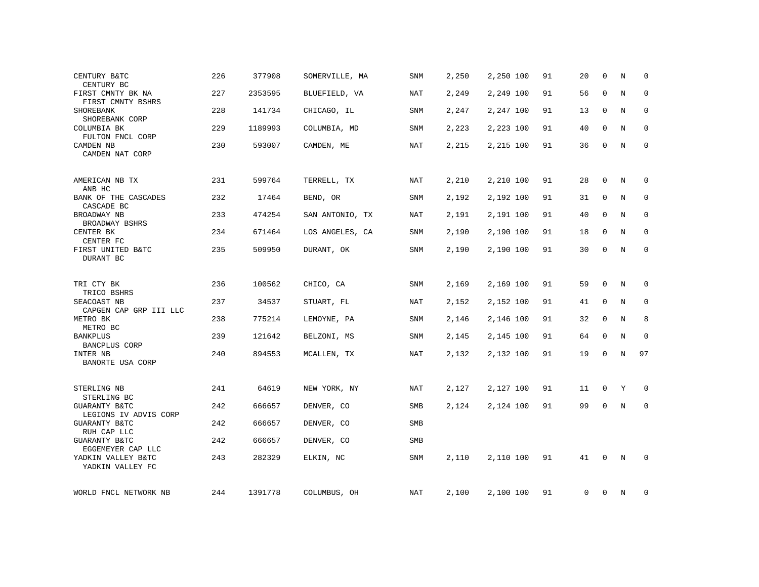| | | | | | | | | | | | | |
|---|---|---|---|---|---|---|---|---|---|---|---|---|
| CENTURY B&TC<br>CENTURY BC | 226 | 377908 | SOMERVILLE, MA | SNM | 2,250 | 2,250 | 100 | 91 | 20 | 0 | N | 0 |
| FIRST CMNTY BK NA<br>FIRST CMNTY BSHRS | 227 | 2353595 | BLUEFIELD, VA | NAT | 2,249 | 2,249 | 100 | 91 | 56 | 0 | N | 0 |
| SHOREBANK<br>SHOREBANK CORP | 228 | 141734 | CHICAGO, IL | SNM | 2,247 | 2,247 | 100 | 91 | 13 | 0 | N | 0 |
| COLUMBIA BK<br>FULTON FNCL CORP | 229 | 1189993 | COLUMBIA, MD | SNM | 2,223 | 2,223 | 100 | 91 | 40 | 0 | N | 0 |
| CAMDEN NB<br>CAMDEN NAT CORP | 230 | 593007 | CAMDEN, ME | NAT | 2,215 | 2,215 | 100 | 91 | 36 | 0 | N | 0 |
| AMERICAN NB TX<br>ANB HC | 231 | 599764 | TERRELL, TX | NAT | 2,210 | 2,210 | 100 | 91 | 28 | 0 | N | 0 |
| BANK OF THE CASCADES<br>CASCADE BC | 232 | 17464 | BEND, OR | SNM | 2,192 | 2,192 | 100 | 91 | 31 | 0 | N | 0 |
| BROADWAY NB<br>BROADWAY BSHRS | 233 | 474254 | SAN ANTONIO, TX | NAT | 2,191 | 2,191 | 100 | 91 | 40 | 0 | N | 0 |
| CENTER BK<br>CENTER FC | 234 | 671464 | LOS ANGELES, CA | SNM | 2,190 | 2,190 | 100 | 91 | 18 | 0 | N | 0 |
| FIRST UNITED B&TC<br>DURANT BC | 235 | 509950 | DURANT, OK | SNM | 2,190 | 2,190 | 100 | 91 | 30 | 0 | N | 0 |
| TRI CTY BK<br>TRICO BSHRS | 236 | 100562 | CHICO, CA | SNM | 2,169 | 2,169 | 100 | 91 | 59 | 0 | N | 0 |
| SEACOAST NB<br>CAPGEN CAP GRP III LLC | 237 | 34537 | STUART, FL | NAT | 2,152 | 2,152 | 100 | 91 | 41 | 0 | N | 0 |
| METRO BK<br>METRO BC | 238 | 775214 | LEMOYNE, PA | SNM | 2,146 | 2,146 | 100 | 91 | 32 | 0 | N | 8 |
| BANKPLUS<br>BANCPLUS CORP | 239 | 121642 | BELZONI, MS | SNM | 2,145 | 2,145 | 100 | 91 | 64 | 0 | N | 0 |
| INTER NB<br>BANORTE USA CORP | 240 | 894553 | MCALLEN, TX | NAT | 2,132 | 2,132 | 100 | 91 | 19 | 0 | N | 97 |
| STERLING NB<br>STERLING BC | 241 | 64619 | NEW YORK, NY | NAT | 2,127 | 2,127 | 100 | 91 | 11 | 0 | Y | 0 |
| GUARANTY B&TC<br>LEGIONS IV ADVIS CORP | 242 | 666657 | DENVER, CO | SMB | 2,124 | 2,124 | 100 | 91 | 99 | 0 | N | 0 |
| GUARANTY B&TC<br>RUH CAP LLC | 242 | 666657 | DENVER, CO | SMB | | | | | | | | |
| GUARANTY B&TC<br>EGGEMEYER CAP LLC | 242 | 666657 | DENVER, CO | SMB | | | | | | | | |
| YADKIN VALLEY B&TC<br>YADKIN VALLEY FC | 243 | 282329 | ELKIN, NC | SNM | 2,110 | 2,110 | 100 | 91 | 41 | 0 | N | 0 |
| WORLD FNCL NETWORK NB | 244 | 1391778 | COLUMBUS, OH | NAT | 2,100 | 2,100 | 100 | 91 | 0 | 0 | N | 0 |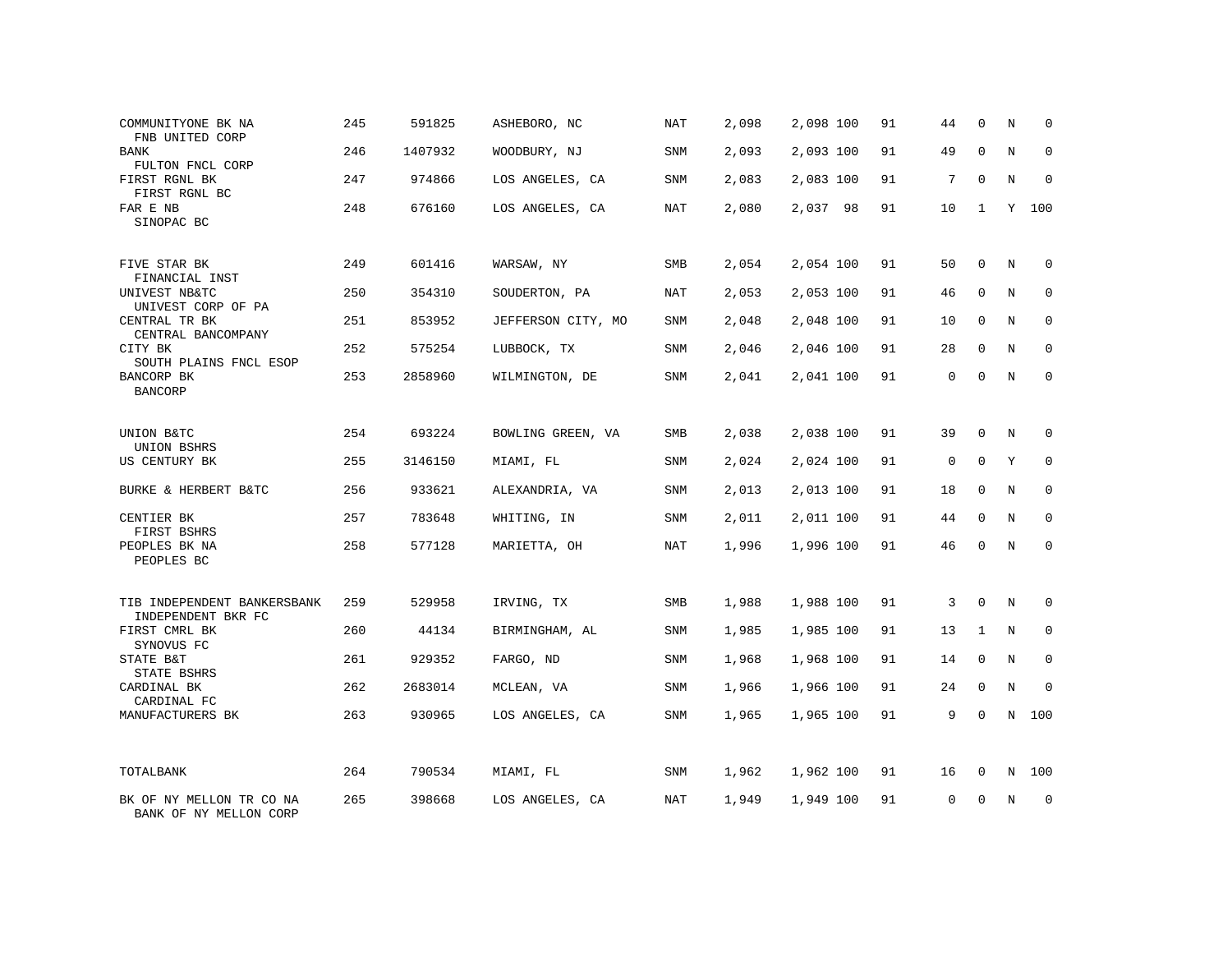| | | | | | | | | | | | | |
|---|---|---|---|---|---|---|---|---|---|---|---|---|
| COMMUNITYONE BK NA<br>FNB UNITED CORP | 245 | 591825 | ASHEBORO, NC | NAT | 2,098 | 2,098 | 100 | 91 | 44 | 0 | N | 0 |
| BANK<br>FULTON FNCL CORP | 246 | 1407932 | WOODBURY, NJ | SNM | 2,093 | 2,093 | 100 | 91 | 49 | 0 | N | 0 |
| FIRST RGNL BK<br>FIRST RGNL BC | 247 | 974866 | LOS ANGELES, CA | SNM | 2,083 | 2,083 | 100 | 91 | 7 | 0 | N | 0 |
| FAR E NB<br>SINOPAC BC | 248 | 676160 | LOS ANGELES, CA | NAT | 2,080 | 2,037 | 98 | 91 | 10 | 1 | Y | 100 |
| FIVE STAR BK<br>FINANCIAL INST | 249 | 601416 | WARSAW, NY | SMB | 2,054 | 2,054 | 100 | 91 | 50 | 0 | N | 0 |
| UNIVEST NB&TC<br>UNIVEST CORP OF PA | 250 | 354310 | SOUDERTON, PA | NAT | 2,053 | 2,053 | 100 | 91 | 46 | 0 | N | 0 |
| CENTRAL TR BK<br>CENTRAL BANCOMPANY | 251 | 853952 | JEFFERSON CITY, MO | SNM | 2,048 | 2,048 | 100 | 91 | 10 | 0 | N | 0 |
| CITY BK<br>SOUTH PLAINS FNCL ESOP | 252 | 575254 | LUBBOCK, TX | SNM | 2,046 | 2,046 | 100 | 91 | 28 | 0 | N | 0 |
| BANCORP BK<br>BANCORP | 253 | 2858960 | WILMINGTON, DE | SNM | 2,041 | 2,041 | 100 | 91 | 0 | 0 | N | 0 |
| UNION B&TC<br>UNION BSHRS | 254 | 693224 | BOWLING GREEN, VA | SMB | 2,038 | 2,038 | 100 | 91 | 39 | 0 | N | 0 |
| US CENTURY BK | 255 | 3146150 | MIAMI, FL | SNM | 2,024 | 2,024 | 100 | 91 | 0 | 0 | Y | 0 |
| BURKE & HERBERT B&TC | 256 | 933621 | ALEXANDRIA, VA | SNM | 2,013 | 2,013 | 100 | 91 | 18 | 0 | N | 0 |
| CENTIER BK<br>FIRST BSHRS | 257 | 783648 | WHITING, IN | SNM | 2,011 | 2,011 | 100 | 91 | 44 | 0 | N | 0 |
| PEOPLES BK NA<br>PEOPLES BC | 258 | 577128 | MARIETTA, OH | NAT | 1,996 | 1,996 | 100 | 91 | 46 | 0 | N | 0 |
| TIB INDEPENDENT BANKERSBANK<br>INDEPENDENT BKR FC | 259 | 529958 | IRVING, TX | SMB | 1,988 | 1,988 | 100 | 91 | 3 | 0 | N | 0 |
| FIRST CMRL BK<br>SYNOVUS FC | 260 | 44134 | BIRMINGHAM, AL | SNM | 1,985 | 1,985 | 100 | 91 | 13 | 1 | N | 0 |
| STATE B&T<br>STATE BSHRS | 261 | 929352 | FARGO, ND | SNM | 1,968 | 1,968 | 100 | 91 | 14 | 0 | N | 0 |
| CARDINAL BK<br>CARDINAL FC | 262 | 2683014 | MCLEAN, VA | SNM | 1,966 | 1,966 | 100 | 91 | 24 | 0 | N | 0 |
| MANUFACTURERS BK | 263 | 930965 | LOS ANGELES, CA | SNM | 1,965 | 1,965 | 100 | 91 | 9 | 0 | N | 100 |
| TOTALBANK | 264 | 790534 | MIAMI, FL | SNM | 1,962 | 1,962 | 100 | 91 | 16 | 0 | N | 100 |
| BK OF NY MELLON TR CO NA<br>BANK OF NY MELLON CORP | 265 | 398668 | LOS ANGELES, CA | NAT | 1,949 | 1,949 | 100 | 91 | 0 | 0 | N | 0 |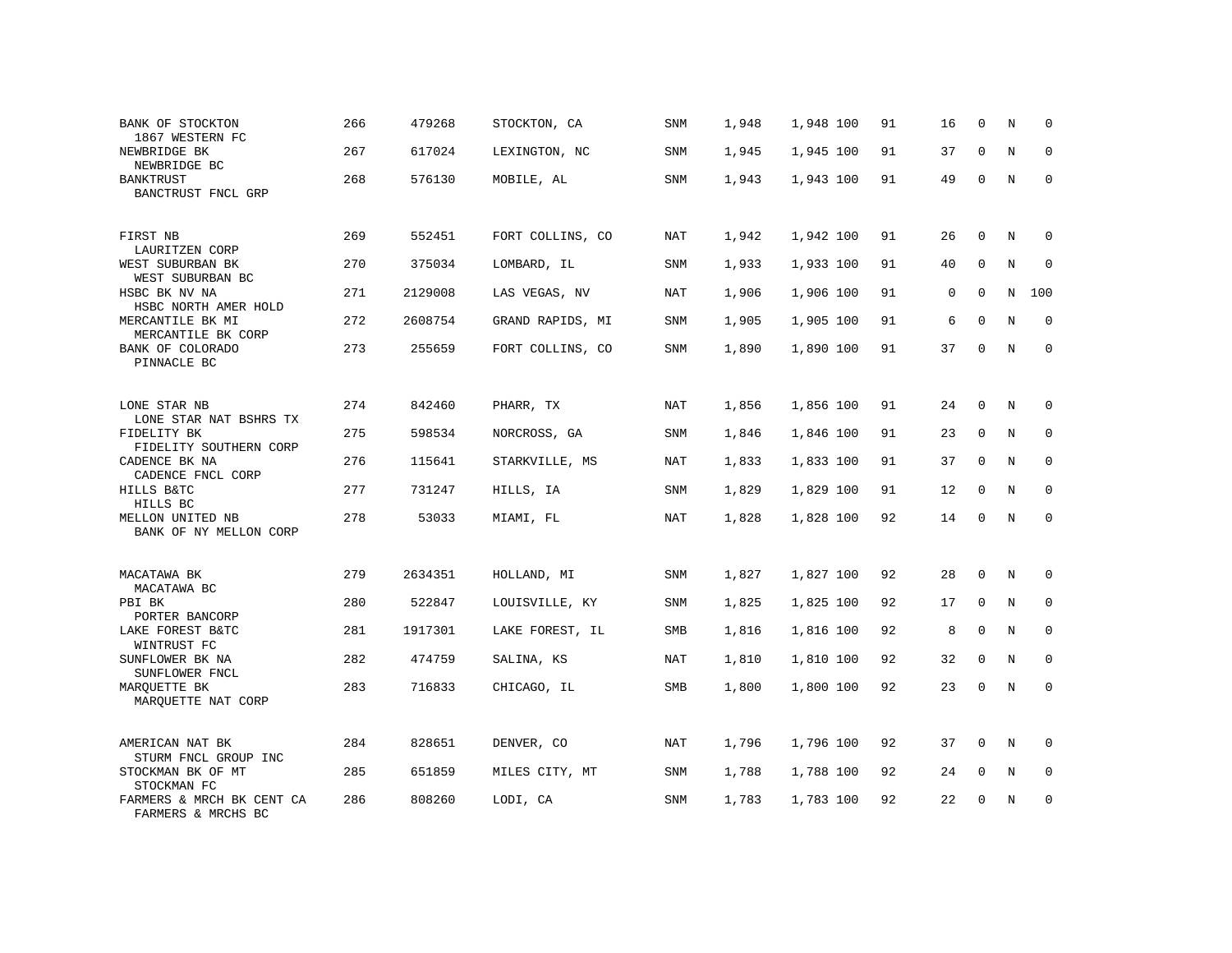| | | | | | | | | | | | | |
|---|---|---|---|---|---|---|---|---|---|---|---|---|
| BANK OF STOCKTON<br>1867 WESTERN FC | 266 | 479268 | STOCKTON, CA | SNM | 1,948 | 1,948 | 100 | 91 | 16 | 0 | N | 0 |
| NEWBRIDGE BK<br>NEWBRIDGE BC | 267 | 617024 | LEXINGTON, NC | SNM | 1,945 | 1,945 | 100 | 91 | 37 | 0 | N | 0 |
| BANKTRUST<br>BANCTRUST FNCL GRP | 268 | 576130 | MOBILE, AL | SNM | 1,943 | 1,943 | 100 | 91 | 49 | 0 | N | 0 |
| FIRST NB<br>LAURITZEN CORP | 269 | 552451 | FORT COLLINS, CO | NAT | 1,942 | 1,942 | 100 | 91 | 26 | 0 | N | 0 |
| WEST SUBURBAN BK<br>WEST SUBURBAN BC | 270 | 375034 | LOMBARD, IL | SNM | 1,933 | 1,933 | 100 | 91 | 40 | 0 | N | 0 |
| HSBC BK NV NA<br>HSBC NORTH AMER HOLD | 271 | 2129008 | LAS VEGAS, NV | NAT | 1,906 | 1,906 | 100 | 91 | 0 | 0 | N | 100 |
| MERCANTILE BK MI<br>MERCANTILE BK CORP | 272 | 2608754 | GRAND RAPIDS, MI | SNM | 1,905 | 1,905 | 100 | 91 | 6 | 0 | N | 0 |
| BANK OF COLORADO<br>PINNACLE BC | 273 | 255659 | FORT COLLINS, CO | SNM | 1,890 | 1,890 | 100 | 91 | 37 | 0 | N | 0 |
| LONE STAR NB<br>LONE STAR NAT BSHRS TX | 274 | 842460 | PHARR, TX | NAT | 1,856 | 1,856 | 100 | 91 | 24 | 0 | N | 0 |
| FIDELITY BK<br>FIDELITY SOUTHERN CORP | 275 | 598534 | NORCROSS, GA | SNM | 1,846 | 1,846 | 100 | 91 | 23 | 0 | N | 0 |
| CADENCE BK NA<br>CADENCE FNCL CORP | 276 | 115641 | STARKVILLE, MS | NAT | 1,833 | 1,833 | 100 | 91 | 37 | 0 | N | 0 |
| HILLS B&TC<br>HILLS BC | 277 | 731247 | HILLS, IA | SNM | 1,829 | 1,829 | 100 | 91 | 12 | 0 | N | 0 |
| MELLON UNITED NB<br>BANK OF NY MELLON CORP | 278 | 53033 | MIAMI, FL | NAT | 1,828 | 1,828 | 100 | 92 | 14 | 0 | N | 0 |
| MACATAWA BK<br>MACATAWA BC | 279 | 2634351 | HOLLAND, MI | SNM | 1,827 | 1,827 | 100 | 92 | 28 | 0 | N | 0 |
| PBI BK<br>PORTER BANCORP | 280 | 522847 | LOUISVILLE, KY | SNM | 1,825 | 1,825 | 100 | 92 | 17 | 0 | N | 0 |
| LAKE FOREST B&TC<br>WINTRUST FC | 281 | 1917301 | LAKE FOREST, IL | SMB | 1,816 | 1,816 | 100 | 92 | 8 | 0 | N | 0 |
| SUNFLOWER BK NA<br>SUNFLOWER FNCL | 282 | 474759 | SALINA, KS | NAT | 1,810 | 1,810 | 100 | 92 | 32 | 0 | N | 0 |
| MARQUETTE BK<br>MARQUETTE NAT CORP | 283 | 716833 | CHICAGO, IL | SMB | 1,800 | 1,800 | 100 | 92 | 23 | 0 | N | 0 |
| AMERICAN NAT BK<br>STURM FNCL GROUP INC | 284 | 828651 | DENVER, CO | NAT | 1,796 | 1,796 | 100 | 92 | 37 | 0 | N | 0 |
| STOCKMAN BK OF MT<br>STOCKMAN FC | 285 | 651859 | MILES CITY, MT | SNM | 1,788 | 1,788 | 100 | 92 | 24 | 0 | N | 0 |
| FARMERS & MRCH BK CENT CA<br>FARMERS & MRCHS BC | 286 | 808260 | LODI, CA | SNM | 1,783 | 1,783 | 100 | 92 | 22 | 0 | N | 0 |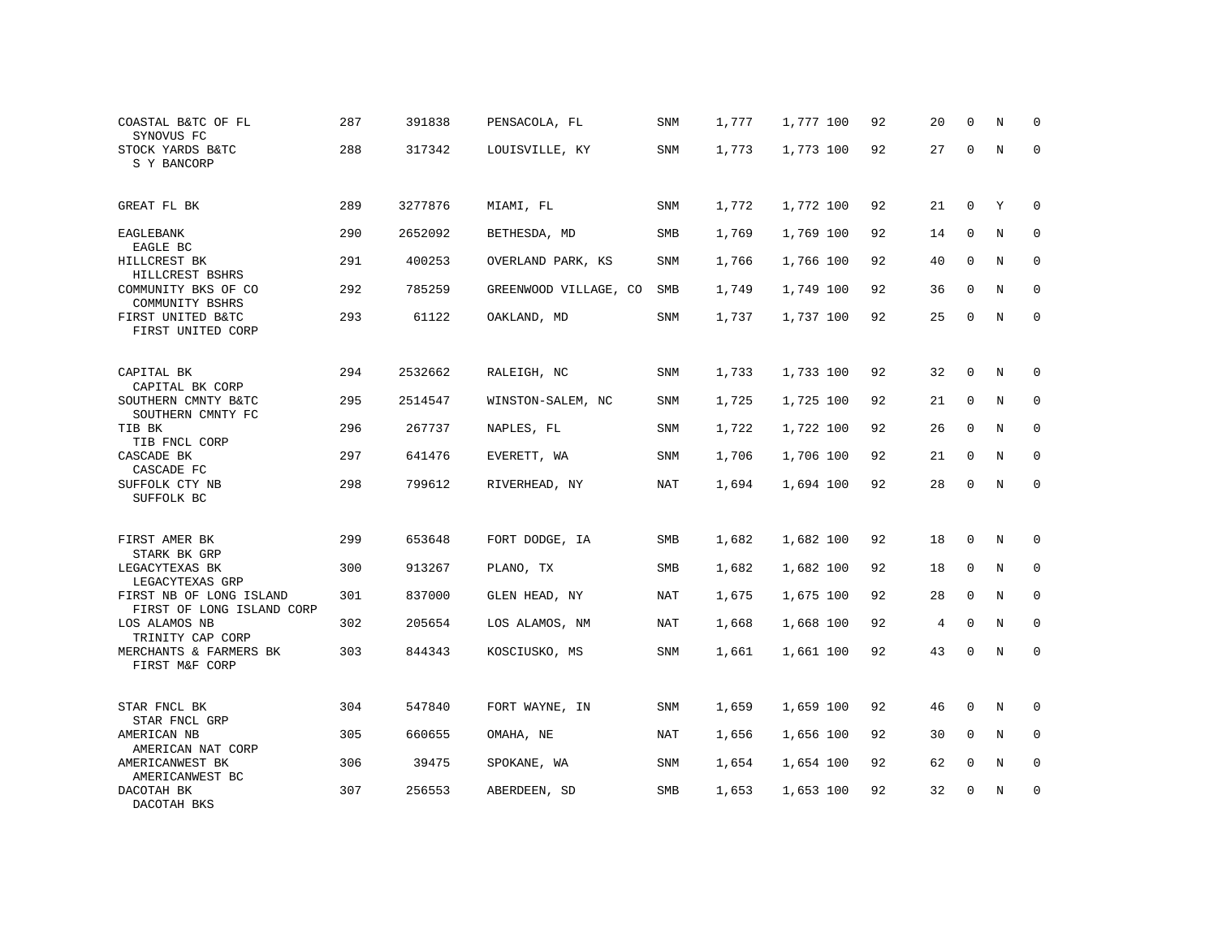| | | | | | | | | | | | | |
|---|---|---|---|---|---|---|---|---|---|---|---|---|
| COASTAL B&TC OF FL<br>SYNOVUS FC | 287 | 391838 | PENSACOLA, FL | SNM | 1,777 | 1,777 | 100 | 92 | 20 | 0 | N | 0 |
| STOCK YARDS B&TC<br>S Y BANCORP | 288 | 317342 | LOUISVILLE, KY | SNM | 1,773 | 1,773 | 100 | 92 | 27 | 0 | N | 0 |
| GREAT FL BK | 289 | 3277876 | MIAMI, FL | SNM | 1,772 | 1,772 | 100 | 92 | 21 | 0 | Y | 0 |
| EAGLEBANK<br>EAGLE BC | 290 | 2652092 | BETHESDA, MD | SMB | 1,769 | 1,769 | 100 | 92 | 14 | 0 | N | 0 |
| HILLCREST BK<br>HILLCREST BSHRS | 291 | 400253 | OVERLAND PARK, KS | SNM | 1,766 | 1,766 | 100 | 92 | 40 | 0 | N | 0 |
| COMMUNITY BKS OF CO<br>COMMUNITY BSHRS | 292 | 785259 | GREENWOOD VILLAGE, CO | SMB | 1,749 | 1,749 | 100 | 92 | 36 | 0 | N | 0 |
| FIRST UNITED B&TC<br>FIRST UNITED CORP | 293 | 61122 | OAKLAND, MD | SNM | 1,737 | 1,737 | 100 | 92 | 25 | 0 | N | 0 |
| CAPITAL BK<br>CAPITAL BK CORP | 294 | 2532662 | RALEIGH, NC | SNM | 1,733 | 1,733 | 100 | 92 | 32 | 0 | N | 0 |
| SOUTHERN CMNTY B&TC<br>SOUTHERN CMNTY FC | 295 | 2514547 | WINSTON-SALEM, NC | SNM | 1,725 | 1,725 | 100 | 92 | 21 | 0 | N | 0 |
| TIB BK<br>TIB FNCL CORP | 296 | 267737 | NAPLES, FL | SNM | 1,722 | 1,722 | 100 | 92 | 26 | 0 | N | 0 |
| CASCADE BK<br>CASCADE FC | 297 | 641476 | EVERETT, WA | SNM | 1,706 | 1,706 | 100 | 92 | 21 | 0 | N | 0 |
| SUFFOLK CTY NB<br>SUFFOLK BC | 298 | 799612 | RIVERHEAD, NY | NAT | 1,694 | 1,694 | 100 | 92 | 28 | 0 | N | 0 |
| FIRST AMER BK<br>STARK BK GRP | 299 | 653648 | FORT DODGE, IA | SMB | 1,682 | 1,682 | 100 | 92 | 18 | 0 | N | 0 |
| LEGACYTEXAS BK<br>LEGACYTEXAS GRP | 300 | 913267 | PLANO, TX | SMB | 1,682 | 1,682 | 100 | 92 | 18 | 0 | N | 0 |
| FIRST NB OF LONG ISLAND<br>FIRST OF LONG ISLAND CORP | 301 | 837000 | GLEN HEAD, NY | NAT | 1,675 | 1,675 | 100 | 92 | 28 | 0 | N | 0 |
| LOS ALAMOS NB<br>TRINITY CAP CORP | 302 | 205654 | LOS ALAMOS, NM | NAT | 1,668 | 1,668 | 100 | 92 | 4 | 0 | N | 0 |
| MERCHANTS & FARMERS BK<br>FIRST M&F CORP | 303 | 844343 | KOSCIUSKO, MS | SNM | 1,661 | 1,661 | 100 | 92 | 43 | 0 | N | 0 |
| STAR FNCL BK<br>STAR FNCL GRP | 304 | 547840 | FORT WAYNE, IN | SNM | 1,659 | 1,659 | 100 | 92 | 46 | 0 | N | 0 |
| AMERICAN NB<br>AMERICAN NAT CORP | 305 | 660655 | OMAHA, NE | NAT | 1,656 | 1,656 | 100 | 92 | 30 | 0 | N | 0 |
| AMERICANWEST BK<br>AMERICANWEST BC | 306 | 39475 | SPOKANE, WA | SNM | 1,654 | 1,654 | 100 | 92 | 62 | 0 | N | 0 |
| DACOTAH BK<br>DACOTAH BKS | 307 | 256553 | ABERDEEN, SD | SMB | 1,653 | 1,653 | 100 | 92 | 32 | 0 | N | 0 |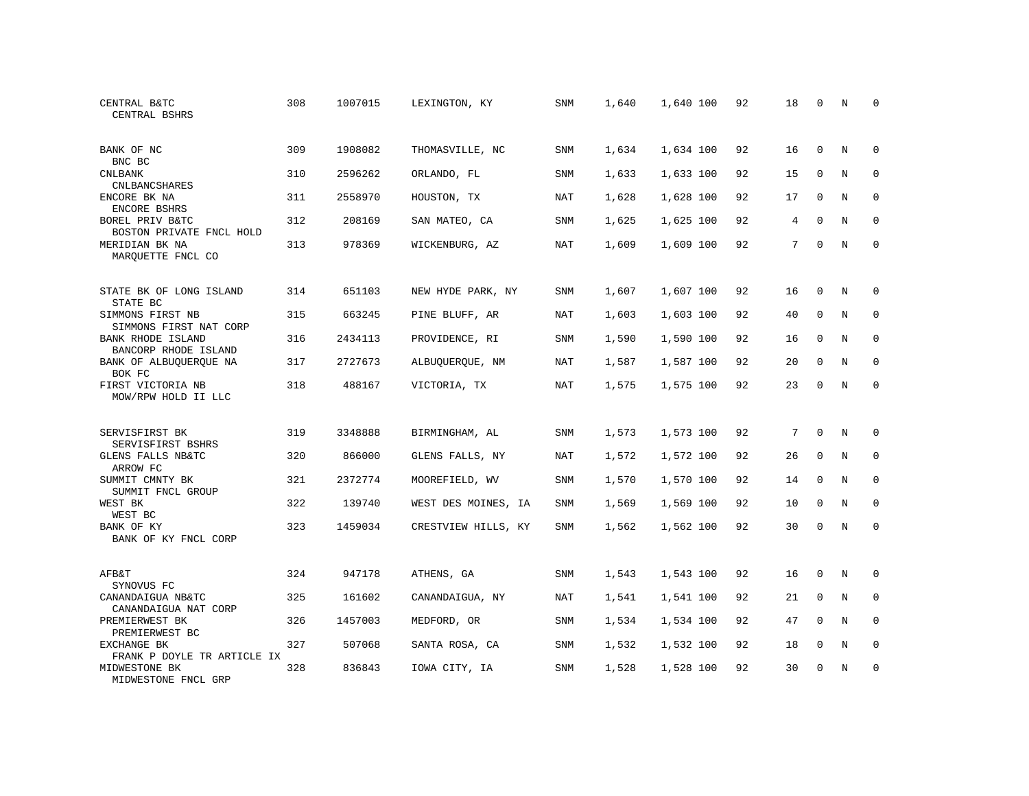| | | | | | | | | | | | | |
|---|---|---|---|---|---|---|---|---|---|---|---|---|
| CENTRAL B&TC<br>CENTRAL BSHRS | 308 | 1007015 | LEXINGTON, KY | SNM | 1,640 | 1,640 | 100 | 92 | 18 | 0 | N | 0 |
| BANK OF NC<br>BNC BC | 309 | 1908082 | THOMASVILLE, NC | SNM | 1,634 | 1,634 | 100 | 92 | 16 | 0 | N | 0 |
| CNLBANK<br>CNLBANCSHARES | 310 | 2596262 | ORLANDO, FL | SNM | 1,633 | 1,633 | 100 | 92 | 15 | 0 | N | 0 |
| ENCORE BK NA<br>ENCORE BSHRS | 311 | 2558970 | HOUSTON, TX | NAT | 1,628 | 1,628 | 100 | 92 | 17 | 0 | N | 0 |
| BOREL PRIV B&TC<br>BOSTON PRIVATE FNCL HOLD | 312 | 208169 | SAN MATEO, CA | SNM | 1,625 | 1,625 | 100 | 92 | 4 | 0 | N | 0 |
| MERIDIAN BK NA<br>MARQUETTE FNCL CO | 313 | 978369 | WICKENBURG, AZ | NAT | 1,609 | 1,609 | 100 | 92 | 7 | 0 | N | 0 |
| STATE BK OF LONG ISLAND<br>STATE BC | 314 | 651103 | NEW HYDE PARK, NY | SNM | 1,607 | 1,607 | 100 | 92 | 16 | 0 | N | 0 |
| SIMMONS FIRST NB<br>SIMMONS FIRST NAT CORP | 315 | 663245 | PINE BLUFF, AR | NAT | 1,603 | 1,603 | 100 | 92 | 40 | 0 | N | 0 |
| BANK RHODE ISLAND<br>BANCORP RHODE ISLAND | 316 | 2434113 | PROVIDENCE, RI | SNM | 1,590 | 1,590 | 100 | 92 | 16 | 0 | N | 0 |
| BANK OF ALBUQUERQUE NA<br>BOK FC | 317 | 2727673 | ALBUQUERQUE, NM | NAT | 1,587 | 1,587 | 100 | 92 | 20 | 0 | N | 0 |
| FIRST VICTORIA NB<br>MOW/RPW HOLD II LLC | 318 | 488167 | VICTORIA, TX | NAT | 1,575 | 1,575 | 100 | 92 | 23 | 0 | N | 0 |
| SERVISFIRST BK<br>SERVISFIRST BSHRS | 319 | 3348888 | BIRMINGHAM, AL | SNM | 1,573 | 1,573 | 100 | 92 | 7 | 0 | N | 0 |
| GLENS FALLS NB&TC<br>ARROW FC | 320 | 866000 | GLENS FALLS, NY | NAT | 1,572 | 1,572 | 100 | 92 | 26 | 0 | N | 0 |
| SUMMIT CMNTY BK<br>SUMMIT FNCL GROUP | 321 | 2372774 | MOOREFIELD, WV | SNM | 1,570 | 1,570 | 100 | 92 | 14 | 0 | N | 0 |
| WEST BK<br>WEST BC | 322 | 139740 | WEST DES MOINES, IA | SNM | 1,569 | 1,569 | 100 | 92 | 10 | 0 | N | 0 |
| BANK OF KY<br>BANK OF KY FNCL CORP | 323 | 1459034 | CRESTVIEW HILLS, KY | SNM | 1,562 | 1,562 | 100 | 92 | 30 | 0 | N | 0 |
| AFB&T<br>SYNOVUS FC | 324 | 947178 | ATHENS, GA | SNM | 1,543 | 1,543 | 100 | 92 | 16 | 0 | N | 0 |
| CANANDAIGUA NB&TC<br>CANANDAIGUA NAT CORP | 325 | 161602 | CANANDAIGUA, NY | NAT | 1,541 | 1,541 | 100 | 92 | 21 | 0 | N | 0 |
| PREMIERWEST BK<br>PREMIERWEST BC | 326 | 1457003 | MEDFORD, OR | SNM | 1,534 | 1,534 | 100 | 92 | 47 | 0 | N | 0 |
| EXCHANGE BK<br>FRANK P DOYLE TR ARTICLE IX | 327 | 507068 | SANTA ROSA, CA | SNM | 1,532 | 1,532 | 100 | 92 | 18 | 0 | N | 0 |
| MIDWESTONE BK<br>MIDWESTONE FNCL GRP | 328 | 836843 | IOWA CITY, IA | SNM | 1,528 | 1,528 | 100 | 92 | 30 | 0 | N | 0 |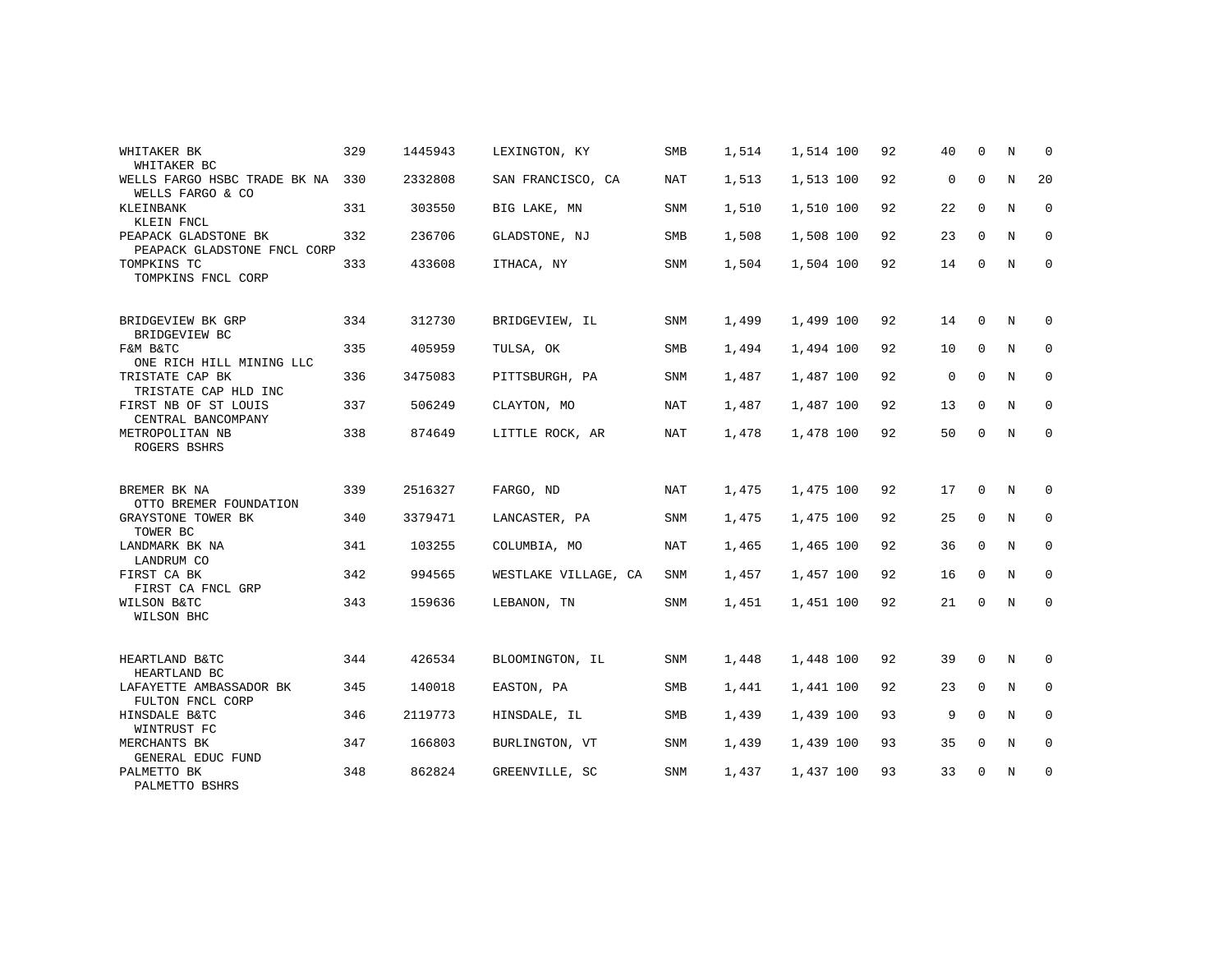| | | | | | | | | | | | | |
|---|---|---|---|---|---|---|---|---|---|---|---|---|
| WHITAKER BK<br>WHITAKER BC | 329 | 1445943 | LEXINGTON, KY | SMB | 1,514 | 1,514 | 100 | 92 | 40 | 0 | N | 0 |
| WELLS FARGO HSBC TRADE BK NA<br>WELLS FARGO & CO | 330 | 2332808 | SAN FRANCISCO, CA | NAT | 1,513 | 1,513 | 100 | 92 | 0 | 0 | N | 20 |
| KLEINBANK<br>KLEIN FNCL | 331 | 303550 | BIG LAKE, MN | SNM | 1,510 | 1,510 | 100 | 92 | 22 | 0 | N | 0 |
| PEAPACK GLADSTONE BK<br>PEAPACK GLADSTONE FNCL CORP | 332 | 236706 | GLADSTONE, NJ | SMB | 1,508 | 1,508 | 100 | 92 | 23 | 0 | N | 0 |
| TOMPKINS TC<br>TOMPKINS FNCL CORP | 333 | 433608 | ITHACA, NY | SNM | 1,504 | 1,504 | 100 | 92 | 14 | 0 | N | 0 |
| BRIDGEVIEW BK GRP<br>BRIDGEVIEW BC | 334 | 312730 | BRIDGEVIEW, IL | SNM | 1,499 | 1,499 | 100 | 92 | 14 | 0 | N | 0 |
| F&M B&TC<br>ONE RICH HILL MINING LLC | 335 | 405959 | TULSA, OK | SMB | 1,494 | 1,494 | 100 | 92 | 10 | 0 | N | 0 |
| TRISTATE CAP BK<br>TRISTATE CAP HLD INC | 336 | 3475083 | PITTSBURGH, PA | SNM | 1,487 | 1,487 | 100 | 92 | 0 | 0 | N | 0 |
| FIRST NB OF ST LOUIS<br>CENTRAL BANCOMPANY | 337 | 506249 | CLAYTON, MO | NAT | 1,487 | 1,487 | 100 | 92 | 13 | 0 | N | 0 |
| METROPOLITAN NB<br>ROGERS BSHRS | 338 | 874649 | LITTLE ROCK, AR | NAT | 1,478 | 1,478 | 100 | 92 | 50 | 0 | N | 0 |
| BREMER BK NA<br>OTTO BREMER FOUNDATION | 339 | 2516327 | FARGO, ND | NAT | 1,475 | 1,475 | 100 | 92 | 17 | 0 | N | 0 |
| GRAYSTONE TOWER BK<br>TOWER BC | 340 | 3379471 | LANCASTER, PA | SNM | 1,475 | 1,475 | 100 | 92 | 25 | 0 | N | 0 |
| LANDMARK BK NA<br>LANDRUM CO | 341 | 103255 | COLUMBIA, MO | NAT | 1,465 | 1,465 | 100 | 92 | 36 | 0 | N | 0 |
| FIRST CA BK<br>FIRST CA FNCL GRP | 342 | 994565 | WESTLAKE VILLAGE, CA | SNM | 1,457 | 1,457 | 100 | 92 | 16 | 0 | N | 0 |
| WILSON B&TC<br>WILSON BHC | 343 | 159636 | LEBANON, TN | SNM | 1,451 | 1,451 | 100 | 92 | 21 | 0 | N | 0 |
| HEARTLAND B&TC<br>HEARTLAND BC | 344 | 426534 | BLOOMINGTON, IL | SNM | 1,448 | 1,448 | 100 | 92 | 39 | 0 | N | 0 |
| LAFAYETTE AMBASSADOR BK<br>FULTON FNCL CORP | 345 | 140018 | EASTON, PA | SMB | 1,441 | 1,441 | 100 | 92 | 23 | 0 | N | 0 |
| HINSDALE B&TC<br>WINTRUST FC | 346 | 2119773 | HINSDALE, IL | SMB | 1,439 | 1,439 | 100 | 93 | 9 | 0 | N | 0 |
| MERCHANTS BK<br>GENERAL EDUC FUND | 347 | 166803 | BURLINGTON, VT | SNM | 1,439 | 1,439 | 100 | 93 | 35 | 0 | N | 0 |
| PALMETTO BK<br>PALMETTO BSHRS | 348 | 862824 | GREENVILLE, SC | SNM | 1,437 | 1,437 | 100 | 93 | 33 | 0 | N | 0 |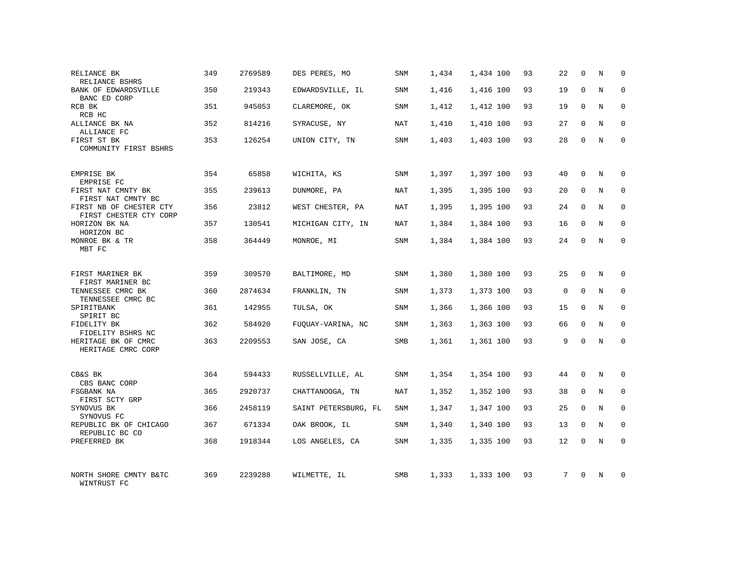| | | | | | | | | | | | | |
|---|---|---|---|---|---|---|---|---|---|---|---|---|
| RELIANCE BK<br>RELIANCE BSHRS | 349 | 2769589 | DES PERES, MO | SNM | 1,434 | 1,434 | 100 | 93 | 22 | 0 | N | 0 |
| BANK OF EDWARDSVILLE<br>BANC ED CORP | 350 | 219343 | EDWARDSVILLE, IL | SNM | 1,416 | 1,416 | 100 | 93 | 19 | 0 | N | 0 |
| RCB BK<br>RCB HC | 351 | 945053 | CLAREMORE, OK | SNM | 1,412 | 1,412 | 100 | 93 | 19 | 0 | N | 0 |
| ALLIANCE BK NA<br>ALLIANCE FC | 352 | 814216 | SYRACUSE, NY | NAT | 1,410 | 1,410 | 100 | 93 | 27 | 0 | N | 0 |
| FIRST ST BK<br>COMMUNITY FIRST BSHRS | 353 | 126254 | UNION CITY, TN | SNM | 1,403 | 1,403 | 100 | 93 | 28 | 0 | N | 0 |
| EMPRISE BK<br>EMPRISE FC | 354 | 65858 | WICHITA, KS | SNM | 1,397 | 1,397 | 100 | 93 | 40 | 0 | N | 0 |
| FIRST NAT CMNTY BK<br>FIRST NAT CMNTY BC | 355 | 239613 | DUNMORE, PA | NAT | 1,395 | 1,395 | 100 | 93 | 20 | 0 | N | 0 |
| FIRST NB OF CHESTER CTY<br>FIRST CHESTER CTY CORP | 356 | 23812 | WEST CHESTER, PA | NAT | 1,395 | 1,395 | 100 | 93 | 24 | 0 | N | 0 |
| HORIZON BK NA<br>HORIZON BC | 357 | 130541 | MICHIGAN CITY, IN | NAT | 1,384 | 1,384 | 100 | 93 | 16 | 0 | N | 0 |
| MONROE BK & TR<br>MBT FC | 358 | 364449 | MONROE, MI | SNM | 1,384 | 1,384 | 100 | 93 | 24 | 0 | N | 0 |
| FIRST MARINER BK<br>FIRST MARINER BC | 359 | 309570 | BALTIMORE, MD | SNM | 1,380 | 1,380 | 100 | 93 | 25 | 0 | N | 0 |
| TENNESSEE CMRC BK<br>TENNESSEE CMRC BC | 360 | 2874634 | FRANKLIN, TN | SNM | 1,373 | 1,373 | 100 | 93 | 0 | 0 | N | 0 |
| SPIRITBANK<br>SPIRIT BC | 361 | 142955 | TULSA, OK | SNM | 1,366 | 1,366 | 100 | 93 | 15 | 0 | N | 0 |
| FIDELITY BK<br>FIDELITY BSHRS NC | 362 | 584920 | FUQUAY-VARINA, NC | SNM | 1,363 | 1,363 | 100 | 93 | 66 | 0 | N | 0 |
| HERITAGE BK OF CMRC<br>HERITAGE CMRC CORP | 363 | 2209553 | SAN JOSE, CA | SMB | 1,361 | 1,361 | 100 | 93 | 9 | 0 | N | 0 |
| CB&S BK<br>CBS BANC CORP | 364 | 594433 | RUSSELLVILLE, AL | SNM | 1,354 | 1,354 | 100 | 93 | 44 | 0 | N | 0 |
| FSGBANK NA<br>FIRST SCTY GRP | 365 | 2920737 | CHATTANOOGA, TN | NAT | 1,352 | 1,352 | 100 | 93 | 38 | 0 | N | 0 |
| SYNOVUS BK<br>SYNOVUS FC | 366 | 2458119 | SAINT PETERSBURG, FL | SNM | 1,347 | 1,347 | 100 | 93 | 25 | 0 | N | 0 |
| REPUBLIC BK OF CHICAGO<br>REPUBLIC BC CO | 367 | 671334 | OAK BROOK, IL | SNM | 1,340 | 1,340 | 100 | 93 | 13 | 0 | N | 0 |
| PREFERRED BK | 368 | 1918344 | LOS ANGELES, CA | SNM | 1,335 | 1,335 | 100 | 93 | 12 | 0 | N | 0 |
| NORTH SHORE CMNTY B&TC<br>WINTRUST FC | 369 | 2239288 | WILMETTE, IL | SMB | 1,333 | 1,333 | 100 | 93 | 7 | 0 | N | 0 |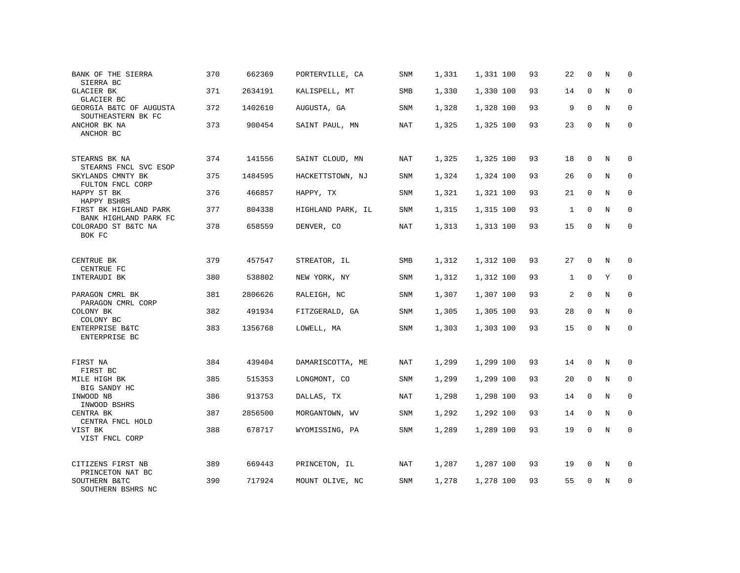| | | | | | | | | | | | | |
|---|---|---|---|---|---|---|---|---|---|---|---|---|
| BANK OF THE SIERRA<br>SIERRA BC | 370 | 662369 | PORTERVILLE, CA | SNM | 1,331 | 1,331 | 100 | 93 | 22 | 0 | N | 0 |
| GLACIER BK<br>GLACIER BC | 371 | 2634191 | KALISPELL, MT | SMB | 1,330 | 1,330 | 100 | 93 | 14 | 0 | N | 0 |
| GEORGIA B&TC OF AUGUSTA<br>SOUTHEASTERN BK FC | 372 | 1402610 | AUGUSTA, GA | SNM | 1,328 | 1,328 | 100 | 93 | 9 | 0 | N | 0 |
| ANCHOR BK NA<br>ANCHOR BC | 373 | 900454 | SAINT PAUL, MN | NAT | 1,325 | 1,325 | 100 | 93 | 23 | 0 | N | 0 |
| STEARNS BK NA<br>STEARNS FNCL SVC ESOP | 374 | 141556 | SAINT CLOUD, MN | NAT | 1,325 | 1,325 | 100 | 93 | 18 | 0 | N | 0 |
| SKYLANDS CMNTY BK<br>FULTON FNCL CORP | 375 | 1484595 | HACKETTSTOWN, NJ | SNM | 1,324 | 1,324 | 100 | 93 | 26 | 0 | N | 0 |
| HAPPY ST BK<br>HAPPY BSHRS | 376 | 466857 | HAPPY, TX | SNM | 1,321 | 1,321 | 100 | 93 | 21 | 0 | N | 0 |
| FIRST BK HIGHLAND PARK<br>BANK HIGHLAND PARK FC | 377 | 804338 | HIGHLAND PARK, IL | SNM | 1,315 | 1,315 | 100 | 93 | 1 | 0 | N | 0 |
| COLORADO ST B&TC NA<br>BOK FC | 378 | 658559 | DENVER, CO | NAT | 1,313 | 1,313 | 100 | 93 | 15 | 0 | N | 0 |
| CENTRUE BK<br>CENTRUE FC | 379 | 457547 | STREATOR, IL | SMB | 1,312 | 1,312 | 100 | 93 | 27 | 0 | N | 0 |
| INTERAUDI BK | 380 | 538802 | NEW YORK, NY | SNM | 1,312 | 1,312 | 100 | 93 | 1 | 0 | Y | 0 |
| PARAGON CMRL BK<br>PARAGON CMRL CORP | 381 | 2806626 | RALEIGH, NC | SNM | 1,307 | 1,307 | 100 | 93 | 2 | 0 | N | 0 |
| COLONY BK<br>COLONY BC | 382 | 491934 | FITZGERALD, GA | SNM | 1,305 | 1,305 | 100 | 93 | 28 | 0 | N | 0 |
| ENTERPRISE B&TC<br>ENTERPRISE BC | 383 | 1356768 | LOWELL, MA | SNM | 1,303 | 1,303 | 100 | 93 | 15 | 0 | N | 0 |
| FIRST NA<br>FIRST BC | 384 | 439404 | DAMARISCOTTA, ME | NAT | 1,299 | 1,299 | 100 | 93 | 14 | 0 | N | 0 |
| MILE HIGH BK<br>BIG SANDY HC | 385 | 515353 | LONGMONT, CO | SNM | 1,299 | 1,299 | 100 | 93 | 20 | 0 | N | 0 |
| INWOOD NB<br>INWOOD BSHRS | 386 | 913753 | DALLAS, TX | NAT | 1,298 | 1,298 | 100 | 93 | 14 | 0 | N | 0 |
| CENTRA BK<br>CENTRA FNCL HOLD | 387 | 2856500 | MORGANTOWN, WV | SNM | 1,292 | 1,292 | 100 | 93 | 14 | 0 | N | 0 |
| VIST BK<br>VIST FNCL CORP | 388 | 678717 | WYOMISSING, PA | SNM | 1,289 | 1,289 | 100 | 93 | 19 | 0 | N | 0 |
| CITIZENS FIRST NB<br>PRINCETON NAT BC | 389 | 669443 | PRINCETON, IL | NAT | 1,287 | 1,287 | 100 | 93 | 19 | 0 | N | 0 |
| SOUTHERN B&TC<br>SOUTHERN BSHRS NC | 390 | 717924 | MOUNT OLIVE, NC | SNM | 1,278 | 1,278 | 100 | 93 | 55 | 0 | N | 0 |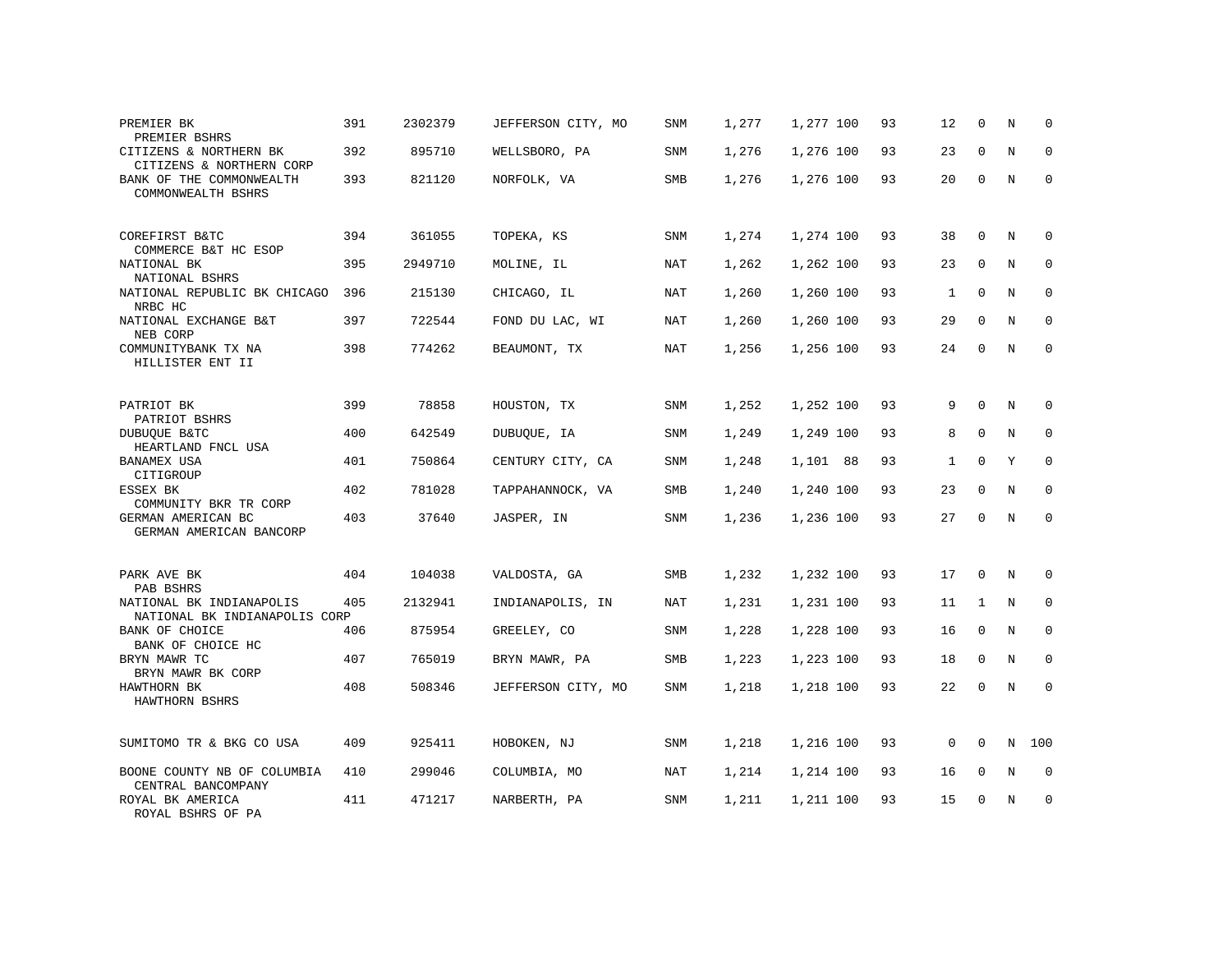| | | | | | | | | | | | | |
|---|---|---|---|---|---|---|---|---|---|---|---|---|
| PREMIER BK<br>PREMIER BSHRS | 391 | 2302379 | JEFFERSON CITY, MO | SNM | 1,277 | 1,277 | 100 | 93 | 12 | 0 | N | 0 |
| CITIZENS & NORTHERN BK<br>CITIZENS & NORTHERN CORP | 392 | 895710 | WELLSBORO, PA | SNM | 1,276 | 1,276 | 100 | 93 | 23 | 0 | N | 0 |
| BANK OF THE COMMONWEALTH<br>COMMONWEALTH BSHRS | 393 | 821120 | NORFOLK, VA | SMB | 1,276 | 1,276 | 100 | 93 | 20 | 0 | N | 0 |
| COREFIRST B&TC<br>COMMERCE B&T HC ESOP | 394 | 361055 | TOPEKA, KS | SNM | 1,274 | 1,274 | 100 | 93 | 38 | 0 | N | 0 |
| NATIONAL BK<br>NATIONAL BSHRS | 395 | 2949710 | MOLINE, IL | NAT | 1,262 | 1,262 | 100 | 93 | 23 | 0 | N | 0 |
| NATIONAL REPUBLIC BK CHICAGO<br>NRBC HC | 396 | 215130 | CHICAGO, IL | NAT | 1,260 | 1,260 | 100 | 93 | 1 | 0 | N | 0 |
| NATIONAL EXCHANGE B&T<br>NEB CORP | 397 | 722544 | FOND DU LAC, WI | NAT | 1,260 | 1,260 | 100 | 93 | 29 | 0 | N | 0 |
| COMMUNITYBANK TX NA<br>HILLISTER ENT II | 398 | 774262 | BEAUMONT, TX | NAT | 1,256 | 1,256 | 100 | 93 | 24 | 0 | N | 0 |
| PATRIOT BK<br>PATRIOT BSHRS | 399 | 78858 | HOUSTON, TX | SNM | 1,252 | 1,252 | 100 | 93 | 9 | 0 | N | 0 |
| DUBUQUE B&TC<br>HEARTLAND FNCL USA | 400 | 642549 | DUBUQUE, IA | SNM | 1,249 | 1,249 | 100 | 93 | 8 | 0 | N | 0 |
| BANAMEX USA<br>CITIGROUP | 401 | 750864 | CENTURY CITY, CA | SNM | 1,248 | 1,101 | 88 | 93 | 1 | 0 | Y | 0 |
| ESSEX BK<br>COMMUNITY BKR TR CORP | 402 | 781028 | TAPPAHANNOCK, VA | SMB | 1,240 | 1,240 | 100 | 93 | 23 | 0 | N | 0 |
| GERMAN AMERICAN BC<br>GERMAN AMERICAN BANCORP | 403 | 37640 | JASPER, IN | SNM | 1,236 | 1,236 | 100 | 93 | 27 | 0 | N | 0 |
| PARK AVE BK<br>PAB BSHRS | 404 | 104038 | VALDOSTA, GA | SMB | 1,232 | 1,232 | 100 | 93 | 17 | 0 | N | 0 |
| NATIONAL BK INDIANAPOLIS<br>NATIONAL BK INDIANAPOLIS CORP | 405 | 2132941 | INDIANAPOLIS, IN | NAT | 1,231 | 1,231 | 100 | 93 | 11 | 1 | N | 0 |
| BANK OF CHOICE<br>BANK OF CHOICE HC | 406 | 875954 | GREELEY, CO | SNM | 1,228 | 1,228 | 100 | 93 | 16 | 0 | N | 0 |
| BRYN MAWR TC<br>BRYN MAWR BK CORP | 407 | 765019 | BRYN MAWR, PA | SMB | 1,223 | 1,223 | 100 | 93 | 18 | 0 | N | 0 |
| HAWTHORN BK<br>HAWTHORN BSHRS | 408 | 508346 | JEFFERSON CITY, MO | SNM | 1,218 | 1,218 | 100 | 93 | 22 | 0 | N | 0 |
| SUMITOMO TR & BKG CO USA | 409 | 925411 | HOBOKEN, NJ | SNM | 1,218 | 1,216 | 100 | 93 | 0 | 0 | N | 100 |
| BOONE COUNTY NB OF COLUMBIA<br>CENTRAL BANCOMPANY | 410 | 299046 | COLUMBIA, MO | NAT | 1,214 | 1,214 | 100 | 93 | 16 | 0 | N | 0 |
| ROYAL BK AMERICA<br>ROYAL BSHRS OF PA | 411 | 471217 | NARBERTH, PA | SNM | 1,211 | 1,211 | 100 | 93 | 15 | 0 | N | 0 |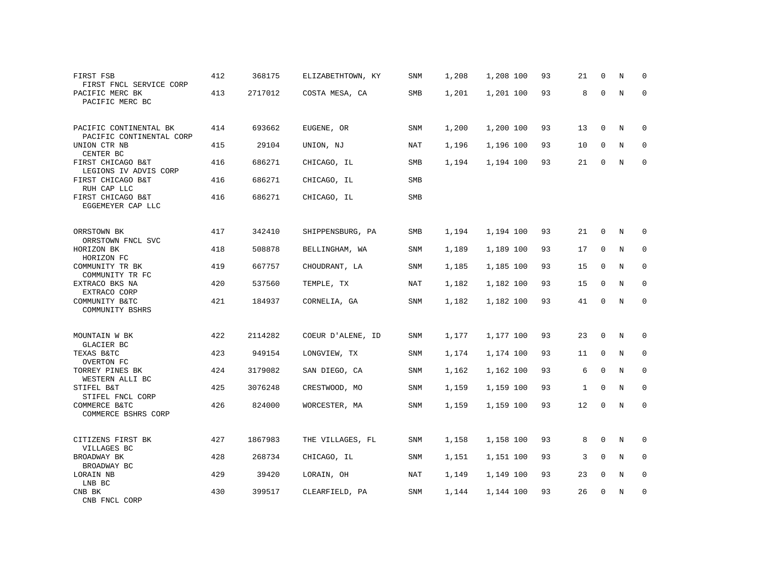| | | | | | | | | | | | |
|---|---|---|---|---|---|---|---|---|---|---|---|
| FIRST FSB<br>FIRST FNCL SERVICE CORP | 412 | 368175 | ELIZABETHTOWN, KY | SNM | 1,208 | 1,208 100 | 93 | 21 | 0 | N | 0 |
| PACIFIC MERC BK<br>PACIFIC MERC BC | 413 | 2717012 | COSTA MESA, CA | SMB | 1,201 | 1,201 100 | 93 | 8 | 0 | N | 0 |
| PACIFIC CONTINENTAL BK<br>PACIFIC CONTINENTAL CORP | 414 | 693662 | EUGENE, OR | SNM | 1,200 | 1,200 100 | 93 | 13 | 0 | N | 0 |
| UNION CTR NB<br>CENTER BC | 415 | 29104 | UNION, NJ | NAT | 1,196 | 1,196 100 | 93 | 10 | 0 | N | 0 |
| FIRST CHICAGO B&T<br>LEGIONS IV ADVIS CORP | 416 | 686271 | CHICAGO, IL | SMB | 1,194 | 1,194 100 | 93 | 21 | 0 | N | 0 |
| FIRST CHICAGO B&T<br>RUH CAP LLC | 416 | 686271 | CHICAGO, IL | SMB | | | | | | | |
| FIRST CHICAGO B&T<br>EGGEMEYER CAP LLC | 416 | 686271 | CHICAGO, IL | SMB | | | | | | | |
| ORRSTOWN BK<br>ORRSTOWN FNCL SVC | 417 | 342410 | SHIPPENSBURG, PA | SMB | 1,194 | 1,194 100 | 93 | 21 | 0 | N | 0 |
| HORIZON BK<br>HORIZON FC | 418 | 508878 | BELLINGHAM, WA | SNM | 1,189 | 1,189 100 | 93 | 17 | 0 | N | 0 |
| COMMUNITY TR BK<br>COMMUNITY TR FC | 419 | 667757 | CHOUDRANT, LA | SNM | 1,185 | 1,185 100 | 93 | 15 | 0 | N | 0 |
| EXTRACO BKS NA<br>EXTRACO CORP | 420 | 537560 | TEMPLE, TX | NAT | 1,182 | 1,182 100 | 93 | 15 | 0 | N | 0 |
| COMMUNITY B&TC<br>COMMUNITY BSHRS | 421 | 184937 | CORNELIA, GA | SNM | 1,182 | 1,182 100 | 93 | 41 | 0 | N | 0 |
| MOUNTAIN W BK<br>GLACIER BC | 422 | 2114282 | COEUR D'ALENE, ID | SNM | 1,177 | 1,177 100 | 93 | 23 | 0 | N | 0 |
| TEXAS B&TC<br>OVERTON FC | 423 | 949154 | LONGVIEW, TX | SNM | 1,174 | 1,174 100 | 93 | 11 | 0 | N | 0 |
| TORREY PINES BK<br>WESTERN ALLI BC | 424 | 3179082 | SAN DIEGO, CA | SNM | 1,162 | 1,162 100 | 93 | 6 | 0 | N | 0 |
| STIFEL B&T<br>STIFEL FNCL CORP | 425 | 3076248 | CRESTWOOD, MO | SNM | 1,159 | 1,159 100 | 93 | 1 | 0 | N | 0 |
| COMMERCE B&TC<br>COMMERCE BSHRS CORP | 426 | 824000 | WORCESTER, MA | SNM | 1,159 | 1,159 100 | 93 | 12 | 0 | N | 0 |
| CITIZENS FIRST BK<br>VILLAGES BC | 427 | 1867983 | THE VILLAGES, FL | SNM | 1,158 | 1,158 100 | 93 | 8 | 0 | N | 0 |
| BROADWAY BK<br>BROADWAY BC | 428 | 268734 | CHICAGO, IL | SNM | 1,151 | 1,151 100 | 93 | 3 | 0 | N | 0 |
| LORAIN NB<br>LNB BC | 429 | 39420 | LORAIN, OH | NAT | 1,149 | 1,149 100 | 93 | 23 | 0 | N | 0 |
| CNB BK<br>CNB FNCL CORP | 430 | 399517 | CLEARFIELD, PA | SNM | 1,144 | 1,144 100 | 93 | 26 | 0 | N | 0 |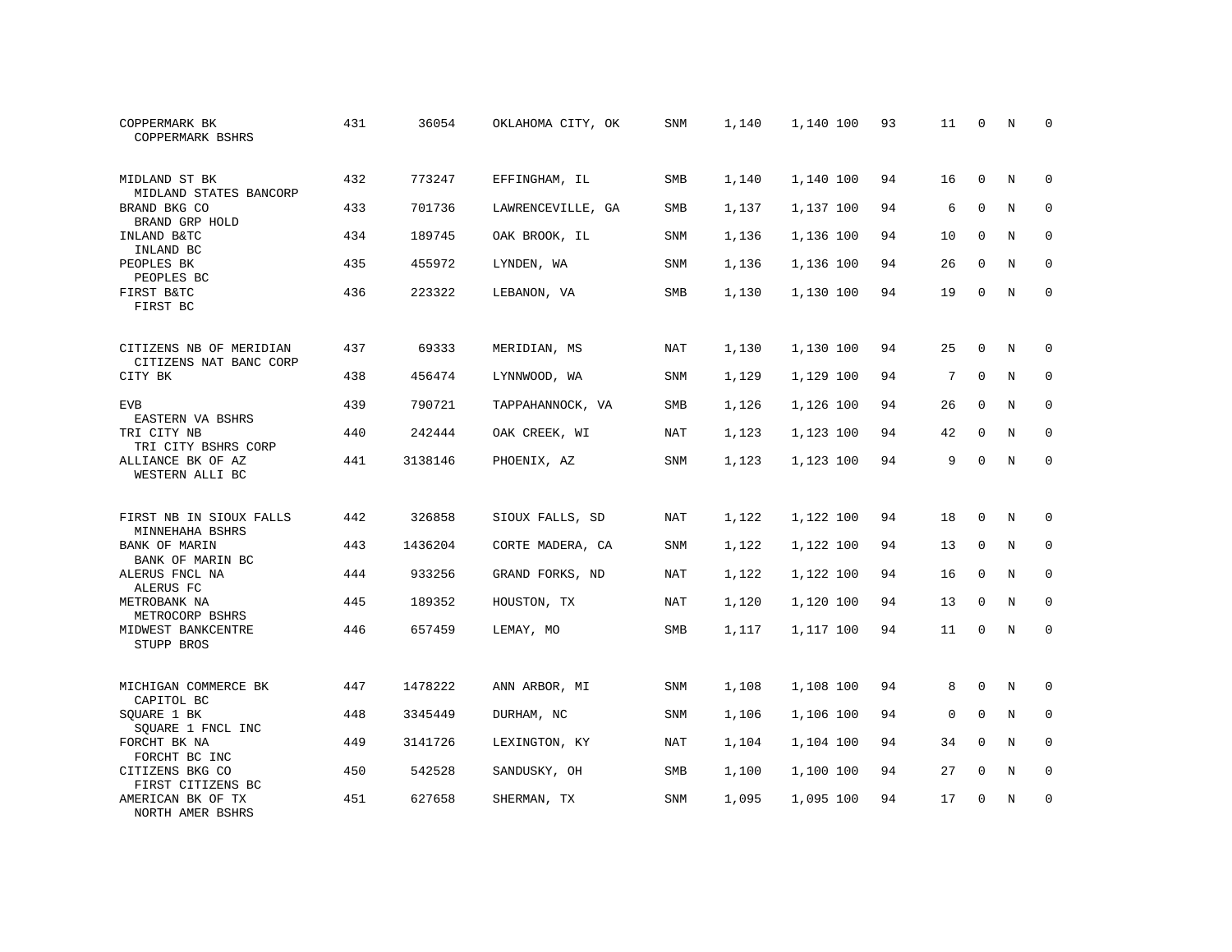| | | | | | | | | | | | | |
|---|---|---|---|---|---|---|---|---|---|---|---|---|
| COPPERMARK BK<br>COPPERMARK BSHRS | 431 | 36054 | OKLAHOMA CITY, OK | SNM | 1,140 | 1,140 | 100 | 93 | 11 | 0 | N | 0 |
| MIDLAND ST BK<br>MIDLAND STATES BANCORP | 432 | 773247 | EFFINGHAM, IL | SMB | 1,140 | 1,140 | 100 | 94 | 16 | 0 | N | 0 |
| BRAND BKG CO<br>BRAND GRP HOLD | 433 | 701736 | LAWRENCEVILLE, GA | SMB | 1,137 | 1,137 | 100 | 94 | 6 | 0 | N | 0 |
| INLAND B&TC<br>INLAND BC | 434 | 189745 | OAK BROOK, IL | SNM | 1,136 | 1,136 | 100 | 94 | 10 | 0 | N | 0 |
| PEOPLES BK<br>PEOPLES BC | 435 | 455972 | LYNDEN, WA | SNM | 1,136 | 1,136 | 100 | 94 | 26 | 0 | N | 0 |
| FIRST B&TC<br>FIRST BC | 436 | 223322 | LEBANON, VA | SMB | 1,130 | 1,130 | 100 | 94 | 19 | 0 | N | 0 |
| CITIZENS NB OF MERIDIAN<br>CITIZENS NAT BANC CORP | 437 | 69333 | MERIDIAN, MS | NAT | 1,130 | 1,130 | 100 | 94 | 25 | 0 | N | 0 |
| CITY BK | 438 | 456474 | LYNNWOOD, WA | SNM | 1,129 | 1,129 | 100 | 94 | 7 | 0 | N | 0 |
| EVB<br>EASTERN VA BSHRS | 439 | 790721 | TAPPAHANNOCK, VA | SMB | 1,126 | 1,126 | 100 | 94 | 26 | 0 | N | 0 |
| TRI CITY NB<br>TRI CITY BSHRS CORP | 440 | 242444 | OAK CREEK, WI | NAT | 1,123 | 1,123 | 100 | 94 | 42 | 0 | N | 0 |
| ALLIANCE BK OF AZ<br>WESTERN ALLI BC | 441 | 3138146 | PHOENIX, AZ | SNM | 1,123 | 1,123 | 100 | 94 | 9 | 0 | N | 0 |
| FIRST NB IN SIOUX FALLS<br>MINNEHAHA BSHRS | 442 | 326858 | SIOUX FALLS, SD | NAT | 1,122 | 1,122 | 100 | 94 | 18 | 0 | N | 0 |
| BANK OF MARIN<br>BANK OF MARIN BC | 443 | 1436204 | CORTE MADERA, CA | SNM | 1,122 | 1,122 | 100 | 94 | 13 | 0 | N | 0 |
| ALERUS FNCL NA<br>ALERUS FC | 444 | 933256 | GRAND FORKS, ND | NAT | 1,122 | 1,122 | 100 | 94 | 16 | 0 | N | 0 |
| METROBANK NA<br>METROCORP BSHRS | 445 | 189352 | HOUSTON, TX | NAT | 1,120 | 1,120 | 100 | 94 | 13 | 0 | N | 0 |
| MIDWEST BANKCENTRE<br>STUPP BROS | 446 | 657459 | LEMAY, MO | SMB | 1,117 | 1,117 | 100 | 94 | 11 | 0 | N | 0 |
| MICHIGAN COMMERCE BK<br>CAPITOL BC | 447 | 1478222 | ANN ARBOR, MI | SNM | 1,108 | 1,108 | 100 | 94 | 8 | 0 | N | 0 |
| SQUARE 1 BK<br>SQUARE 1 FNCL INC | 448 | 3345449 | DURHAM, NC | SNM | 1,106 | 1,106 | 100 | 94 | 0 | 0 | N | 0 |
| FORCHT BK NA<br>FORCHT BC INC | 449 | 3141726 | LEXINGTON, KY | NAT | 1,104 | 1,104 | 100 | 94 | 34 | 0 | N | 0 |
| CITIZENS BKG CO<br>FIRST CITIZENS BC | 450 | 542528 | SANDUSKY, OH | SMB | 1,100 | 1,100 | 100 | 94 | 27 | 0 | N | 0 |
| AMERICAN BK OF TX<br>NORTH AMER BSHRS | 451 | 627658 | SHERMAN, TX | SNM | 1,095 | 1,095 | 100 | 94 | 17 | 0 | N | 0 |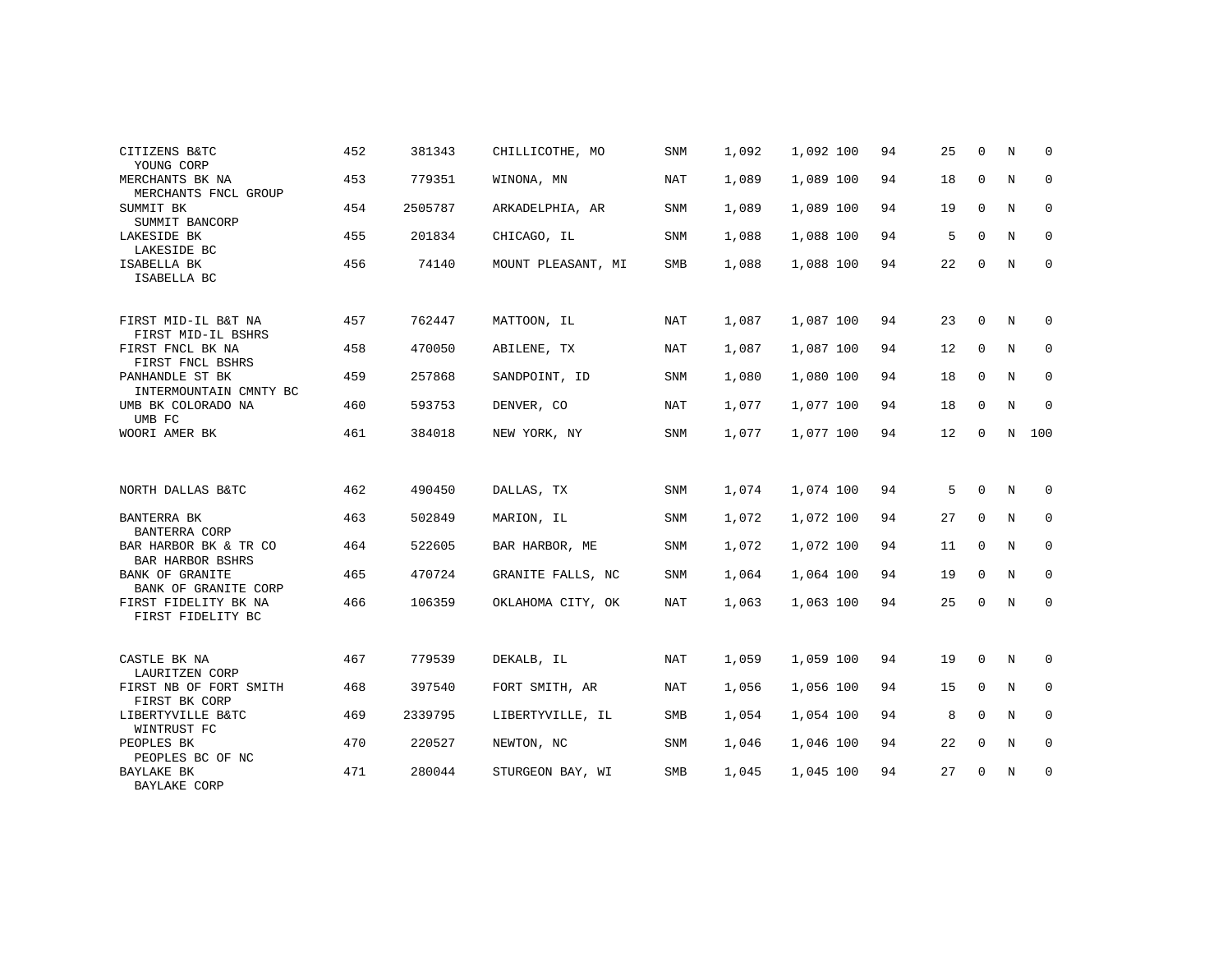| | | | | | | | | | | | | |
|---|---|---|---|---|---|---|---|---|---|---|---|---|
| CITIZENS B&TC<br>YOUNG CORP | 452 | 381343 | CHILLICOTHE, MO | SNM | 1,092 | 1,092 | 100 | 94 | 25 | 0 | N | 0 |
| MERCHANTS BK NA<br>MERCHANTS FNCL GROUP | 453 | 779351 | WINONA, MN | NAT | 1,089 | 1,089 | 100 | 94 | 18 | 0 | N | 0 |
| SUMMIT BK<br>SUMMIT BANCORP | 454 | 2505787 | ARKADELPHIA, AR | SNM | 1,089 | 1,089 | 100 | 94 | 19 | 0 | N | 0 |
| LAKESIDE BK<br>LAKESIDE BC | 455 | 201834 | CHICAGO, IL | SNM | 1,088 | 1,088 | 100 | 94 | 5 | 0 | N | 0 |
| ISABELLA BK<br>ISABELLA BC | 456 | 74140 | MOUNT PLEASANT, MI | SMB | 1,088 | 1,088 | 100 | 94 | 22 | 0 | N | 0 |
| FIRST MID-IL B&T NA<br>FIRST MID-IL BSHRS | 457 | 762447 | MATTOON, IL | NAT | 1,087 | 1,087 | 100 | 94 | 23 | 0 | N | 0 |
| FIRST FNCL BK NA<br>FIRST FNCL BSHRS | 458 | 470050 | ABILENE, TX | NAT | 1,087 | 1,087 | 100 | 94 | 12 | 0 | N | 0 |
| PANHANDLE ST BK<br>INTERMOUNTAIN CMNTY BC | 459 | 257868 | SANDPOINT, ID | SNM | 1,080 | 1,080 | 100 | 94 | 18 | 0 | N | 0 |
| UMB BK COLORADO NA<br>UMB FC | 460 | 593753 | DENVER, CO | NAT | 1,077 | 1,077 | 100 | 94 | 18 | 0 | N | 0 |
| WOORI AMER BK | 461 | 384018 | NEW YORK, NY | SNM | 1,077 | 1,077 | 100 | 94 | 12 | 0 | N | 100 |
| NORTH DALLAS B&TC | 462 | 490450 | DALLAS, TX | SNM | 1,074 | 1,074 | 100 | 94 | 5 | 0 | N | 0 |
| BANTERRA BK<br>BANTERRA CORP | 463 | 502849 | MARION, IL | SNM | 1,072 | 1,072 | 100 | 94 | 27 | 0 | N | 0 |
| BAR HARBOR BK & TR CO<br>BAR HARBOR BSHRS | 464 | 522605 | BAR HARBOR, ME | SNM | 1,072 | 1,072 | 100 | 94 | 11 | 0 | N | 0 |
| BANK OF GRANITE<br>BANK OF GRANITE CORP | 465 | 470724 | GRANITE FALLS, NC | SNM | 1,064 | 1,064 | 100 | 94 | 19 | 0 | N | 0 |
| FIRST FIDELITY BK NA<br>FIRST FIDELITY BC | 466 | 106359 | OKLAHOMA CITY, OK | NAT | 1,063 | 1,063 | 100 | 94 | 25 | 0 | N | 0 |
| CASTLE BK NA<br>LAURITZEN CORP | 467 | 779539 | DEKALB, IL | NAT | 1,059 | 1,059 | 100 | 94 | 19 | 0 | N | 0 |
| FIRST NB OF FORT SMITH<br>FIRST BK CORP | 468 | 397540 | FORT SMITH, AR | NAT | 1,056 | 1,056 | 100 | 94 | 15 | 0 | N | 0 |
| LIBERTYVILLE B&TC<br>WINTRUST FC | 469 | 2339795 | LIBERTYVILLE, IL | SMB | 1,054 | 1,054 | 100 | 94 | 8 | 0 | N | 0 |
| PEOPLES BK<br>PEOPLES BC OF NC | 470 | 220527 | NEWTON, NC | SNM | 1,046 | 1,046 | 100 | 94 | 22 | 0 | N | 0 |
| BAYLAKE BK<br>BAYLAKE CORP | 471 | 280044 | STURGEON BAY, WI | SMB | 1,045 | 1,045 | 100 | 94 | 27 | 0 | N | 0 |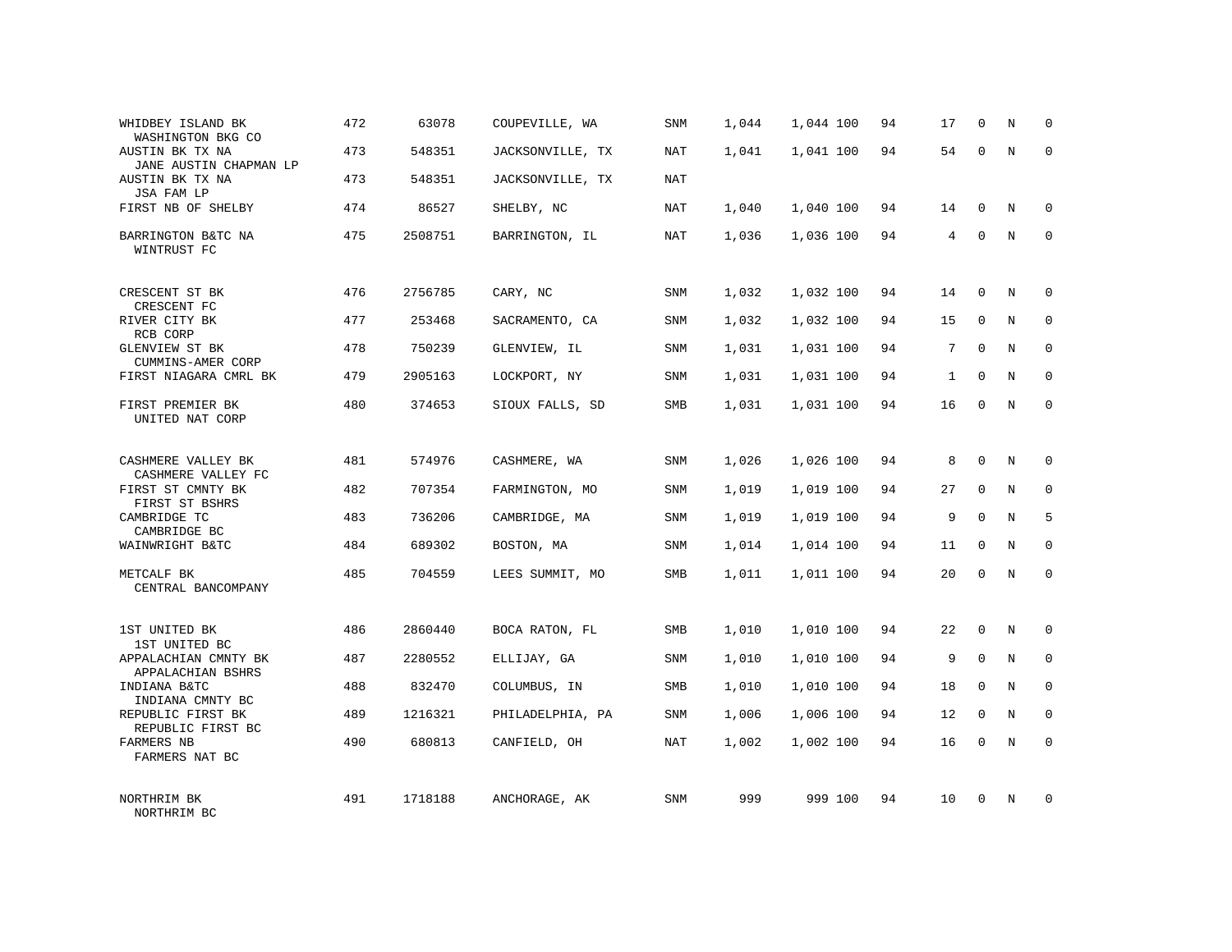| | | | | | | | | | | | | |
|---|---|---|---|---|---|---|---|---|---|---|---|---|
| WHIDBEY ISLAND BK<br>WASHINGTON BKG CO | 472 | 63078 | COUPEVILLE, WA | SNM | 1,044 | 1,044 | 100 | 94 | 17 | 0 | N | 0 |
| AUSTIN BK TX NA<br>JANE AUSTIN CHAPMAN LP | 473 | 548351 | JACKSONVILLE, TX | NAT | 1,041 | 1,041 | 100 | 94 | 54 | 0 | N | 0 |
| AUSTIN BK TX NA<br>JSA FAM LP | 473 | 548351 | JACKSONVILLE, TX | NAT | | | | | | | | |
| FIRST NB OF SHELBY | 474 | 86527 | SHELBY, NC | NAT | 1,040 | 1,040 | 100 | 94 | 14 | 0 | N | 0 |
| BARRINGTON B&TC NA<br>WINTRUST FC | 475 | 2508751 | BARRINGTON, IL | NAT | 1,036 | 1,036 | 100 | 94 | 4 | 0 | N | 0 |
| CRESCENT ST BK<br>CRESCENT FC | 476 | 2756785 | CARY, NC | SNM | 1,032 | 1,032 | 100 | 94 | 14 | 0 | N | 0 |
| RIVER CITY BK<br>RCB CORP | 477 | 253468 | SACRAMENTO, CA | SNM | 1,032 | 1,032 | 100 | 94 | 15 | 0 | N | 0 |
| GLENVIEW ST BK<br>CUMMINS-AMER CORP | 478 | 750239 | GLENVIEW, IL | SNM | 1,031 | 1,031 | 100 | 94 | 7 | 0 | N | 0 |
| FIRST NIAGARA CMRL BK | 479 | 2905163 | LOCKPORT, NY | SNM | 1,031 | 1,031 | 100 | 94 | 1 | 0 | N | 0 |
| FIRST PREMIER BK<br>UNITED NAT CORP | 480 | 374653 | SIOUX FALLS, SD | SMB | 1,031 | 1,031 | 100 | 94 | 16 | 0 | N | 0 |
| CASHMERE VALLEY BK<br>CASHMERE VALLEY FC | 481 | 574976 | CASHMERE, WA | SNM | 1,026 | 1,026 | 100 | 94 | 8 | 0 | N | 0 |
| FIRST ST CMNTY BK<br>FIRST ST BSHRS | 482 | 707354 | FARMINGTON, MO | SNM | 1,019 | 1,019 | 100 | 94 | 27 | 0 | N | 0 |
| CAMBRIDGE TC<br>CAMBRIDGE BC | 483 | 736206 | CAMBRIDGE, MA | SNM | 1,019 | 1,019 | 100 | 94 | 9 | 0 | N | 5 |
| WAINWRIGHT B&TC | 484 | 689302 | BOSTON, MA | SNM | 1,014 | 1,014 | 100 | 94 | 11 | 0 | N | 0 |
| METCALF BK<br>CENTRAL BANCOMPANY | 485 | 704559 | LEES SUMMIT, MO | SMB | 1,011 | 1,011 | 100 | 94 | 20 | 0 | N | 0 |
| 1ST UNITED BK<br>1ST UNITED BC | 486 | 2860440 | BOCA RATON, FL | SMB | 1,010 | 1,010 | 100 | 94 | 22 | 0 | N | 0 |
| APPALACHIAN CMNTY BK<br>APPALACHIAN BSHRS | 487 | 2280552 | ELLIJAY, GA | SNM | 1,010 | 1,010 | 100 | 94 | 9 | 0 | N | 0 |
| INDIANA B&TC<br>INDIANA CMNTY BC | 488 | 832470 | COLUMBUS, IN | SMB | 1,010 | 1,010 | 100 | 94 | 18 | 0 | N | 0 |
| REPUBLIC FIRST BK<br>REPUBLIC FIRST BC | 489 | 1216321 | PHILADELPHIA, PA | SNM | 1,006 | 1,006 | 100 | 94 | 12 | 0 | N | 0 |
| FARMERS NB<br>FARMERS NAT BC | 490 | 680813 | CANFIELD, OH | NAT | 1,002 | 1,002 | 100 | 94 | 16 | 0 | N | 0 |
| NORTHRIM BK<br>NORTHRIM BC | 491 | 1718188 | ANCHORAGE, AK | SNM | 999 | 999 | 100 | 94 | 10 | 0 | N | 0 |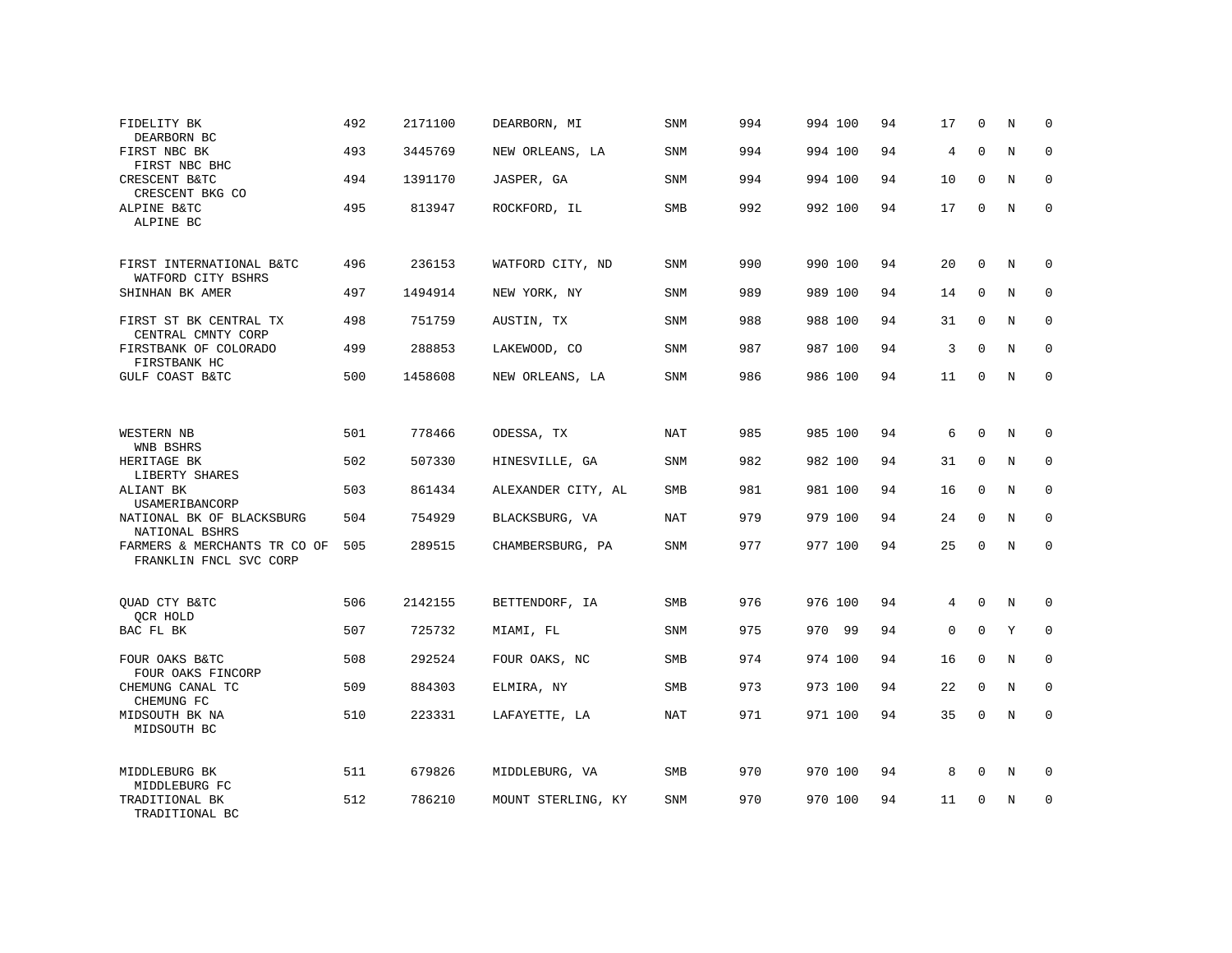| | | | | | | | | | | | | |
|---|---|---|---|---|---|---|---|---|---|---|---|---|
| FIDELITY BK<br>DEARBORN BC | 492 | 2171100 | DEARBORN, MI | SNM | 994 | 994 | 100 | 94 | 17 | 0 | N | 0 |
| FIRST NBC BK<br>FIRST NBC BHC | 493 | 3445769 | NEW ORLEANS, LA | SNM | 994 | 994 | 100 | 94 | 4 | 0 | N | 0 |
| CRESCENT B&TC<br>CRESCENT BKG CO | 494 | 1391170 | JASPER, GA | SNM | 994 | 994 | 100 | 94 | 10 | 0 | N | 0 |
| ALPINE B&TC<br>ALPINE BC | 495 | 813947 | ROCKFORD, IL | SMB | 992 | 992 | 100 | 94 | 17 | 0 | N | 0 |
| FIRST INTERNATIONAL B&TC<br>WATFORD CITY BSHRS | 496 | 236153 | WATFORD CITY, ND | SNM | 990 | 990 | 100 | 94 | 20 | 0 | N | 0 |
| SHINHAN BK AMER | 497 | 1494914 | NEW YORK, NY | SNM | 989 | 989 | 100 | 94 | 14 | 0 | N | 0 |
| FIRST ST BK CENTRAL TX<br>CENTRAL CMNTY CORP | 498 | 751759 | AUSTIN, TX | SNM | 988 | 988 | 100 | 94 | 31 | 0 | N | 0 |
| FIRSTBANK OF COLORADO<br>FIRSTBANK HC | 499 | 288853 | LAKEWOOD, CO | SNM | 987 | 987 | 100 | 94 | 3 | 0 | N | 0 |
| GULF COAST B&TC | 500 | 1458608 | NEW ORLEANS, LA | SNM | 986 | 986 | 100 | 94 | 11 | 0 | N | 0 |
| WESTERN NB<br>WNB BSHRS | 501 | 778466 | ODESSA, TX | NAT | 985 | 985 | 100 | 94 | 6 | 0 | N | 0 |
| HERITAGE BK<br>LIBERTY SHARES | 502 | 507330 | HINESVILLE, GA | SNM | 982 | 982 | 100 | 94 | 31 | 0 | N | 0 |
| ALIANT BK<br>USAMERIBANCORP | 503 | 861434 | ALEXANDER CITY, AL | SMB | 981 | 981 | 100 | 94 | 16 | 0 | N | 0 |
| NATIONAL BK OF BLACKSBURG<br>NATIONAL BSHRS | 504 | 754929 | BLACKSBURG, VA | NAT | 979 | 979 | 100 | 94 | 24 | 0 | N | 0 |
| FARMERS & MERCHANTS TR CO OF<br>FRANKLIN FNCL SVC CORP | 505 | 289515 | CHAMBERSBURG, PA | SNM | 977 | 977 | 100 | 94 | 25 | 0 | N | 0 |
| QUAD CTY B&TC<br>QCR HOLD | 506 | 2142155 | BETTENDORF, IA | SMB | 976 | 976 | 100 | 94 | 4 | 0 | N | 0 |
| BAC FL BK | 507 | 725732 | MIAMI, FL | SNM | 975 | 970 | 99 | 94 | 0 | 0 | Y | 0 |
| FOUR OAKS B&TC<br>FOUR OAKS FINCORP | 508 | 292524 | FOUR OAKS, NC | SMB | 974 | 974 | 100 | 94 | 16 | 0 | N | 0 |
| CHEMUNG CANAL TC<br>CHEMUNG FC | 509 | 884303 | ELMIRA, NY | SMB | 973 | 973 | 100 | 94 | 22 | 0 | N | 0 |
| MIDSOUTH BK NA<br>MIDSOUTH BC | 510 | 223331 | LAFAYETTE, LA | NAT | 971 | 971 | 100 | 94 | 35 | 0 | N | 0 |
| MIDDLEBURG BK<br>MIDDLEBURG FC | 511 | 679826 | MIDDLEBURG, VA | SMB | 970 | 970 | 100 | 94 | 8 | 0 | N | 0 |
| TRADITIONAL BK<br>TRADITIONAL BC | 512 | 786210 | MOUNT STERLING, KY | SNM | 970 | 970 | 100 | 94 | 11 | 0 | N | 0 |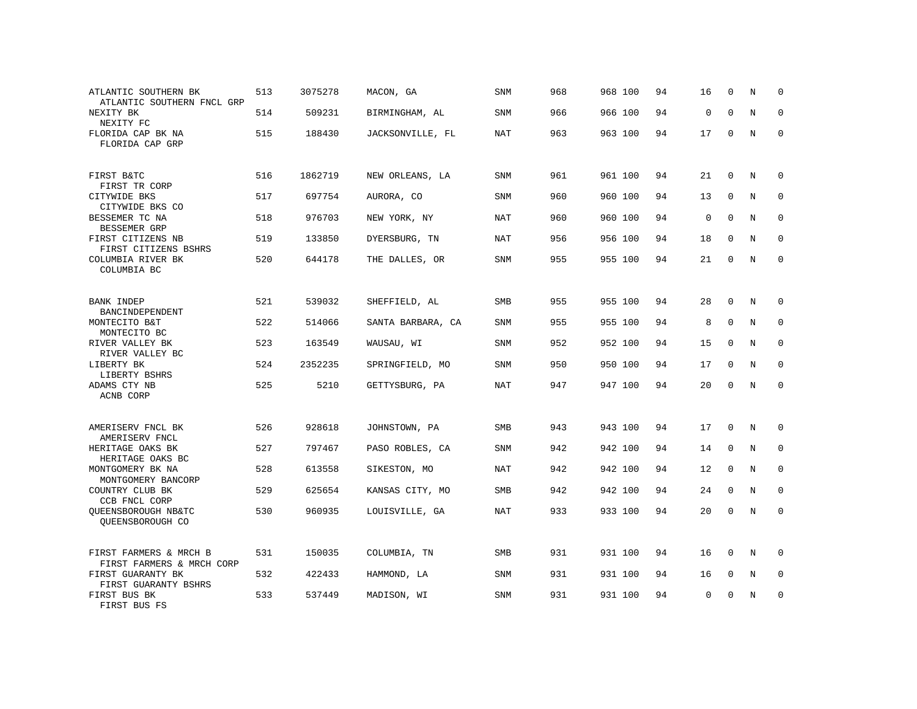| | | | | | | | | | | | |
|---|---|---|---|---|---|---|---|---|---|---|---|
| ATLANTIC SOUTHERN BK<br>ATLANTIC SOUTHERN FNCL GRP | 513 | 3075278 | MACON, GA | SNM | 968 | 968 100 | 94 | 16 | 0 | N | 0 |
| NEXITY BK<br>NEXITY FC | 514 | 509231 | BIRMINGHAM, AL | SNM | 966 | 966 100 | 94 | 0 | 0 | N | 0 |
| FLORIDA CAP BK NA<br>FLORIDA CAP GRP | 515 | 188430 | JACKSONVILLE, FL | NAT | 963 | 963 100 | 94 | 17 | 0 | N | 0 |
| FIRST B&TC<br>FIRST TR CORP | 516 | 1862719 | NEW ORLEANS, LA | SNM | 961 | 961 100 | 94 | 21 | 0 | N | 0 |
| CITYWIDE BKS<br>CITYWIDE BKS CO | 517 | 697754 | AURORA, CO | SNM | 960 | 960 100 | 94 | 13 | 0 | N | 0 |
| BESSEMER TC NA<br>BESSEMER GRP | 518 | 976703 | NEW YORK, NY | NAT | 960 | 960 100 | 94 | 0 | 0 | N | 0 |
| FIRST CITIZENS NB<br>FIRST CITIZENS BSHRS | 519 | 133850 | DYERSBURG, TN | NAT | 956 | 956 100 | 94 | 18 | 0 | N | 0 |
| COLUMBIA RIVER BK<br>COLUMBIA BC | 520 | 644178 | THE DALLES, OR | SNM | 955 | 955 100 | 94 | 21 | 0 | N | 0 |
| BANK INDEP<br>BANCINDEPENDENT | 521 | 539032 | SHEFFIELD, AL | SMB | 955 | 955 100 | 94 | 28 | 0 | N | 0 |
| MONTECITO B&T<br>MONTECITO BC | 522 | 514066 | SANTA BARBARA, CA | SNM | 955 | 955 100 | 94 | 8 | 0 | N | 0 |
| RIVER VALLEY BK<br>RIVER VALLEY BC | 523 | 163549 | WAUSAU, WI | SNM | 952 | 952 100 | 94 | 15 | 0 | N | 0 |
| LIBERTY BK<br>LIBERTY BSHRS | 524 | 2352235 | SPRINGFIELD, MO | SNM | 950 | 950 100 | 94 | 17 | 0 | N | 0 |
| ADAMS CTY NB<br>ACNB CORP | 525 | 5210 | GETTYSBURG, PA | NAT | 947 | 947 100 | 94 | 20 | 0 | N | 0 |
| AMERISERV FNCL BK<br>AMERISERV FNCL | 526 | 928618 | JOHNSTOWN, PA | SMB | 943 | 943 100 | 94 | 17 | 0 | N | 0 |
| HERITAGE OAKS BK<br>HERITAGE OAKS BC | 527 | 797467 | PASO ROBLES, CA | SNM | 942 | 942 100 | 94 | 14 | 0 | N | 0 |
| MONTGOMERY BK NA<br>MONTGOMERY BANCORP | 528 | 613558 | SIKESTON, MO | NAT | 942 | 942 100 | 94 | 12 | 0 | N | 0 |
| COUNTRY CLUB BK<br>CCB FNCL CORP | 529 | 625654 | KANSAS CITY, MO | SMB | 942 | 942 100 | 94 | 24 | 0 | N | 0 |
| QUEENSBOROUGH NB&TC<br>QUEENSBOROUGH CO | 530 | 960935 | LOUISVILLE, GA | NAT | 933 | 933 100 | 94 | 20 | 0 | N | 0 |
| FIRST FARMERS & MRCH B<br>FIRST FARMERS & MRCH CORP | 531 | 150035 | COLUMBIA, TN | SMB | 931 | 931 100 | 94 | 16 | 0 | N | 0 |
| FIRST GUARANTY BK<br>FIRST GUARANTY BSHRS | 532 | 422433 | HAMMOND, LA | SNM | 931 | 931 100 | 94 | 16 | 0 | N | 0 |
| FIRST BUS BK<br>FIRST BUS FS | 533 | 537449 | MADISON, WI | SNM | 931 | 931 100 | 94 | 0 | 0 | N | 0 |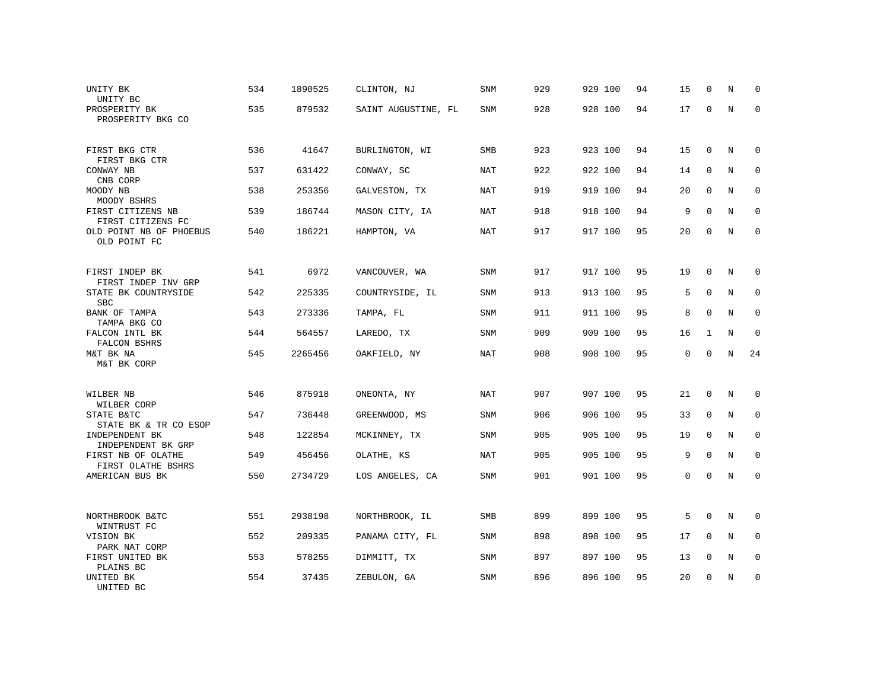| | | | | | | | | | | | | |
|---|---|---|---|---|---|---|---|---|---|---|---|---|
| UNITY BK<br>UNITY BC | 534 | 1890525 | CLINTON, NJ | SNM | 929 | 929 | 100 | 94 | 15 | 0 | N | 0 |
| PROSPERITY BK<br>PROSPERITY BKG CO | 535 | 879532 | SAINT AUGUSTINE, FL | SNM | 928 | 928 | 100 | 94 | 17 | 0 | N | 0 |
| FIRST BKG CTR<br>FIRST BKG CTR | 536 | 41647 | BURLINGTON, WI | SMB | 923 | 923 | 100 | 94 | 15 | 0 | N | 0 |
| CONWAY NB<br>CNB CORP | 537 | 631422 | CONWAY, SC | NAT | 922 | 922 | 100 | 94 | 14 | 0 | N | 0 |
| MOODY NB<br>MOODY BSHRS | 538 | 253356 | GALVESTON, TX | NAT | 919 | 919 | 100 | 94 | 20 | 0 | N | 0 |
| FIRST CITIZENS NB<br>FIRST CITIZENS FC | 539 | 186744 | MASON CITY, IA | NAT | 918 | 918 | 100 | 94 | 9 | 0 | N | 0 |
| OLD POINT NB OF PHOEBUS<br>OLD POINT FC | 540 | 186221 | HAMPTON, VA | NAT | 917 | 917 | 100 | 95 | 20 | 0 | N | 0 |
| FIRST INDEP BK<br>FIRST INDEP INV GRP | 541 | 6972 | VANCOUVER, WA | SNM | 917 | 917 | 100 | 95 | 19 | 0 | N | 0 |
| STATE BK COUNTRYSIDE<br>SBC | 542 | 225335 | COUNTRYSIDE, IL | SNM | 913 | 913 | 100 | 95 | 5 | 0 | N | 0 |
| BANK OF TAMPA<br>TAMPA BKG CO | 543 | 273336 | TAMPA, FL | SNM | 911 | 911 | 100 | 95 | 8 | 0 | N | 0 |
| FALCON INTL BK<br>FALCON BSHRS | 544 | 564557 | LAREDO, TX | SNM | 909 | 909 | 100 | 95 | 16 | 1 | N | 0 |
| M&T BK NA<br>M&T BK CORP | 545 | 2265456 | OAKFIELD, NY | NAT | 908 | 908 | 100 | 95 | 0 | 0 | N | 24 |
| WILBER NB<br>WILBER CORP | 546 | 875918 | ONEONTA, NY | NAT | 907 | 907 | 100 | 95 | 21 | 0 | N | 0 |
| STATE B&TC<br>STATE BK & TR CO ESOP | 547 | 736448 | GREENWOOD, MS | SNM | 906 | 906 | 100 | 95 | 33 | 0 | N | 0 |
| INDEPENDENT BK<br>INDEPENDENT BK GRP | 548 | 122854 | MCKINNEY, TX | SNM | 905 | 905 | 100 | 95 | 19 | 0 | N | 0 |
| FIRST NB OF OLATHE<br>FIRST OLATHE BSHRS | 549 | 456456 | OLATHE, KS | NAT | 905 | 905 | 100 | 95 | 9 | 0 | N | 0 |
| AMERICAN BUS BK | 550 | 2734729 | LOS ANGELES, CA | SNM | 901 | 901 | 100 | 95 | 0 | 0 | N | 0 |
| NORTHBROOK B&TC<br>WINTRUST FC | 551 | 2938198 | NORTHBROOK, IL | SMB | 899 | 899 | 100 | 95 | 5 | 0 | N | 0 |
| VISION BK<br>PARK NAT CORP | 552 | 209335 | PANAMA CITY, FL | SNM | 898 | 898 | 100 | 95 | 17 | 0 | N | 0 |
| FIRST UNITED BK<br>PLAINS BC | 553 | 578255 | DIMMITT, TX | SNM | 897 | 897 | 100 | 95 | 13 | 0 | N | 0 |
| UNITED BK<br>UNITED BC | 554 | 37435 | ZEBULON, GA | SNM | 896 | 896 | 100 | 95 | 20 | 0 | N | 0 |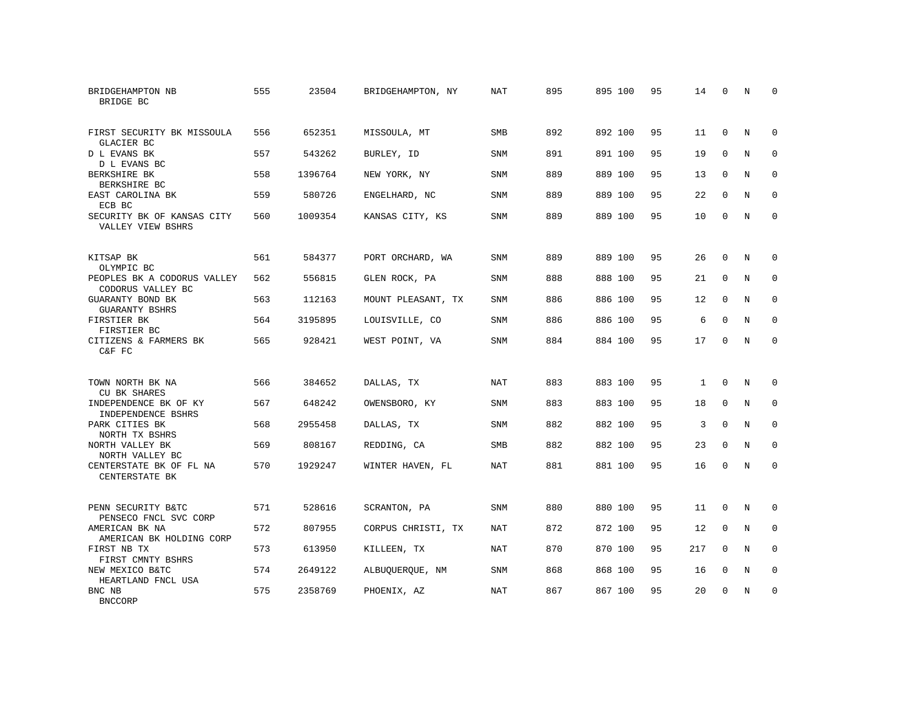| | | | | | | | | | | | | |
|---|---|---|---|---|---|---|---|---|---|---|---|---|
| BRIDGEHAMPTON NB<br>BRIDGE BC | 555 | 23504 | BRIDGEHAMPTON, NY | NAT | 895 | 895 | 100 | 95 | 14 | 0 | N | 0 |
| FIRST SECURITY BK MISSOULA<br>GLACIER BC | 556 | 652351 | MISSOULA, MT | SMB | 892 | 892 | 100 | 95 | 11 | 0 | N | 0 |
| D L EVANS BK<br>D L EVANS BC | 557 | 543262 | BURLEY, ID | SNM | 891 | 891 | 100 | 95 | 19 | 0 | N | 0 |
| BERKSHIRE BK<br>BERKSHIRE BC | 558 | 1396764 | NEW YORK, NY | SNM | 889 | 889 | 100 | 95 | 13 | 0 | N | 0 |
| EAST CAROLINA BK<br>ECB BC | 559 | 580726 | ENGELHARD, NC | SNM | 889 | 889 | 100 | 95 | 22 | 0 | N | 0 |
| SECURITY BK OF KANSAS CITY<br>VALLEY VIEW BSHRS | 560 | 1009354 | KANSAS CITY, KS | SNM | 889 | 889 | 100 | 95 | 10 | 0 | N | 0 |
| KITSAP BK<br>OLYMPIC BC | 561 | 584377 | PORT ORCHARD, WA | SNM | 889 | 889 | 100 | 95 | 26 | 0 | N | 0 |
| PEOPLES BK A CODORUS VALLEY<br>CODORUS VALLEY BC | 562 | 556815 | GLEN ROCK, PA | SNM | 888 | 888 | 100 | 95 | 21 | 0 | N | 0 |
| GUARANTY BOND BK<br>GUARANTY BSHRS | 563 | 112163 | MOUNT PLEASANT, TX | SNM | 886 | 886 | 100 | 95 | 12 | 0 | N | 0 |
| FIRSTIER BK<br>FIRSTIER BC | 564 | 3195895 | LOUISVILLE, CO | SNM | 886 | 886 | 100 | 95 | 6 | 0 | N | 0 |
| CITIZENS & FARMERS BK<br>C&F FC | 565 | 928421 | WEST POINT, VA | SNM | 884 | 884 | 100 | 95 | 17 | 0 | N | 0 |
| TOWN NORTH BK NA<br>CU BK SHARES | 566 | 384652 | DALLAS, TX | NAT | 883 | 883 | 100 | 95 | 1 | 0 | N | 0 |
| INDEPENDENCE BK OF KY<br>INDEPENDENCE BSHRS | 567 | 648242 | OWENSBORO, KY | SNM | 883 | 883 | 100 | 95 | 18 | 0 | N | 0 |
| PARK CITIES BK<br>NORTH TX BSHRS | 568 | 2955458 | DALLAS, TX | SNM | 882 | 882 | 100 | 95 | 3 | 0 | N | 0 |
| NORTH VALLEY BK<br>NORTH VALLEY BC | 569 | 808167 | REDDING, CA | SMB | 882 | 882 | 100 | 95 | 23 | 0 | N | 0 |
| CENTERSTATE BK OF FL NA<br>CENTERSTATE BK | 570 | 1929247 | WINTER HAVEN, FL | NAT | 881 | 881 | 100 | 95 | 16 | 0 | N | 0 |
| PENN SECURITY B&TC<br>PENSECO FNCL SVC CORP | 571 | 528616 | SCRANTON, PA | SNM | 880 | 880 | 100 | 95 | 11 | 0 | N | 0 |
| AMERICAN BK NA<br>AMERICAN BK HOLDING CORP | 572 | 807955 | CORPUS CHRISTI, TX | NAT | 872 | 872 | 100 | 95 | 12 | 0 | N | 0 |
| FIRST NB TX<br>FIRST CMNTY BSHRS | 573 | 613950 | KILLEEN, TX | NAT | 870 | 870 | 100 | 95 | 217 | 0 | N | 0 |
| NEW MEXICO B&TC<br>HEARTLAND FNCL USA | 574 | 2649122 | ALBUQUERQUE, NM | SNM | 868 | 868 | 100 | 95 | 16 | 0 | N | 0 |
| BNC NB<br>BNCCORP | 575 | 2358769 | PHOENIX, AZ | NAT | 867 | 867 | 100 | 95 | 20 | 0 | N | 0 |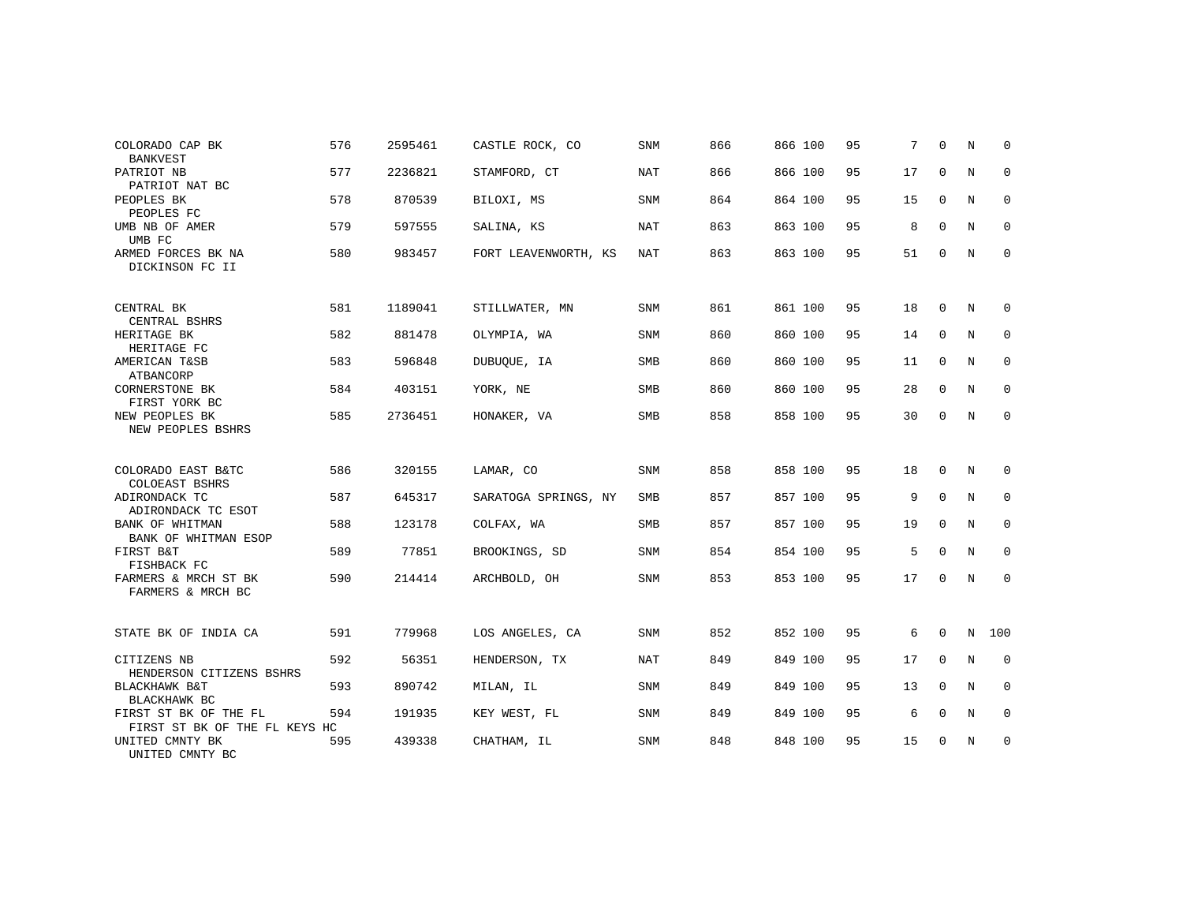| | | | | | | | | | | | | |
|---|---|---|---|---|---|---|---|---|---|---|---|---|
| COLORADO CAP BK<br>BANKVEST | 576 | 2595461 | CASTLE ROCK, CO | SNM | 866 | 866 | 100 | 95 | 7 | 0 | N | 0 |
| PATRIOT NB<br>PATRIOT NAT BC | 577 | 2236821 | STAMFORD, CT | NAT | 866 | 866 | 100 | 95 | 17 | 0 | N | 0 |
| PEOPLES BK<br>PEOPLES FC | 578 | 870539 | BILOXI, MS | SNM | 864 | 864 | 100 | 95 | 15 | 0 | N | 0 |
| UMB NB OF AMER<br>UMB FC | 579 | 597555 | SALINA, KS | NAT | 863 | 863 | 100 | 95 | 8 | 0 | N | 0 |
| ARMED FORCES BK NA<br>DICKINSON FC II | 580 | 983457 | FORT LEAVENWORTH, KS | NAT | 863 | 863 | 100 | 95 | 51 | 0 | N | 0 |
| CENTRAL BK<br>CENTRAL BSHRS | 581 | 1189041 | STILLWATER, MN | SNM | 861 | 861 | 100 | 95 | 18 | 0 | N | 0 |
| HERITAGE BK<br>HERITAGE FC | 582 | 881478 | OLYMPIA, WA | SNM | 860 | 860 | 100 | 95 | 14 | 0 | N | 0 |
| AMERICAN T&SB<br>ATBANCORP | 583 | 596848 | DUBUQUE, IA | SMB | 860 | 860 | 100 | 95 | 11 | 0 | N | 0 |
| CORNERSTONE BK<br>FIRST YORK BC | 584 | 403151 | YORK, NE | SMB | 860 | 860 | 100 | 95 | 28 | 0 | N | 0 |
| NEW PEOPLES BK<br>NEW PEOPLES BSHRS | 585 | 2736451 | HONAKER, VA | SMB | 858 | 858 | 100 | 95 | 30 | 0 | N | 0 |
| COLORADO EAST B&TC<br>COLOEAST BSHRS | 586 | 320155 | LAMAR, CO | SNM | 858 | 858 | 100 | 95 | 18 | 0 | N | 0 |
| ADIRONDACK TC<br>ADIRONDACK TC ESOT | 587 | 645317 | SARATOGA SPRINGS, NY | SMB | 857 | 857 | 100 | 95 | 9 | 0 | N | 0 |
| BANK OF WHITMAN<br>BANK OF WHITMAN ESOP | 588 | 123178 | COLFAX, WA | SMB | 857 | 857 | 100 | 95 | 19 | 0 | N | 0 |
| FIRST B&T<br>FISHBACK FC | 589 | 77851 | BROOKINGS, SD | SNM | 854 | 854 | 100 | 95 | 5 | 0 | N | 0 |
| FARMERS & MRCH ST BK<br>FARMERS & MRCH BC | 590 | 214414 | ARCHBOLD, OH | SNM | 853 | 853 | 100 | 95 | 17 | 0 | N | 0 |
| STATE BK OF INDIA CA | 591 | 779968 | LOS ANGELES, CA | SNM | 852 | 852 | 100 | 95 | 6 | 0 | N | 100 |
| CITIZENS NB<br>HENDERSON CITIZENS BSHRS | 592 | 56351 | HENDERSON, TX | NAT | 849 | 849 | 100 | 95 | 17 | 0 | N | 0 |
| BLACKHAWK B&T<br>BLACKHAWK BC | 593 | 890742 | MILAN, IL | SNM | 849 | 849 | 100 | 95 | 13 | 0 | N | 0 |
| FIRST ST BK OF THE FL<br>FIRST ST BK OF THE FL KEYS HC | 594 | 191935 | KEY WEST, FL | SNM | 849 | 849 | 100 | 95 | 6 | 0 | N | 0 |
| UNITED CMNTY BK<br>UNITED CMNTY BC | 595 | 439338 | CHATHAM, IL | SNM | 848 | 848 | 100 | 95 | 15 | 0 | N | 0 |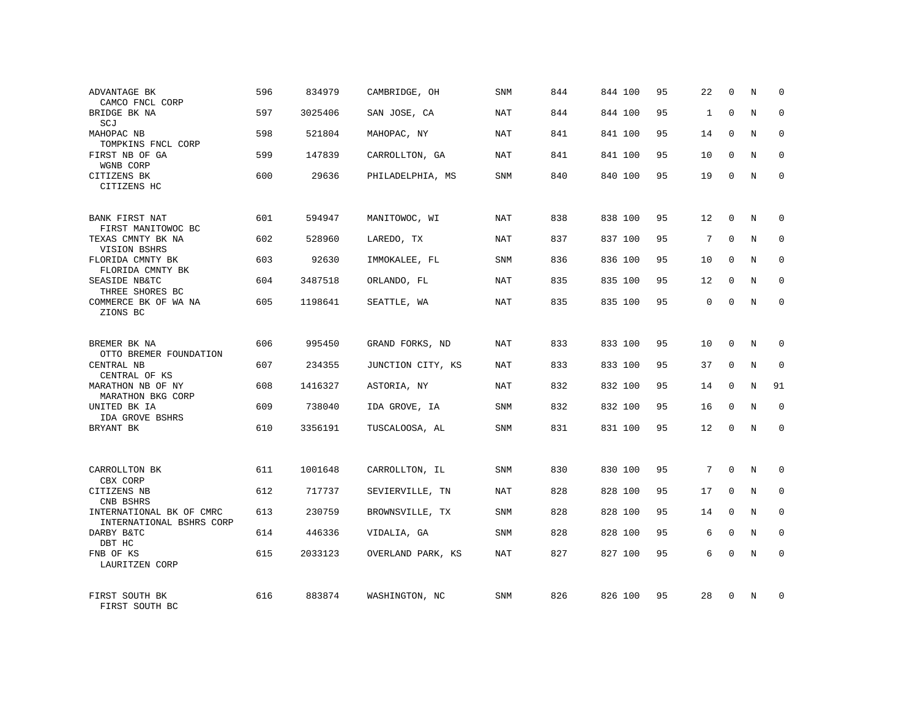| | | | | | | | | | | | | |
|---|---|---|---|---|---|---|---|---|---|---|---|---|
| ADVANTAGE BK<br>CAMCO FNCL CORP | 596 | 834979 | CAMBRIDGE, OH | SNM | 844 | 844 | 100 | 95 | 22 | 0 | N | 0 |
| BRIDGE BK NA<br>SCJ | 597 | 3025406 | SAN JOSE, CA | NAT | 844 | 844 | 100 | 95 | 1 | 0 | N | 0 |
| MAHOPAC NB<br>TOMPKINS FNCL CORP | 598 | 521804 | MAHOPAC, NY | NAT | 841 | 841 | 100 | 95 | 14 | 0 | N | 0 |
| FIRST NB OF GA<br>WGNB CORP | 599 | 147839 | CARROLLTON, GA | NAT | 841 | 841 | 100 | 95 | 10 | 0 | N | 0 |
| CITIZENS BK<br>CITIZENS HC | 600 | 29636 | PHILADELPHIA, MS | SNM | 840 | 840 | 100 | 95 | 19 | 0 | N | 0 |
| BANK FIRST NAT<br>FIRST MANITOWOC BC | 601 | 594947 | MANITOWOC, WI | NAT | 838 | 838 | 100 | 95 | 12 | 0 | N | 0 |
| TEXAS CMNTY BK NA<br>VISION BSHRS | 602 | 528960 | LAREDO, TX | NAT | 837 | 837 | 100 | 95 | 7 | 0 | N | 0 |
| FLORIDA CMNTY BK<br>FLORIDA CMNTY BK | 603 | 92630 | IMMOKALEE, FL | SNM | 836 | 836 | 100 | 95 | 10 | 0 | N | 0 |
| SEASIDE NB&TC<br>THREE SHORES BC | 604 | 3487518 | ORLANDO, FL | NAT | 835 | 835 | 100 | 95 | 12 | 0 | N | 0 |
| COMMERCE BK OF WA NA<br>ZIONS BC | 605 | 1198641 | SEATTLE, WA | NAT | 835 | 835 | 100 | 95 | 0 | 0 | N | 0 |
| BREMER BK NA<br>OTTO BREMER FOUNDATION | 606 | 995450 | GRAND FORKS, ND | NAT | 833 | 833 | 100 | 95 | 10 | 0 | N | 0 |
| CENTRAL NB<br>CENTRAL OF KS | 607 | 234355 | JUNCTION CITY, KS | NAT | 833 | 833 | 100 | 95 | 37 | 0 | N | 0 |
| MARATHON NB OF NY<br>MARATHON BKG CORP | 608 | 1416327 | ASTORIA, NY | NAT | 832 | 832 | 100 | 95 | 14 | 0 | N | 91 |
| UNITED BK IA<br>IDA GROVE BSHRS | 609 | 738040 | IDA GROVE, IA | SNM | 832 | 832 | 100 | 95 | 16 | 0 | N | 0 |
| BRYANT BK | 610 | 3356191 | TUSCALOOSA, AL | SNM | 831 | 831 | 100 | 95 | 12 | 0 | N | 0 |
| CARROLLTON BK<br>CBX CORP | 611 | 1001648 | CARROLLTON, IL | SNM | 830 | 830 | 100 | 95 | 7 | 0 | N | 0 |
| CITIZENS NB<br>CNB BSHRS | 612 | 717737 | SEVIERVILLE, TN | NAT | 828 | 828 | 100 | 95 | 17 | 0 | N | 0 |
| INTERNATIONAL BK OF CMRC<br>INTERNATIONAL BSHRS CORP | 613 | 230759 | BROWNSVILLE, TX | SNM | 828 | 828 | 100 | 95 | 14 | 0 | N | 0 |
| DARBY B&TC<br>DBT HC | 614 | 446336 | VIDALIA, GA | SNM | 828 | 828 | 100 | 95 | 6 | 0 | N | 0 |
| FNB OF KS<br>LAURITZEN CORP | 615 | 2033123 | OVERLAND PARK, KS | NAT | 827 | 827 | 100 | 95 | 6 | 0 | N | 0 |
| FIRST SOUTH BK<br>FIRST SOUTH BC | 616 | 883874 | WASHINGTON, NC | SNM | 826 | 826 | 100 | 95 | 28 | 0 | N | 0 |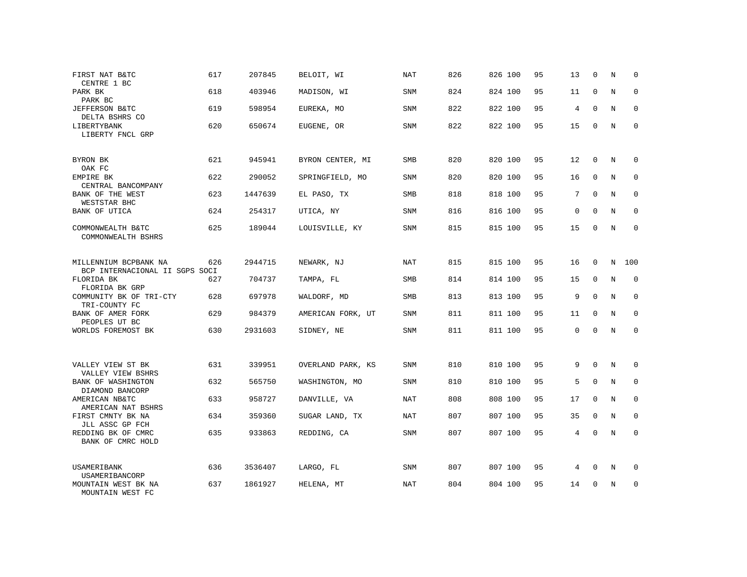| | | | | | | | | | | | | |
|---|---|---|---|---|---|---|---|---|---|---|---|---|
| FIRST NAT B&TC<br>CENTRE 1 BC | 617 | 207845 | BELOIT, WI | NAT | 826 | 826 | 100 | 95 | 13 | 0 | N | 0 |
| PARK BK<br>PARK BC | 618 | 403946 | MADISON, WI | SNM | 824 | 824 | 100 | 95 | 11 | 0 | N | 0 |
| JEFFERSON B&TC<br>DELTA BSHRS CO | 619 | 598954 | EUREKA, MO | SNM | 822 | 822 | 100 | 95 | 4 | 0 | N | 0 |
| LIBERTYBANK<br>LIBERTY FNCL GRP | 620 | 650674 | EUGENE, OR | SNM | 822 | 822 | 100 | 95 | 15 | 0 | N | 0 |
| BYRON BK<br>OAK FC | 621 | 945941 | BYRON CENTER, MI | SMB | 820 | 820 | 100 | 95 | 12 | 0 | N | 0 |
| EMPIRE BK<br>CENTRAL BANCOMPANY | 622 | 290052 | SPRINGFIELD, MO | SNM | 820 | 820 | 100 | 95 | 16 | 0 | N | 0 |
| BANK OF THE WEST<br>WESTSTAR BHC | 623 | 1447639 | EL PASO, TX | SMB | 818 | 818 | 100 | 95 | 7 | 0 | N | 0 |
| BANK OF UTICA | 624 | 254317 | UTICA, NY | SNM | 816 | 816 | 100 | 95 | 0 | 0 | N | 0 |
| COMMONWEALTH B&TC<br>COMMONWEALTH BSHRS | 625 | 189044 | LOUISVILLE, KY | SNM | 815 | 815 | 100 | 95 | 15 | 0 | N | 0 |
| MILLENNIUM BCPBANK NA<br>BCP INTERNACIONAL II SGPS SOCI | 626 | 2944715 | NEWARK, NJ | NAT | 815 | 815 | 100 | 95 | 16 | 0 | N | 100 |
| FLORIDA BK<br>FLORIDA BK GRP | 627 | 704737 | TAMPA, FL | SMB | 814 | 814 | 100 | 95 | 15 | 0 | N | 0 |
| COMMUNITY BK OF TRI-CTY<br>TRI-COUNTY FC | 628 | 697978 | WALDORF, MD | SMB | 813 | 813 | 100 | 95 | 9 | 0 | N | 0 |
| BANK OF AMER FORK<br>PEOPLES UT BC | 629 | 984379 | AMERICAN FORK, UT | SNM | 811 | 811 | 100 | 95 | 11 | 0 | N | 0 |
| WORLDS FOREMOST BK | 630 | 2931603 | SIDNEY, NE | SNM | 811 | 811 | 100 | 95 | 0 | 0 | N | 0 |
| VALLEY VIEW ST BK<br>VALLEY VIEW BSHRS | 631 | 339951 | OVERLAND PARK, KS | SNM | 810 | 810 | 100 | 95 | 9 | 0 | N | 0 |
| BANK OF WASHINGTON<br>DIAMOND BANCORP | 632 | 565750 | WASHINGTON, MO | SNM | 810 | 810 | 100 | 95 | 5 | 0 | N | 0 |
| AMERICAN NB&TC<br>AMERICAN NAT BSHRS | 633 | 958727 | DANVILLE, VA | NAT | 808 | 808 | 100 | 95 | 17 | 0 | N | 0 |
| FIRST CMNTY BK NA<br>JLL ASSC GP FCH | 634 | 359360 | SUGAR LAND, TX | NAT | 807 | 807 | 100 | 95 | 35 | 0 | N | 0 |
| REDDING BK OF CMRC<br>BANK OF CMRC HOLD | 635 | 933863 | REDDING, CA | SNM | 807 | 807 | 100 | 95 | 4 | 0 | N | 0 |
| USAMERIBANK<br>USAMERIBANCORP | 636 | 3536407 | LARGO, FL | SNM | 807 | 807 | 100 | 95 | 4 | 0 | N | 0 |
| MOUNTAIN WEST BK NA<br>MOUNTAIN WEST FC | 637 | 1861927 | HELENA, MT | NAT | 804 | 804 | 100 | 95 | 14 | 0 | N | 0 |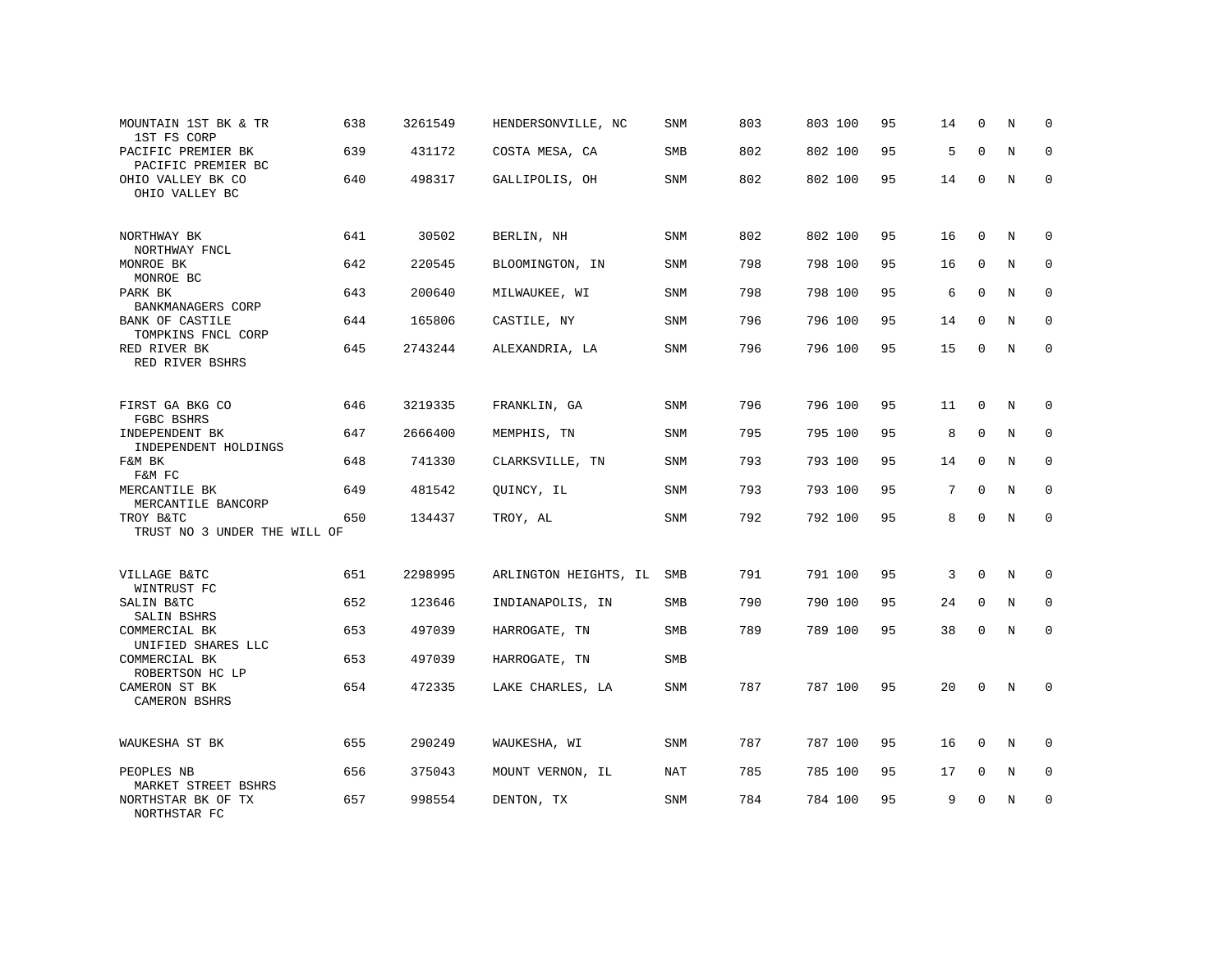| | | | | | | | | | | | | |
|---|---|---|---|---|---|---|---|---|---|---|---|---|
| MOUNTAIN 1ST BK & TR<br>1ST FS CORP | 638 | 3261549 | HENDERSONVILLE, NC | SNM | 803 | 803 | 100 | 95 | 14 | 0 | N | 0 |
| PACIFIC PREMIER BK<br>PACIFIC PREMIER BC | 639 | 431172 | COSTA MESA, CA | SMB | 802 | 802 | 100 | 95 | 5 | 0 | N | 0 |
| OHIO VALLEY BK CO<br>OHIO VALLEY BC | 640 | 498317 | GALLIPOLIS, OH | SNM | 802 | 802 | 100 | 95 | 14 | 0 | N | 0 |
| NORTHWAY BK<br>NORTHWAY FNCL | 641 | 30502 | BERLIN, NH | SNM | 802 | 802 | 100 | 95 | 16 | 0 | N | 0 |
| MONROE BK<br>MONROE BC | 642 | 220545 | BLOOMINGTON, IN | SNM | 798 | 798 | 100 | 95 | 16 | 0 | N | 0 |
| PARK BK<br>BANKMANAGERS CORP | 643 | 200640 | MILWAUKEE, WI | SNM | 798 | 798 | 100 | 95 | 6 | 0 | N | 0 |
| BANK OF CASTILE<br>TOMPKINS FNCL CORP | 644 | 165806 | CASTILE, NY | SNM | 796 | 796 | 100 | 95 | 14 | 0 | N | 0 |
| RED RIVER BK<br>RED RIVER BSHRS | 645 | 2743244 | ALEXANDRIA, LA | SNM | 796 | 796 | 100 | 95 | 15 | 0 | N | 0 |
| FIRST GA BKG CO<br>FGBC BSHRS | 646 | 3219335 | FRANKLIN, GA | SNM | 796 | 796 | 100 | 95 | 11 | 0 | N | 0 |
| INDEPENDENT BK<br>INDEPENDENT HOLDINGS | 647 | 2666400 | MEMPHIS, TN | SNM | 795 | 795 | 100 | 95 | 8 | 0 | N | 0 |
| F&M BK<br>F&M FC | 648 | 741330 | CLARKSVILLE, TN | SNM | 793 | 793 | 100 | 95 | 14 | 0 | N | 0 |
| MERCANTILE BK<br>MERCANTILE BANCORP | 649 | 481542 | QUINCY, IL | SNM | 793 | 793 | 100 | 95 | 7 | 0 | N | 0 |
| TROY B&TC<br>TRUST NO 3 UNDER THE WILL OF | 650 | 134437 | TROY, AL | SNM | 792 | 792 | 100 | 95 | 8 | 0 | N | 0 |
| VILLAGE B&TC<br>WINTRUST FC | 651 | 2298995 | ARLINGTON HEIGHTS, IL | SMB | 791 | 791 | 100 | 95 | 3 | 0 | N | 0 |
| SALIN B&TC<br>SALIN BSHRS | 652 | 123646 | INDIANAPOLIS, IN | SMB | 790 | 790 | 100 | 95 | 24 | 0 | N | 0 |
| COMMERCIAL BK<br>UNIFIED SHARES LLC | 653 | 497039 | HARROGATE, TN | SMB | 789 | 789 | 100 | 95 | 38 | 0 | N | 0 |
| COMMERCIAL BK<br>ROBERTSON HC LP | 653 | 497039 | HARROGATE, TN | SMB | | | | | | | | |
| CAMERON ST BK<br>CAMERON BSHRS | 654 | 472335 | LAKE CHARLES, LA | SNM | 787 | 787 | 100 | 95 | 20 | 0 | N | 0 |
| WAUKESHA ST BK | 655 | 290249 | WAUKESHA, WI | SNM | 787 | 787 | 100 | 95 | 16 | 0 | N | 0 |
| PEOPLES NB<br>MARKET STREET BSHRS | 656 | 375043 | MOUNT VERNON, IL | NAT | 785 | 785 | 100 | 95 | 17 | 0 | N | 0 |
| NORTHSTAR BK OF TX<br>NORTHSTAR FC | 657 | 998554 | DENTON, TX | SNM | 784 | 784 | 100 | 95 | 9 | 0 | N | 0 |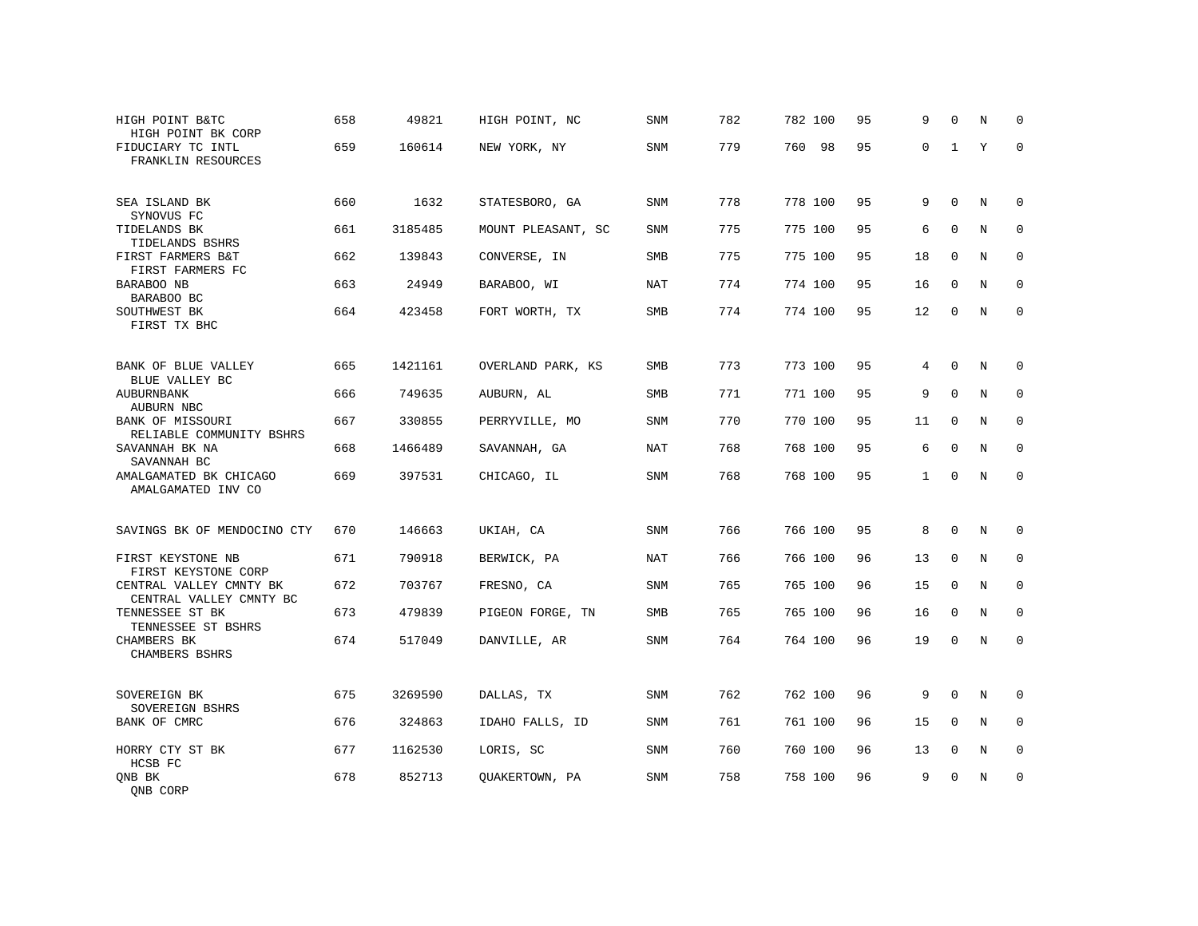| | | | | | | | | | | | | |
|---|---|---|---|---|---|---|---|---|---|---|---|---|
| HIGH POINT B&TC<br>HIGH POINT BK CORP | 658 | 49821 | HIGH POINT, NC | SNM | 782 | 782 | 100 | 95 | 9 | 0 | N | 0 |
| FIDUCIARY TC INTL<br>FRANKLIN RESOURCES | 659 | 160614 | NEW YORK, NY | SNM | 779 | 760 | 98 | 95 | 0 | 1 | Y | 0 |
| SEA ISLAND BK<br>SYNOVUS FC | 660 | 1632 | STATESBORO, GA | SNM | 778 | 778 | 100 | 95 | 9 | 0 | N | 0 |
| TIDELANDS BK<br>TIDELANDS BSHRS | 661 | 3185485 | MOUNT PLEASANT, SC | SNM | 775 | 775 | 100 | 95 | 6 | 0 | N | 0 |
| FIRST FARMERS B&T<br>FIRST FARMERS FC | 662 | 139843 | CONVERSE, IN | SMB | 775 | 775 | 100 | 95 | 18 | 0 | N | 0 |
| BARABOO NB<br>BARABOO BC | 663 | 24949 | BARABOO, WI | NAT | 774 | 774 | 100 | 95 | 16 | 0 | N | 0 |
| SOUTHWEST BK<br>FIRST TX BHC | 664 | 423458 | FORT WORTH, TX | SMB | 774 | 774 | 100 | 95 | 12 | 0 | N | 0 |
| BANK OF BLUE VALLEY<br>BLUE VALLEY BC | 665 | 1421161 | OVERLAND PARK, KS | SMB | 773 | 773 | 100 | 95 | 4 | 0 | N | 0 |
| AUBURNBANK<br>AUBURN NBC | 666 | 749635 | AUBURN, AL | SMB | 771 | 771 | 100 | 95 | 9 | 0 | N | 0 |
| BANK OF MISSOURI<br>RELIABLE COMMUNITY BSHRS | 667 | 330855 | PERRYVILLE, MO | SNM | 770 | 770 | 100 | 95 | 11 | 0 | N | 0 |
| SAVANNAH BK NA<br>SAVANNAH BC | 668 | 1466489 | SAVANNAH, GA | NAT | 768 | 768 | 100 | 95 | 6 | 0 | N | 0 |
| AMALGAMATED BK CHICAGO<br>AMALGAMATED INV CO | 669 | 397531 | CHICAGO, IL | SNM | 768 | 768 | 100 | 95 | 1 | 0 | N | 0 |
| SAVINGS BK OF MENDOCINO CTY | 670 | 146663 | UKIAH, CA | SNM | 766 | 766 | 100 | 95 | 8 | 0 | N | 0 |
| FIRST KEYSTONE NB<br>FIRST KEYSTONE CORP | 671 | 790918 | BERWICK, PA | NAT | 766 | 766 | 100 | 96 | 13 | 0 | N | 0 |
| CENTRAL VALLEY CMNTY BK<br>CENTRAL VALLEY CMNTY BC | 672 | 703767 | FRESNO, CA | SNM | 765 | 765 | 100 | 96 | 15 | 0 | N | 0 |
| TENNESSEE ST BK<br>TENNESSEE ST BSHRS | 673 | 479839 | PIGEON FORGE, TN | SMB | 765 | 765 | 100 | 96 | 16 | 0 | N | 0 |
| CHAMBERS BK<br>CHAMBERS BSHRS | 674 | 517049 | DANVILLE, AR | SNM | 764 | 764 | 100 | 96 | 19 | 0 | N | 0 |
| SOVEREIGN BK<br>SOVEREIGN BSHRS | 675 | 3269590 | DALLAS, TX | SNM | 762 | 762 | 100 | 96 | 9 | 0 | N | 0 |
| BANK OF CMRC | 676 | 324863 | IDAHO FALLS, ID | SNM | 761 | 761 | 100 | 96 | 15 | 0 | N | 0 |
| HORRY CTY ST BK<br>HCSB FC | 677 | 1162530 | LORIS, SC | SNM | 760 | 760 | 100 | 96 | 13 | 0 | N | 0 |
| QNB BK<br>QNB CORP | 678 | 852713 | QUAKERTOWN, PA | SNM | 758 | 758 | 100 | 96 | 9 | 0 | N | 0 |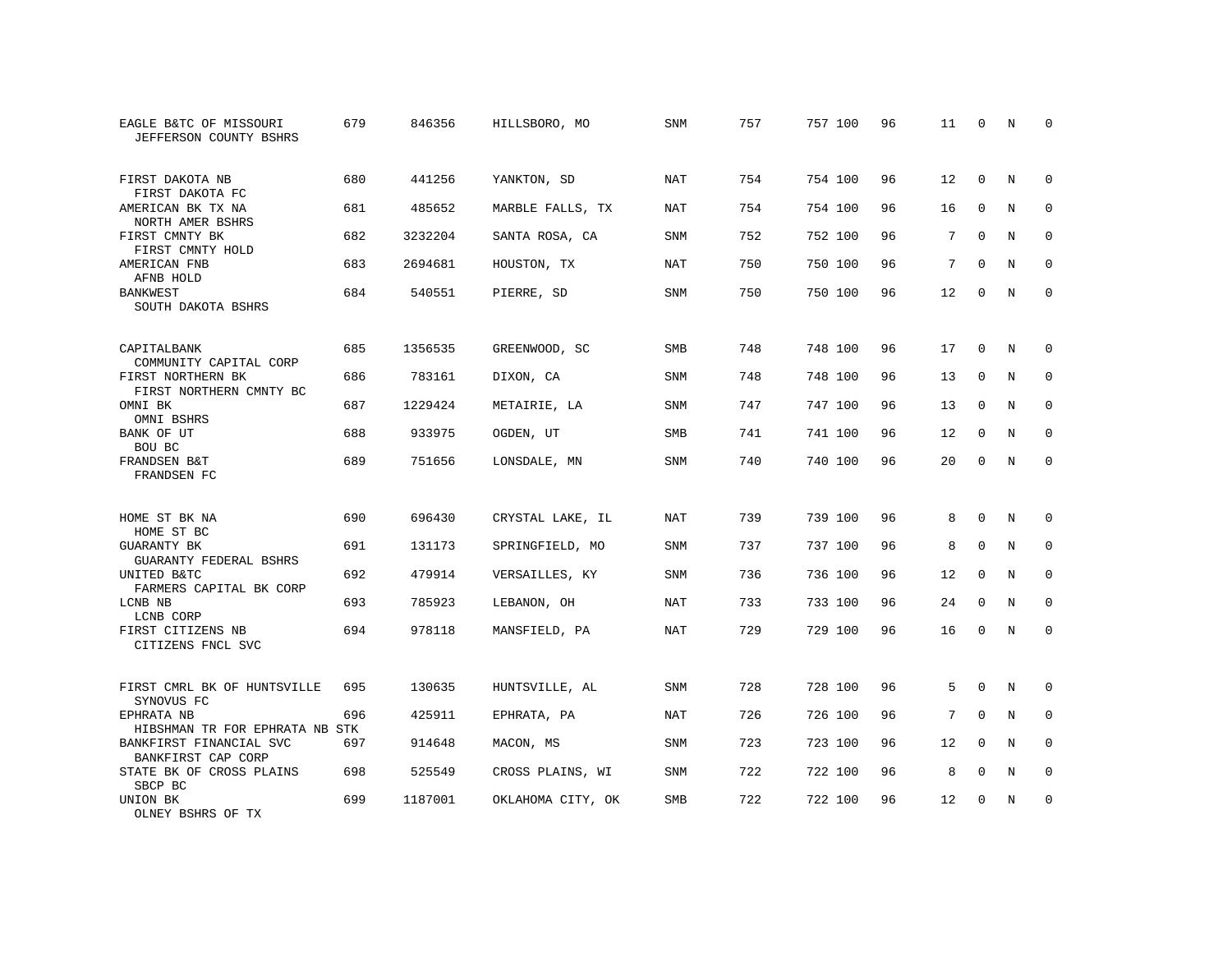| | | | | | | | | | | | | |
|---|---|---|---|---|---|---|---|---|---|---|---|---|
| EAGLE B&TC OF MISSOURI<br>JEFFERSON COUNTY BSHRS | 679 | 846356 | HILLSBORO, MO | SNM | 757 | 757 | 100 | 96 | 11 | 0 | N | 0 |
| FIRST DAKOTA NB<br>FIRST DAKOTA FC | 680 | 441256 | YANKTON, SD | NAT | 754 | 754 | 100 | 96 | 12 | 0 | N | 0 |
| AMERICAN BK TX NA<br>NORTH AMER BSHRS | 681 | 485652 | MARBLE FALLS, TX | NAT | 754 | 754 | 100 | 96 | 16 | 0 | N | 0 |
| FIRST CMNTY BK<br>FIRST CMNTY HOLD | 682 | 3232204 | SANTA ROSA, CA | SNM | 752 | 752 | 100 | 96 | 7 | 0 | N | 0 |
| AMERICAN FNB<br>AFNB HOLD | 683 | 2694681 | HOUSTON, TX | NAT | 750 | 750 | 100 | 96 | 7 | 0 | N | 0 |
| BANKWEST<br>SOUTH DAKOTA BSHRS | 684 | 540551 | PIERRE, SD | SNM | 750 | 750 | 100 | 96 | 12 | 0 | N | 0 |
| CAPITALBANK<br>COMMUNITY CAPITAL CORP | 685 | 1356535 | GREENWOOD, SC | SMB | 748 | 748 | 100 | 96 | 17 | 0 | N | 0 |
| FIRST NORTHERN BK<br>FIRST NORTHERN CMNTY BC | 686 | 783161 | DIXON, CA | SNM | 748 | 748 | 100 | 96 | 13 | 0 | N | 0 |
| OMNI BK<br>OMNI BSHRS | 687 | 1229424 | METAIRIE, LA | SNM | 747 | 747 | 100 | 96 | 13 | 0 | N | 0 |
| BANK OF UT<br>BOU BC | 688 | 933975 | OGDEN, UT | SMB | 741 | 741 | 100 | 96 | 12 | 0 | N | 0 |
| FRANDSEN B&T<br>FRANDSEN FC | 689 | 751656 | LONSDALE, MN | SNM | 740 | 740 | 100 | 96 | 20 | 0 | N | 0 |
| HOME ST BK NA<br>HOME ST BC | 690 | 696430 | CRYSTAL LAKE, IL | NAT | 739 | 739 | 100 | 96 | 8 | 0 | N | 0 |
| GUARANTY BK<br>GUARANTY FEDERAL BSHRS | 691 | 131173 | SPRINGFIELD, MO | SNM | 737 | 737 | 100 | 96 | 8 | 0 | N | 0 |
| UNITED B&TC<br>FARMERS CAPITAL BK CORP | 692 | 479914 | VERSAILLES, KY | SNM | 736 | 736 | 100 | 96 | 12 | 0 | N | 0 |
| LCNB NB<br>LCNB CORP | 693 | 785923 | LEBANON, OH | NAT | 733 | 733 | 100 | 96 | 24 | 0 | N | 0 |
| FIRST CITIZENS NB<br>CITIZENS FNCL SVC | 694 | 978118 | MANSFIELD, PA | NAT | 729 | 729 | 100 | 96 | 16 | 0 | N | 0 |
| FIRST CMRL BK OF HUNTSVILLE<br>SYNOVUS FC | 695 | 130635 | HUNTSVILLE, AL | SNM | 728 | 728 | 100 | 96 | 5 | 0 | N | 0 |
| EPHRATA NB<br>HIBSHMAN TR FOR EPHRATA NB STK | 696 | 425911 | EPHRATA, PA | NAT | 726 | 726 | 100 | 96 | 7 | 0 | N | 0 |
| BANKFIRST FINANCIAL SVC<br>BANKFIRST CAP CORP | 697 | 914648 | MACON, MS | SNM | 723 | 723 | 100 | 96 | 12 | 0 | N | 0 |
| STATE BK OF CROSS PLAINS<br>SBCP BC | 698 | 525549 | CROSS PLAINS, WI | SNM | 722 | 722 | 100 | 96 | 8 | 0 | N | 0 |
| UNION BK<br>OLNEY BSHRS OF TX | 699 | 1187001 | OKLAHOMA CITY, OK | SMB | 722 | 722 | 100 | 96 | 12 | 0 | N | 0 |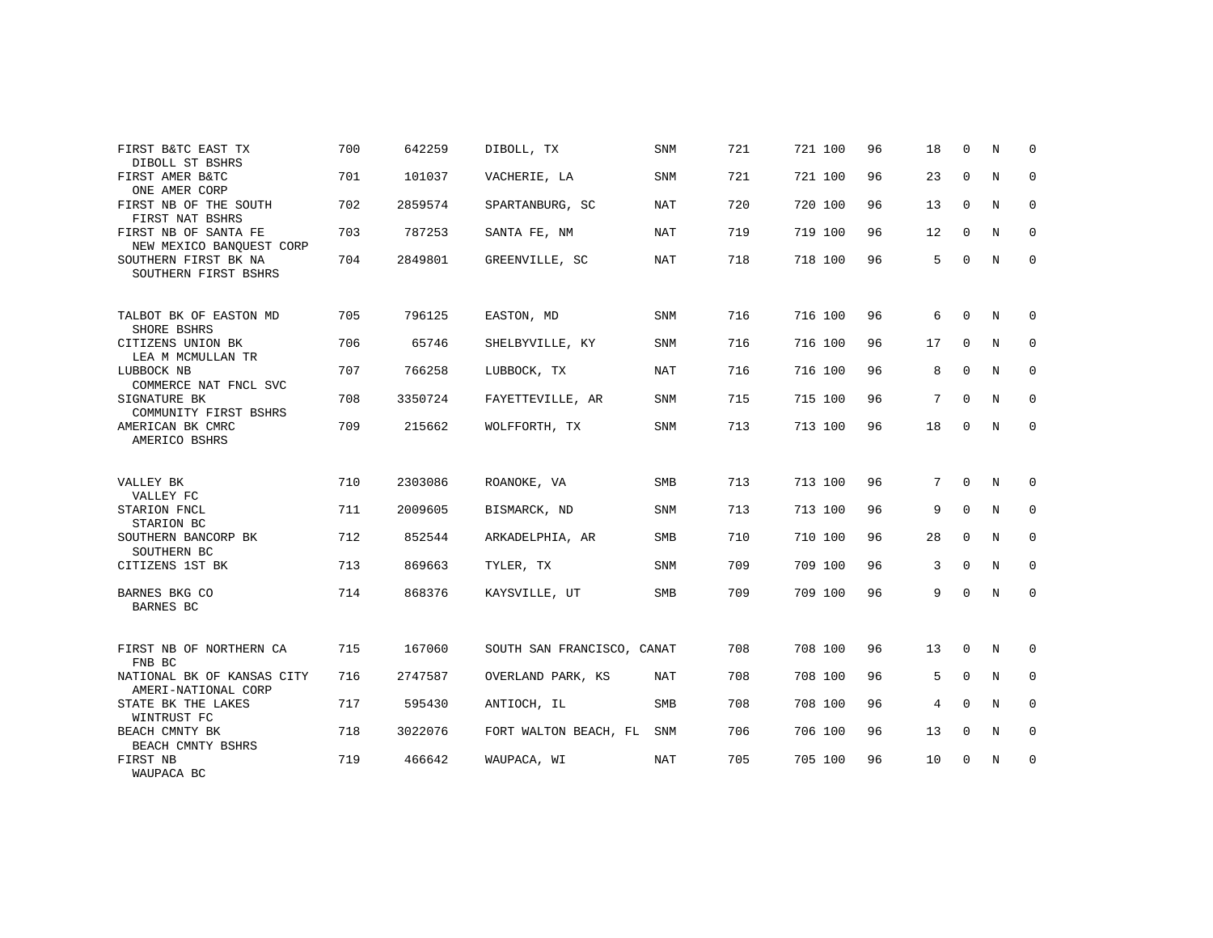| | | | | | | | | | | | | |
|---|---|---|---|---|---|---|---|---|---|---|---|---|
| FIRST B&TC EAST TX<br>DIBOLL ST BSHRS | 700 | 642259 | DIBOLL, TX | SNM | 721 | 721 | 100 | 96 | 18 | 0 | N | 0 |
| FIRST AMER B&TC<br>ONE AMER CORP | 701 | 101037 | VACHERIE, LA | SNM | 721 | 721 | 100 | 96 | 23 | 0 | N | 0 |
| FIRST NB OF THE SOUTH<br>FIRST NAT BSHRS | 702 | 2859574 | SPARTANBURG, SC | NAT | 720 | 720 | 100 | 96 | 13 | 0 | N | 0 |
| FIRST NB OF SANTA FE<br>NEW MEXICO BANQUEST CORP | 703 | 787253 | SANTA FE, NM | NAT | 719 | 719 | 100 | 96 | 12 | 0 | N | 0 |
| SOUTHERN FIRST BK NA<br>SOUTHERN FIRST BSHRS | 704 | 2849801 | GREENVILLE, SC | NAT | 718 | 718 | 100 | 96 | 5 | 0 | N | 0 |
| TALBOT BK OF EASTON MD<br>SHORE BSHRS | 705 | 796125 | EASTON, MD | SNM | 716 | 716 | 100 | 96 | 6 | 0 | N | 0 |
| CITIZENS UNION BK<br>LEA M MCMULLAN TR | 706 | 65746 | SHELBYVILLE, KY | SNM | 716 | 716 | 100 | 96 | 17 | 0 | N | 0 |
| LUBBOCK NB<br>COMMERCE NAT FNCL SVC | 707 | 766258 | LUBBOCK, TX | NAT | 716 | 716 | 100 | 96 | 8 | 0 | N | 0 |
| SIGNATURE BK<br>COMMUNITY FIRST BSHRS | 708 | 3350724 | FAYETTEVILLE, AR | SNM | 715 | 715 | 100 | 96 | 7 | 0 | N | 0 |
| AMERICAN BK CMRC<br>AMERICO BSHRS | 709 | 215662 | WOLFFORTH, TX | SNM | 713 | 713 | 100 | 96 | 18 | 0 | N | 0 |
| VALLEY BK<br>VALLEY FC | 710 | 2303086 | ROANOKE, VA | SMB | 713 | 713 | 100 | 96 | 7 | 0 | N | 0 |
| STARION FNCL<br>STARION BC | 711 | 2009605 | BISMARCK, ND | SNM | 713 | 713 | 100 | 96 | 9 | 0 | N | 0 |
| SOUTHERN BANCORP BK<br>SOUTHERN BC | 712 | 852544 | ARKADELPHIA, AR | SMB | 710 | 710 | 100 | 96 | 28 | 0 | N | 0 |
| CITIZENS 1ST BK | 713 | 869663 | TYLER, TX | SNM | 709 | 709 | 100 | 96 | 3 | 0 | N | 0 |
| BARNES BKG CO<br>BARNES BC | 714 | 868376 | KAYSVILLE, UT | SMB | 709 | 709 | 100 | 96 | 9 | 0 | N | 0 |
| FIRST NB OF NORTHERN CA<br>FNB BC | 715 | 167060 | SOUTH SAN FRANCISCO, CA | NAT | 708 | 708 | 100 | 96 | 13 | 0 | N | 0 |
| NATIONAL BK OF KANSAS CITY<br>AMERI-NATIONAL CORP | 716 | 2747587 | OVERLAND PARK, KS | NAT | 708 | 708 | 100 | 96 | 5 | 0 | N | 0 |
| STATE BK THE LAKES<br>WINTRUST FC | 717 | 595430 | ANTIOCH, IL | SMB | 708 | 708 | 100 | 96 | 4 | 0 | N | 0 |
| BEACH CMNTY BK<br>BEACH CMNTY BSHRS | 718 | 3022076 | FORT WALTON BEACH, FL | SNM | 706 | 706 | 100 | 96 | 13 | 0 | N | 0 |
| FIRST NB<br>WAUPACA BC | 719 | 466642 | WAUPACA, WI | NAT | 705 | 705 | 100 | 96 | 10 | 0 | N | 0 |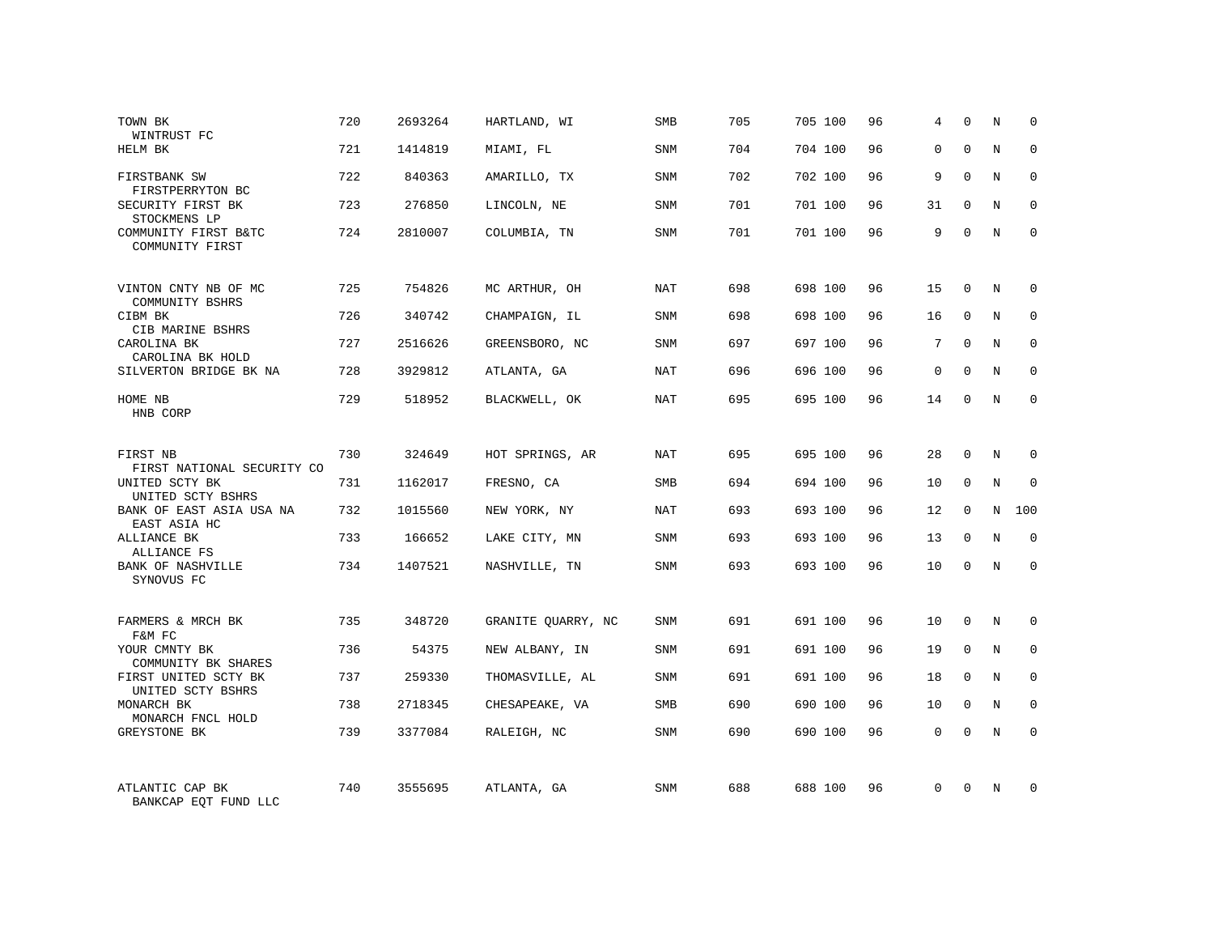| | | | | | | | | | | | | |
|---|---|---|---|---|---|---|---|---|---|---|---|---|
| TOWN BK<br>WINTRUST FC | 720 | 2693264 | HARTLAND, WI | SMB | 705 | 705 | 100 | 96 | 4 | 0 | N | 0 |
| HELM BK | 721 | 1414819 | MIAMI, FL | SNM | 704 | 704 | 100 | 96 | 0 | 0 | N | 0 |
| FIRSTBANK SW<br>FIRSTPERRYTON BC | 722 | 840363 | AMARILLO, TX | SNM | 702 | 702 | 100 | 96 | 9 | 0 | N | 0 |
| SECURITY FIRST BK<br>STOCKMENS LP | 723 | 276850 | LINCOLN, NE | SNM | 701 | 701 | 100 | 96 | 31 | 0 | N | 0 |
| COMMUNITY FIRST B&TC<br>COMMUNITY FIRST | 724 | 2810007 | COLUMBIA, TN | SNM | 701 | 701 | 100 | 96 | 9 | 0 | N | 0 |
| VINTON CNTY NB OF MC<br>COMMUNITY BSHRS | 725 | 754826 | MC ARTHUR, OH | NAT | 698 | 698 | 100 | 96 | 15 | 0 | N | 0 |
| CIBM BK<br>CIB MARINE BSHRS | 726 | 340742 | CHAMPAIGN, IL | SNM | 698 | 698 | 100 | 96 | 16 | 0 | N | 0 |
| CAROLINA BK<br>CAROLINA BK HOLD | 727 | 2516626 | GREENSBORO, NC | SNM | 697 | 697 | 100 | 96 | 7 | 0 | N | 0 |
| SILVERTON BRIDGE BK NA | 728 | 3929812 | ATLANTA, GA | NAT | 696 | 696 | 100 | 96 | 0 | 0 | N | 0 |
| HOME NB<br>HNB CORP | 729 | 518952 | BLACKWELL, OK | NAT | 695 | 695 | 100 | 96 | 14 | 0 | N | 0 |
| FIRST NB<br>FIRST NATIONAL SECURITY CO | 730 | 324649 | HOT SPRINGS, AR | NAT | 695 | 695 | 100 | 96 | 28 | 0 | N | 0 |
| UNITED SCTY BK<br>UNITED SCTY BSHRS | 731 | 1162017 | FRESNO, CA | SMB | 694 | 694 | 100 | 96 | 10 | 0 | N | 0 |
| BANK OF EAST ASIA USA NA<br>EAST ASIA HC | 732 | 1015560 | NEW YORK, NY | NAT | 693 | 693 | 100 | 96 | 12 | 0 | N | 100 |
| ALLIANCE BK<br>ALLIANCE FS | 733 | 166652 | LAKE CITY, MN | SNM | 693 | 693 | 100 | 96 | 13 | 0 | N | 0 |
| BANK OF NASHVILLE<br>SYNOVUS FC | 734 | 1407521 | NASHVILLE, TN | SNM | 693 | 693 | 100 | 96 | 10 | 0 | N | 0 |
| FARMERS & MRCH BK<br>F&M FC | 735 | 348720 | GRANITE QUARRY, NC | SNM | 691 | 691 | 100 | 96 | 10 | 0 | N | 0 |
| YOUR CMNTY BK<br>COMMUNITY BK SHARES | 736 | 54375 | NEW ALBANY, IN | SNM | 691 | 691 | 100 | 96 | 19 | 0 | N | 0 |
| FIRST UNITED SCTY BK<br>UNITED SCTY BSHRS | 737 | 259330 | THOMASVILLE, AL | SNM | 691 | 691 | 100 | 96 | 18 | 0 | N | 0 |
| MONARCH BK<br>MONARCH FNCL HOLD | 738 | 2718345 | CHESAPEAKE, VA | SMB | 690 | 690 | 100 | 96 | 10 | 0 | N | 0 |
| GREYSTONE BK | 739 | 3377084 | RALEIGH, NC | SNM | 690 | 690 | 100 | 96 | 0 | 0 | N | 0 |
| ATLANTIC CAP BK<br>BANKCAP EQT FUND LLC | 740 | 3555695 | ATLANTA, GA | SNM | 688 | 688 | 100 | 96 | 0 | 0 | N | 0 |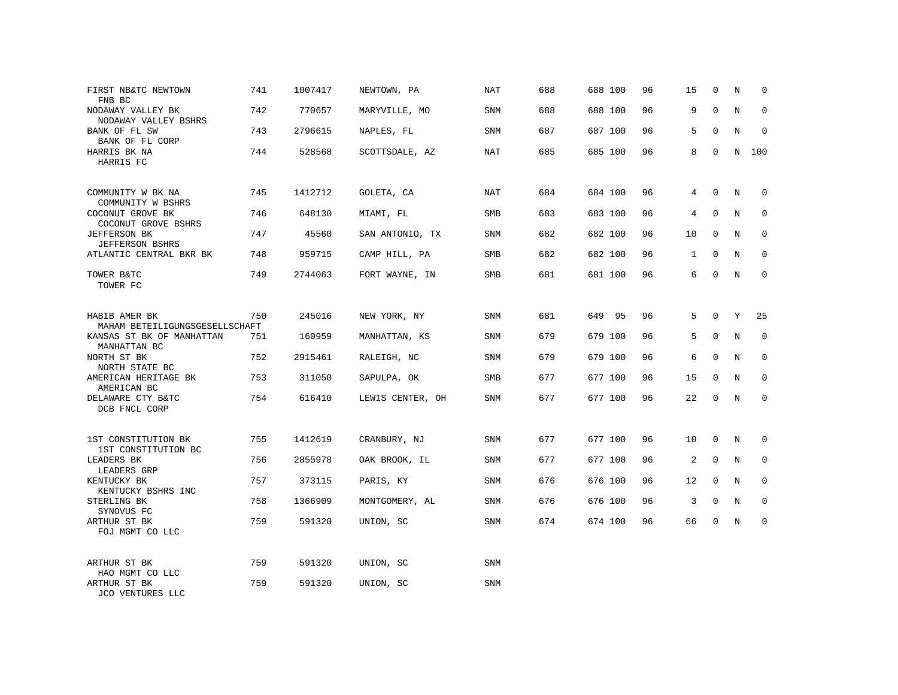| | | | | | | | | | | | | |
|---|---|---|---|---|---|---|---|---|---|---|---|---|
| FIRST NB&TC NEWTOWN<br>FNB BC | 741 | 1007417 | NEWTOWN, PA | NAT | 688 | 688 | 100 | 96 | 15 | 0 | N | 0 |
| NODAWAY VALLEY BK<br>NODAWAY VALLEY BSHRS | 742 | 770657 | MARYVILLE, MO | SNM | 688 | 688 | 100 | 96 | 9 | 0 | N | 0 |
| BANK OF FL SW<br>BANK OF FL CORP | 743 | 2796615 | NAPLES, FL | SNM | 687 | 687 | 100 | 96 | 5 | 0 | N | 0 |
| HARRIS BK NA<br>HARRIS FC | 744 | 528568 | SCOTTSDALE, AZ | NAT | 685 | 685 | 100 | 96 | 8 | 0 | N | 100 |
| COMMUNITY W BK NA<br>COMMUNITY W BSHRS | 745 | 1412712 | GOLETA, CA | NAT | 684 | 684 | 100 | 96 | 4 | 0 | N | 0 |
| COCONUT GROVE BK<br>COCONUT GROVE BSHRS | 746 | 648130 | MIAMI, FL | SMB | 683 | 683 | 100 | 96 | 4 | 0 | N | 0 |
| JEFFERSON BK<br>JEFFERSON BSHRS | 747 | 45560 | SAN ANTONIO, TX | SNM | 682 | 682 | 100 | 96 | 10 | 0 | N | 0 |
| ATLANTIC CENTRAL BKR BK | 748 | 959715 | CAMP HILL, PA | SMB | 682 | 682 | 100 | 96 | 1 | 0 | N | 0 |
| TOWER B&TC<br>TOWER FC | 749 | 2744063 | FORT WAYNE, IN | SMB | 681 | 681 | 100 | 96 | 6 | 0 | N | 0 |
| HABIB AMER BK<br>MAHAM BETEILIGUNGSGESELLSCHAFT | 750 | 245016 | NEW YORK, NY | SNM | 681 | 649 | 95 | 96 | 5 | 0 | Y | 25 |
| KANSAS ST BK OF MANHATTAN<br>MANHATTAN BC | 751 | 160959 | MANHATTAN, KS | SNM | 679 | 679 | 100 | 96 | 5 | 0 | N | 0 |
| NORTH ST BK<br>NORTH STATE BC | 752 | 2915461 | RALEIGH, NC | SNM | 679 | 679 | 100 | 96 | 6 | 0 | N | 0 |
| AMERICAN HERITAGE BK<br>AMERICAN BC | 753 | 311050 | SAPULPA, OK | SMB | 677 | 677 | 100 | 96 | 15 | 0 | N | 0 |
| DELAWARE CTY B&TC<br>DCB FNCL CORP | 754 | 616410 | LEWIS CENTER, OH | SNM | 677 | 677 | 100 | 96 | 22 | 0 | N | 0 |
| 1ST CONSTITUTION BK<br>1ST CONSTITUTION BC | 755 | 1412619 | CRANBURY, NJ | SNM | 677 | 677 | 100 | 96 | 10 | 0 | N | 0 |
| LEADERS BK<br>LEADERS GRP | 756 | 2855978 | OAK BROOK, IL | SNM | 677 | 677 | 100 | 96 | 2 | 0 | N | 0 |
| KENTUCKY BK<br>KENTUCKY BSHRS INC | 757 | 373115 | PARIS, KY | SNM | 676 | 676 | 100 | 96 | 12 | 0 | N | 0 |
| STERLING BK<br>SYNOVUS FC | 758 | 1366909 | MONTGOMERY, AL | SNM | 676 | 676 | 100 | 96 | 3 | 0 | N | 0 |
| ARTHUR ST BK<br>FOJ MGMT CO LLC | 759 | 591320 | UNION, SC | SNM | 674 | 674 | 100 | 96 | 66 | 0 | N | 0 |
| ARTHUR ST BK<br>HAO MGMT CO LLC | 759 | 591320 | UNION, SC | SNM | | | | | | | | |
| ARTHUR ST BK<br>JCO VENTURES LLC | 759 | 591320 | UNION, SC | SNM | | | | | | | | |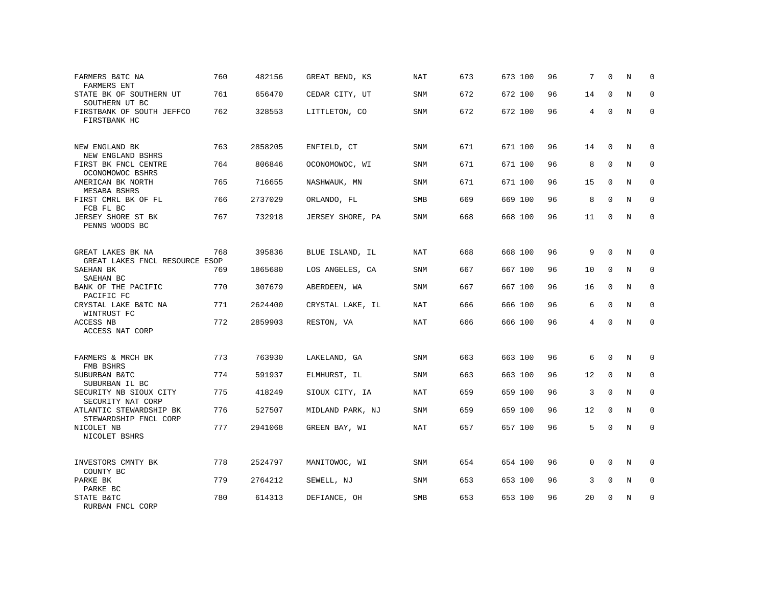| | | | | | | | | | | | | |
|---|---|---|---|---|---|---|---|---|---|---|---|---|
| FARMERS B&TC NA<br>FARMERS ENT | 760 | 482156 | GREAT BEND, KS | NAT | 673 | 673 | 100 | 96 | 7 | 0 | N | 0 |
| STATE BK OF SOUTHERN UT<br>SOUTHERN UT BC | 761 | 656470 | CEDAR CITY, UT | SNM | 672 | 672 | 100 | 96 | 14 | 0 | N | 0 |
| FIRSTBANK OF SOUTH JEFFCO<br>FIRSTBANK HC | 762 | 328553 | LITTLETON, CO | SNM | 672 | 672 | 100 | 96 | 4 | 0 | N | 0 |
| NEW ENGLAND BK<br>NEW ENGLAND BSHRS | 763 | 2858205 | ENFIELD, CT | SNM | 671 | 671 | 100 | 96 | 14 | 0 | N | 0 |
| FIRST BK FNCL CENTRE<br>OCONOMOWOC BSHRS | 764 | 806846 | OCONOMOWOC, WI | SNM | 671 | 671 | 100 | 96 | 8 | 0 | N | 0 |
| AMERICAN BK NORTH<br>MESABA BSHRS | 765 | 716655 | NASHWAUK, MN | SNM | 671 | 671 | 100 | 96 | 15 | 0 | N | 0 |
| FIRST CMRL BK OF FL<br>FCB FL BC | 766 | 2737029 | ORLANDO, FL | SMB | 669 | 669 | 100 | 96 | 8 | 0 | N | 0 |
| JERSEY SHORE ST BK<br>PENNS WOODS BC | 767 | 732918 | JERSEY SHORE, PA | SNM | 668 | 668 | 100 | 96 | 11 | 0 | N | 0 |
| GREAT LAKES BK NA<br>GREAT LAKES FNCL RESOURCE ESOP | 768 | 395836 | BLUE ISLAND, IL | NAT | 668 | 668 | 100 | 96 | 9 | 0 | N | 0 |
| SAEHAN BK<br>SAEHAN BC | 769 | 1865680 | LOS ANGELES, CA | SNM | 667 | 667 | 100 | 96 | 10 | 0 | N | 0 |
| BANK OF THE PACIFIC<br>PACIFIC FC | 770 | 307679 | ABERDEEN, WA | SNM | 667 | 667 | 100 | 96 | 16 | 0 | N | 0 |
| CRYSTAL LAKE B&TC NA<br>WINTRUST FC | 771 | 2624400 | CRYSTAL LAKE, IL | NAT | 666 | 666 | 100 | 96 | 6 | 0 | N | 0 |
| ACCESS NB<br>ACCESS NAT CORP | 772 | 2859903 | RESTON, VA | NAT | 666 | 666 | 100 | 96 | 4 | 0 | N | 0 |
| FARMERS & MRCH BK<br>FMB BSHRS | 773 | 763930 | LAKELAND, GA | SNM | 663 | 663 | 100 | 96 | 6 | 0 | N | 0 |
| SUBURBAN B&TC<br>SUBURBAN IL BC | 774 | 591937 | ELMHURST, IL | SNM | 663 | 663 | 100 | 96 | 12 | 0 | N | 0 |
| SECURITY NB SIOUX CITY<br>SECURITY NAT CORP | 775 | 418249 | SIOUX CITY, IA | NAT | 659 | 659 | 100 | 96 | 3 | 0 | N | 0 |
| ATLANTIC STEWARDSHIP BK<br>STEWARDSHIP FNCL CORP | 776 | 527507 | MIDLAND PARK, NJ | SNM | 659 | 659 | 100 | 96 | 12 | 0 | N | 0 |
| NICOLET NB<br>NICOLET BSHRS | 777 | 2941068 | GREEN BAY, WI | NAT | 657 | 657 | 100 | 96 | 5 | 0 | N | 0 |
| INVESTORS CMNTY BK<br>COUNTY BC | 778 | 2524797 | MANITOWOC, WI | SNM | 654 | 654 | 100 | 96 | 0 | 0 | N | 0 |
| PARKE BK<br>PARKE BC | 779 | 2764212 | SEWELL, NJ | SNM | 653 | 653 | 100 | 96 | 3 | 0 | N | 0 |
| STATE B&TC<br>RURBAN FNCL CORP | 780 | 614313 | DEFIANCE, OH | SMB | 653 | 653 | 100 | 96 | 20 | 0 | N | 0 |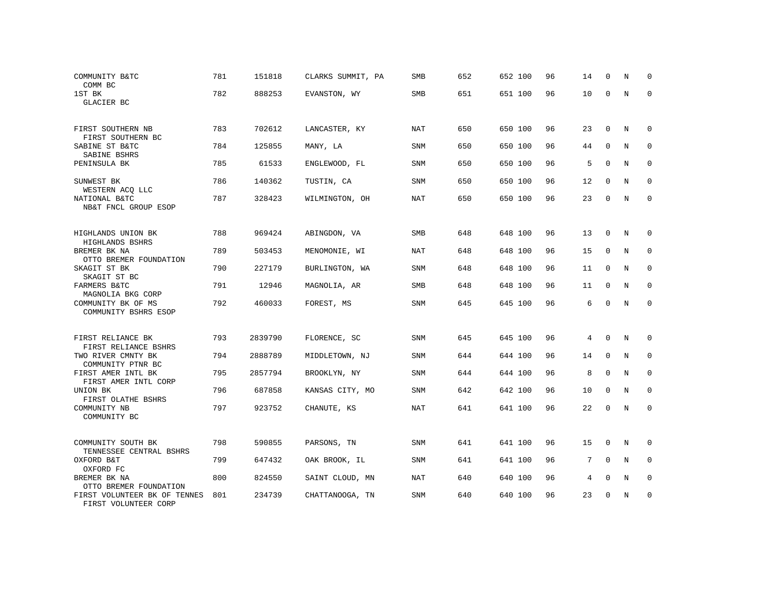| | | | | | | | | | | | | |
|---|---|---|---|---|---|---|---|---|---|---|---|---|
| COMMUNITY B&TC<br>COMM BC | 781 | 151818 | CLARKS SUMMIT, PA | SMB | 652 | 652 | 100 | 96 | 14 | 0 | N | 0 |
| 1ST BK<br>GLACIER BC | 782 | 888253 | EVANSTON, WY | SMB | 651 | 651 | 100 | 96 | 10 | 0 | N | 0 |
| FIRST SOUTHERN NB<br>FIRST SOUTHERN BC | 783 | 702612 | LANCASTER, KY | NAT | 650 | 650 | 100 | 96 | 23 | 0 | N | 0 |
| SABINE ST B&TC<br>SABINE BSHRS | 784 | 125855 | MANY, LA | SNM | 650 | 650 | 100 | 96 | 44 | 0 | N | 0 |
| PENINSULA BK | 785 | 61533 | ENGLEWOOD, FL | SNM | 650 | 650 | 100 | 96 | 5 | 0 | N | 0 |
| SUNWEST BK<br>WESTERN ACQ LLC | 786 | 140362 | TUSTIN, CA | SNM | 650 | 650 | 100 | 96 | 12 | 0 | N | 0 |
| NATIONAL B&TC<br>NB&T FNCL GROUP ESOP | 787 | 328423 | WILMINGTON, OH | NAT | 650 | 650 | 100 | 96 | 23 | 0 | N | 0 |
| HIGHLANDS UNION BK<br>HIGHLANDS BSHRS | 788 | 969424 | ABINGDON, VA | SMB | 648 | 648 | 100 | 96 | 13 | 0 | N | 0 |
| BREMER BK NA<br>OTTO BREMER FOUNDATION | 789 | 503453 | MENOMONIE, WI | NAT | 648 | 648 | 100 | 96 | 15 | 0 | N | 0 |
| SKAGIT ST BK<br>SKAGIT ST BC | 790 | 227179 | BURLINGTON, WA | SNM | 648 | 648 | 100 | 96 | 11 | 0 | N | 0 |
| FARMERS B&TC<br>MAGNOLIA BKG CORP | 791 | 12946 | MAGNOLIA, AR | SMB | 648 | 648 | 100 | 96 | 11 | 0 | N | 0 |
| COMMUNITY BK OF MS<br>COMMUNITY BSHRS ESOP | 792 | 460033 | FOREST, MS | SNM | 645 | 645 | 100 | 96 | 6 | 0 | N | 0 |
| FIRST RELIANCE BK<br>FIRST RELIANCE BSHRS | 793 | 2839790 | FLORENCE, SC | SNM | 645 | 645 | 100 | 96 | 4 | 0 | N | 0 |
| TWO RIVER CMNTY BK<br>COMMUNITY PTNR BC | 794 | 2888789 | MIDDLETOWN, NJ | SNM | 644 | 644 | 100 | 96 | 14 | 0 | N | 0 |
| FIRST AMER INTL BK<br>FIRST AMER INTL CORP | 795 | 2857794 | BROOKLYN, NY | SNM | 644 | 644 | 100 | 96 | 8 | 0 | N | 0 |
| UNION BK<br>FIRST OLATHE BSHRS | 796 | 687858 | KANSAS CITY, MO | SNM | 642 | 642 | 100 | 96 | 10 | 0 | N | 0 |
| COMMUNITY NB<br>COMMUNITY BC | 797 | 923752 | CHANUTE, KS | NAT | 641 | 641 | 100 | 96 | 22 | 0 | N | 0 |
| COMMUNITY SOUTH BK<br>TENNESSEE CENTRAL BSHRS | 798 | 590855 | PARSONS, TN | SNM | 641 | 641 | 100 | 96 | 15 | 0 | N | 0 |
| OXFORD B&T<br>OXFORD FC | 799 | 647432 | OAK BROOK, IL | SNM | 641 | 641 | 100 | 96 | 7 | 0 | N | 0 |
| BREMER BK NA<br>OTTO BREMER FOUNDATION | 800 | 824550 | SAINT CLOUD, MN | NAT | 640 | 640 | 100 | 96 | 4 | 0 | N | 0 |
| FIRST VOLUNTEER BK OF TENNES<br>FIRST VOLUNTEER CORP | 801 | 234739 | CHATTANOOGA, TN | SNM | 640 | 640 | 100 | 96 | 23 | 0 | N | 0 |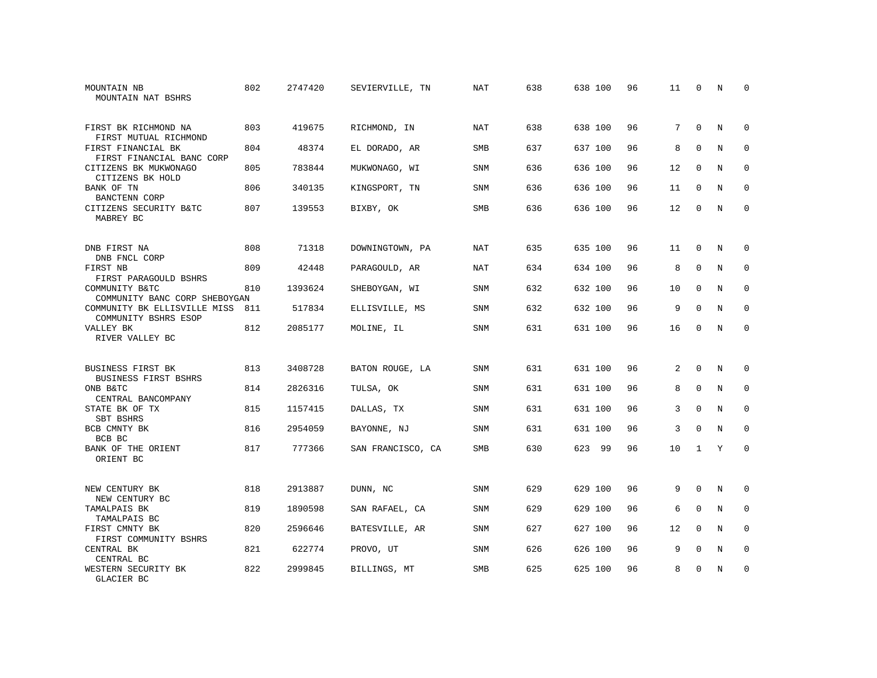| | | | | | | | | | | | | |
|---|---|---|---|---|---|---|---|---|---|---|---|---|
| MOUNTAIN NB<br>MOUNTAIN NAT BSHRS | 802 | 2747420 | SEVIERVILLE, TN | NAT | 638 | 638 | 100 | 96 | 11 | 0 | N | 0 |
| FIRST BK RICHMOND NA<br>FIRST MUTUAL RICHMOND | 803 | 419675 | RICHMOND, IN | NAT | 638 | 638 | 100 | 96 | 7 | 0 | N | 0 |
| FIRST FINANCIAL BK<br>FIRST FINANCIAL BANC CORP | 804 | 48374 | EL DORADO, AR | SMB | 637 | 637 | 100 | 96 | 8 | 0 | N | 0 |
| CITIZENS BK MUKWONAGO<br>CITIZENS BK HOLD | 805 | 783844 | MUKWONAGO, WI | SNM | 636 | 636 | 100 | 96 | 12 | 0 | N | 0 |
| BANK OF TN<br>BANCTENN CORP | 806 | 340135 | KINGSPORT, TN | SNM | 636 | 636 | 100 | 96 | 11 | 0 | N | 0 |
| CITIZENS SECURITY B&TC<br>MABREY BC | 807 | 139553 | BIXBY, OK | SMB | 636 | 636 | 100 | 96 | 12 | 0 | N | 0 |
| DNB FIRST NA<br>DNB FNCL CORP | 808 | 71318 | DOWNINGTOWN, PA | NAT | 635 | 635 | 100 | 96 | 11 | 0 | N | 0 |
| FIRST NB<br>FIRST PARAGOULD BSHRS | 809 | 42448 | PARAGOULD, AR | NAT | 634 | 634 | 100 | 96 | 8 | 0 | N | 0 |
| COMMUNITY B&TC<br>COMMUNITY BANC CORP SHEBOYGAN | 810 | 1393624 | SHEBOYGAN, WI | SNM | 632 | 632 | 100 | 96 | 10 | 0 | N | 0 |
| COMMUNITY BK ELLISVILLE MISS<br>COMMUNITY BSHRS ESOP | 811 | 517834 | ELLISVILLE, MS | SNM | 632 | 632 | 100 | 96 | 9 | 0 | N | 0 |
| VALLEY BK<br>RIVER VALLEY BC | 812 | 2085177 | MOLINE, IL | SNM | 631 | 631 | 100 | 96 | 16 | 0 | N | 0 |
| BUSINESS FIRST BK<br>BUSINESS FIRST BSHRS | 813 | 3408728 | BATON ROUGE, LA | SNM | 631 | 631 | 100 | 96 | 2 | 0 | N | 0 |
| ONB B&TC<br>CENTRAL BANCOMPANY | 814 | 2826316 | TULSA, OK | SNM | 631 | 631 | 100 | 96 | 8 | 0 | N | 0 |
| STATE BK OF TX<br>SBT BSHRS | 815 | 1157415 | DALLAS, TX | SNM | 631 | 631 | 100 | 96 | 3 | 0 | N | 0 |
| BCB CMNTY BK<br>BCB BC | 816 | 2954059 | BAYONNE, NJ | SNM | 631 | 631 | 100 | 96 | 3 | 0 | N | 0 |
| BANK OF THE ORIENT<br>ORIENT BC | 817 | 777366 | SAN FRANCISCO, CA | SMB | 630 | 623 | 99 | 96 | 10 | 1 | Y | 0 |
| NEW CENTURY BK<br>NEW CENTURY BC | 818 | 2913887 | DUNN, NC | SNM | 629 | 629 | 100 | 96 | 9 | 0 | N | 0 |
| TAMALPAIS BK<br>TAMALPAIS BC | 819 | 1890598 | SAN RAFAEL, CA | SNM | 629 | 629 | 100 | 96 | 6 | 0 | N | 0 |
| FIRST CMNTY BK<br>FIRST COMMUNITY BSHRS | 820 | 2596646 | BATESVILLE, AR | SNM | 627 | 627 | 100 | 96 | 12 | 0 | N | 0 |
| CENTRAL BK<br>CENTRAL BC | 821 | 622774 | PROVO, UT | SNM | 626 | 626 | 100 | 96 | 9 | 0 | N | 0 |
| WESTERN SECURITY BK<br>GLACIER BC | 822 | 2999845 | BILLINGS, MT | SMB | 625 | 625 | 100 | 96 | 8 | 0 | N | 0 |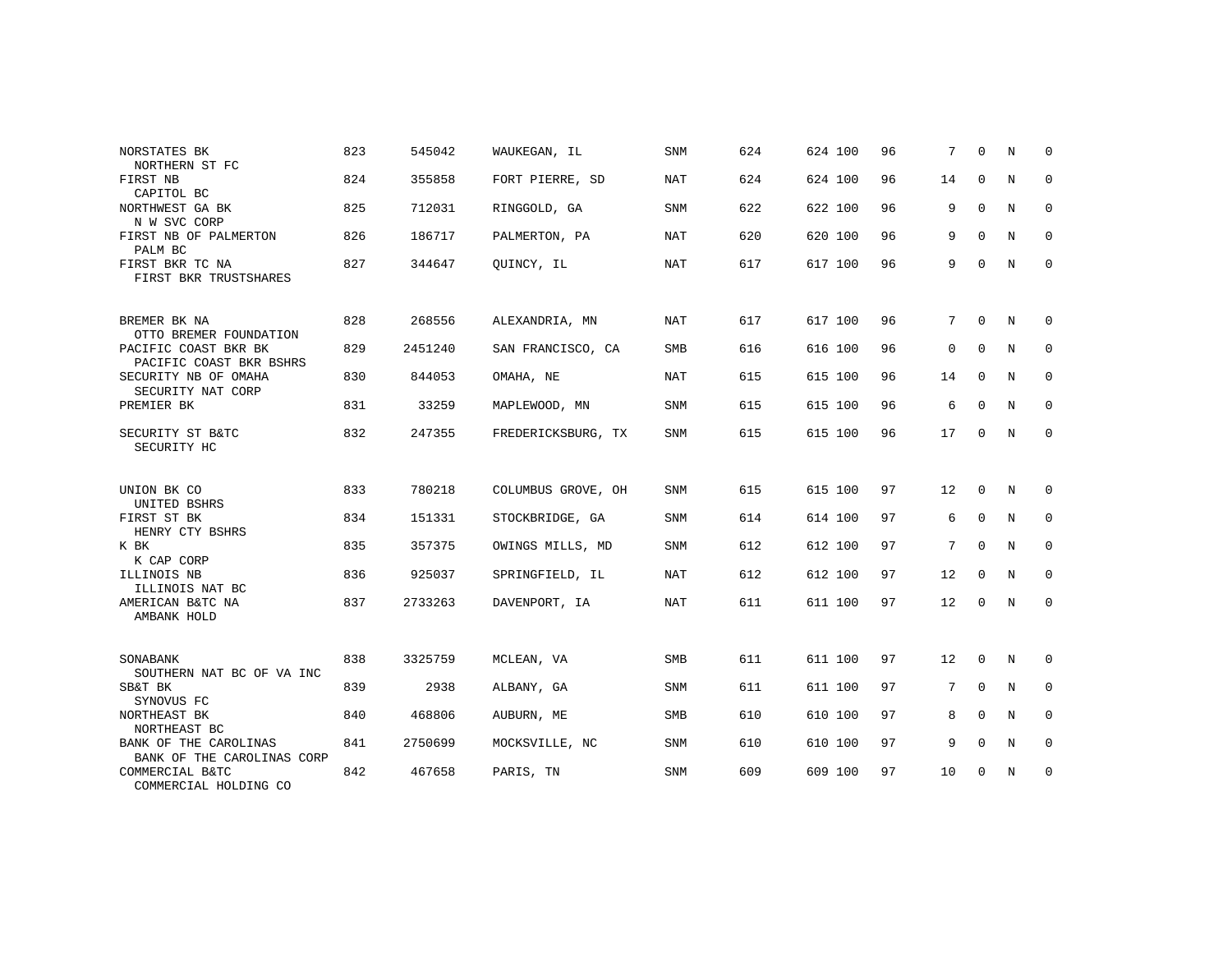| | | | | | | | | | | | | |
|---|---|---|---|---|---|---|---|---|---|---|---|---|
| NORSTATES BK<br>NORTHERN ST FC | 823 | 545042 | WAUKEGAN, IL | SNM | 624 | 624 | 100 | 96 | 7 | 0 | N | 0 |
| FIRST NB<br>CAPITOL BC | 824 | 355858 | FORT PIERRE, SD | NAT | 624 | 624 | 100 | 96 | 14 | 0 | N | 0 |
| NORTHWEST GA BK<br>N W SVC CORP | 825 | 712031 | RINGGOLD, GA | SNM | 622 | 622 | 100 | 96 | 9 | 0 | N | 0 |
| FIRST NB OF PALMERTON<br>PALM BC | 826 | 186717 | PALMERTON, PA | NAT | 620 | 620 | 100 | 96 | 9 | 0 | N | 0 |
| FIRST BKR TC NA<br>FIRST BKR TRUSTSHARES | 827 | 344647 | QUINCY, IL | NAT | 617 | 617 | 100 | 96 | 9 | 0 | N | 0 |
| BREMER BK NA<br>OTTO BREMER FOUNDATION | 828 | 268556 | ALEXANDRIA, MN | NAT | 617 | 617 | 100 | 96 | 7 | 0 | N | 0 |
| PACIFIC COAST BKR BK<br>PACIFIC COAST BKR BSHRS | 829 | 2451240 | SAN FRANCISCO, CA | SMB | 616 | 616 | 100 | 96 | 0 | 0 | N | 0 |
| SECURITY NB OF OMAHA<br>SECURITY NAT CORP | 830 | 844053 | OMAHA, NE | NAT | 615 | 615 | 100 | 96 | 14 | 0 | N | 0 |
| PREMIER BK | 831 | 33259 | MAPLEWOOD, MN | SNM | 615 | 615 | 100 | 96 | 6 | 0 | N | 0 |
| SECURITY ST B&TC<br>SECURITY HC | 832 | 247355 | FREDERICKSBURG, TX | SNM | 615 | 615 | 100 | 96 | 17 | 0 | N | 0 |
| UNION BK CO<br>UNITED BSHRS | 833 | 780218 | COLUMBUS GROVE, OH | SNM | 615 | 615 | 100 | 97 | 12 | 0 | N | 0 |
| FIRST ST BK<br>HENRY CTY BSHRS | 834 | 151331 | STOCKBRIDGE, GA | SNM | 614 | 614 | 100 | 97 | 6 | 0 | N | 0 |
| K BK<br>K CAP CORP | 835 | 357375 | OWINGS MILLS, MD | SNM | 612 | 612 | 100 | 97 | 7 | 0 | N | 0 |
| ILLINOIS NB<br>ILLINOIS NAT BC | 836 | 925037 | SPRINGFIELD, IL | NAT | 612 | 612 | 100 | 97 | 12 | 0 | N | 0 |
| AMERICAN B&TC NA<br>AMBANK HOLD | 837 | 2733263 | DAVENPORT, IA | NAT | 611 | 611 | 100 | 97 | 12 | 0 | N | 0 |
| SONABANK<br>SOUTHERN NAT BC OF VA INC | 838 | 3325759 | MCLEAN, VA | SMB | 611 | 611 | 100 | 97 | 12 | 0 | N | 0 |
| SB&T BK<br>SYNOVUS FC | 839 | 2938 | ALBANY, GA | SNM | 611 | 611 | 100 | 97 | 7 | 0 | N | 0 |
| NORTHEAST BK<br>NORTHEAST BC | 840 | 468806 | AUBURN, ME | SMB | 610 | 610 | 100 | 97 | 8 | 0 | N | 0 |
| BANK OF THE CAROLINAS<br>BANK OF THE CAROLINAS CORP | 841 | 2750699 | MOCKSVILLE, NC | SNM | 610 | 610 | 100 | 97 | 9 | 0 | N | 0 |
| COMMERCIAL B&TC<br>COMMERCIAL HOLDING CO | 842 | 467658 | PARIS, TN | SNM | 609 | 609 | 100 | 97 | 10 | 0 | N | 0 |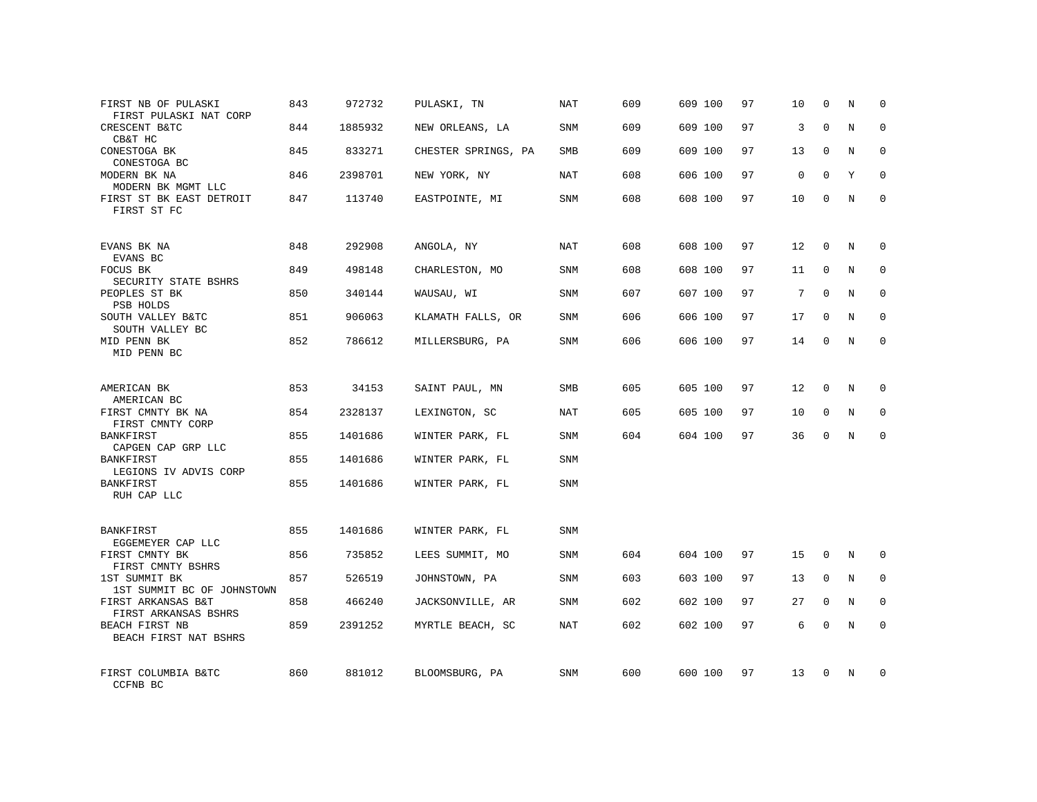| | | | | | | | | | | | | |
|---|---|---|---|---|---|---|---|---|---|---|---|---|
| FIRST NB OF PULASKI<br>FIRST PULASKI NAT CORP | 843 | 972732 | PULASKI, TN | NAT | 609 | 609 | 100 | 97 | 10 | 0 | N | 0 |
| CRESCENT B&TC<br>CB&T HC | 844 | 1885932 | NEW ORLEANS, LA | SNM | 609 | 609 | 100 | 97 | 3 | 0 | N | 0 |
| CONESTOGA BK<br>CONESTOGA BC | 845 | 833271 | CHESTER SPRINGS, PA | SMB | 609 | 609 | 100 | 97 | 13 | 0 | N | 0 |
| MODERN BK NA<br>MODERN BK MGMT LLC | 846 | 2398701 | NEW YORK, NY | NAT | 608 | 606 | 100 | 97 | 0 | 0 | Y | 0 |
| FIRST ST BK EAST DETROIT<br>FIRST ST FC | 847 | 113740 | EASTPOINTE, MI | SNM | 608 | 608 | 100 | 97 | 10 | 0 | N | 0 |
| EVANS BK NA<br>EVANS BC | 848 | 292908 | ANGOLA, NY | NAT | 608 | 608 | 100 | 97 | 12 | 0 | N | 0 |
| FOCUS BK<br>SECURITY STATE BSHRS | 849 | 498148 | CHARLESTON, MO | SNM | 608 | 608 | 100 | 97 | 11 | 0 | N | 0 |
| PEOPLES ST BK<br>PSB HOLDS | 850 | 340144 | WAUSAU, WI | SNM | 607 | 607 | 100 | 97 | 7 | 0 | N | 0 |
| SOUTH VALLEY B&TC<br>SOUTH VALLEY BC | 851 | 906063 | KLAMATH FALLS, OR | SNM | 606 | 606 | 100 | 97 | 17 | 0 | N | 0 |
| MID PENN BK<br>MID PENN BC | 852 | 786612 | MILLERSBURG, PA | SNM | 606 | 606 | 100 | 97 | 14 | 0 | N | 0 |
| AMERICAN BK<br>AMERICAN BC | 853 | 34153 | SAINT PAUL, MN | SMB | 605 | 605 | 100 | 97 | 12 | 0 | N | 0 |
| FIRST CMNTY BK NA<br>FIRST CMNTY CORP | 854 | 2328137 | LEXINGTON, SC | NAT | 605 | 605 | 100 | 97 | 10 | 0 | N | 0 |
| BANKFIRST<br>CAPGEN CAP GRP LLC | 855 | 1401686 | WINTER PARK, FL | SNM | 604 | 604 | 100 | 97 | 36 | 0 | N | 0 |
| BANKFIRST<br>LEGIONS IV ADVIS CORP | 855 | 1401686 | WINTER PARK, FL | SNM | | | | | | | | |
| BANKFIRST<br>RUH CAP LLC | 855 | 1401686 | WINTER PARK, FL | SNM | | | | | | | | |
| BANKFIRST<br>EGGEMEYER CAP LLC | 855 | 1401686 | WINTER PARK, FL | SNM | | | | | | | | |
| FIRST CMNTY BK<br>FIRST CMNTY BSHRS | 856 | 735852 | LEES SUMMIT, MO | SNM | 604 | 604 | 100 | 97 | 15 | 0 | N | 0 |
| 1ST SUMMIT BK<br>1ST SUMMIT BC OF JOHNSTOWN | 857 | 526519 | JOHNSTOWN, PA | SNM | 603 | 603 | 100 | 97 | 13 | 0 | N | 0 |
| FIRST ARKANSAS B&T<br>FIRST ARKANSAS BSHRS | 858 | 466240 | JACKSONVILLE, AR | SNM | 602 | 602 | 100 | 97 | 27 | 0 | N | 0 |
| BEACH FIRST NB<br>BEACH FIRST NAT BSHRS | 859 | 2391252 | MYRTLE BEACH, SC | NAT | 602 | 602 | 100 | 97 | 6 | 0 | N | 0 |
| FIRST COLUMBIA B&TC<br>CCFNB BC | 860 | 881012 | BLOOMSBURG, PA | SNM | 600 | 600 | 100 | 97 | 13 | 0 | N | 0 |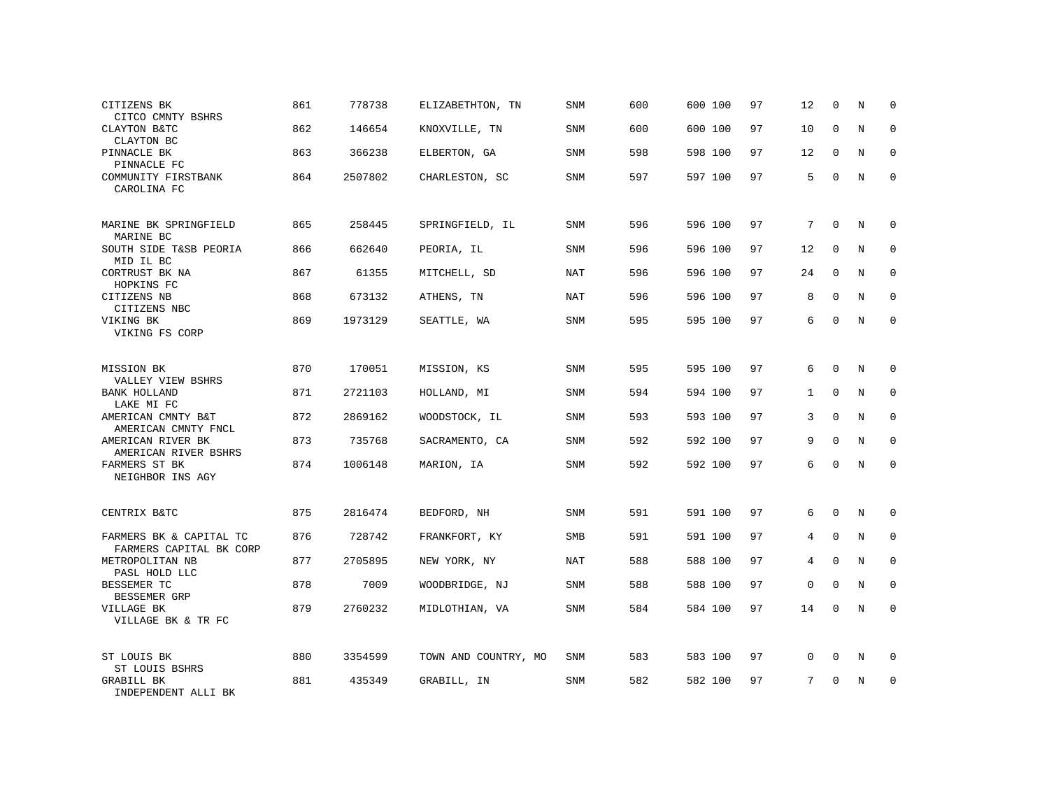| | | | | | | | | | | | | |
|---|---|---|---|---|---|---|---|---|---|---|---|---|
| CITIZENS BK<br>CITCO CMNTY BSHRS | 861 | 778738 | ELIZABETHTON, TN | SNM | 600 | 600 | 100 | 97 | 12 | 0 | N | 0 |
| CLAYTON B&TC<br>CLAYTON BC | 862 | 146654 | KNOXVILLE, TN | SNM | 600 | 600 | 100 | 97 | 10 | 0 | N | 0 |
| PINNACLE BK<br>PINNACLE FC | 863 | 366238 | ELBERTON, GA | SNM | 598 | 598 | 100 | 97 | 12 | 0 | N | 0 |
| COMMUNITY FIRSTBANK<br>CAROLINA FC | 864 | 2507802 | CHARLESTON, SC | SNM | 597 | 597 | 100 | 97 | 5 | 0 | N | 0 |
| MARINE BK SPRINGFIELD<br>MARINE BC | 865 | 258445 | SPRINGFIELD, IL | SNM | 596 | 596 | 100 | 97 | 7 | 0 | N | 0 |
| SOUTH SIDE T&SB PEORIA<br>MID IL BC | 866 | 662640 | PEORIA, IL | SNM | 596 | 596 | 100 | 97 | 12 | 0 | N | 0 |
| CORTRUST BK NA<br>HOPKINS FC | 867 | 61355 | MITCHELL, SD | NAT | 596 | 596 | 100 | 97 | 24 | 0 | N | 0 |
| CITIZENS NB<br>CITIZENS NBC | 868 | 673132 | ATHENS, TN | NAT | 596 | 596 | 100 | 97 | 8 | 0 | N | 0 |
| VIKING BK<br>VIKING FS CORP | 869 | 1973129 | SEATTLE, WA | SNM | 595 | 595 | 100 | 97 | 6 | 0 | N | 0 |
| MISSION BK<br>VALLEY VIEW BSHRS | 870 | 170051 | MISSION, KS | SNM | 595 | 595 | 100 | 97 | 6 | 0 | N | 0 |
| BANK HOLLAND<br>LAKE MI FC | 871 | 2721103 | HOLLAND, MI | SNM | 594 | 594 | 100 | 97 | 1 | 0 | N | 0 |
| AMERICAN CMNTY B&T<br>AMERICAN CMNTY FNCL | 872 | 2869162 | WOODSTOCK, IL | SNM | 593 | 593 | 100 | 97 | 3 | 0 | N | 0 |
| AMERICAN RIVER BK<br>AMERICAN RIVER BSHRS | 873 | 735768 | SACRAMENTO, CA | SNM | 592 | 592 | 100 | 97 | 9 | 0 | N | 0 |
| FARMERS ST BK<br>NEIGHBOR INS AGY | 874 | 1006148 | MARION, IA | SNM | 592 | 592 | 100 | 97 | 6 | 0 | N | 0 |
| CENTRIX B&TC | 875 | 2816474 | BEDFORD, NH | SNM | 591 | 591 | 100 | 97 | 6 | 0 | N | 0 |
| FARMERS BK & CAPITAL TC<br>FARMERS CAPITAL BK CORP | 876 | 728742 | FRANKFORT, KY | SMB | 591 | 591 | 100 | 97 | 4 | 0 | N | 0 |
| METROPOLITAN NB<br>PASL HOLD LLC | 877 | 2705895 | NEW YORK, NY | NAT | 588 | 588 | 100 | 97 | 4 | 0 | N | 0 |
| BESSEMER TC<br>BESSEMER GRP | 878 | 7009 | WOODBRIDGE, NJ | SNM | 588 | 588 | 100 | 97 | 0 | 0 | N | 0 |
| VILLAGE BK<br>VILLAGE BK & TR FC | 879 | 2760232 | MIDLOTHIAN, VA | SNM | 584 | 584 | 100 | 97 | 14 | 0 | N | 0 |
| ST LOUIS BK<br>ST LOUIS BSHRS | 880 | 3354599 | TOWN AND COUNTRY, MO | SNM | 583 | 583 | 100 | 97 | 0 | 0 | N | 0 |
| GRABILL BK<br>INDEPENDENT ALLI BK | 881 | 435349 | GRABILL, IN | SNM | 582 | 582 | 100 | 97 | 7 | 0 | N | 0 |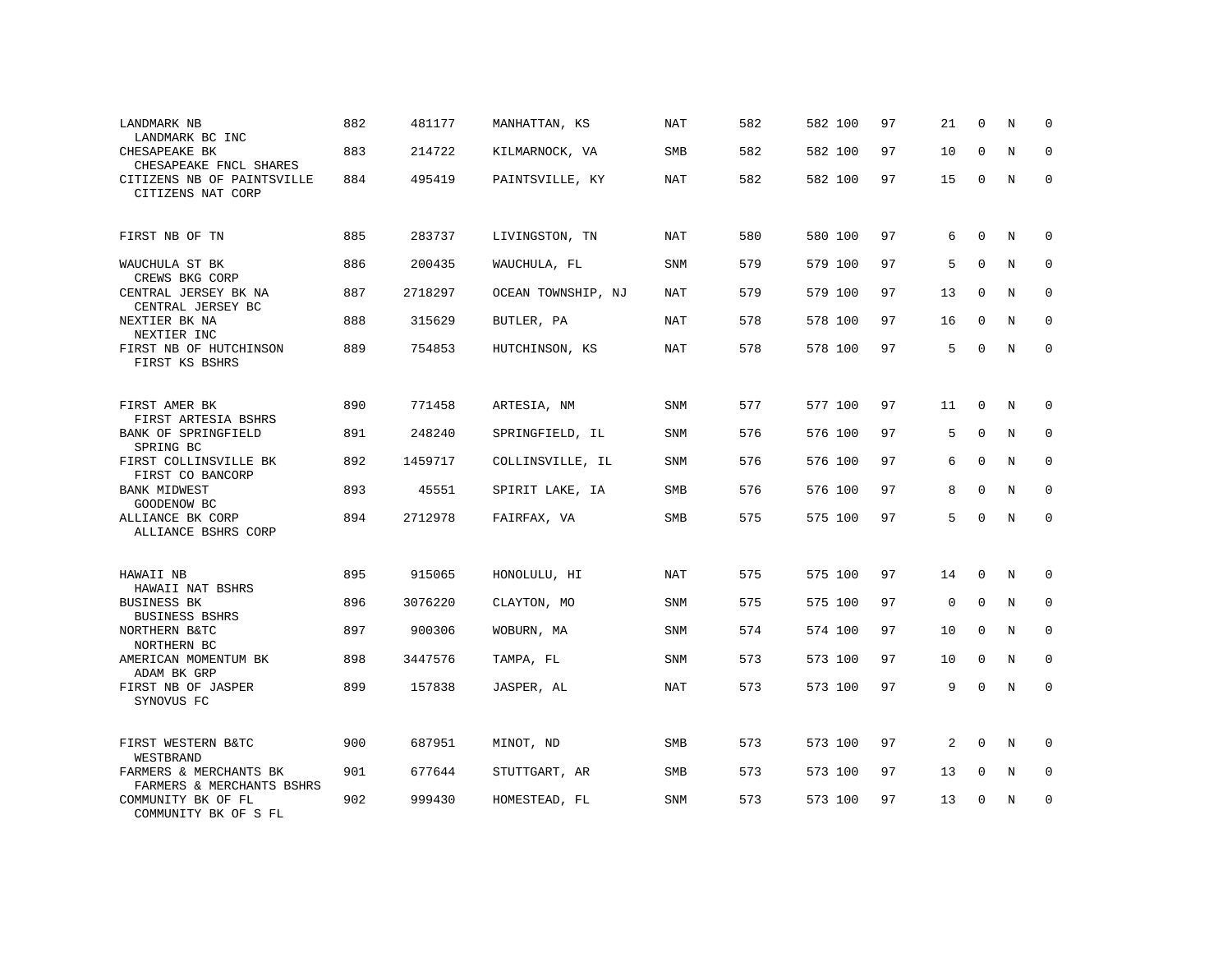| | | | | | | | | | | | | |
|---|---|---|---|---|---|---|---|---|---|---|---|---|
| LANDMARK NB<br>LANDMARK BC INC | 882 | 481177 | MANHATTAN, KS | NAT | 582 | 582 | 100 | 97 | 21 | 0 | N | 0 |
| CHESAPEAKE BK<br>CHESAPEAKE FNCL SHARES | 883 | 214722 | KILMARNOCK, VA | SMB | 582 | 582 | 100 | 97 | 10 | 0 | N | 0 |
| CITIZENS NB OF PAINTSVILLE<br>CITIZENS NAT CORP | 884 | 495419 | PAINTSVILLE, KY | NAT | 582 | 582 | 100 | 97 | 15 | 0 | N | 0 |
| FIRST NB OF TN | 885 | 283737 | LIVINGSTON, TN | NAT | 580 | 580 | 100 | 97 | 6 | 0 | N | 0 |
| WAUCHULA ST BK<br>CREWS BKG CORP | 886 | 200435 | WAUCHULA, FL | SNM | 579 | 579 | 100 | 97 | 5 | 0 | N | 0 |
| CENTRAL JERSEY BK NA<br>CENTRAL JERSEY BC | 887 | 2718297 | OCEAN TOWNSHIP, NJ | NAT | 579 | 579 | 100 | 97 | 13 | 0 | N | 0 |
| NEXTIER BK NA<br>NEXTIER INC | 888 | 315629 | BUTLER, PA | NAT | 578 | 578 | 100 | 97 | 16 | 0 | N | 0 |
| FIRST NB OF HUTCHINSON<br>FIRST KS BSHRS | 889 | 754853 | HUTCHINSON, KS | NAT | 578 | 578 | 100 | 97 | 5 | 0 | N | 0 |
| FIRST AMER BK<br>FIRST ARTESIA BSHRS | 890 | 771458 | ARTESIA, NM | SNM | 577 | 577 | 100 | 97 | 11 | 0 | N | 0 |
| BANK OF SPRINGFIELD<br>SPRING BC | 891 | 248240 | SPRINGFIELD, IL | SNM | 576 | 576 | 100 | 97 | 5 | 0 | N | 0 |
| FIRST COLLINSVILLE BK<br>FIRST CO BANCORP | 892 | 1459717 | COLLINSVILLE, IL | SNM | 576 | 576 | 100 | 97 | 6 | 0 | N | 0 |
| BANK MIDWEST<br>GOODENOW BC | 893 | 45551 | SPIRIT LAKE, IA | SMB | 576 | 576 | 100 | 97 | 8 | 0 | N | 0 |
| ALLIANCE BK CORP<br>ALLIANCE BSHRS CORP | 894 | 2712978 | FAIRFAX, VA | SMB | 575 | 575 | 100 | 97 | 5 | 0 | N | 0 |
| HAWAII NB<br>HAWAII NAT BSHRS | 895 | 915065 | HONOLULU, HI | NAT | 575 | 575 | 100 | 97 | 14 | 0 | N | 0 |
| BUSINESS BK<br>BUSINESS BSHRS | 896 | 3076220 | CLAYTON, MO | SNM | 575 | 575 | 100 | 97 | 0 | 0 | N | 0 |
| NORTHERN B&TC<br>NORTHERN BC | 897 | 900306 | WOBURN, MA | SNM | 574 | 574 | 100 | 97 | 10 | 0 | N | 0 |
| AMERICAN MOMENTUM BK<br>ADAM BK GRP | 898 | 3447576 | TAMPA, FL | SNM | 573 | 573 | 100 | 97 | 10 | 0 | N | 0 |
| FIRST NB OF JASPER<br>SYNOVUS FC | 899 | 157838 | JASPER, AL | NAT | 573 | 573 | 100 | 97 | 9 | 0 | N | 0 |
| FIRST WESTERN B&TC<br>WESTBRAND | 900 | 687951 | MINOT, ND | SMB | 573 | 573 | 100 | 97 | 2 | 0 | N | 0 |
| FARMERS & MERCHANTS BK<br>FARMERS & MERCHANTS BSHRS | 901 | 677644 | STUTTGART, AR | SMB | 573 | 573 | 100 | 97 | 13 | 0 | N | 0 |
| COMMUNITY BK OF FL<br>COMMUNITY BK OF S FL | 902 | 999430 | HOMESTEAD, FL | SNM | 573 | 573 | 100 | 97 | 13 | 0 | N | 0 |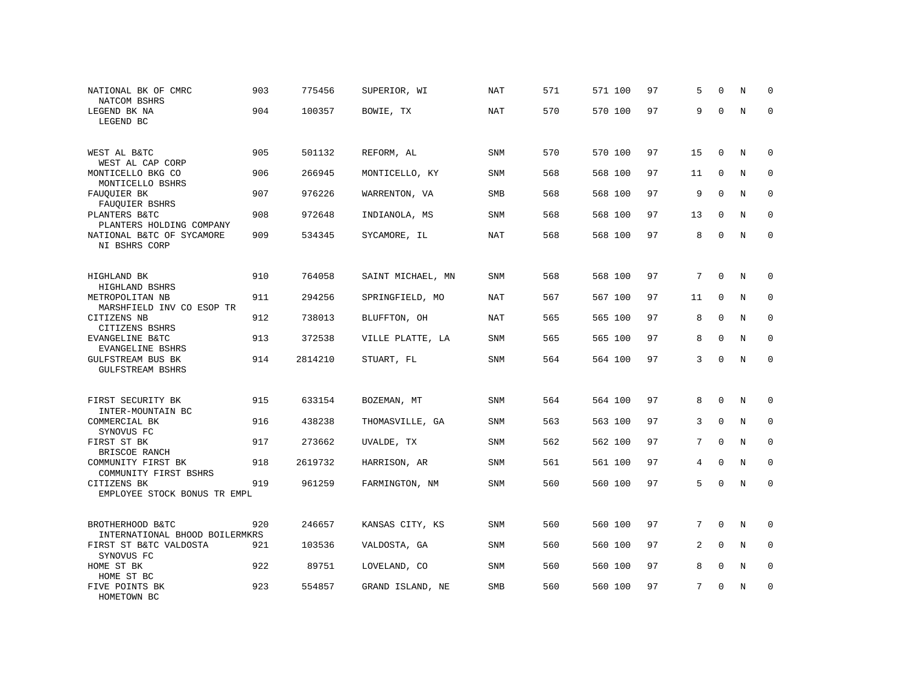| | | | | | | | | | | | | |
|---|---|---|---|---|---|---|---|---|---|---|---|---|
| NATIONAL BK OF CMRC<br>NATCOM BSHRS | 903 | 775456 | SUPERIOR, WI | NAT | 571 | 571 | 100 | 97 | 5 | 0 | N | 0 |
| LEGEND BK NA<br>LEGEND BC | 904 | 100357 | BOWIE, TX | NAT | 570 | 570 | 100 | 97 | 9 | 0 | N | 0 |
| WEST AL B&TC<br>WEST AL CAP CORP | 905 | 501132 | REFORM, AL | SNM | 570 | 570 | 100 | 97 | 15 | 0 | N | 0 |
| MONTICELLO BKG CO<br>MONTICELLO BSHRS | 906 | 266945 | MONTICELLO, KY | SNM | 568 | 568 | 100 | 97 | 11 | 0 | N | 0 |
| FAUQUIER BK<br>FAUQUIER BSHRS | 907 | 976226 | WARRENTON, VA | SMB | 568 | 568 | 100 | 97 | 9 | 0 | N | 0 |
| PLANTERS B&TC<br>PLANTERS HOLDING COMPANY | 908 | 972648 | INDIANOLA, MS | SNM | 568 | 568 | 100 | 97 | 13 | 0 | N | 0 |
| NATIONAL B&TC OF SYCAMORE<br>NI BSHRS CORP | 909 | 534345 | SYCAMORE, IL | NAT | 568 | 568 | 100 | 97 | 8 | 0 | N | 0 |
| HIGHLAND BK<br>HIGHLAND BSHRS | 910 | 764058 | SAINT MICHAEL, MN | SNM | 568 | 568 | 100 | 97 | 7 | 0 | N | 0 |
| METROPOLITAN NB<br>MARSHFIELD INV CO ESOP TR | 911 | 294256 | SPRINGFIELD, MO | NAT | 567 | 567 | 100 | 97 | 11 | 0 | N | 0 |
| CITIZENS NB<br>CITIZENS BSHRS | 912 | 738013 | BLUFFTON, OH | NAT | 565 | 565 | 100 | 97 | 8 | 0 | N | 0 |
| EVANGELINE B&TC<br>EVANGELINE BSHRS | 913 | 372538 | VILLE PLATTE, LA | SNM | 565 | 565 | 100 | 97 | 8 | 0 | N | 0 |
| GULFSTREAM BUS BK<br>GULFSTREAM BSHRS | 914 | 2814210 | STUART, FL | SNM | 564 | 564 | 100 | 97 | 3 | 0 | N | 0 |
| FIRST SECURITY BK<br>INTER-MOUNTAIN BC | 915 | 633154 | BOZEMAN, MT | SNM | 564 | 564 | 100 | 97 | 8 | 0 | N | 0 |
| COMMERCIAL BK<br>SYNOVUS FC | 916 | 438238 | THOMASVILLE, GA | SNM | 563 | 563 | 100 | 97 | 3 | 0 | N | 0 |
| FIRST ST BK<br>BRISCOE RANCH | 917 | 273662 | UVALDE, TX | SNM | 562 | 562 | 100 | 97 | 7 | 0 | N | 0 |
| COMMUNITY FIRST BK<br>COMMUNITY FIRST BSHRS | 918 | 2619732 | HARRISON, AR | SNM | 561 | 561 | 100 | 97 | 4 | 0 | N | 0 |
| CITIZENS BK<br>EMPLOYEE STOCK BONUS TR EMPL | 919 | 961259 | FARMINGTON, NM | SNM | 560 | 560 | 100 | 97 | 5 | 0 | N | 0 |
| BROTHERHOOD B&TC<br>INTERNATIONAL BHOOD BOILERMKRS | 920 | 246657 | KANSAS CITY, KS | SNM | 560 | 560 | 100 | 97 | 7 | 0 | N | 0 |
| FIRST ST B&TC VALDOSTA<br>SYNOVUS FC | 921 | 103536 | VALDOSTA, GA | SNM | 560 | 560 | 100 | 97 | 2 | 0 | N | 0 |
| HOME ST BK<br>HOME ST BC | 922 | 89751 | LOVELAND, CO | SNM | 560 | 560 | 100 | 97 | 8 | 0 | N | 0 |
| FIVE POINTS BK<br>HOMETOWN BC | 923 | 554857 | GRAND ISLAND, NE | SMB | 560 | 560 | 100 | 97 | 7 | 0 | N | 0 |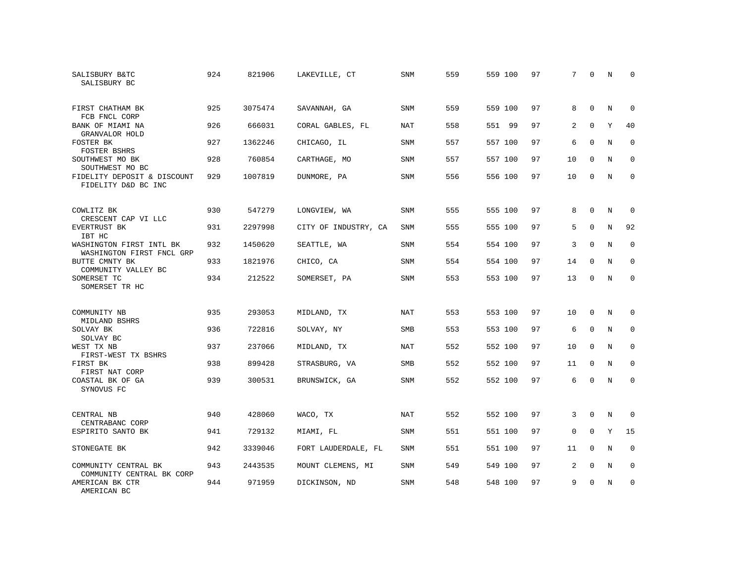| | | | | | | | | | | | | |
|---|---|---|---|---|---|---|---|---|---|---|---|---|
| SALISBURY B&TC<br>SALISBURY BC | 924 | 821906 | LAKEVILLE, CT | SNM | 559 | 559 | 100 | 97 | 7 | 0 | N | 0 |
| FIRST CHATHAM BK<br>FCB FNCL CORP | 925 | 3075474 | SAVANNAH, GA | SNM | 559 | 559 | 100 | 97 | 8 | 0 | N | 0 |
| BANK OF MIAMI NA<br>GRANVALOR HOLD | 926 | 666031 | CORAL GABLES, FL | NAT | 558 | 551 | 99 | 97 | 2 | 0 | Y | 40 |
| FOSTER BK<br>FOSTER BSHRS | 927 | 1362246 | CHICAGO, IL | SNM | 557 | 557 | 100 | 97 | 6 | 0 | N | 0 |
| SOUTHWEST MO BK<br>SOUTHWEST MO BC | 928 | 760854 | CARTHAGE, MO | SNM | 557 | 557 | 100 | 97 | 10 | 0 | N | 0 |
| FIDELITY DEPOSIT & DISCOUNT<br>FIDELITY D&D BC INC | 929 | 1007819 | DUNMORE, PA | SNM | 556 | 556 | 100 | 97 | 10 | 0 | N | 0 |
| COWLITZ BK<br>CRESCENT CAP VI LLC | 930 | 547279 | LONGVIEW, WA | SNM | 555 | 555 | 100 | 97 | 8 | 0 | N | 0 |
| EVERTRUST BK<br>IBT HC | 931 | 2297998 | CITY OF INDUSTRY, CA | SNM | 555 | 555 | 100 | 97 | 5 | 0 | N | 92 |
| WASHINGTON FIRST INTL BK<br>WASHINGTON FIRST FNCL GRP | 932 | 1450620 | SEATTLE, WA | SNM | 554 | 554 | 100 | 97 | 3 | 0 | N | 0 |
| BUTTE CMNTY BK<br>COMMUNITY VALLEY BC | 933 | 1821976 | CHICO, CA | SNM | 554 | 554 | 100 | 97 | 14 | 0 | N | 0 |
| SOMERSET TC<br>SOMERSET TR HC | 934 | 212522 | SOMERSET, PA | SNM | 553 | 553 | 100 | 97 | 13 | 0 | N | 0 |
| COMMUNITY NB<br>MIDLAND BSHRS | 935 | 293053 | MIDLAND, TX | NAT | 553 | 553 | 100 | 97 | 10 | 0 | N | 0 |
| SOLVAY BK<br>SOLVAY BC | 936 | 722816 | SOLVAY, NY | SMB | 553 | 553 | 100 | 97 | 6 | 0 | N | 0 |
| WEST TX NB<br>FIRST-WEST TX BSHRS | 937 | 237066 | MIDLAND, TX | NAT | 552 | 552 | 100 | 97 | 10 | 0 | N | 0 |
| FIRST BK<br>FIRST NAT CORP | 938 | 899428 | STRASBURG, VA | SMB | 552 | 552 | 100 | 97 | 11 | 0 | N | 0 |
| COASTAL BK OF GA<br>SYNOVUS FC | 939 | 300531 | BRUNSWICK, GA | SNM | 552 | 552 | 100 | 97 | 6 | 0 | N | 0 |
| CENTRAL NB<br>CENTRABANC CORP | 940 | 428060 | WACO, TX | NAT | 552 | 552 | 100 | 97 | 3 | 0 | N | 0 |
| ESPIRITO SANTO BK | 941 | 729132 | MIAMI, FL | SNM | 551 | 551 | 100 | 97 | 0 | 0 | Y | 15 |
| STONEGATE BK | 942 | 3339046 | FORT LAUDERDALE, FL | SNM | 551 | 551 | 100 | 97 | 11 | 0 | N | 0 |
| COMMUNITY CENTRAL BK<br>COMMUNITY CENTRAL BK CORP | 943 | 2443535 | MOUNT CLEMENS, MI | SNM | 549 | 549 | 100 | 97 | 2 | 0 | N | 0 |
| AMERICAN BK CTR<br>AMERICAN BC | 944 | 971959 | DICKINSON, ND | SNM | 548 | 548 | 100 | 97 | 9 | 0 | N | 0 |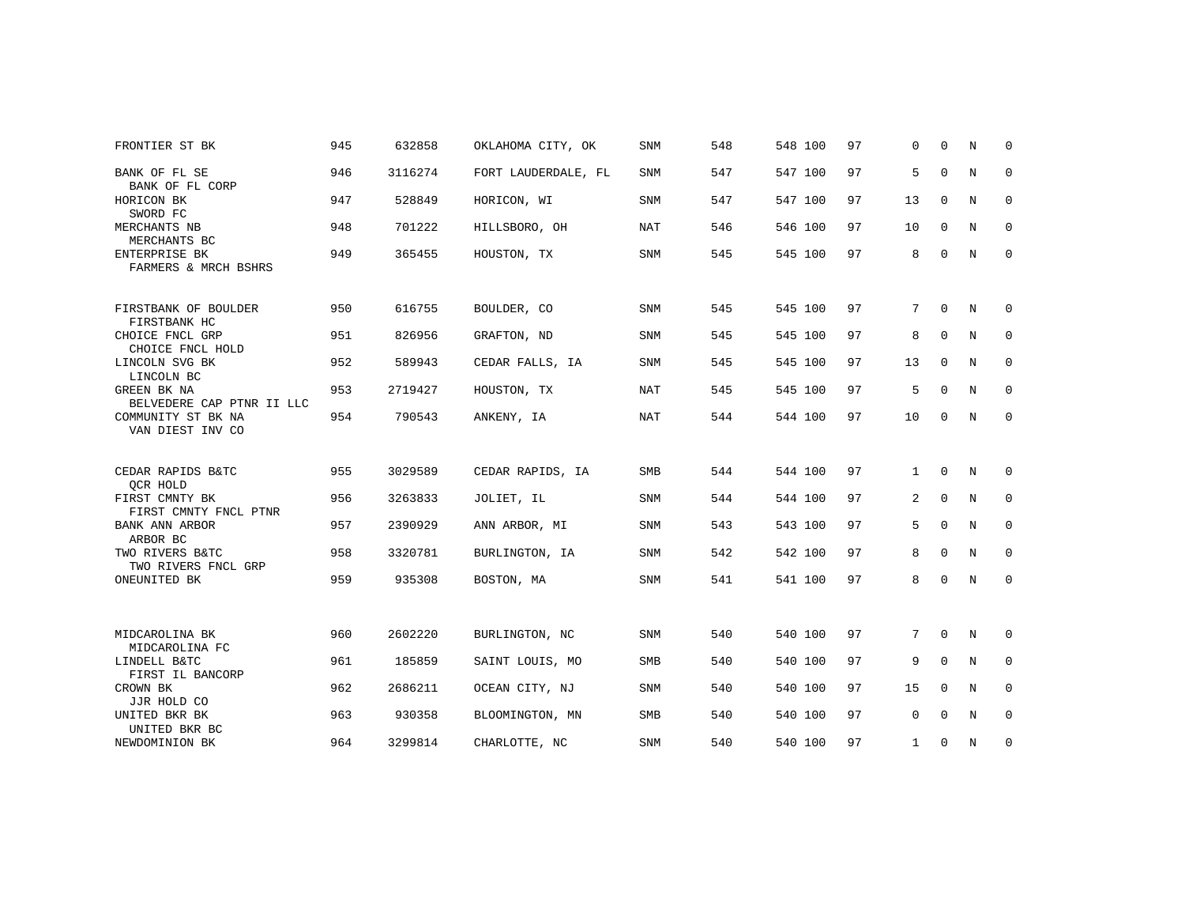| | | | | | | | | | | | | |
|---|---|---|---|---|---|---|---|---|---|---|---|---|
| FRONTIER ST BK | 945 | 632858 | OKLAHOMA CITY, OK | SNM | 548 | 548 | 100 | 97 | 0 | 0 | N | 0 |
| BANK OF FL SE<br>BANK OF FL CORP | 946 | 3116274 | FORT LAUDERDALE, FL | SNM | 547 | 547 | 100 | 97 | 5 | 0 | N | 0 |
| HORICON BK<br>SWORD FC | 947 | 528849 | HORICON, WI | SNM | 547 | 547 | 100 | 97 | 13 | 0 | N | 0 |
| MERCHANTS NB<br>MERCHANTS BC | 948 | 701222 | HILLSBORO, OH | NAT | 546 | 546 | 100 | 97 | 10 | 0 | N | 0 |
| ENTERPRISE BK<br>FARMERS & MRCH BSHRS | 949 | 365455 | HOUSTON, TX | SNM | 545 | 545 | 100 | 97 | 8 | 0 | N | 0 |
| FIRSTBANK OF BOULDER<br>FIRSTBANK HC | 950 | 616755 | BOULDER, CO | SNM | 545 | 545 | 100 | 97 | 7 | 0 | N | 0 |
| CHOICE FNCL GRP<br>CHOICE FNCL HOLD | 951 | 826956 | GRAFTON, ND | SNM | 545 | 545 | 100 | 97 | 8 | 0 | N | 0 |
| LINCOLN SVG BK<br>LINCOLN BC | 952 | 589943 | CEDAR FALLS, IA | SNM | 545 | 545 | 100 | 97 | 13 | 0 | N | 0 |
| GREEN BK NA<br>BELVEDERE CAP PTNR II LLC | 953 | 2719427 | HOUSTON, TX | NAT | 545 | 545 | 100 | 97 | 5 | 0 | N | 0 |
| COMMUNITY ST BK NA<br>VAN DIEST INV CO | 954 | 790543 | ANKENY, IA | NAT | 544 | 544 | 100 | 97 | 10 | 0 | N | 0 |
| CEDAR RAPIDS B&TC<br>QCR HOLD | 955 | 3029589 | CEDAR RAPIDS, IA | SMB | 544 | 544 | 100 | 97 | 1 | 0 | N | 0 |
| FIRST CMNTY BK<br>FIRST CMNTY FNCL PTNR | 956 | 3263833 | JOLIET, IL | SNM | 544 | 544 | 100 | 97 | 2 | 0 | N | 0 |
| BANK ANN ARBOR<br>ARBOR BC | 957 | 2390929 | ANN ARBOR, MI | SNM | 543 | 543 | 100 | 97 | 5 | 0 | N | 0 |
| TWO RIVERS B&TC<br>TWO RIVERS FNCL GRP | 958 | 3320781 | BURLINGTON, IA | SNM | 542 | 542 | 100 | 97 | 8 | 0 | N | 0 |
| ONEUNITED BK | 959 | 935308 | BOSTON, MA | SNM | 541 | 541 | 100 | 97 | 8 | 0 | N | 0 |
| MIDCAROLINA BK<br>MIDCAROLINA FC | 960 | 2602220 | BURLINGTON, NC | SNM | 540 | 540 | 100 | 97 | 7 | 0 | N | 0 |
| LINDELL B&TC<br>FIRST IL BANCORP | 961 | 185859 | SAINT LOUIS, MO | SMB | 540 | 540 | 100 | 97 | 9 | 0 | N | 0 |
| CROWN BK<br>JJR HOLD CO | 962 | 2686211 | OCEAN CITY, NJ | SNM | 540 | 540 | 100 | 97 | 15 | 0 | N | 0 |
| UNITED BKR BK<br>UNITED BKR BC | 963 | 930358 | BLOOMINGTON, MN | SMB | 540 | 540 | 100 | 97 | 0 | 0 | N | 0 |
| NEWDOMINION BK | 964 | 3299814 | CHARLOTTE, NC | SNM | 540 | 540 | 100 | 97 | 1 | 0 | N | 0 |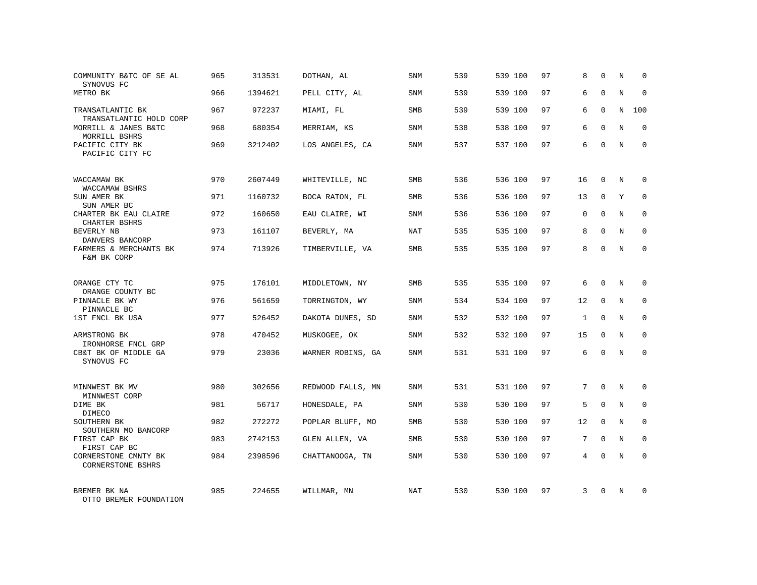| | | | | | | | | | | | | |
|---|---|---|---|---|---|---|---|---|---|---|---|---|
| COMMUNITY B&TC OF SE AL<br>SYNOVUS FC | 965 | 313531 | DOTHAN, AL | SNM | 539 | 539 | 100 | 97 | 8 | 0 | N | 0 |
| METRO BK | 966 | 1394621 | PELL CITY, AL | SNM | 539 | 539 | 100 | 97 | 6 | 0 | N | 0 |
| TRANSATLANTIC BK<br>TRANSATLANTIC HOLD CORP | 967 | 972237 | MIAMI, FL | SMB | 539 | 539 | 100 | 97 | 6 | 0 | N | 100 |
| MORRILL & JANES B&TC<br>MORRILL BSHRS | 968 | 680354 | MERRIAM, KS | SNM | 538 | 538 | 100 | 97 | 6 | 0 | N | 0 |
| PACIFIC CITY BK<br>PACIFIC CITY FC | 969 | 3212402 | LOS ANGELES, CA | SNM | 537 | 537 | 100 | 97 | 6 | 0 | N | 0 |
| WACCAMAW BK<br>WACCAMAW BSHRS | 970 | 2607449 | WHITEVILLE, NC | SMB | 536 | 536 | 100 | 97 | 16 | 0 | N | 0 |
| SUN AMER BK<br>SUN AMER BC | 971 | 1160732 | BOCA RATON, FL | SMB | 536 | 536 | 100 | 97 | 13 | 0 | Y | 0 |
| CHARTER BK EAU CLAIRE<br>CHARTER BSHRS | 972 | 160650 | EAU CLAIRE, WI | SNM | 536 | 536 | 100 | 97 | 0 | 0 | N | 0 |
| BEVERLY NB<br>DANVERS BANCORP | 973 | 161107 | BEVERLY, MA | NAT | 535 | 535 | 100 | 97 | 8 | 0 | N | 0 |
| FARMERS & MERCHANTS BK<br>F&M BK CORP | 974 | 713926 | TIMBERVILLE, VA | SMB | 535 | 535 | 100 | 97 | 8 | 0 | N | 0 |
| ORANGE CTY TC<br>ORANGE COUNTY BC | 975 | 176101 | MIDDLETOWN, NY | SMB | 535 | 535 | 100 | 97 | 6 | 0 | N | 0 |
| PINNACLE BK WY<br>PINNACLE BC | 976 | 561659 | TORRINGTON, WY | SNM | 534 | 534 | 100 | 97 | 12 | 0 | N | 0 |
| 1ST FNCL BK USA | 977 | 526452 | DAKOTA DUNES, SD | SNM | 532 | 532 | 100 | 97 | 1 | 0 | N | 0 |
| ARMSTRONG BK<br>IRONHORSE FNCL GRP | 978 | 470452 | MUSKOGEE, OK | SNM | 532 | 532 | 100 | 97 | 15 | 0 | N | 0 |
| CB&T BK OF MIDDLE GA<br>SYNOVUS FC | 979 | 23036 | WARNER ROBINS, GA | SNM | 531 | 531 | 100 | 97 | 6 | 0 | N | 0 |
| MINNWEST BK MV<br>MINNWEST CORP | 980 | 302656 | REDWOOD FALLS, MN | SNM | 531 | 531 | 100 | 97 | 7 | 0 | N | 0 |
| DIME BK<br>DIMECO | 981 | 56717 | HONESDALE, PA | SNM | 530 | 530 | 100 | 97 | 5 | 0 | N | 0 |
| SOUTHERN BK<br>SOUTHERN MO BANCORP | 982 | 272272 | POPLAR BLUFF, MO | SMB | 530 | 530 | 100 | 97 | 12 | 0 | N | 0 |
| FIRST CAP BK<br>FIRST CAP BC | 983 | 2742153 | GLEN ALLEN, VA | SMB | 530 | 530 | 100 | 97 | 7 | 0 | N | 0 |
| CORNERSTONE CMNTY BK<br>CORNERSTONE BSHRS | 984 | 2398596 | CHATTANOOGA, TN | SNM | 530 | 530 | 100 | 97 | 4 | 0 | N | 0 |
| BREMER BK NA<br>OTTO BREMER FOUNDATION | 985 | 224655 | WILLMAR, MN | NAT | 530 | 530 | 100 | 97 | 3 | 0 | N | 0 |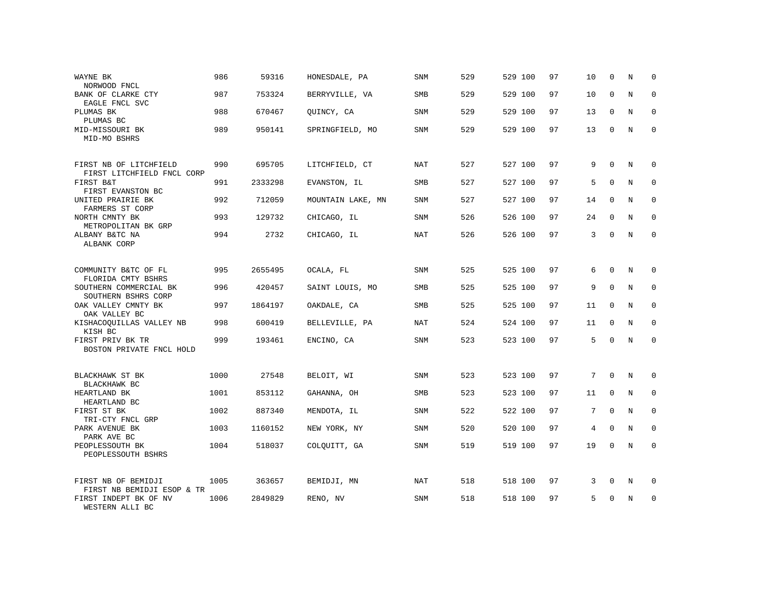| | | | | | | | | | | | | |
|---|---|---|---|---|---|---|---|---|---|---|---|---|
| WAYNE BK<br>NORWOOD FNCL | 986 | 59316 | HONESDALE, PA | SNM | 529 | 529 | 100 | 97 | 10 | 0 | N | 0 |
| BANK OF CLARKE CTY<br>EAGLE FNCL SVC | 987 | 753324 | BERRYVILLE, VA | SMB | 529 | 529 | 100 | 97 | 10 | 0 | N | 0 |
| PLUMAS BK<br>PLUMAS BC | 988 | 670467 | QUINCY, CA | SNM | 529 | 529 | 100 | 97 | 13 | 0 | N | 0 |
| MID-MISSOURI BK<br>MID-MO BSHRS | 989 | 950141 | SPRINGFIELD, MO | SNM | 529 | 529 | 100 | 97 | 13 | 0 | N | 0 |
| FIRST NB OF LITCHFIELD<br>FIRST LITCHFIELD FNCL CORP | 990 | 695705 | LITCHFIELD, CT | NAT | 527 | 527 | 100 | 97 | 9 | 0 | N | 0 |
| FIRST B&T<br>FIRST EVANSTON BC | 991 | 2333298 | EVANSTON, IL | SMB | 527 | 527 | 100 | 97 | 5 | 0 | N | 0 |
| UNITED PRAIRIE BK<br>FARMERS ST CORP | 992 | 712059 | MOUNTAIN LAKE, MN | SNM | 527 | 527 | 100 | 97 | 14 | 0 | N | 0 |
| NORTH CMNTY BK<br>METROPOLITAN BK GRP | 993 | 129732 | CHICAGO, IL | SNM | 526 | 526 | 100 | 97 | 24 | 0 | N | 0 |
| ALBANY B&TC NA<br>ALBANK CORP | 994 | 2732 | CHICAGO, IL | NAT | 526 | 526 | 100 | 97 | 3 | 0 | N | 0 |
| COMMUNITY B&TC OF FL<br>FLORIDA CMTY BSHRS | 995 | 2655495 | OCALA, FL | SNM | 525 | 525 | 100 | 97 | 6 | 0 | N | 0 |
| SOUTHERN COMMERCIAL BK<br>SOUTHERN BSHRS CORP | 996 | 420457 | SAINT LOUIS, MO | SMB | 525 | 525 | 100 | 97 | 9 | 0 | N | 0 |
| OAK VALLEY CMNTY BK<br>OAK VALLEY BC | 997 | 1864197 | OAKDALE, CA | SMB | 525 | 525 | 100 | 97 | 11 | 0 | N | 0 |
| KISHACOQUILLAS VALLEY NB<br>KISH BC | 998 | 600419 | BELLEVILLE, PA | NAT | 524 | 524 | 100 | 97 | 11 | 0 | N | 0 |
| FIRST PRIV BK TR<br>BOSTON PRIVATE FNCL HOLD | 999 | 193461 | ENCINO, CA | SNM | 523 | 523 | 100 | 97 | 5 | 0 | N | 0 |
| BLACKHAWK ST BK<br>BLACKHAWK BC | 1000 | 27548 | BELOIT, WI | SNM | 523 | 523 | 100 | 97 | 7 | 0 | N | 0 |
| HEARTLAND BK<br>HEARTLAND BC | 1001 | 853112 | GAHANNA, OH | SMB | 523 | 523 | 100 | 97 | 11 | 0 | N | 0 |
| FIRST ST BK<br>TRI-CTY FNCL GRP | 1002 | 887340 | MENDOTA, IL | SNM | 522 | 522 | 100 | 97 | 7 | 0 | N | 0 |
| PARK AVENUE BK<br>PARK AVE BC | 1003 | 1160152 | NEW YORK, NY | SNM | 520 | 520 | 100 | 97 | 4 | 0 | N | 0 |
| PEOPLESSOUTH BK<br>PEOPLESSOUTH BSHRS | 1004 | 518037 | COLQUITT, GA | SNM | 519 | 519 | 100 | 97 | 19 | 0 | N | 0 |
| FIRST NB OF BEMIDJI<br>FIRST NB BEMIDJI ESOP & TR | 1005 | 363657 | BEMIDJI, MN | NAT | 518 | 518 | 100 | 97 | 3 | 0 | N | 0 |
| FIRST INDEPT BK OF NV<br>WESTERN ALLI BC | 1006 | 2849829 | RENO, NV | SNM | 518 | 518 | 100 | 97 | 5 | 0 | N | 0 |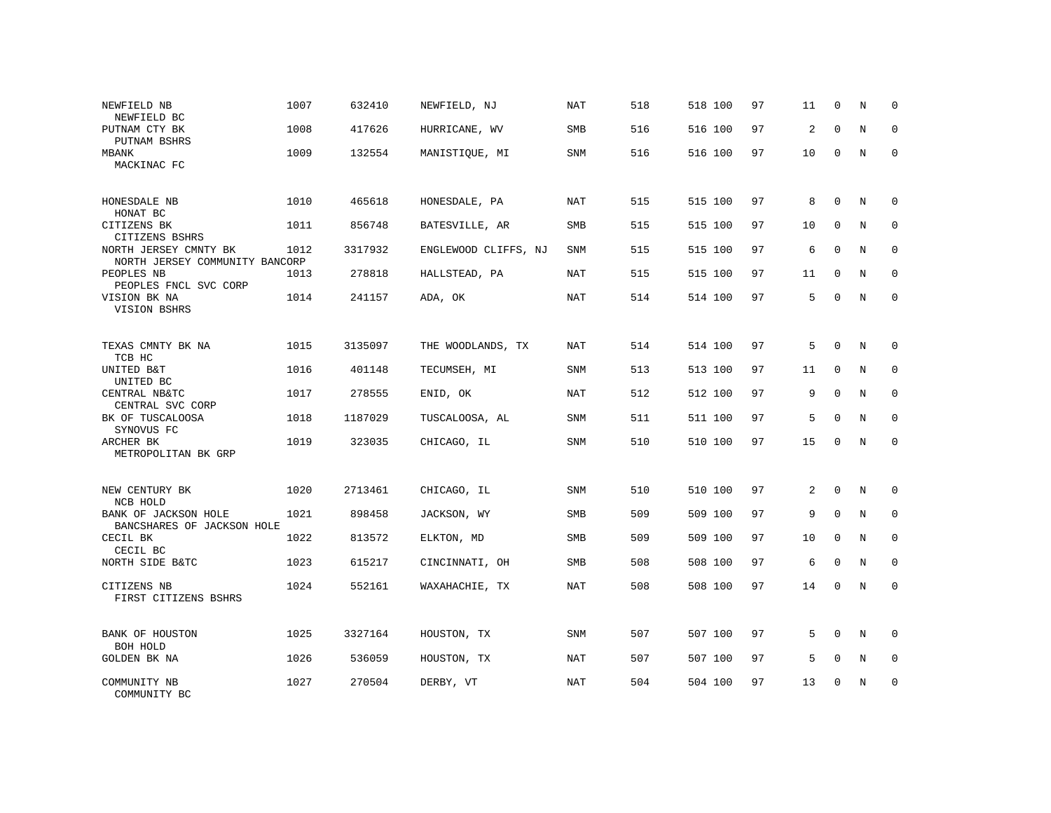| | | | | | | | | | | | | |
|---|---|---|---|---|---|---|---|---|---|---|---|---|
| NEWFIELD NB<br>NEWFIELD BC | 1007 | 632410 | NEWFIELD, NJ | NAT | 518 | 518 | 100 | 97 | 11 | 0 | N | 0 |
| PUTNAM CTY BK<br>PUTNAM BSHRS | 1008 | 417626 | HURRICANE, WV | SMB | 516 | 516 | 100 | 97 | 2 | 0 | N | 0 |
| MBANK<br>MACKINAC FC | 1009 | 132554 | MANISTIQUE, MI | SNM | 516 | 516 | 100 | 97 | 10 | 0 | N | 0 |
| HONESDALE NB<br>HONAT BC | 1010 | 465618 | HONESDALE, PA | NAT | 515 | 515 | 100 | 97 | 8 | 0 | N | 0 |
| CITIZENS BK<br>CITIZENS BSHRS | 1011 | 856748 | BATESVILLE, AR | SMB | 515 | 515 | 100 | 97 | 10 | 0 | N | 0 |
| NORTH JERSEY CMNTY BK<br>NORTH JERSEY COMMUNITY BANCORP | 1012 | 3317932 | ENGLEWOOD CLIFFS, NJ | SNM | 515 | 515 | 100 | 97 | 6 | 0 | N | 0 |
| PEOPLES NB<br>PEOPLES FNCL SVC CORP | 1013 | 278818 | HALLSTEAD, PA | NAT | 515 | 515 | 100 | 97 | 11 | 0 | N | 0 |
| VISION BK NA<br>VISION BSHRS | 1014 | 241157 | ADA, OK | NAT | 514 | 514 | 100 | 97 | 5 | 0 | N | 0 |
| TEXAS CMNTY BK NA<br>TCB HC | 1015 | 3135097 | THE WOODLANDS, TX | NAT | 514 | 514 | 100 | 97 | 5 | 0 | N | 0 |
| UNITED B&T<br>UNITED BC | 1016 | 401148 | TECUMSEH, MI | SNM | 513 | 513 | 100 | 97 | 11 | 0 | N | 0 |
| CENTRAL NB&TC<br>CENTRAL SVC CORP | 1017 | 278555 | ENID, OK | NAT | 512 | 512 | 100 | 97 | 9 | 0 | N | 0 |
| BK OF TUSCALOOSA<br>SYNOVUS FC | 1018 | 1187029 | TUSCALOOSA, AL | SNM | 511 | 511 | 100 | 97 | 5 | 0 | N | 0 |
| ARCHER BK<br>METROPOLITAN BK GRP | 1019 | 323035 | CHICAGO, IL | SNM | 510 | 510 | 100 | 97 | 15 | 0 | N | 0 |
| NEW CENTURY BK<br>NCB HOLD | 1020 | 2713461 | CHICAGO, IL | SNM | 510 | 510 | 100 | 97 | 2 | 0 | N | 0 |
| BANK OF JACKSON HOLE<br>BANCSHARES OF JACKSON HOLE | 1021 | 898458 | JACKSON, WY | SMB | 509 | 509 | 100 | 97 | 9 | 0 | N | 0 |
| CECIL BK<br>CECIL BC | 1022 | 813572 | ELKTON, MD | SMB | 509 | 509 | 100 | 97 | 10 | 0 | N | 0 |
| NORTH SIDE B&TC | 1023 | 615217 | CINCINNATI, OH | SMB | 508 | 508 | 100 | 97 | 6 | 0 | N | 0 |
| CITIZENS NB<br>FIRST CITIZENS BSHRS | 1024 | 552161 | WAXAHACHIE, TX | NAT | 508 | 508 | 100 | 97 | 14 | 0 | N | 0 |
| BANK OF HOUSTON<br>BOH HOLD | 1025 | 3327164 | HOUSTON, TX | SNM | 507 | 507 | 100 | 97 | 5 | 0 | N | 0 |
| GOLDEN BK NA | 1026 | 536059 | HOUSTON, TX | NAT | 507 | 507 | 100 | 97 | 5 | 0 | N | 0 |
| COMMUNITY NB<br>COMMUNITY BC | 1027 | 270504 | DERBY, VT | NAT | 504 | 504 | 100 | 97 | 13 | 0 | N | 0 |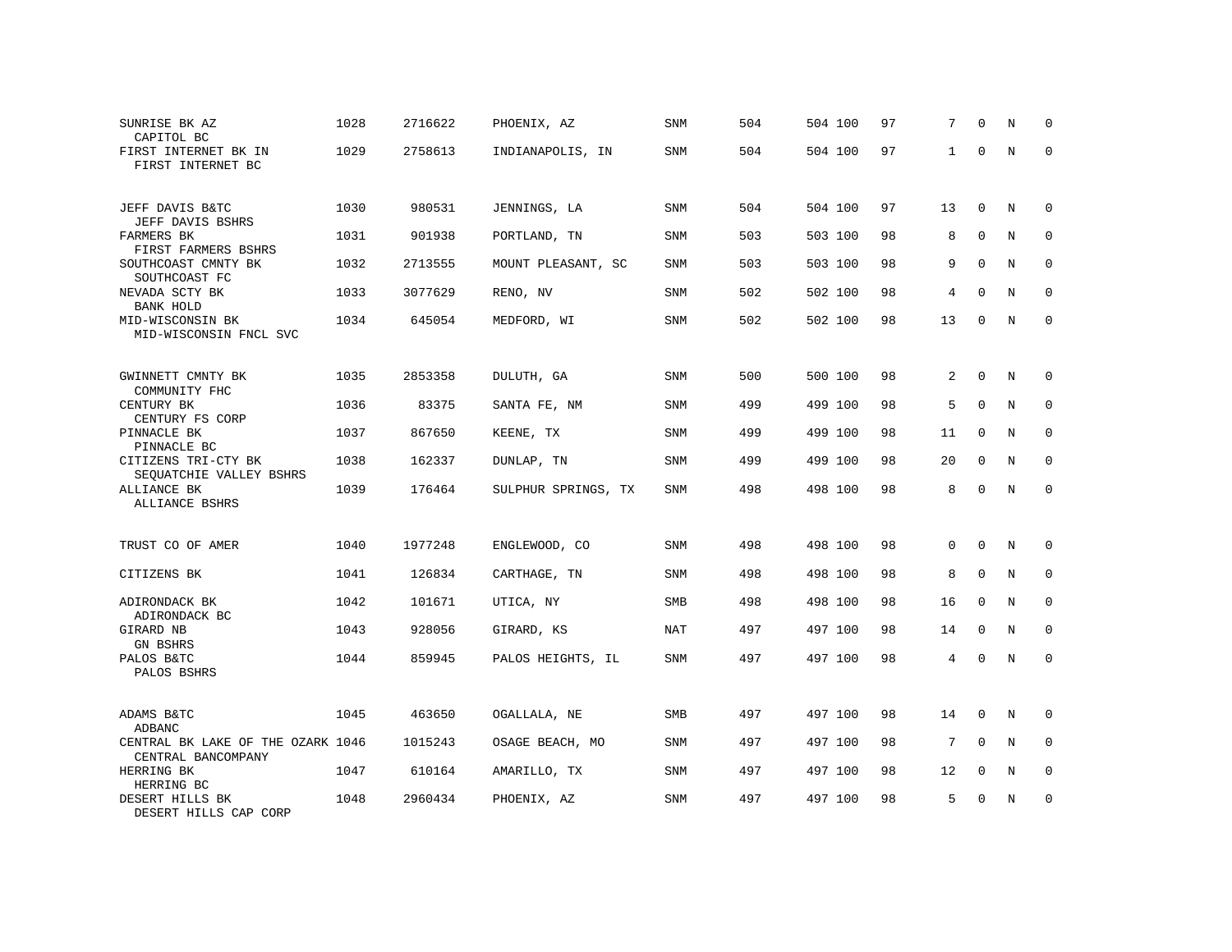| | | | | | | | | | | | | |
|---|---|---|---|---|---|---|---|---|---|---|---|---|
| SUNRISE BK AZ<br>CAPITOL BC | 1028 | 2716622 | PHOENIX, AZ | SNM | 504 | 504 | 100 | 97 | 7 | 0 | N | 0 |
| FIRST INTERNET BK IN<br>FIRST INTERNET BC | 1029 | 2758613 | INDIANAPOLIS, IN | SNM | 504 | 504 | 100 | 97 | 1 | 0 | N | 0 |
| JEFF DAVIS B&TC<br>JEFF DAVIS BSHRS | 1030 | 980531 | JENNINGS, LA | SNM | 504 | 504 | 100 | 97 | 13 | 0 | N | 0 |
| FARMERS BK<br>FIRST FARMERS BSHRS | 1031 | 901938 | PORTLAND, TN | SNM | 503 | 503 | 100 | 98 | 8 | 0 | N | 0 |
| SOUTHCOAST CMNTY BK<br>SOUTHCOAST FC | 1032 | 2713555 | MOUNT PLEASANT, SC | SNM | 503 | 503 | 100 | 98 | 9 | 0 | N | 0 |
| NEVADA SCTY BK<br>BANK HOLD | 1033 | 3077629 | RENO, NV | SNM | 502 | 502 | 100 | 98 | 4 | 0 | N | 0 |
| MID-WISCONSIN BK<br>MID-WISCONSIN FNCL SVC | 1034 | 645054 | MEDFORD, WI | SNM | 502 | 502 | 100 | 98 | 13 | 0 | N | 0 |
| GWINNETT CMNTY BK<br>COMMUNITY FHC | 1035 | 2853358 | DULUTH, GA | SNM | 500 | 500 | 100 | 98 | 2 | 0 | N | 0 |
| CENTURY BK<br>CENTURY FS CORP | 1036 | 83375 | SANTA FE, NM | SNM | 499 | 499 | 100 | 98 | 5 | 0 | N | 0 |
| PINNACLE BK<br>PINNACLE BC | 1037 | 867650 | KEENE, TX | SNM | 499 | 499 | 100 | 98 | 11 | 0 | N | 0 |
| CITIZENS TRI-CTY BK<br>SEQUATCHIE VALLEY BSHRS | 1038 | 162337 | DUNLAP, TN | SNM | 499 | 499 | 100 | 98 | 20 | 0 | N | 0 |
| ALLIANCE BK<br>ALLIANCE BSHRS | 1039 | 176464 | SULPHUR SPRINGS, TX | SNM | 498 | 498 | 100 | 98 | 8 | 0 | N | 0 |
| TRUST CO OF AMER | 1040 | 1977248 | ENGLEWOOD, CO | SNM | 498 | 498 | 100 | 98 | 0 | 0 | N | 0 |
| CITIZENS BK | 1041 | 126834 | CARTHAGE, TN | SNM | 498 | 498 | 100 | 98 | 8 | 0 | N | 0 |
| ADIRONDACK BK<br>ADIRONDACK BC | 1042 | 101671 | UTICA, NY | SMB | 498 | 498 | 100 | 98 | 16 | 0 | N | 0 |
| GIRARD NB<br>GN BSHRS | 1043 | 928056 | GIRARD, KS | NAT | 497 | 497 | 100 | 98 | 14 | 0 | N | 0 |
| PALOS B&TC<br>PALOS BSHRS | 1044 | 859945 | PALOS HEIGHTS, IL | SNM | 497 | 497 | 100 | 98 | 4 | 0 | N | 0 |
| ADAMS B&TC<br>ADBANC | 1045 | 463650 | OGALLALA, NE | SMB | 497 | 497 | 100 | 98 | 14 | 0 | N | 0 |
| CENTRAL BK LAKE OF THE OZARK<br>CENTRAL BANCOMPANY | 1046 | 1015243 | OSAGE BEACH, MO | SNM | 497 | 497 | 100 | 98 | 7 | 0 | N | 0 |
| HERRING BK<br>HERRING BC | 1047 | 610164 | AMARILLO, TX | SNM | 497 | 497 | 100 | 98 | 12 | 0 | N | 0 |
| DESERT HILLS BK<br>DESERT HILLS CAP CORP | 1048 | 2960434 | PHOENIX, AZ | SNM | 497 | 497 | 100 | 98 | 5 | 0 | N | 0 |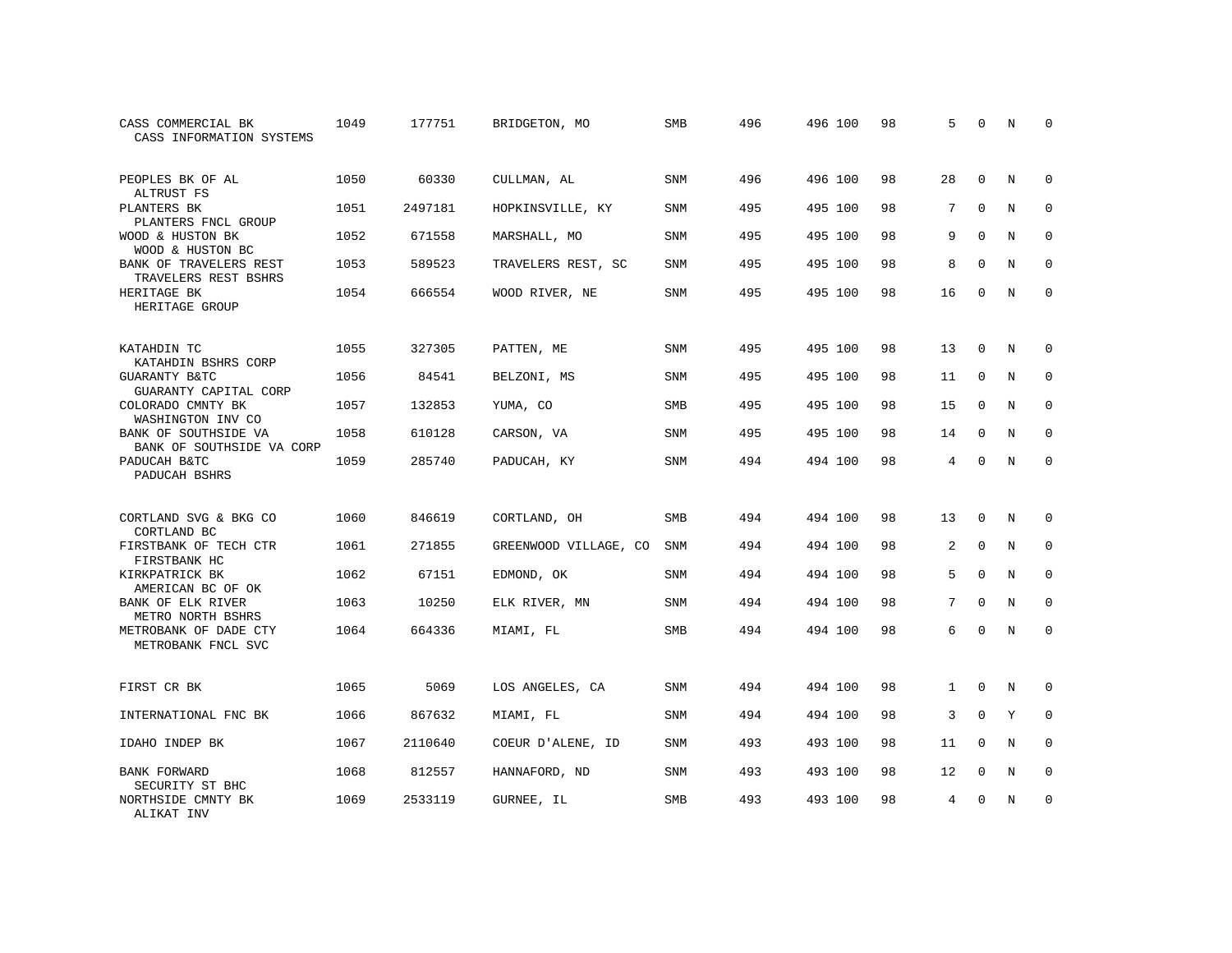| | | | | | | | | | | | | |
|---|---|---|---|---|---|---|---|---|---|---|---|---|
| CASS COMMERCIAL BK<br>CASS INFORMATION SYSTEMS | 1049 | 177751 | BRIDGETON, MO | SMB | 496 | 496 | 100 | 98 | 5 | 0 | N | 0 |
| PEOPLES BK OF AL<br>ALTRUST FS | 1050 | 60330 | CULLMAN, AL | SNM | 496 | 496 | 100 | 98 | 28 | 0 | N | 0 |
| PLANTERS BK<br>PLANTERS FNCL GROUP | 1051 | 2497181 | HOPKINSVILLE, KY | SNM | 495 | 495 | 100 | 98 | 7 | 0 | N | 0 |
| WOOD & HUSTON BK<br>WOOD & HUSTON BC | 1052 | 671558 | MARSHALL, MO | SNM | 495 | 495 | 100 | 98 | 9 | 0 | N | 0 |
| BANK OF TRAVELERS REST<br>TRAVELERS REST BSHRS | 1053 | 589523 | TRAVELERS REST, SC | SNM | 495 | 495 | 100 | 98 | 8 | 0 | N | 0 |
| HERITAGE BK<br>HERITAGE GROUP | 1054 | 666554 | WOOD RIVER, NE | SNM | 495 | 495 | 100 | 98 | 16 | 0 | N | 0 |
| KATAHDIN TC<br>KATAHDIN BSHRS CORP | 1055 | 327305 | PATTEN, ME | SNM | 495 | 495 | 100 | 98 | 13 | 0 | N | 0 |
| GUARANTY B&TC<br>GUARANTY CAPITAL CORP | 1056 | 84541 | BELZONI, MS | SNM | 495 | 495 | 100 | 98 | 11 | 0 | N | 0 |
| COLORADO CMNTY BK<br>WASHINGTON INV CO | 1057 | 132853 | YUMA, CO | SMB | 495 | 495 | 100 | 98 | 15 | 0 | N | 0 |
| BANK OF SOUTHSIDE VA<br>BANK OF SOUTHSIDE VA CORP | 1058 | 610128 | CARSON, VA | SNM | 495 | 495 | 100 | 98 | 14 | 0 | N | 0 |
| PADUCAH B&TC<br>PADUCAH BSHRS | 1059 | 285740 | PADUCAH, KY | SNM | 494 | 494 | 100 | 98 | 4 | 0 | N | 0 |
| CORTLAND SVG & BKG CO<br>CORTLAND BC | 1060 | 846619 | CORTLAND, OH | SMB | 494 | 494 | 100 | 98 | 13 | 0 | N | 0 |
| FIRSTBANK OF TECH CTR<br>FIRSTBANK HC | 1061 | 271855 | GREENWOOD VILLAGE, CO | SNM | 494 | 494 | 100 | 98 | 2 | 0 | N | 0 |
| KIRKPATRICK BK<br>AMERICAN BC OF OK | 1062 | 67151 | EDMOND, OK | SNM | 494 | 494 | 100 | 98 | 5 | 0 | N | 0 |
| BANK OF ELK RIVER<br>METRO NORTH BSHRS | 1063 | 10250 | ELK RIVER, MN | SNM | 494 | 494 | 100 | 98 | 7 | 0 | N | 0 |
| METROBANK OF DADE CTY<br>METROBANK FNCL SVC | 1064 | 664336 | MIAMI, FL | SMB | 494 | 494 | 100 | 98 | 6 | 0 | N | 0 |
| FIRST CR BK | 1065 | 5069 | LOS ANGELES, CA | SNM | 494 | 494 | 100 | 98 | 1 | 0 | N | 0 |
| INTERNATIONAL FNC BK | 1066 | 867632 | MIAMI, FL | SNM | 494 | 494 | 100 | 98 | 3 | 0 | Y | 0 |
| IDAHO INDEP BK | 1067 | 2110640 | COEUR D'ALENE, ID | SNM | 493 | 493 | 100 | 98 | 11 | 0 | N | 0 |
| BANK FORWARD<br>SECURITY ST BHC | 1068 | 812557 | HANNAFORD, ND | SNM | 493 | 493 | 100 | 98 | 12 | 0 | N | 0 |
| NORTHSIDE CMNTY BK<br>ALIKAT INV | 1069 | 2533119 | GURNEE, IL | SMB | 493 | 493 | 100 | 98 | 4 | 0 | N | 0 |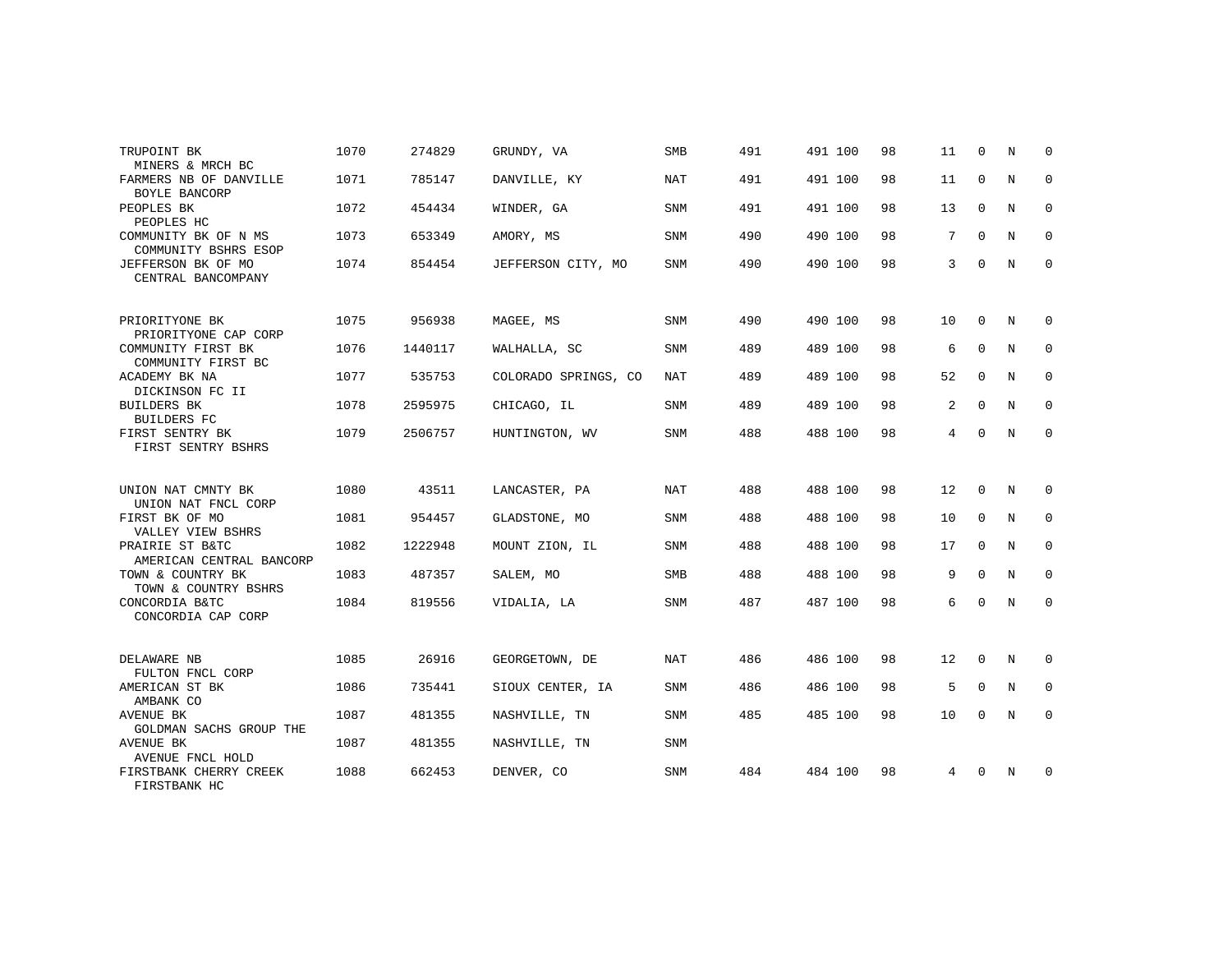| | | | | | | | | | | | | |
|---|---|---|---|---|---|---|---|---|---|---|---|---|
| TRUPOINT BK<br>MINERS & MRCH BC | 1070 | 274829 | GRUNDY, VA | SMB | 491 | 491 | 100 | 98 | 11 | 0 | N | 0 |
| FARMERS NB OF DANVILLE<br>BOYLE BANCORP | 1071 | 785147 | DANVILLE, KY | NAT | 491 | 491 | 100 | 98 | 11 | 0 | N | 0 |
| PEOPLES BK<br>PEOPLES HC | 1072 | 454434 | WINDER, GA | SNM | 491 | 491 | 100 | 98 | 13 | 0 | N | 0 |
| COMMUNITY BK OF N MS<br>COMMUNITY BSHRS ESOP | 1073 | 653349 | AMORY, MS | SNM | 490 | 490 | 100 | 98 | 7 | 0 | N | 0 |
| JEFFERSON BK OF MO<br>CENTRAL BANCOMPANY | 1074 | 854454 | JEFFERSON CITY, MO | SNM | 490 | 490 | 100 | 98 | 3 | 0 | N | 0 |
| PRIORITYONE BK<br>PRIORITYONE CAP CORP | 1075 | 956938 | MAGEE, MS | SNM | 490 | 490 | 100 | 98 | 10 | 0 | N | 0 |
| COMMUNITY FIRST BK<br>COMMUNITY FIRST BC | 1076 | 1440117 | WALHALLA, SC | SNM | 489 | 489 | 100 | 98 | 6 | 0 | N | 0 |
| ACADEMY BK NA<br>DICKINSON FC II | 1077 | 535753 | COLORADO SPRINGS, CO | NAT | 489 | 489 | 100 | 98 | 52 | 0 | N | 0 |
| BUILDERS BK<br>BUILDERS FC | 1078 | 2595975 | CHICAGO, IL | SNM | 489 | 489 | 100 | 98 | 2 | 0 | N | 0 |
| FIRST SENTRY BK<br>FIRST SENTRY BSHRS | 1079 | 2506757 | HUNTINGTON, WV | SNM | 488 | 488 | 100 | 98 | 4 | 0 | N | 0 |
| UNION NAT CMNTY BK<br>UNION NAT FNCL CORP | 1080 | 43511 | LANCASTER, PA | NAT | 488 | 488 | 100 | 98 | 12 | 0 | N | 0 |
| FIRST BK OF MO<br>VALLEY VIEW BSHRS | 1081 | 954457 | GLADSTONE, MO | SNM | 488 | 488 | 100 | 98 | 10 | 0 | N | 0 |
| PRAIRIE ST B&TC<br>AMERICAN CENTRAL BANCORP | 1082 | 1222948 | MOUNT ZION, IL | SNM | 488 | 488 | 100 | 98 | 17 | 0 | N | 0 |
| TOWN & COUNTRY BK<br>TOWN & COUNTRY BSHRS | 1083 | 487357 | SALEM, MO | SMB | 488 | 488 | 100 | 98 | 9 | 0 | N | 0 |
| CONCORDIA B&TC<br>CONCORDIA CAP CORP | 1084 | 819556 | VIDALIA, LA | SNM | 487 | 487 | 100 | 98 | 6 | 0 | N | 0 |
| DELAWARE NB<br>FULTON FNCL CORP | 1085 | 26916 | GEORGETOWN, DE | NAT | 486 | 486 | 100 | 98 | 12 | 0 | N | 0 |
| AMERICAN ST BK<br>AMBANK CO | 1086 | 735441 | SIOUX CENTER, IA | SNM | 486 | 486 | 100 | 98 | 5 | 0 | N | 0 |
| AVENUE BK<br>GOLDMAN SACHS GROUP THE | 1087 | 481355 | NASHVILLE, TN | SNM | 485 | 485 | 100 | 98 | 10 | 0 | N | 0 |
| AVENUE BK<br>AVENUE FNCL HOLD | 1087 | 481355 | NASHVILLE, TN | SNM | | | | | | | | |
| FIRSTBANK CHERRY CREEK<br>FIRSTBANK HC | 1088 | 662453 | DENVER, CO | SNM | 484 | 484 | 100 | 98 | 4 | 0 | N | 0 |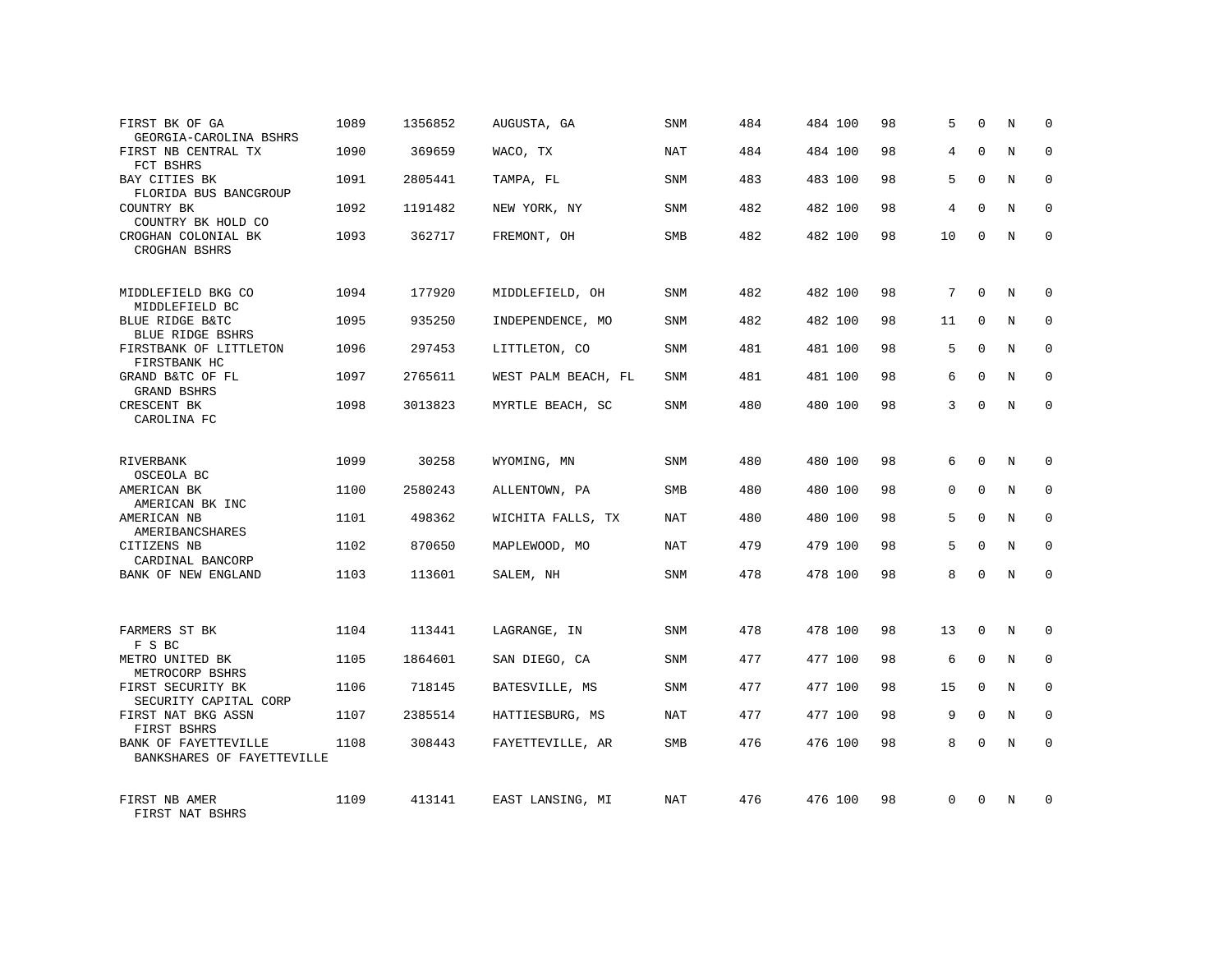| | | | | | | | | | | | | |
|---|---|---|---|---|---|---|---|---|---|---|---|---|
| FIRST BK OF GA<br>GEORGIA-CAROLINA BSHRS | 1089 | 1356852 | AUGUSTA, GA | SNM | 484 | 484 | 100 | 98 | 5 | 0 | N | 0 |
| FIRST NB CENTRAL TX<br>FCT BSHRS | 1090 | 369659 | WACO, TX | NAT | 484 | 484 | 100 | 98 | 4 | 0 | N | 0 |
| BAY CITIES BK<br>FLORIDA BUS BANCGROUP | 1091 | 2805441 | TAMPA, FL | SNM | 483 | 483 | 100 | 98 | 5 | 0 | N | 0 |
| COUNTRY BK<br>COUNTRY BK HOLD CO | 1092 | 1191482 | NEW YORK, NY | SNM | 482 | 482 | 100 | 98 | 4 | 0 | N | 0 |
| CROGHAN COLONIAL BK<br>CROGHAN BSHRS | 1093 | 362717 | FREMONT, OH | SMB | 482 | 482 | 100 | 98 | 10 | 0 | N | 0 |
| MIDDLEFIELD BKG CO<br>MIDDLEFIELD BC | 1094 | 177920 | MIDDLEFIELD, OH | SNM | 482 | 482 | 100 | 98 | 7 | 0 | N | 0 |
| BLUE RIDGE B&TC<br>BLUE RIDGE BSHRS | 1095 | 935250 | INDEPENDENCE, MO | SNM | 482 | 482 | 100 | 98 | 11 | 0 | N | 0 |
| FIRSTBANK OF LITTLETON<br>FIRSTBANK HC | 1096 | 297453 | LITTLETON, CO | SNM | 481 | 481 | 100 | 98 | 5 | 0 | N | 0 |
| GRAND B&TC OF FL<br>GRAND BSHRS | 1097 | 2765611 | WEST PALM BEACH, FL | SNM | 481 | 481 | 100 | 98 | 6 | 0 | N | 0 |
| CRESCENT BK<br>CAROLINA FC | 1098 | 3013823 | MYRTLE BEACH, SC | SNM | 480 | 480 | 100 | 98 | 3 | 0 | N | 0 |
| RIVERBANK<br>OSCEOLA BC | 1099 | 30258 | WYOMING, MN | SNM | 480 | 480 | 100 | 98 | 6 | 0 | N | 0 |
| AMERICAN BK<br>AMERICAN BK INC | 1100 | 2580243 | ALLENTOWN, PA | SMB | 480 | 480 | 100 | 98 | 0 | 0 | N | 0 |
| AMERICAN NB<br>AMERIBANCSHARES | 1101 | 498362 | WICHITA FALLS, TX | NAT | 480 | 480 | 100 | 98 | 5 | 0 | N | 0 |
| CITIZENS NB<br>CARDINAL BANCORP | 1102 | 870650 | MAPLEWOOD, MO | NAT | 479 | 479 | 100 | 98 | 5 | 0 | N | 0 |
| BANK OF NEW ENGLAND | 1103 | 113601 | SALEM, NH | SNM | 478 | 478 | 100 | 98 | 8 | 0 | N | 0 |
| FARMERS ST BK<br>F S BC | 1104 | 113441 | LAGRANGE, IN | SNM | 478 | 478 | 100 | 98 | 13 | 0 | N | 0 |
| METRO UNITED BK<br>METROCORP BSHRS | 1105 | 1864601 | SAN DIEGO, CA | SNM | 477 | 477 | 100 | 98 | 6 | 0 | N | 0 |
| FIRST SECURITY BK<br>SECURITY CAPITAL CORP | 1106 | 718145 | BATESVILLE, MS | SNM | 477 | 477 | 100 | 98 | 15 | 0 | N | 0 |
| FIRST NAT BKG ASSN<br>FIRST BSHRS | 1107 | 2385514 | HATTIESBURG, MS | NAT | 477 | 477 | 100 | 98 | 9 | 0 | N | 0 |
| BANK OF FAYETTEVILLE<br>BANKSHARES OF FAYETTEVILLE | 1108 | 308443 | FAYETTEVILLE, AR | SMB | 476 | 476 | 100 | 98 | 8 | 0 | N | 0 |
| FIRST NB AMER<br>FIRST NAT BSHRS | 1109 | 413141 | EAST LANSING, MI | NAT | 476 | 476 | 100 | 98 | 0 | 0 | N | 0 |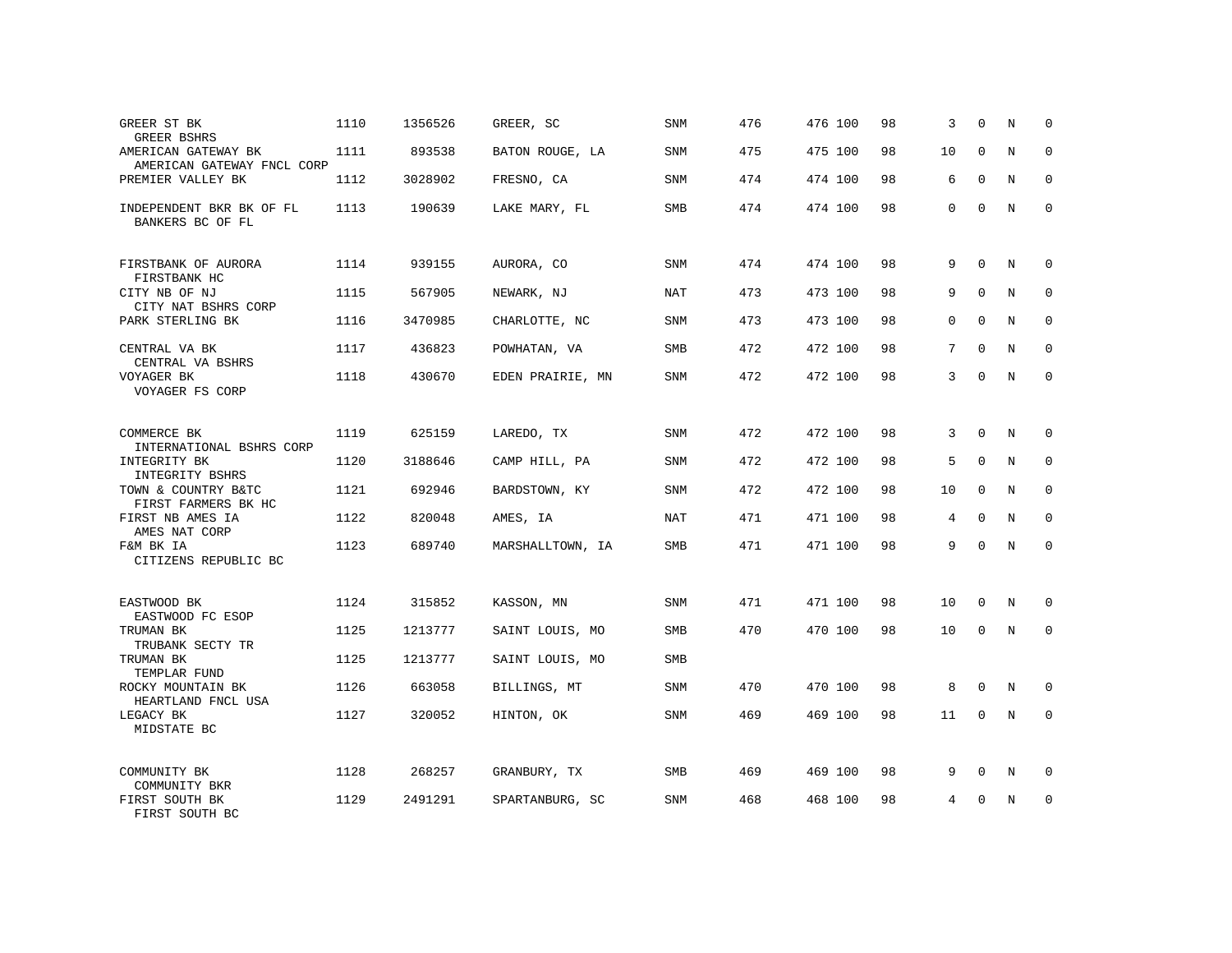| | | | | | | | | | | | |
|---|---|---|---|---|---|---|---|---|---|---|---|
| GREER ST BK<br>GREER BSHRS | 1110 | 1356526 | GREER, SC | SNM | 476 | 476 100 | 98 | 3 | 0 | N | 0 |
| AMERICAN GATEWAY BK<br>AMERICAN GATEWAY FNCL CORP | 1111 | 893538 | BATON ROUGE, LA | SNM | 475 | 475 100 | 98 | 10 | 0 | N | 0 |
| PREMIER VALLEY BK | 1112 | 3028902 | FRESNO, CA | SNM | 474 | 474 100 | 98 | 6 | 0 | N | 0 |
| INDEPENDENT BKR BK OF FL<br>BANKERS BC OF FL | 1113 | 190639 | LAKE MARY, FL | SMB | 474 | 474 100 | 98 | 0 | 0 | N | 0 |
| FIRSTBANK OF AURORA<br>FIRSTBANK HC | 1114 | 939155 | AURORA, CO | SNM | 474 | 474 100 | 98 | 9 | 0 | N | 0 |
| CITY NB OF NJ<br>CITY NAT BSHRS CORP | 1115 | 567905 | NEWARK, NJ | NAT | 473 | 473 100 | 98 | 9 | 0 | N | 0 |
| PARK STERLING BK | 1116 | 3470985 | CHARLOTTE, NC | SNM | 473 | 473 100 | 98 | 0 | 0 | N | 0 |
| CENTRAL VA BK<br>CENTRAL VA BSHRS | 1117 | 436823 | POWHATAN, VA | SMB | 472 | 472 100 | 98 | 7 | 0 | N | 0 |
| VOYAGER BK<br>VOYAGER FS CORP | 1118 | 430670 | EDEN PRAIRIE, MN | SNM | 472 | 472 100 | 98 | 3 | 0 | N | 0 |
| COMMERCE BK<br>INTERNATIONAL BSHRS CORP | 1119 | 625159 | LAREDO, TX | SNM | 472 | 472 100 | 98 | 3 | 0 | N | 0 |
| INTEGRITY BK<br>INTEGRITY BSHRS | 1120 | 3188646 | CAMP HILL, PA | SNM | 472 | 472 100 | 98 | 5 | 0 | N | 0 |
| TOWN & COUNTRY B&TC<br>FIRST FARMERS BK HC | 1121 | 692946 | BARDSTOWN, KY | SNM | 472 | 472 100 | 98 | 10 | 0 | N | 0 |
| FIRST NB AMES IA<br>AMES NAT CORP | 1122 | 820048 | AMES, IA | NAT | 471 | 471 100 | 98 | 4 | 0 | N | 0 |
| F&M BK IA<br>CITIZENS REPUBLIC BC | 1123 | 689740 | MARSHALLTOWN, IA | SMB | 471 | 471 100 | 98 | 9 | 0 | N | 0 |
| EASTWOOD BK<br>EASTWOOD FC ESOP | 1124 | 315852 | KASSON, MN | SNM | 471 | 471 100 | 98 | 10 | 0 | N | 0 |
| TRUMAN BK<br>TRUBANK SECTY TR | 1125 | 1213777 | SAINT LOUIS, MO | SMB | 470 | 470 100 | 98 | 10 | 0 | N | 0 |
| TRUMAN BK<br>TEMPLAR FUND | 1125 | 1213777 | SAINT LOUIS, MO | SMB | | | | | | | |
| ROCKY MOUNTAIN BK<br>HEARTLAND FNCL USA | 1126 | 663058 | BILLINGS, MT | SNM | 470 | 470 100 | 98 | 8 | 0 | N | 0 |
| LEGACY BK<br>MIDSTATE BC | 1127 | 320052 | HINTON, OK | SNM | 469 | 469 100 | 98 | 11 | 0 | N | 0 |
| COMMUNITY BK<br>COMMUNITY BKR | 1128 | 268257 | GRANBURY, TX | SMB | 469 | 469 100 | 98 | 9 | 0 | N | 0 |
| FIRST SOUTH BK<br>FIRST SOUTH BC | 1129 | 2491291 | SPARTANBURG, SC | SNM | 468 | 468 100 | 98 | 4 | 0 | N | 0 |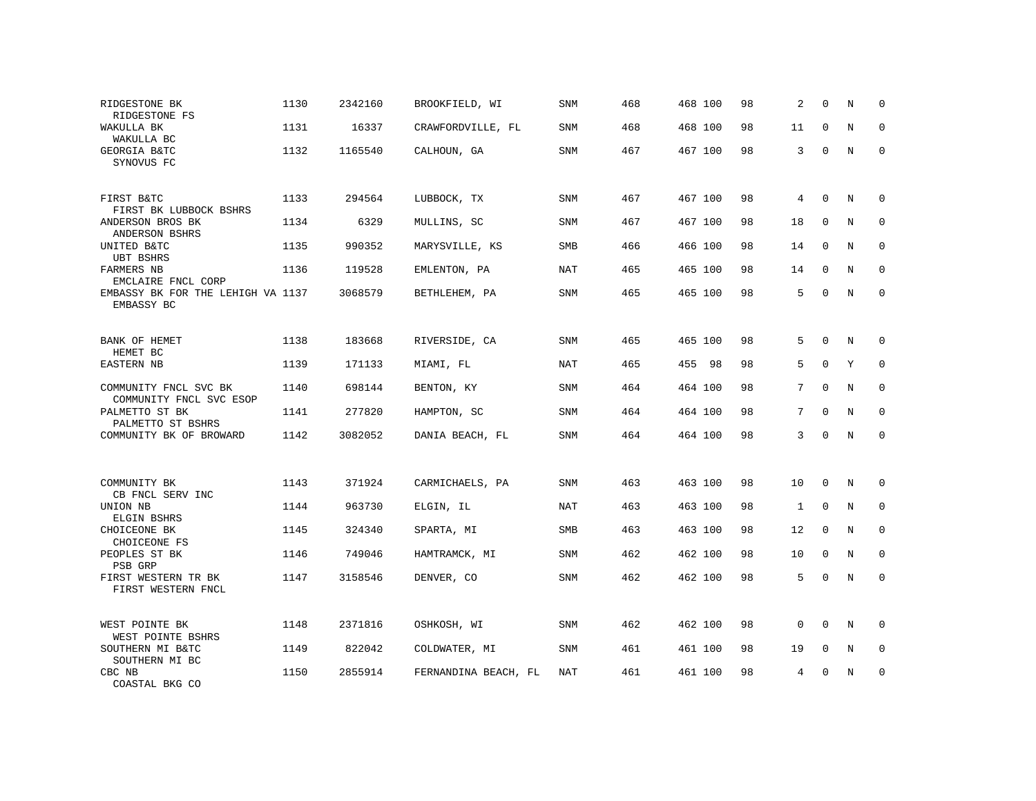| | | | | | | | | | | | | |
|---|---|---|---|---|---|---|---|---|---|---|---|---|
| RIDGESTONE BK<br>RIDGESTONE FS | 1130 | 2342160 | BROOKFIELD, WI | SNM | 468 | 468 | 100 | 98 | 2 | 0 | N | 0 |
| WAKULLA BK<br>WAKULLA BC | 1131 | 16337 | CRAWFORDVILLE, FL | SNM | 468 | 468 | 100 | 98 | 11 | 0 | N | 0 |
| GEORGIA B&TC<br>SYNOVUS FC | 1132 | 1165540 | CALHOUN, GA | SNM | 467 | 467 | 100 | 98 | 3 | 0 | N | 0 |
| FIRST B&TC<br>FIRST BK LUBBOCK BSHRS | 1133 | 294564 | LUBBOCK, TX | SNM | 467 | 467 | 100 | 98 | 4 | 0 | N | 0 |
| ANDERSON BROS BK<br>ANDERSON BSHRS | 1134 | 6329 | MULLINS, SC | SNM | 467 | 467 | 100 | 98 | 18 | 0 | N | 0 |
| UNITED B&TC<br>UBT BSHRS | 1135 | 990352 | MARYSVILLE, KS | SMB | 466 | 466 | 100 | 98 | 14 | 0 | N | 0 |
| FARMERS NB<br>EMCLAIRE FNCL CORP | 1136 | 119528 | EMLENTON, PA | NAT | 465 | 465 | 100 | 98 | 14 | 0 | N | 0 |
| EMBASSY BK FOR THE LEHIGH VA<br>EMBASSY BC | 1137 | 3068579 | BETHLEHEM, PA | SNM | 465 | 465 | 100 | 98 | 5 | 0 | N | 0 |
| BANK OF HEMET<br>HEMET BC | 1138 | 183668 | RIVERSIDE, CA | SNM | 465 | 465 | 100 | 98 | 5 | 0 | N | 0 |
| EASTERN NB | 1139 | 171133 | MIAMI, FL | NAT | 465 | 455 | 98 | 98 | 5 | 0 | Y | 0 |
| COMMUNITY FNCL SVC BK<br>COMMUNITY FNCL SVC ESOP | 1140 | 698144 | BENTON, KY | SNM | 464 | 464 | 100 | 98 | 7 | 0 | N | 0 |
| PALMETTO ST BK<br>PALMETTO ST BSHRS | 1141 | 277820 | HAMPTON, SC | SNM | 464 | 464 | 100 | 98 | 7 | 0 | N | 0 |
| COMMUNITY BK OF BROWARD | 1142 | 3082052 | DANIA BEACH, FL | SNM | 464 | 464 | 100 | 98 | 3 | 0 | N | 0 |
| COMMUNITY BK<br>CB FNCL SERV INC | 1143 | 371924 | CARMICHAELS, PA | SNM | 463 | 463 | 100 | 98 | 10 | 0 | N | 0 |
| UNION NB<br>ELGIN BSHRS | 1144 | 963730 | ELGIN, IL | NAT | 463 | 463 | 100 | 98 | 1 | 0 | N | 0 |
| CHOICEONE BK<br>CHOICEONE FS | 1145 | 324340 | SPARTA, MI | SMB | 463 | 463 | 100 | 98 | 12 | 0 | N | 0 |
| PEOPLES ST BK<br>PSB GRP | 1146 | 749046 | HAMTRAMCK, MI | SNM | 462 | 462 | 100 | 98 | 10 | 0 | N | 0 |
| FIRST WESTERN TR BK<br>FIRST WESTERN FNCL | 1147 | 3158546 | DENVER, CO | SNM | 462 | 462 | 100 | 98 | 5 | 0 | N | 0 |
| WEST POINTE BK<br>WEST POINTE BSHRS | 1148 | 2371816 | OSHKOSH, WI | SNM | 462 | 462 | 100 | 98 | 0 | 0 | N | 0 |
| SOUTHERN MI B&TC<br>SOUTHERN MI BC | 1149 | 822042 | COLDWATER, MI | SNM | 461 | 461 | 100 | 98 | 19 | 0 | N | 0 |
| CBC NB<br>COASTAL BKG CO | 1150 | 2855914 | FERNANDINA BEACH, FL | NAT | 461 | 461 | 100 | 98 | 4 | 0 | N | 0 |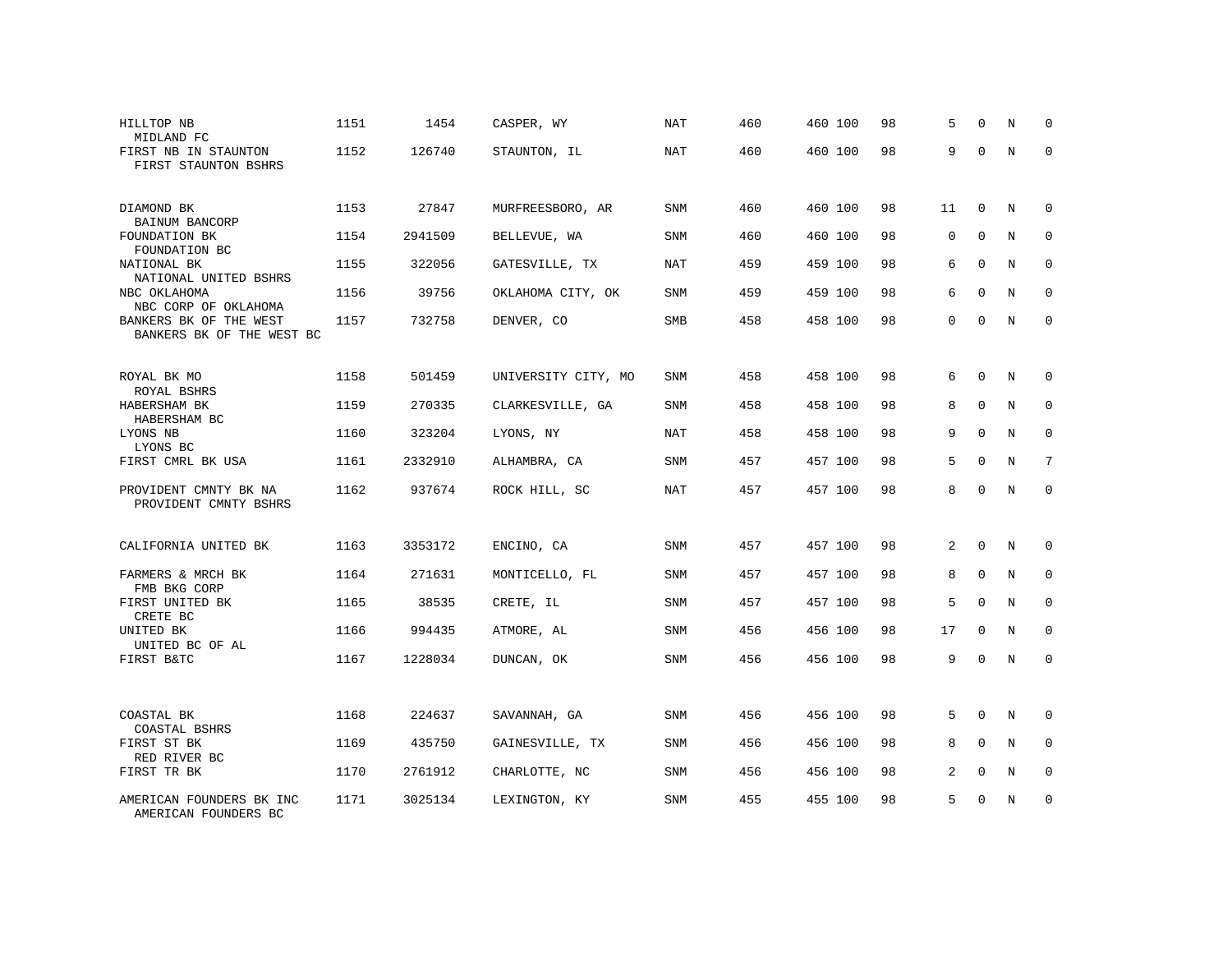| | | | | | | | | | | | | |
|---|---|---|---|---|---|---|---|---|---|---|---|---|
| HILLTOP NB<br>MIDLAND FC | 1151 | 1454 | CASPER, WY | NAT | 460 | 460 | 100 | 98 | 5 | 0 | N | 0 |
| FIRST NB IN STAUNTON<br>FIRST STAUNTON BSHRS | 1152 | 126740 | STAUNTON, IL | NAT | 460 | 460 | 100 | 98 | 9 | 0 | N | 0 |
| DIAMOND BK<br>BAINUM BANCORP | 1153 | 27847 | MURFREESBORO, AR | SNM | 460 | 460 | 100 | 98 | 11 | 0 | N | 0 |
| FOUNDATION BK<br>FOUNDATION BC | 1154 | 2941509 | BELLEVUE, WA | SNM | 460 | 460 | 100 | 98 | 0 | 0 | N | 0 |
| NATIONAL BK<br>NATIONAL UNITED BSHRS | 1155 | 322056 | GATESVILLE, TX | NAT | 459 | 459 | 100 | 98 | 6 | 0 | N | 0 |
| NBC OKLAHOMA<br>NBC CORP OF OKLAHOMA | 1156 | 39756 | OKLAHOMA CITY, OK | SNM | 459 | 459 | 100 | 98 | 6 | 0 | N | 0 |
| BANKERS BK OF THE WEST<br>BANKERS BK OF THE WEST BC | 1157 | 732758 | DENVER, CO | SMB | 458 | 458 | 100 | 98 | 0 | 0 | N | 0 |
| ROYAL BK MO<br>ROYAL BSHRS | 1158 | 501459 | UNIVERSITY CITY, MO | SNM | 458 | 458 | 100 | 98 | 6 | 0 | N | 0 |
| HABERSHAM BK<br>HABERSHAM BC | 1159 | 270335 | CLARKESVILLE, GA | SNM | 458 | 458 | 100 | 98 | 8 | 0 | N | 0 |
| LYONS NB<br>LYONS BC | 1160 | 323204 | LYONS, NY | NAT | 458 | 458 | 100 | 98 | 9 | 0 | N | 0 |
| FIRST CMRL BK USA | 1161 | 2332910 | ALHAMBRA, CA | SNM | 457 | 457 | 100 | 98 | 5 | 0 | N | 7 |
| PROVIDENT CMNTY BK NA<br>PROVIDENT CMNTY BSHRS | 1162 | 937674 | ROCK HILL, SC | NAT | 457 | 457 | 100 | 98 | 8 | 0 | N | 0 |
| CALIFORNIA UNITED BK | 1163 | 3353172 | ENCINO, CA | SNM | 457 | 457 | 100 | 98 | 2 | 0 | N | 0 |
| FARMERS & MRCH BK<br>FMB BKG CORP | 1164 | 271631 | MONTICELLO, FL | SNM | 457 | 457 | 100 | 98 | 8 | 0 | N | 0 |
| FIRST UNITED BK<br>CRETE BC | 1165 | 38535 | CRETE, IL | SNM | 457 | 457 | 100 | 98 | 5 | 0 | N | 0 |
| UNITED BK<br>UNITED BC OF AL | 1166 | 994435 | ATMORE, AL | SNM | 456 | 456 | 100 | 98 | 17 | 0 | N | 0 |
| FIRST B&TC | 1167 | 1228034 | DUNCAN, OK | SNM | 456 | 456 | 100 | 98 | 9 | 0 | N | 0 |
| COASTAL BK<br>COASTAL BSHRS | 1168 | 224637 | SAVANNAH, GA | SNM | 456 | 456 | 100 | 98 | 5 | 0 | N | 0 |
| FIRST ST BK<br>RED RIVER BC | 1169 | 435750 | GAINESVILLE, TX | SNM | 456 | 456 | 100 | 98 | 8 | 0 | N | 0 |
| FIRST TR BK | 1170 | 2761912 | CHARLOTTE, NC | SNM | 456 | 456 | 100 | 98 | 2 | 0 | N | 0 |
| AMERICAN FOUNDERS BK INC<br>AMERICAN FOUNDERS BC | 1171 | 3025134 | LEXINGTON, KY | SNM | 455 | 455 | 100 | 98 | 5 | 0 | N | 0 |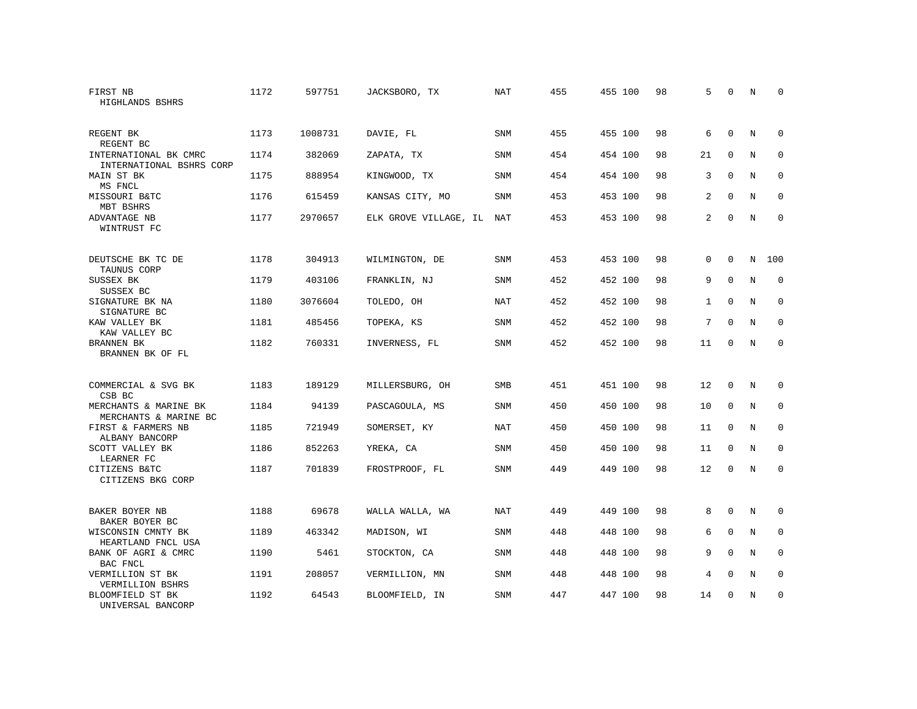| | | | | | | | | | | | | |
|---|---|---|---|---|---|---|---|---|---|---|---|---|
| FIRST NB<br>HIGHLANDS BSHRS | 1172 | 597751 | JACKSBORO, TX | NAT | 455 | 455 | 100 | 98 | 5 | 0 | N | 0 |
| REGENT BK<br>REGENT BC | 1173 | 1008731 | DAVIE, FL | SNM | 455 | 455 | 100 | 98 | 6 | 0 | N | 0 |
| INTERNATIONAL BK CMRC<br>INTERNATIONAL BSHRS CORP | 1174 | 382069 | ZAPATA, TX | SNM | 454 | 454 | 100 | 98 | 21 | 0 | N | 0 |
| MAIN ST BK<br>MS FNCL | 1175 | 888954 | KINGWOOD, TX | SNM | 454 | 454 | 100 | 98 | 3 | 0 | N | 0 |
| MISSOURI B&TC<br>MBT BSHRS | 1176 | 615459 | KANSAS CITY, MO | SNM | 453 | 453 | 100 | 98 | 2 | 0 | N | 0 |
| ADVANTAGE NB<br>WINTRUST FC | 1177 | 2970657 | ELK GROVE VILLAGE, IL | NAT | 453 | 453 | 100 | 98 | 2 | 0 | N | 0 |
| DEUTSCHE BK TC DE<br>TAUNUS CORP | 1178 | 304913 | WILMINGTON, DE | SNM | 453 | 453 | 100 | 98 | 0 | 0 | N | 100 |
| SUSSEX BK<br>SUSSEX BC | 1179 | 403106 | FRANKLIN, NJ | SNM | 452 | 452 | 100 | 98 | 9 | 0 | N | 0 |
| SIGNATURE BK NA<br>SIGNATURE BC | 1180 | 3076604 | TOLEDO, OH | NAT | 452 | 452 | 100 | 98 | 1 | 0 | N | 0 |
| KAW VALLEY BK<br>KAW VALLEY BC | 1181 | 485456 | TOPEKA, KS | SNM | 452 | 452 | 100 | 98 | 7 | 0 | N | 0 |
| BRANNEN BK<br>BRANNEN BK OF FL | 1182 | 760331 | INVERNESS, FL | SNM | 452 | 452 | 100 | 98 | 11 | 0 | N | 0 |
| COMMERCIAL & SVG BK<br>CSB BC | 1183 | 189129 | MILLERSBURG, OH | SMB | 451 | 451 | 100 | 98 | 12 | 0 | N | 0 |
| MERCHANTS & MARINE BK<br>MERCHANTS & MARINE BC | 1184 | 94139 | PASCAGOULA, MS | SNM | 450 | 450 | 100 | 98 | 10 | 0 | N | 0 |
| FIRST & FARMERS NB<br>ALBANY BANCORP | 1185 | 721949 | SOMERSET, KY | NAT | 450 | 450 | 100 | 98 | 11 | 0 | N | 0 |
| SCOTT VALLEY BK<br>LEARNER FC | 1186 | 852263 | YREKA, CA | SNM | 450 | 450 | 100 | 98 | 11 | 0 | N | 0 |
| CITIZENS B&TC<br>CITIZENS BKG CORP | 1187 | 701839 | FROSTPROOF, FL | SNM | 449 | 449 | 100 | 98 | 12 | 0 | N | 0 |
| BAKER BOYER NB<br>BAKER BOYER BC | 1188 | 69678 | WALLA WALLA, WA | NAT | 449 | 449 | 100 | 98 | 8 | 0 | N | 0 |
| WISCONSIN CMNTY BK<br>HEARTLAND FNCL USA | 1189 | 463342 | MADISON, WI | SNM | 448 | 448 | 100 | 98 | 6 | 0 | N | 0 |
| BANK OF AGRI & CMRC<br>BAC FNCL | 1190 | 5461 | STOCKTON, CA | SNM | 448 | 448 | 100 | 98 | 9 | 0 | N | 0 |
| VERMILLION ST BK<br>VERMILLION BSHRS | 1191 | 208057 | VERMILLION, MN | SNM | 448 | 448 | 100 | 98 | 4 | 0 | N | 0 |
| BLOOMFIELD ST BK<br>UNIVERSAL BANCORP | 1192 | 64543 | BLOOMFIELD, IN | SNM | 447 | 447 | 100 | 98 | 14 | 0 | N | 0 |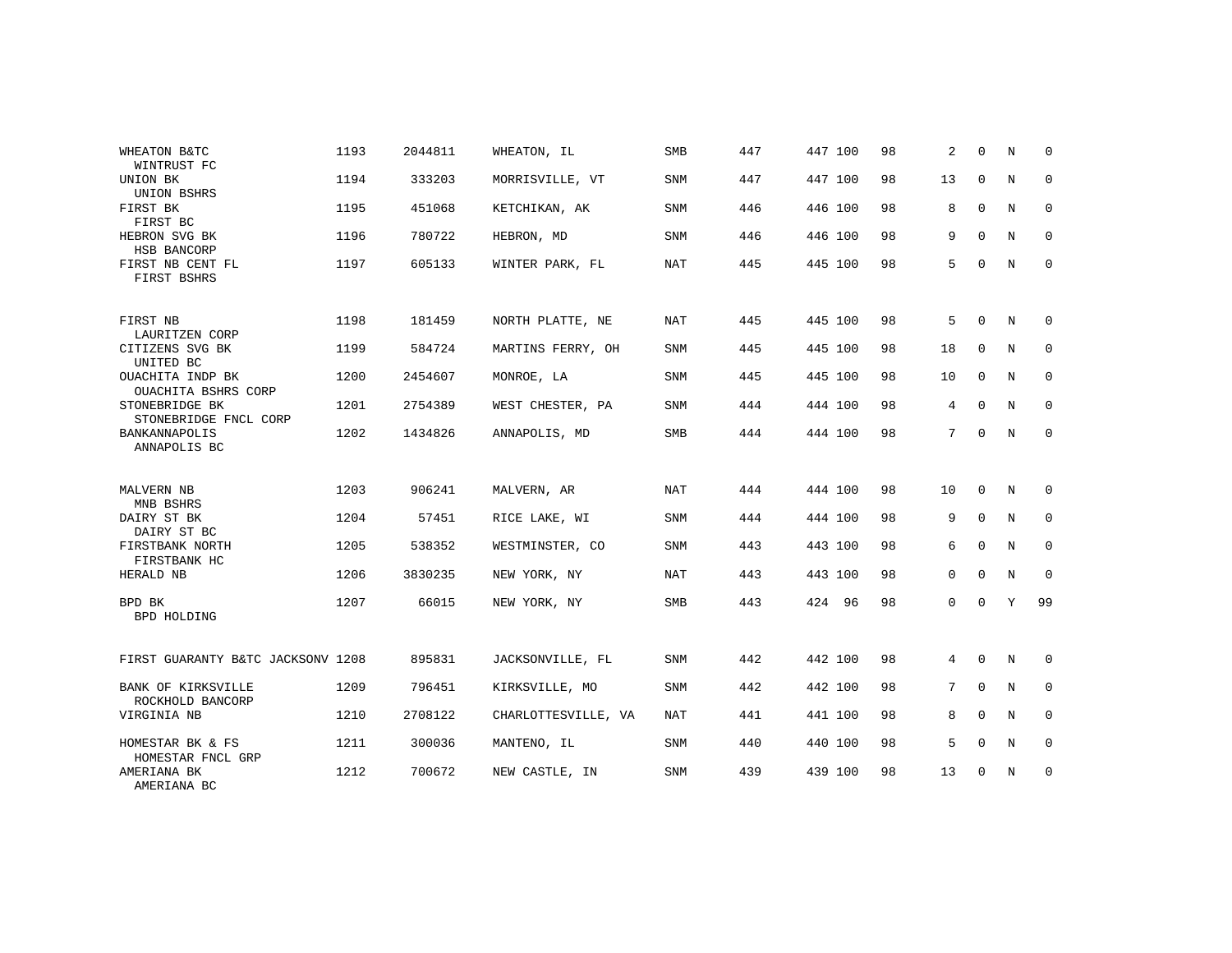| | | | | | | | | | | | | |
|---|---|---|---|---|---|---|---|---|---|---|---|---|
| WHEATON B&TC<br>WINTRUST FC | 1193 | 2044811 | WHEATON, IL | SMB | 447 | 447 | 100 | 98 | 2 | 0 | N | 0 |
| UNION BK<br>UNION BSHRS | 1194 | 333203 | MORRISVILLE, VT | SNM | 447 | 447 | 100 | 98 | 13 | 0 | N | 0 |
| FIRST BK<br>FIRST BC | 1195 | 451068 | KETCHIKAN, AK | SNM | 446 | 446 | 100 | 98 | 8 | 0 | N | 0 |
| HEBRON SVG BK<br>HSB BANCORP | 1196 | 780722 | HEBRON, MD | SNM | 446 | 446 | 100 | 98 | 9 | 0 | N | 0 |
| FIRST NB CENT FL<br>FIRST BSHRS | 1197 | 605133 | WINTER PARK, FL | NAT | 445 | 445 | 100 | 98 | 5 | 0 | N | 0 |
| FIRST NB<br>LAURITZEN CORP | 1198 | 181459 | NORTH PLATTE, NE | NAT | 445 | 445 | 100 | 98 | 5 | 0 | N | 0 |
| CITIZENS SVG BK<br>UNITED BC | 1199 | 584724 | MARTINS FERRY, OH | SNM | 445 | 445 | 100 | 98 | 18 | 0 | N | 0 |
| OUACHITA INDP BK<br>OUACHITA BSHRS CORP | 1200 | 2454607 | MONROE, LA | SNM | 445 | 445 | 100 | 98 | 10 | 0 | N | 0 |
| STONEBRIDGE BK<br>STONEBRIDGE FNCL CORP | 1201 | 2754389 | WEST CHESTER, PA | SNM | 444 | 444 | 100 | 98 | 4 | 0 | N | 0 |
| BANKANNAPOLIS<br>ANNAPOLIS BC | 1202 | 1434826 | ANNAPOLIS, MD | SMB | 444 | 444 | 100 | 98 | 7 | 0 | N | 0 |
| MALVERN NB<br>MNB BSHRS | 1203 | 906241 | MALVERN, AR | NAT | 444 | 444 | 100 | 98 | 10 | 0 | N | 0 |
| DAIRY ST BK<br>DAIRY ST BC | 1204 | 57451 | RICE LAKE, WI | SNM | 444 | 444 | 100 | 98 | 9 | 0 | N | 0 |
| FIRSTBANK NORTH<br>FIRSTBANK HC | 1205 | 538352 | WESTMINSTER, CO | SNM | 443 | 443 | 100 | 98 | 6 | 0 | N | 0 |
| HERALD NB | 1206 | 3830235 | NEW YORK, NY | NAT | 443 | 443 | 100 | 98 | 0 | 0 | N | 0 |
| BPD BK<br>BPD HOLDING | 1207 | 66015 | NEW YORK, NY | SMB | 443 | 424 | 96 | 98 | 0 | 0 | Y | 99 |
| FIRST GUARANTY B&TC JACKSONV | 1208 | 895831 | JACKSONVILLE, FL | SNM | 442 | 442 | 100 | 98 | 4 | 0 | N | 0 |
| BANK OF KIRKSVILLE<br>ROCKHOLD BANCORP | 1209 | 796451 | KIRKSVILLE, MO | SNM | 442 | 442 | 100 | 98 | 7 | 0 | N | 0 |
| VIRGINIA NB | 1210 | 2708122 | CHARLOTTESVILLE, VA | NAT | 441 | 441 | 100 | 98 | 8 | 0 | N | 0 |
| HOMESTAR BK & FS<br>HOMESTAR FNCL GRP | 1211 | 300036 | MANTENO, IL | SNM | 440 | 440 | 100 | 98 | 5 | 0 | N | 0 |
| AMERIANA BK<br>AMERIANA BC | 1212 | 700672 | NEW CASTLE, IN | SNM | 439 | 439 | 100 | 98 | 13 | 0 | N | 0 |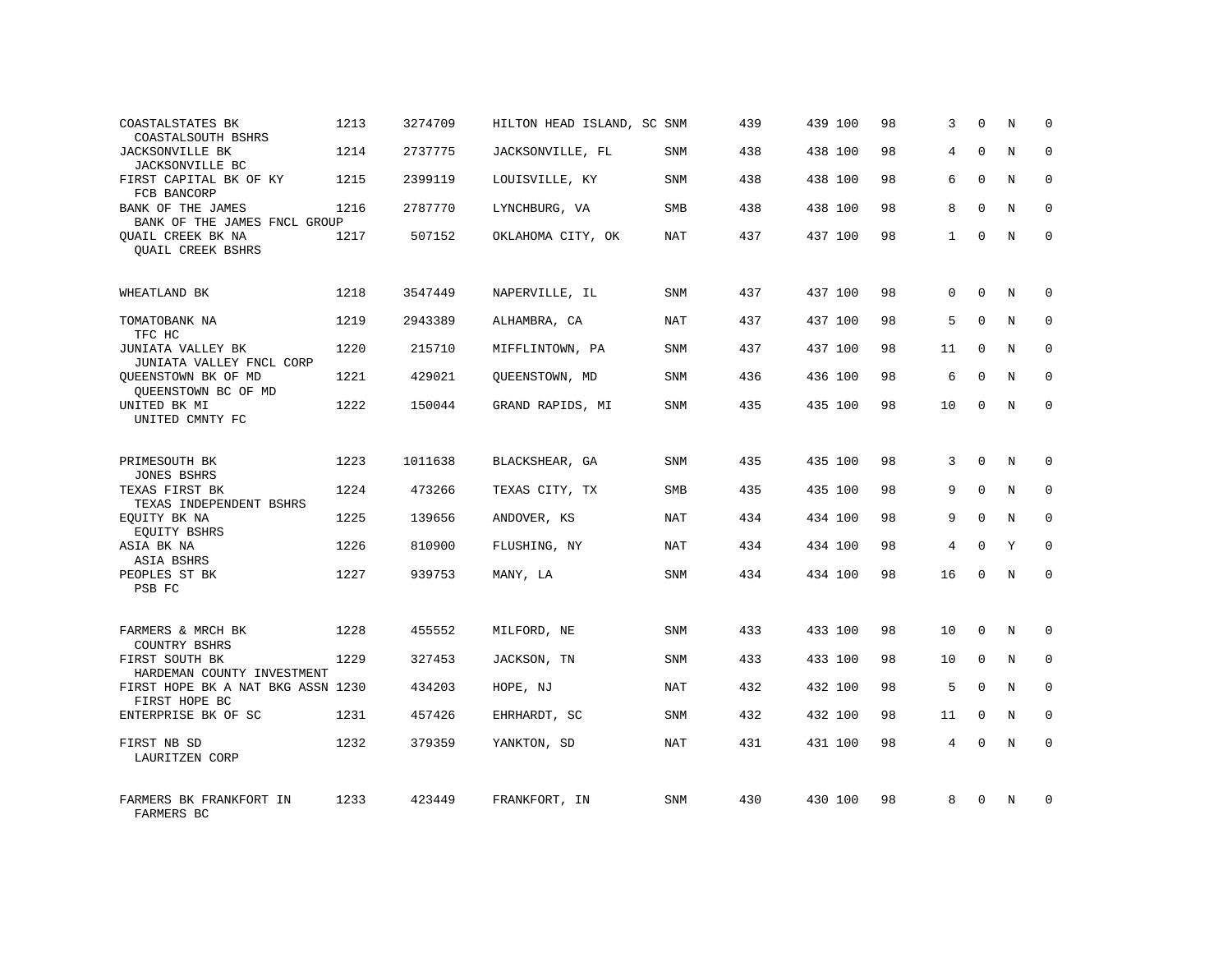| | | | | | | | | | | | | |
|---|---|---|---|---|---|---|---|---|---|---|---|---|
| COASTALSTATES BK<br>COASTALSOUTH BSHRS | 1213 | 3274709 | HILTON HEAD ISLAND, SC | SNM | 439 | 439 | 100 | 98 | 3 | 0 | N | 0 |
| JACKSONVILLE BK<br>JACKSONVILLE BC | 1214 | 2737775 | JACKSONVILLE, FL | SNM | 438 | 438 | 100 | 98 | 4 | 0 | N | 0 |
| FIRST CAPITAL BK OF KY<br>FCB BANCORP | 1215 | 2399119 | LOUISVILLE, KY | SNM | 438 | 438 | 100 | 98 | 6 | 0 | N | 0 |
| BANK OF THE JAMES<br>BANK OF THE JAMES FNCL GROUP | 1216 | 2787770 | LYNCHBURG, VA | SMB | 438 | 438 | 100 | 98 | 8 | 0 | N | 0 |
| QUAIL CREEK BK NA<br>QUAIL CREEK BSHRS | 1217 | 507152 | OKLAHOMA CITY, OK | NAT | 437 | 437 | 100 | 98 | 1 | 0 | N | 0 |
| WHEATLAND BK | 1218 | 3547449 | NAPERVILLE, IL | SNM | 437 | 437 | 100 | 98 | 0 | 0 | N | 0 |
| TOMATOBANK NA<br>TFC HC | 1219 | 2943389 | ALHAMBRA, CA | NAT | 437 | 437 | 100 | 98 | 5 | 0 | N | 0 |
| JUNIATA VALLEY BK<br>JUNIATA VALLEY FNCL CORP | 1220 | 215710 | MIFFLINTOWN, PA | SNM | 437 | 437 | 100 | 98 | 11 | 0 | N | 0 |
| QUEENSTOWN BK OF MD<br>QUEENSTOWN BC OF MD | 1221 | 429021 | QUEENSTOWN, MD | SNM | 436 | 436 | 100 | 98 | 6 | 0 | N | 0 |
| UNITED BK MI<br>UNITED CMNTY FC | 1222 | 150044 | GRAND RAPIDS, MI | SNM | 435 | 435 | 100 | 98 | 10 | 0 | N | 0 |
| PRIMESOUTH BK<br>JONES BSHRS | 1223 | 1011638 | BLACKSHEAR, GA | SNM | 435 | 435 | 100 | 98 | 3 | 0 | N | 0 |
| TEXAS FIRST BK<br>TEXAS INDEPENDENT BSHRS | 1224 | 473266 | TEXAS CITY, TX | SMB | 435 | 435 | 100 | 98 | 9 | 0 | N | 0 |
| EQUITY BK NA<br>EQUITY BSHRS | 1225 | 139656 | ANDOVER, KS | NAT | 434 | 434 | 100 | 98 | 9 | 0 | N | 0 |
| ASIA BK NA<br>ASIA BSHRS | 1226 | 810900 | FLUSHING, NY | NAT | 434 | 434 | 100 | 98 | 4 | 0 | Y | 0 |
| PEOPLES ST BK<br>PSB FC | 1227 | 939753 | MANY, LA | SNM | 434 | 434 | 100 | 98 | 16 | 0 | N | 0 |
| FARMERS & MRCH BK<br>COUNTRY BSHRS | 1228 | 455552 | MILFORD, NE | SNM | 433 | 433 | 100 | 98 | 10 | 0 | N | 0 |
| FIRST SOUTH BK<br>HARDEMAN COUNTY INVESTMENT | 1229 | 327453 | JACKSON, TN | SNM | 433 | 433 | 100 | 98 | 10 | 0 | N | 0 |
| FIRST HOPE BK A NAT BKG ASSN<br>FIRST HOPE BC | 1230 | 434203 | HOPE, NJ | NAT | 432 | 432 | 100 | 98 | 5 | 0 | N | 0 |
| ENTERPRISE BK OF SC | 1231 | 457426 | EHRHARDT, SC | SNM | 432 | 432 | 100 | 98 | 11 | 0 | N | 0 |
| FIRST NB SD<br>LAURITZEN CORP | 1232 | 379359 | YANKTON, SD | NAT | 431 | 431 | 100 | 98 | 4 | 0 | N | 0 |
| FARMERS BK FRANKFORT IN<br>FARMERS BC | 1233 | 423449 | FRANKFORT, IN | SNM | 430 | 430 | 100 | 98 | 8 | 0 | N | 0 |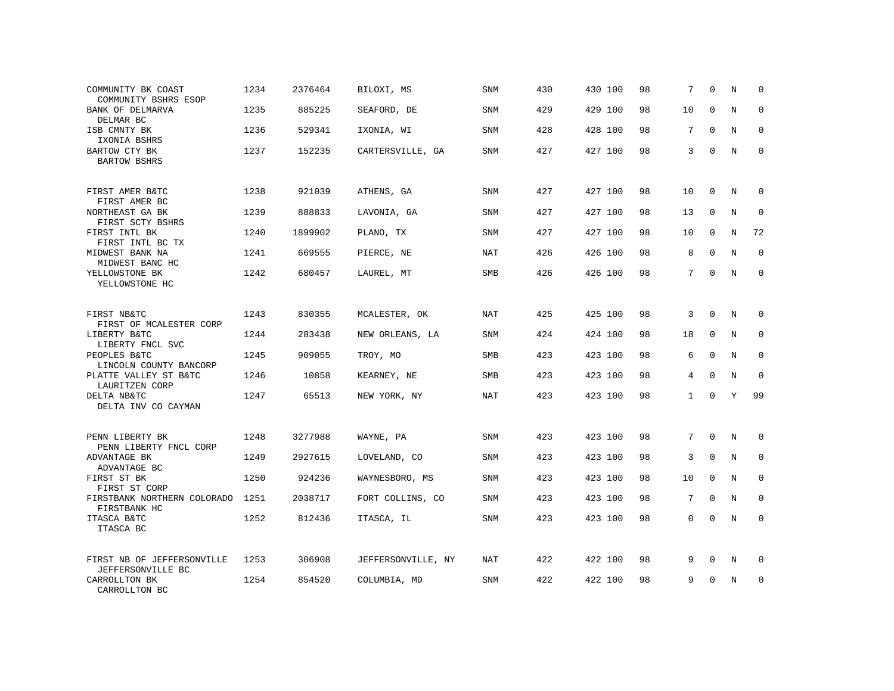| | | | | | | | | | | | |
|---|---|---|---|---|---|---|---|---|---|---|---|
| COMMUNITY BK COAST<br>COMMUNITY BSHRS ESOP | 1234 | 2376464 | BILOXI, MS | SNM | 430 | 430 100 | 98 | 7 | 0 | N | 0 |
| BANK OF DELMARVA<br>DELMAR BC | 1235 | 885225 | SEAFORD, DE | SNM | 429 | 429 100 | 98 | 10 | 0 | N | 0 |
| ISB CMNTY BK<br>IXONIA BSHRS | 1236 | 529341 | IXONIA, WI | SNM | 428 | 428 100 | 98 | 7 | 0 | N | 0 |
| BARTOW CTY BK<br>BARTOW BSHRS | 1237 | 152235 | CARTERSVILLE, GA | SNM | 427 | 427 100 | 98 | 3 | 0 | N | 0 |
| FIRST AMER B&TC<br>FIRST AMER BC | 1238 | 921039 | ATHENS, GA | SNM | 427 | 427 100 | 98 | 10 | 0 | N | 0 |
| NORTHEAST GA BK<br>FIRST SCTY BSHRS | 1239 | 888833 | LAVONIA, GA | SNM | 427 | 427 100 | 98 | 13 | 0 | N | 0 |
| FIRST INTL BK<br>FIRST INTL BC TX | 1240 | 1899902 | PLANO, TX | SNM | 427 | 427 100 | 98 | 10 | 0 | N | 72 |
| MIDWEST BANK NA<br>MIDWEST BANC HC | 1241 | 669555 | PIERCE, NE | NAT | 426 | 426 100 | 98 | 8 | 0 | N | 0 |
| YELLOWSTONE BK<br>YELLOWSTONE HC | 1242 | 680457 | LAUREL, MT | SMB | 426 | 426 100 | 98 | 7 | 0 | N | 0 |
| FIRST NB&TC<br>FIRST OF MCALESTER CORP | 1243 | 830355 | MCALESTER, OK | NAT | 425 | 425 100 | 98 | 3 | 0 | N | 0 |
| LIBERTY B&TC<br>LIBERTY FNCL SVC | 1244 | 283438 | NEW ORLEANS, LA | SNM | 424 | 424 100 | 98 | 18 | 0 | N | 0 |
| PEOPLES B&TC<br>LINCOLN COUNTY BANCORP | 1245 | 909055 | TROY, MO | SMB | 423 | 423 100 | 98 | 6 | 0 | N | 0 |
| PLATTE VALLEY ST B&TC<br>LAURITZEN CORP | 1246 | 10858 | KEARNEY, NE | SMB | 423 | 423 100 | 98 | 4 | 0 | N | 0 |
| DELTA NB&TC<br>DELTA INV CO CAYMAN | 1247 | 65513 | NEW YORK, NY | NAT | 423 | 423 100 | 98 | 1 | 0 | Y | 99 |
| PENN LIBERTY BK<br>PENN LIBERTY FNCL CORP | 1248 | 3277988 | WAYNE, PA | SNM | 423 | 423 100 | 98 | 7 | 0 | N | 0 |
| ADVANTAGE BK<br>ADVANTAGE BC | 1249 | 2927615 | LOVELAND, CO | SNM | 423 | 423 100 | 98 | 3 | 0 | N | 0 |
| FIRST ST BK<br>FIRST ST CORP | 1250 | 924236 | WAYNESBORO, MS | SNM | 423 | 423 100 | 98 | 10 | 0 | N | 0 |
| FIRSTBANK NORTHERN COLORADO<br>FIRSTBANK HC | 1251 | 2038717 | FORT COLLINS, CO | SNM | 423 | 423 100 | 98 | 7 | 0 | N | 0 |
| ITASCA B&TC<br>ITASCA BC | 1252 | 812436 | ITASCA, IL | SNM | 423 | 423 100 | 98 | 0 | 0 | N | 0 |
| FIRST NB OF JEFFERSONVILLE<br>JEFFERSONVILLE BC | 1253 | 306908 | JEFFERSONVILLE, NY | NAT | 422 | 422 100 | 98 | 9 | 0 | N | 0 |
| CARROLLTON BK<br>CARROLLTON BC | 1254 | 854520 | COLUMBIA, MD | SNM | 422 | 422 100 | 98 | 9 | 0 | N | 0 |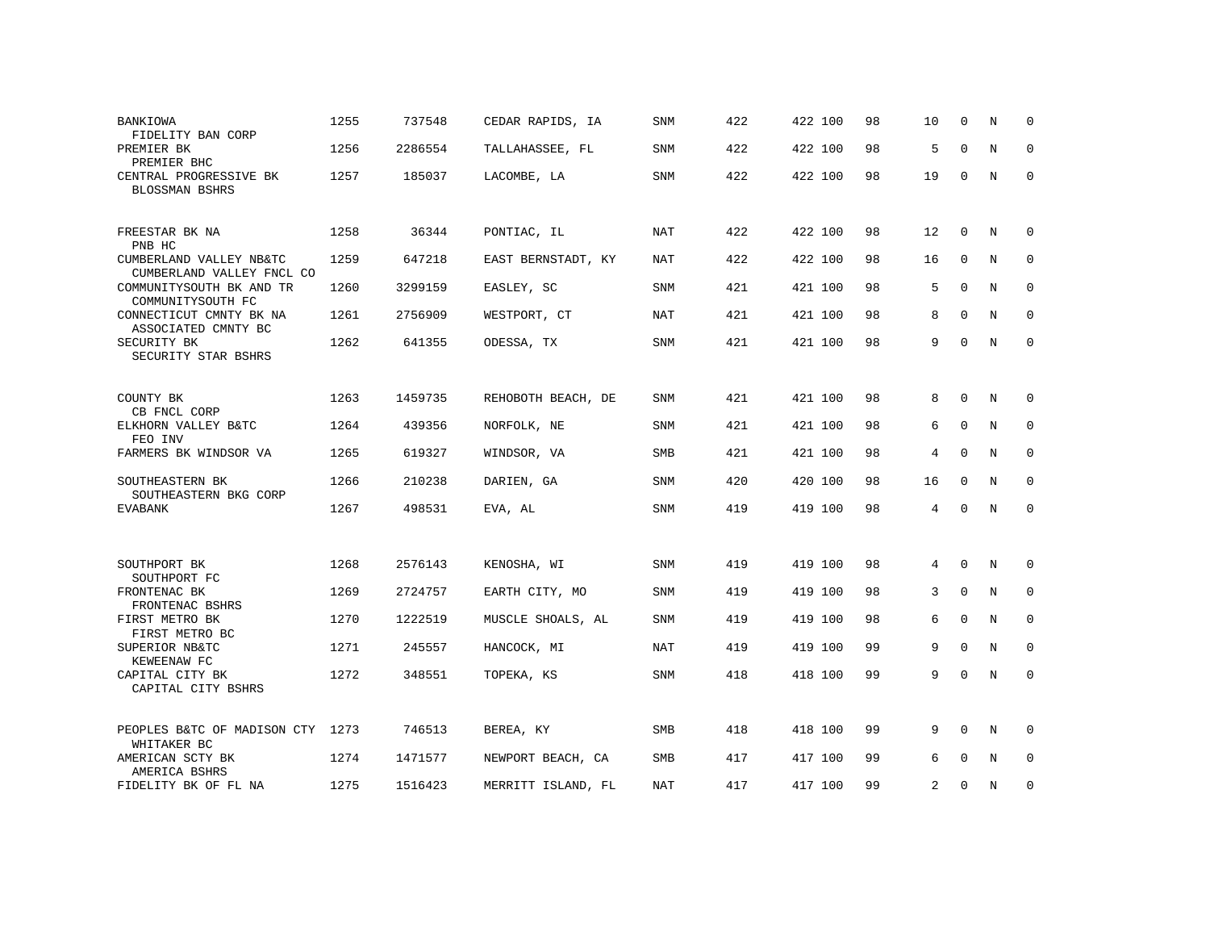| | | | | | | | | | | | | |
|---|---|---|---|---|---|---|---|---|---|---|---|---|
| BANKIOWA<br>FIDELITY BAN CORP | 1255 | 737548 | CEDAR RAPIDS, IA | SNM | 422 | 422 | 100 | 98 | 10 | 0 | N | 0 |
| PREMIER BK<br>PREMIER BHC | 1256 | 2286554 | TALLAHASSEE, FL | SNM | 422 | 422 | 100 | 98 | 5 | 0 | N | 0 |
| CENTRAL PROGRESSIVE BK<br>BLOSSMAN BSHRS | 1257 | 185037 | LACOMBE, LA | SNM | 422 | 422 | 100 | 98 | 19 | 0 | N | 0 |
| FREESTAR BK NA<br>PNB HC | 1258 | 36344 | PONTIAC, IL | NAT | 422 | 422 | 100 | 98 | 12 | 0 | N | 0 |
| CUMBERLAND VALLEY NB&TC<br>CUMBERLAND VALLEY FNCL CO | 1259 | 647218 | EAST BERNSTADT, KY | NAT | 422 | 422 | 100 | 98 | 16 | 0 | N | 0 |
| COMMUNITYSOUTH BK AND TR<br>COMMUNITYSOUTH FC | 1260 | 3299159 | EASLEY, SC | SNM | 421 | 421 | 100 | 98 | 5 | 0 | N | 0 |
| CONNECTICUT CMNTY BK NA<br>ASSOCIATED CMNTY BC | 1261 | 2756909 | WESTPORT, CT | NAT | 421 | 421 | 100 | 98 | 8 | 0 | N | 0 |
| SECURITY BK<br>SECURITY STAR BSHRS | 1262 | 641355 | ODESSA, TX | SNM | 421 | 421 | 100 | 98 | 9 | 0 | N | 0 |
| COUNTY BK<br>CB FNCL CORP | 1263 | 1459735 | REHOBOTH BEACH, DE | SNM | 421 | 421 | 100 | 98 | 8 | 0 | N | 0 |
| ELKHORN VALLEY B&TC<br>FEO INV | 1264 | 439356 | NORFOLK, NE | SNM | 421 | 421 | 100 | 98 | 6 | 0 | N | 0 |
| FARMERS BK WINDSOR VA | 1265 | 619327 | WINDSOR, VA | SMB | 421 | 421 | 100 | 98 | 4 | 0 | N | 0 |
| SOUTHEASTERN BK<br>SOUTHEASTERN BKG CORP | 1266 | 210238 | DARIEN, GA | SNM | 420 | 420 | 100 | 98 | 16 | 0 | N | 0 |
| EVABANK | 1267 | 498531 | EVA, AL | SNM | 419 | 419 | 100 | 98 | 4 | 0 | N | 0 |
| SOUTHPORT BK<br>SOUTHPORT FC | 1268 | 2576143 | KENOSHA, WI | SNM | 419 | 419 | 100 | 98 | 4 | 0 | N | 0 |
| FRONTENAC BK<br>FRONTENAC BSHRS | 1269 | 2724757 | EARTH CITY, MO | SNM | 419 | 419 | 100 | 98 | 3 | 0 | N | 0 |
| FIRST METRO BK<br>FIRST METRO BC | 1270 | 1222519 | MUSCLE SHOALS, AL | SNM | 419 | 419 | 100 | 98 | 6 | 0 | N | 0 |
| SUPERIOR NB&TC<br>KEWEENAW FC | 1271 | 245557 | HANCOCK, MI | NAT | 419 | 419 | 100 | 99 | 9 | 0 | N | 0 |
| CAPITAL CITY BK<br>CAPITAL CITY BSHRS | 1272 | 348551 | TOPEKA, KS | SNM | 418 | 418 | 100 | 99 | 9 | 0 | N | 0 |
| PEOPLES B&TC OF MADISON CTY<br>WHITAKER BC | 1273 | 746513 | BEREA, KY | SMB | 418 | 418 | 100 | 99 | 9 | 0 | N | 0 |
| AMERICAN SCTY BK<br>AMERICA BSHRS | 1274 | 1471577 | NEWPORT BEACH, CA | SMB | 417 | 417 | 100 | 99 | 6 | 0 | N | 0 |
| FIDELITY BK OF FL NA | 1275 | 1516423 | MERRITT ISLAND, FL | NAT | 417 | 417 | 100 | 99 | 2 | 0 | N | 0 |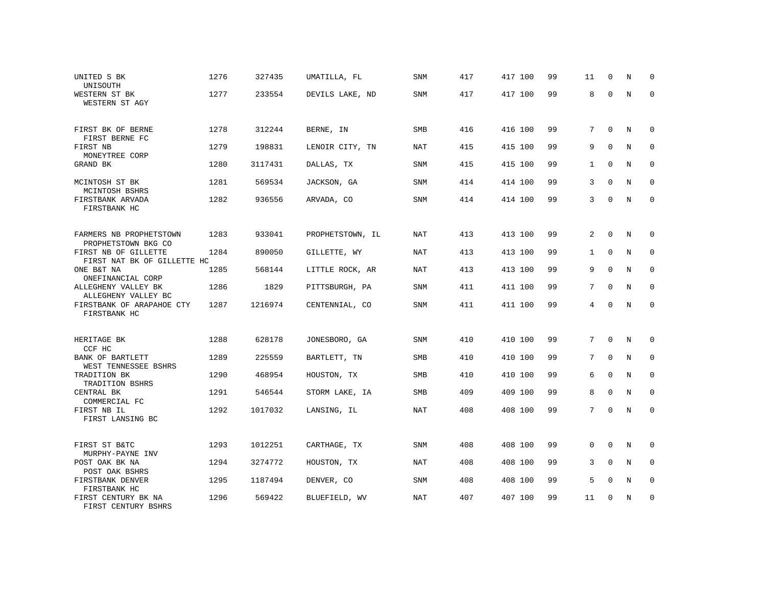| | | | | | | | | | | | | |
|---|---|---|---|---|---|---|---|---|---|---|---|---|
| UNITED S BK<br>UNISOUTH | 1276 | 327435 | UMATILLA, FL | SNM | 417 | 417 | 100 | 99 | 11 | 0 | N | 0 |
| WESTERN ST BK<br>WESTERN ST AGY | 1277 | 233554 | DEVILS LAKE, ND | SNM | 417 | 417 | 100 | 99 | 8 | 0 | N | 0 |
| FIRST BK OF BERNE<br>FIRST BERNE FC | 1278 | 312244 | BERNE, IN | SMB | 416 | 416 | 100 | 99 | 7 | 0 | N | 0 |
| FIRST NB<br>MONEYTREE CORP | 1279 | 198831 | LENOIR CITY, TN | NAT | 415 | 415 | 100 | 99 | 9 | 0 | N | 0 |
| GRAND BK | 1280 | 3117431 | DALLAS, TX | SNM | 415 | 415 | 100 | 99 | 1 | 0 | N | 0 |
| MCINTOSH ST BK<br>MCINTOSH BSHRS | 1281 | 569534 | JACKSON, GA | SNM | 414 | 414 | 100 | 99 | 3 | 0 | N | 0 |
| FIRSTBANK ARVADA<br>FIRSTBANK HC | 1282 | 936556 | ARVADA, CO | SNM | 414 | 414 | 100 | 99 | 3 | 0 | N | 0 |
| FARMERS NB PROPHETSTOWN<br>PROPHETSTOWN BKG CO | 1283 | 933041 | PROPHETSTOWN, IL | NAT | 413 | 413 | 100 | 99 | 2 | 0 | N | 0 |
| FIRST NB OF GILLETTE<br>FIRST NAT BK OF GILLETTE HC | 1284 | 890050 | GILLETTE, WY | NAT | 413 | 413 | 100 | 99 | 1 | 0 | N | 0 |
| ONE B&T NA<br>ONEFINANCIAL CORP | 1285 | 568144 | LITTLE ROCK, AR | NAT | 413 | 413 | 100 | 99 | 9 | 0 | N | 0 |
| ALLEGHENY VALLEY BK<br>ALLEGHENY VALLEY BC | 1286 | 1829 | PITTSBURGH, PA | SNM | 411 | 411 | 100 | 99 | 7 | 0 | N | 0 |
| FIRSTBANK OF ARAPAHOE CTY<br>FIRSTBANK HC | 1287 | 1216974 | CENTENNIAL, CO | SNM | 411 | 411 | 100 | 99 | 4 | 0 | N | 0 |
| HERITAGE BK<br>CCF HC | 1288 | 628178 | JONESBORO, GA | SNM | 410 | 410 | 100 | 99 | 7 | 0 | N | 0 |
| BANK OF BARTLETT<br>WEST TENNESSEE BSHRS | 1289 | 225559 | BARTLETT, TN | SMB | 410 | 410 | 100 | 99 | 7 | 0 | N | 0 |
| TRADITION BK<br>TRADITION BSHRS | 1290 | 468954 | HOUSTON, TX | SMB | 410 | 410 | 100 | 99 | 6 | 0 | N | 0 |
| CENTRAL BK<br>COMMERCIAL FC | 1291 | 546544 | STORM LAKE, IA | SMB | 409 | 409 | 100 | 99 | 8 | 0 | N | 0 |
| FIRST NB IL<br>FIRST LANSING BC | 1292 | 1017032 | LANSING, IL | NAT | 408 | 408 | 100 | 99 | 7 | 0 | N | 0 |
| FIRST ST B&TC<br>MURPHY-PAYNE INV | 1293 | 1012251 | CARTHAGE, TX | SNM | 408 | 408 | 100 | 99 | 0 | 0 | N | 0 |
| POST OAK BK NA<br>POST OAK BSHRS | 1294 | 3274772 | HOUSTON, TX | NAT | 408 | 408 | 100 | 99 | 3 | 0 | N | 0 |
| FIRSTBANK DENVER<br>FIRSTBANK HC | 1295 | 1187494 | DENVER, CO | SNM | 408 | 408 | 100 | 99 | 5 | 0 | N | 0 |
| FIRST CENTURY BK NA<br>FIRST CENTURY BSHRS | 1296 | 569422 | BLUEFIELD, WV | NAT | 407 | 407 | 100 | 99 | 11 | 0 | N | 0 |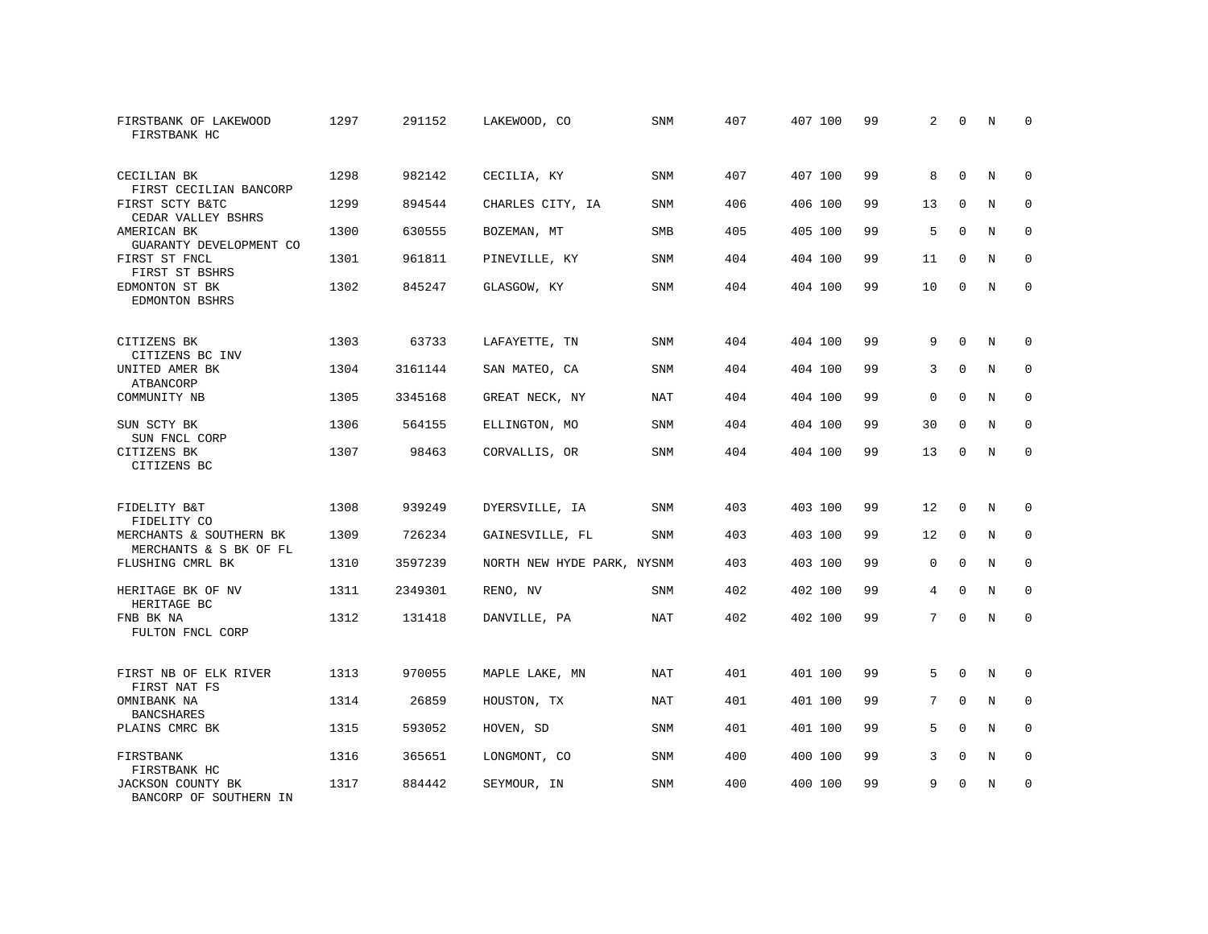| | | | | | | | | | | | | | |
|---|---|---|---|---|---|---|---|---|---|---|---|---|---|
| FIRSTBANK OF LAKEWOOD<br>FIRSTBANK HC | 1297 | 291152 | LAKEWOOD, CO | SNM | 407 | 407 | 100 | 99 | 2 | 0 | N | 0 |
| CECILIAN BK<br>FIRST CECILIAN BANCORP | 1298 | 982142 | CECILIA, KY | SNM | 407 | 407 | 100 | 99 | 8 | 0 | N | 0 |
| FIRST SCTY B&TC<br>CEDAR VALLEY BSHRS | 1299 | 894544 | CHARLES CITY, IA | SNM | 406 | 406 | 100 | 99 | 13 | 0 | N | 0 |
| AMERICAN BK<br>GUARANTY DEVELOPMENT CO | 1300 | 630555 | BOZEMAN, MT | SMB | 405 | 405 | 100 | 99 | 5 | 0 | N | 0 |
| FIRST ST FNCL<br>FIRST ST BSHRS | 1301 | 961811 | PINEVILLE, KY | SNM | 404 | 404 | 100 | 99 | 11 | 0 | N | 0 |
| EDMONTON ST BK<br>EDMONTON BSHRS | 1302 | 845247 | GLASGOW, KY | SNM | 404 | 404 | 100 | 99 | 10 | 0 | N | 0 |
| CITIZENS BK<br>CITIZENS BC INV | 1303 | 63733 | LAFAYETTE, TN | SNM | 404 | 404 | 100 | 99 | 9 | 0 | N | 0 |
| UNITED AMER BK<br>ATBANCORP | 1304 | 3161144 | SAN MATEO, CA | SNM | 404 | 404 | 100 | 99 | 3 | 0 | N | 0 |
| COMMUNITY NB | 1305 | 3345168 | GREAT NECK, NY | NAT | 404 | 404 | 100 | 99 | 0 | 0 | N | 0 |
| SUN SCTY BK<br>SUN FNCL CORP | 1306 | 564155 | ELLINGTON, MO | SNM | 404 | 404 | 100 | 99 | 30 | 0 | N | 0 |
| CITIZENS BK<br>CITIZENS BC | 1307 | 98463 | CORVALLIS, OR | SNM | 404 | 404 | 100 | 99 | 13 | 0 | N | 0 |
| FIDELITY B&T<br>FIDELITY CO | 1308 | 939249 | DYERSVILLE, IA | SNM | 403 | 403 | 100 | 99 | 12 | 0 | N | 0 |
| MERCHANTS & SOUTHERN BK<br>MERCHANTS & S BK OF FL | 1309 | 726234 | GAINESVILLE, FL | SNM | 403 | 403 | 100 | 99 | 12 | 0 | N | 0 |
| FLUSHING CMRL BK | 1310 | 3597239 | NORTH NEW HYDE PARK, NY | SNM | 403 | 403 | 100 | 99 | 0 | 0 | N | 0 |
| HERITAGE BK OF NV<br>HERITAGE BC | 1311 | 2349301 | RENO, NV | SNM | 402 | 402 | 100 | 99 | 4 | 0 | N | 0 |
| FNB BK NA<br>FULTON FNCL CORP | 1312 | 131418 | DANVILLE, PA | NAT | 402 | 402 | 100 | 99 | 7 | 0 | N | 0 |
| FIRST NB OF ELK RIVER<br>FIRST NAT FS | 1313 | 970055 | MAPLE LAKE, MN | NAT | 401 | 401 | 100 | 99 | 5 | 0 | N | 0 |
| OMNIBANK NA<br>BANCSHARES | 1314 | 26859 | HOUSTON, TX | NAT | 401 | 401 | 100 | 99 | 7 | 0 | N | 0 |
| PLAINS CMRC BK | 1315 | 593052 | HOVEN, SD | SNM | 401 | 401 | 100 | 99 | 5 | 0 | N | 0 |
| FIRSTBANK<br>FIRSTBANK HC | 1316 | 365651 | LONGMONT, CO | SNM | 400 | 400 | 100 | 99 | 3 | 0 | N | 0 |
| JACKSON COUNTY BK<br>BANCORP OF SOUTHERN IN | 1317 | 884442 | SEYMOUR, IN | SNM | 400 | 400 | 100 | 99 | 9 | 0 | N | 0 |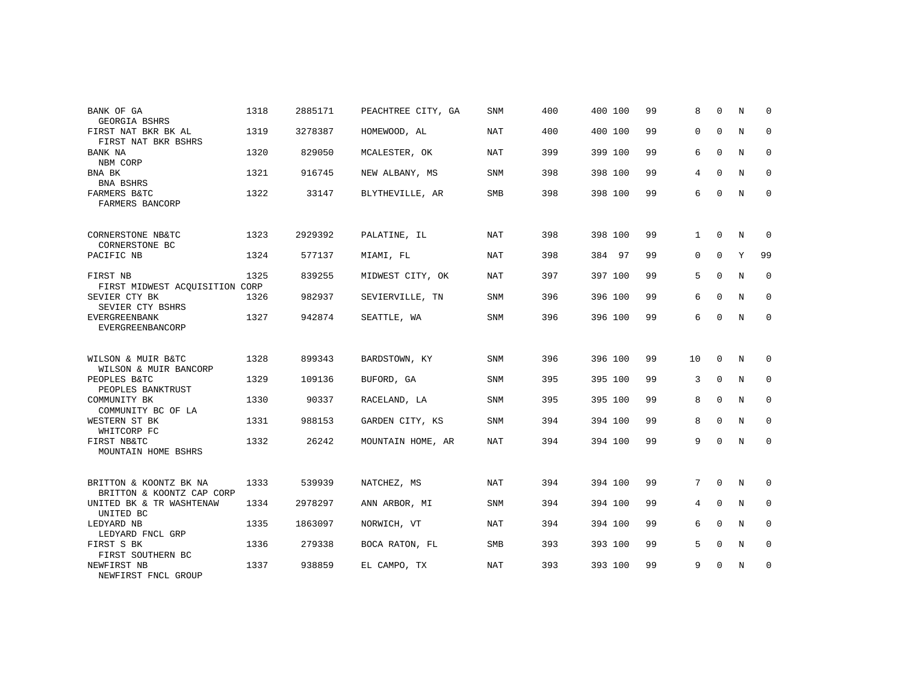| | | | | | | | | | | | | |
|---|---|---|---|---|---|---|---|---|---|---|---|---|
| BANK OF GA<br>GEORGIA BSHRS | 1318 | 2885171 | PEACHTREE CITY, GA | SNM | 400 | 400 | 100 | 99 | 8 | 0 | N | 0 |
| FIRST NAT BKR BK AL<br>FIRST NAT BKR BSHRS | 1319 | 3278387 | HOMEWOOD, AL | NAT | 400 | 400 | 100 | 99 | 0 | 0 | N | 0 |
| BANK NA<br>NBM CORP | 1320 | 829050 | MCALESTER, OK | NAT | 399 | 399 | 100 | 99 | 6 | 0 | N | 0 |
| BNA BK<br>BNA BSHRS | 1321 | 916745 | NEW ALBANY, MS | SNM | 398 | 398 | 100 | 99 | 4 | 0 | N | 0 |
| FARMERS B&TC<br>FARMERS BANCORP | 1322 | 33147 | BLYTHEVILLE, AR | SMB | 398 | 398 | 100 | 99 | 6 | 0 | N | 0 |
| CORNERSTONE NB&TC<br>CORNERSTONE BC | 1323 | 2929392 | PALATINE, IL | NAT | 398 | 398 | 100 | 99 | 1 | 0 | N | 0 |
| PACIFIC NB | 1324 | 577137 | MIAMI, FL | NAT | 398 | 384 | 97 | 99 | 0 | 0 | Y | 99 |
| FIRST NB<br>FIRST MIDWEST ACQUISITION CORP | 1325 | 839255 | MIDWEST CITY, OK | NAT | 397 | 397 | 100 | 99 | 5 | 0 | N | 0 |
| SEVIER CTY BK<br>SEVIER CTY BSHRS | 1326 | 982937 | SEVIERVILLE, TN | SNM | 396 | 396 | 100 | 99 | 6 | 0 | N | 0 |
| EVERGREENBANK<br>EVERGREENBANCORP | 1327 | 942874 | SEATTLE, WA | SNM | 396 | 396 | 100 | 99 | 6 | 0 | N | 0 |
| WILSON & MUIR B&TC<br>WILSON & MUIR BANCORP | 1328 | 899343 | BARDSTOWN, KY | SNM | 396 | 396 | 100 | 99 | 10 | 0 | N | 0 |
| PEOPLES B&TC<br>PEOPLES BANKTRUST | 1329 | 109136 | BUFORD, GA | SNM | 395 | 395 | 100 | 99 | 3 | 0 | N | 0 |
| COMMUNITY BK<br>COMMUNITY BC OF LA | 1330 | 90337 | RACELAND, LA | SNM | 395 | 395 | 100 | 99 | 8 | 0 | N | 0 |
| WESTERN ST BK<br>WHITCORP FC | 1331 | 988153 | GARDEN CITY, KS | SNM | 394 | 394 | 100 | 99 | 8 | 0 | N | 0 |
| FIRST NB&TC<br>MOUNTAIN HOME BSHRS | 1332 | 26242 | MOUNTAIN HOME, AR | NAT | 394 | 394 | 100 | 99 | 9 | 0 | N | 0 |
| BRITTON & KOONTZ BK NA<br>BRITTON & KOONTZ CAP CORP | 1333 | 539939 | NATCHEZ, MS | NAT | 394 | 394 | 100 | 99 | 7 | 0 | N | 0 |
| UNITED BK & TR WASHTENAW<br>UNITED BC | 1334 | 2978297 | ANN ARBOR, MI | SNM | 394 | 394 | 100 | 99 | 4 | 0 | N | 0 |
| LEDYARD NB<br>LEDYARD FNCL GRP | 1335 | 1863097 | NORWICH, VT | NAT | 394 | 394 | 100 | 99 | 6 | 0 | N | 0 |
| FIRST S BK<br>FIRST SOUTHERN BC | 1336 | 279338 | BOCA RATON, FL | SMB | 393 | 393 | 100 | 99 | 5 | 0 | N | 0 |
| NEWFIRST NB<br>NEWFIRST FNCL GROUP | 1337 | 938859 | EL CAMPO, TX | NAT | 393 | 393 | 100 | 99 | 9 | 0 | N | 0 |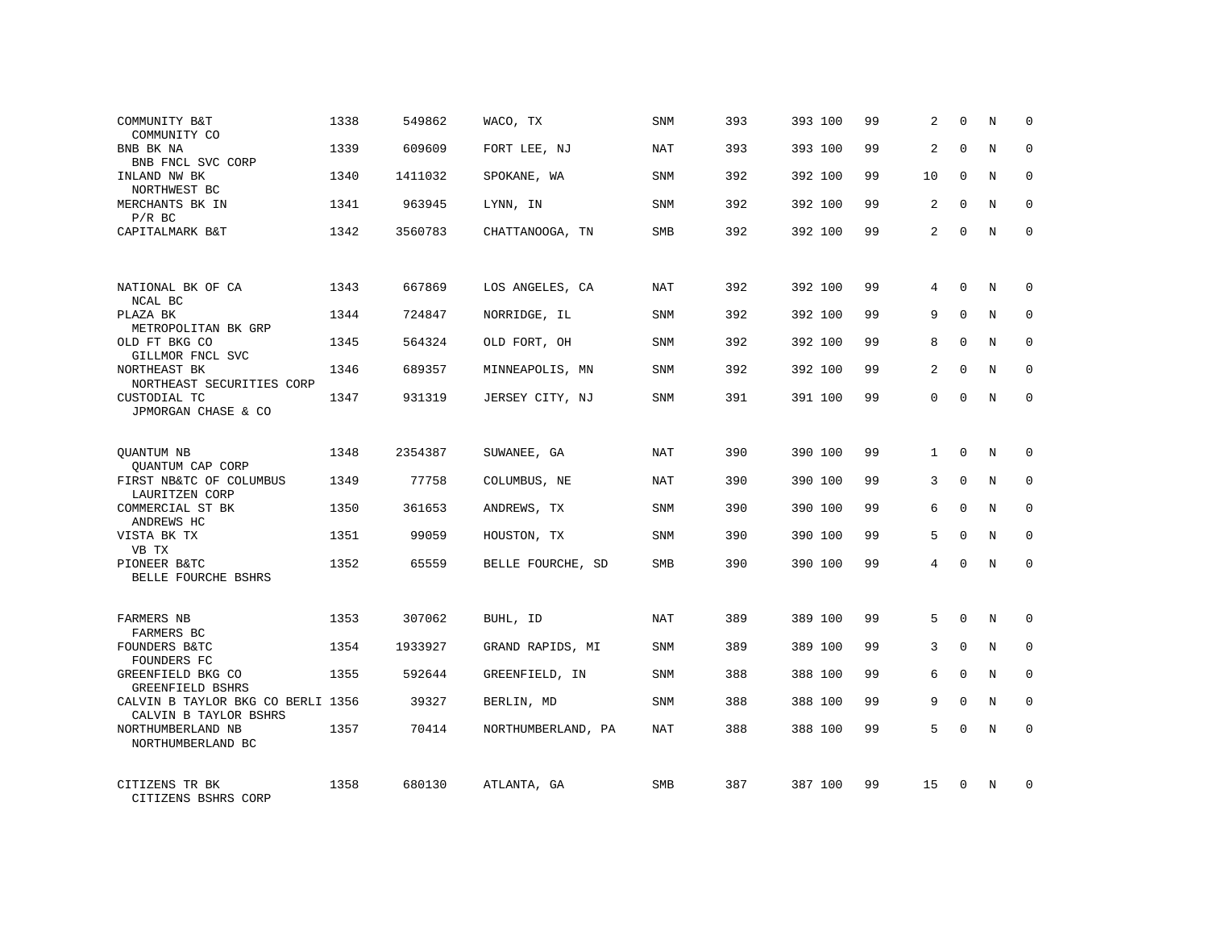| | | | | | | | | | | | | |
|---|---|---|---|---|---|---|---|---|---|---|---|---|
| COMMUNITY B&T<br>COMMUNITY CO | 1338 | 549862 | WACO, TX | SNM | 393 | 393 | 100 | 99 | 2 | 0 | N | 0 |
| BNB BK NA<br>BNB FNCL SVC CORP | 1339 | 609609 | FORT LEE, NJ | NAT | 393 | 393 | 100 | 99 | 2 | 0 | N | 0 |
| INLAND NW BK<br>NORTHWEST BC | 1340 | 1411032 | SPOKANE, WA | SNM | 392 | 392 | 100 | 99 | 10 | 0 | N | 0 |
| MERCHANTS BK IN<br>P/R BC | 1341 | 963945 | LYNN, IN | SNM | 392 | 392 | 100 | 99 | 2 | 0 | N | 0 |
| CAPITALMARK B&T | 1342 | 3560783 | CHATTANOOGA, TN | SMB | 392 | 392 | 100 | 99 | 2 | 0 | N | 0 |
| NATIONAL BK OF CA<br>NCAL BC | 1343 | 667869 | LOS ANGELES, CA | NAT | 392 | 392 | 100 | 99 | 4 | 0 | N | 0 |
| PLAZA BK<br>METROPOLITAN BK GRP | 1344 | 724847 | NORRIDGE, IL | SNM | 392 | 392 | 100 | 99 | 9 | 0 | N | 0 |
| OLD FT BKG CO<br>GILLMOR FNCL SVC | 1345 | 564324 | OLD FORT, OH | SNM | 392 | 392 | 100 | 99 | 8 | 0 | N | 0 |
| NORTHEAST BK<br>NORTHEAST SECURITIES CORP | 1346 | 689357 | MINNEAPOLIS, MN | SNM | 392 | 392 | 100 | 99 | 2 | 0 | N | 0 |
| CUSTODIAL TC<br>JPMORGAN CHASE & CO | 1347 | 931319 | JERSEY CITY, NJ | SNM | 391 | 391 | 100 | 99 | 0 | 0 | N | 0 |
| QUANTUM NB<br>QUANTUM CAP CORP | 1348 | 2354387 | SUWANEE, GA | NAT | 390 | 390 | 100 | 99 | 1 | 0 | N | 0 |
| FIRST NB&TC OF COLUMBUS<br>LAURITZEN CORP | 1349 | 77758 | COLUMBUS, NE | NAT | 390 | 390 | 100 | 99 | 3 | 0 | N | 0 |
| COMMERCIAL ST BK<br>ANDREWS HC | 1350 | 361653 | ANDREWS, TX | SNM | 390 | 390 | 100 | 99 | 6 | 0 | N | 0 |
| VISTA BK TX<br>VB TX | 1351 | 99059 | HOUSTON, TX | SNM | 390 | 390 | 100 | 99 | 5 | 0 | N | 0 |
| PIONEER B&TC<br>BELLE FOURCHE BSHRS | 1352 | 65559 | BELLE FOURCHE, SD | SMB | 390 | 390 | 100 | 99 | 4 | 0 | N | 0 |
| FARMERS NB<br>FARMERS BC | 1353 | 307062 | BUHL, ID | NAT | 389 | 389 | 100 | 99 | 5 | 0 | N | 0 |
| FOUNDERS B&TC<br>FOUNDERS FC | 1354 | 1933927 | GRAND RAPIDS, MI | SNM | 389 | 389 | 100 | 99 | 3 | 0 | N | 0 |
| GREENFIELD BKG CO<br>GREENFIELD BSHRS | 1355 | 592644 | GREENFIELD, IN | SNM | 388 | 388 | 100 | 99 | 6 | 0 | N | 0 |
| CALVIN B TAYLOR BKG CO BERLI<br>CALVIN B TAYLOR BSHRS | 1356 | 39327 | BERLIN, MD | SNM | 388 | 388 | 100 | 99 | 9 | 0 | N | 0 |
| NORTHUMBERLAND NB<br>NORTHUMBERLAND BC | 1357 | 70414 | NORTHUMBERLAND, PA | NAT | 388 | 388 | 100 | 99 | 5 | 0 | N | 0 |
| CITIZENS TR BK<br>CITIZENS BSHRS CORP | 1358 | 680130 | ATLANTA, GA | SMB | 387 | 387 | 100 | 99 | 15 | 0 | N | 0 |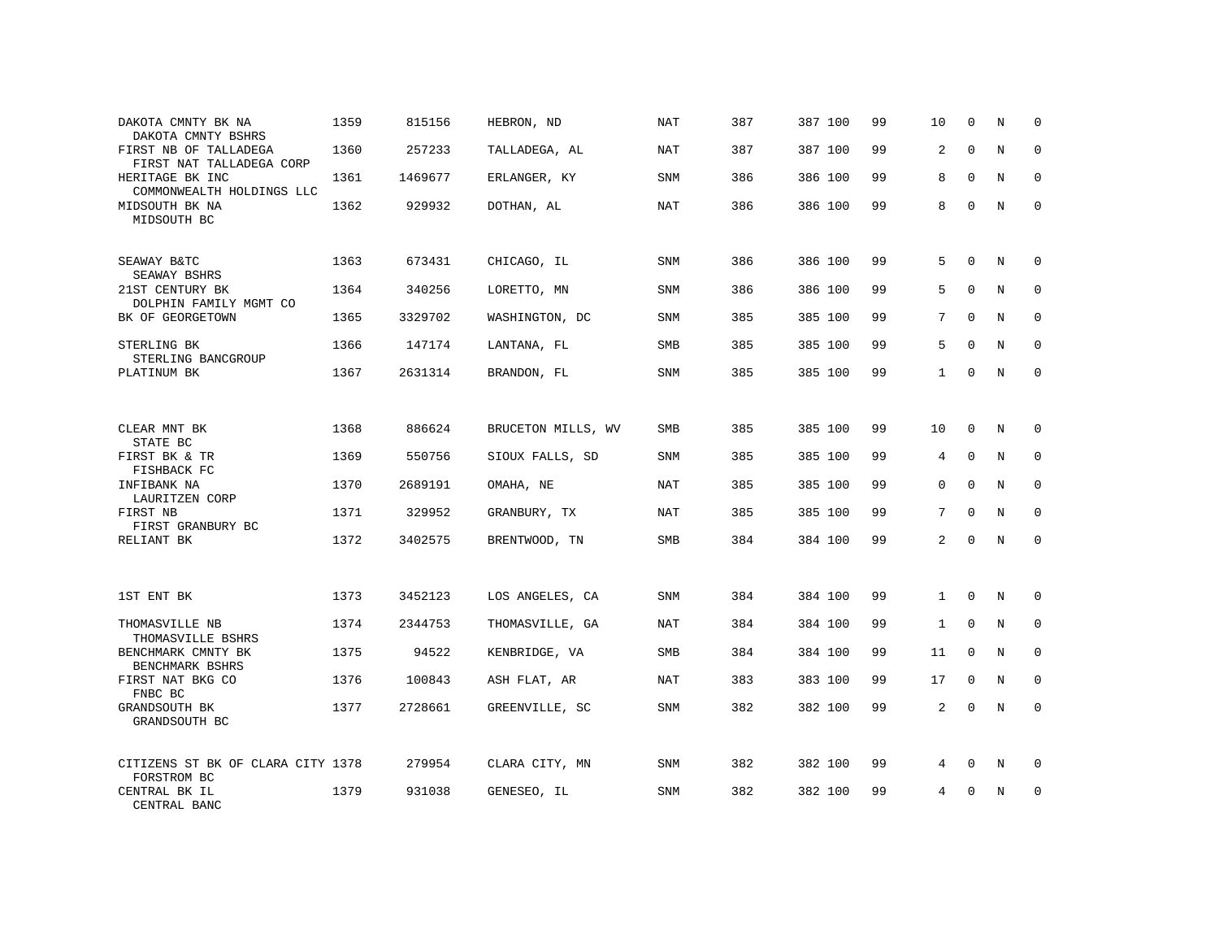| | | | | | | | | | | | | |
|---|---|---|---|---|---|---|---|---|---|---|---|---|
| DAKOTA CMNTY BK NA<br>DAKOTA CMNTY BSHRS | 1359 | 815156 | HEBRON, ND | NAT | 387 | 387 | 100 | 99 | 10 | 0 | N | 0 |
| FIRST NB OF TALLADEGA<br>FIRST NAT TALLADEGA CORP | 1360 | 257233 | TALLADEGA, AL | NAT | 387 | 387 | 100 | 99 | 2 | 0 | N | 0 |
| HERITAGE BK INC<br>COMMONWEALTH HOLDINGS LLC | 1361 | 1469677 | ERLANGER, KY | SNM | 386 | 386 | 100 | 99 | 8 | 0 | N | 0 |
| MIDSOUTH BK NA<br>MIDSOUTH BC | 1362 | 929932 | DOTHAN, AL | NAT | 386 | 386 | 100 | 99 | 8 | 0 | N | 0 |
| SEAWAY B&TC<br>SEAWAY BSHRS | 1363 | 673431 | CHICAGO, IL | SNM | 386 | 386 | 100 | 99 | 5 | 0 | N | 0 |
| 21ST CENTURY BK<br>DOLPHIN FAMILY MGMT CO | 1364 | 340256 | LORETTO, MN | SNM | 386 | 386 | 100 | 99 | 5 | 0 | N | 0 |
| BK OF GEORGETOWN | 1365 | 3329702 | WASHINGTON, DC | SNM | 385 | 385 | 100 | 99 | 7 | 0 | N | 0 |
| STERLING BK<br>STERLING BANCGROUP | 1366 | 147174 | LANTANA, FL | SMB | 385 | 385 | 100 | 99 | 5 | 0 | N | 0 |
| PLATINUM BK | 1367 | 2631314 | BRANDON, FL | SNM | 385 | 385 | 100 | 99 | 1 | 0 | N | 0 |
| CLEAR MNT BK<br>STATE BC | 1368 | 886624 | BRUCETON MILLS, WV | SMB | 385 | 385 | 100 | 99 | 10 | 0 | N | 0 |
| FIRST BK & TR<br>FISHBACK FC | 1369 | 550756 | SIOUX FALLS, SD | SNM | 385 | 385 | 100 | 99 | 4 | 0 | N | 0 |
| INFIBANK NA<br>LAURITZEN CORP | 1370 | 2689191 | OMAHA, NE | NAT | 385 | 385 | 100 | 99 | 0 | 0 | N | 0 |
| FIRST NB<br>FIRST GRANBURY BC | 1371 | 329952 | GRANBURY, TX | NAT | 385 | 385 | 100 | 99 | 7 | 0 | N | 0 |
| RELIANT BK | 1372 | 3402575 | BRENTWOOD, TN | SMB | 384 | 384 | 100 | 99 | 2 | 0 | N | 0 |
| 1ST ENT BK | 1373 | 3452123 | LOS ANGELES, CA | SNM | 384 | 384 | 100 | 99 | 1 | 0 | N | 0 |
| THOMASVILLE NB<br>THOMASVILLE BSHRS | 1374 | 2344753 | THOMASVILLE, GA | NAT | 384 | 384 | 100 | 99 | 1 | 0 | N | 0 |
| BENCHMARK CMNTY BK<br>BENCHMARK BSHRS | 1375 | 94522 | KENBRIDGE, VA | SMB | 384 | 384 | 100 | 99 | 11 | 0 | N | 0 |
| FIRST NAT BKG CO<br>FNBC BC | 1376 | 100843 | ASH FLAT, AR | NAT | 383 | 383 | 100 | 99 | 17 | 0 | N | 0 |
| GRANDSOUTH BK<br>GRANDSOUTH BC | 1377 | 2728661 | GREENVILLE, SC | SNM | 382 | 382 | 100 | 99 | 2 | 0 | N | 0 |
| CITIZENS ST BK OF CLARA CITY<br>FORSTROM BC | 1378 | 279954 | CLARA CITY, MN | SNM | 382 | 382 | 100 | 99 | 4 | 0 | N | 0 |
| CENTRAL BK IL<br>CENTRAL BANC | 1379 | 931038 | GENESEO, IL | SNM | 382 | 382 | 100 | 99 | 4 | 0 | N | 0 |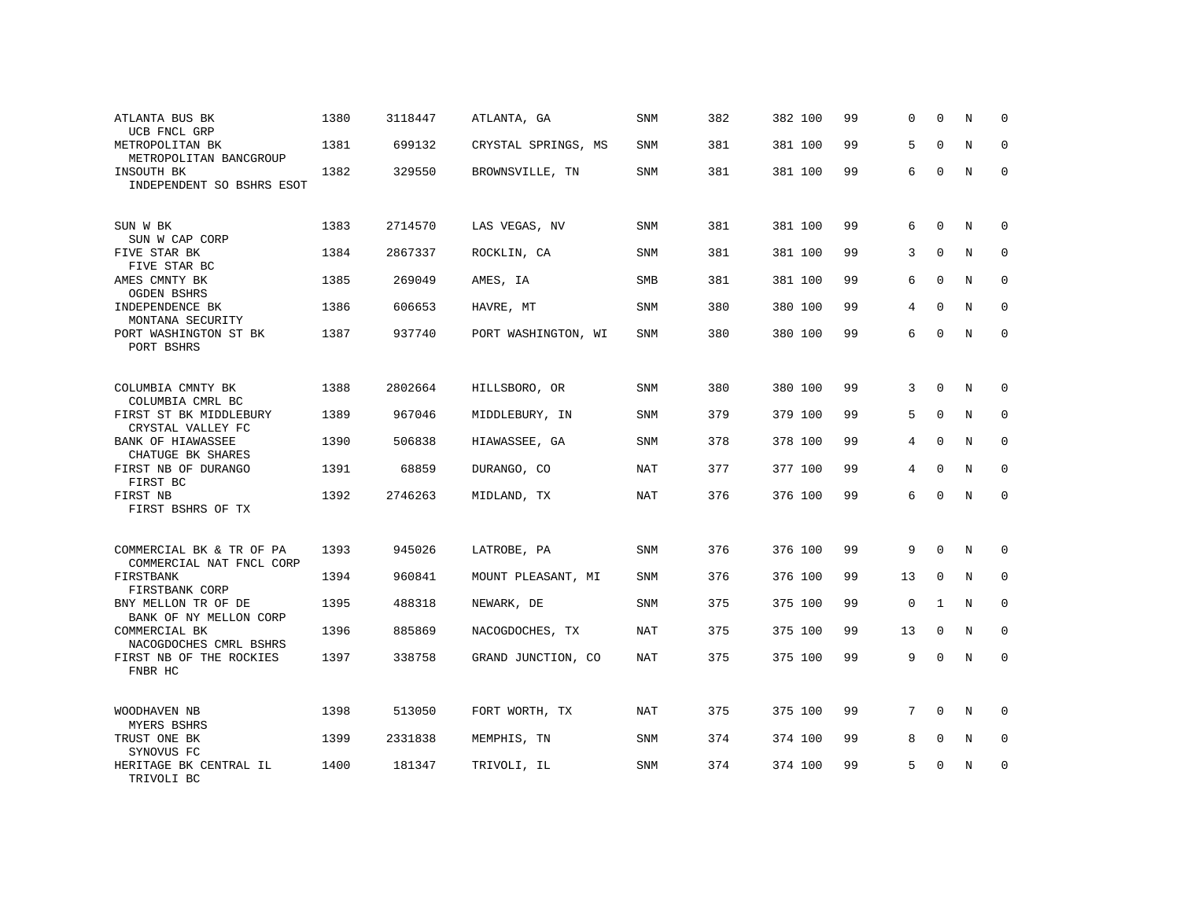| | | | | | | | | | | | | |
|---|---|---|---|---|---|---|---|---|---|---|---|---|
| ATLANTA BUS BK<br>UCB FNCL GRP | 1380 | 3118447 | ATLANTA, GA | SNM | 382 | 382 | 100 | 99 | 0 | 0 | N | 0 |
| METROPOLITAN BK<br>METROPOLITAN BANCGROUP | 1381 | 699132 | CRYSTAL SPRINGS, MS | SNM | 381 | 381 | 100 | 99 | 5 | 0 | N | 0 |
| INSOUTH BK<br>INDEPENDENT SO BSHRS ESOT | 1382 | 329550 | BROWNSVILLE, TN | SNM | 381 | 381 | 100 | 99 | 6 | 0 | N | 0 |
| SUN W BK<br>SUN W CAP CORP | 1383 | 2714570 | LAS VEGAS, NV | SNM | 381 | 381 | 100 | 99 | 6 | 0 | N | 0 |
| FIVE STAR BK<br>FIVE STAR BC | 1384 | 2867337 | ROCKLIN, CA | SNM | 381 | 381 | 100 | 99 | 3 | 0 | N | 0 |
| AMES CMNTY BK<br>OGDEN BSHRS | 1385 | 269049 | AMES, IA | SMB | 381 | 381 | 100 | 99 | 6 | 0 | N | 0 |
| INDEPENDENCE BK<br>MONTANA SECURITY | 1386 | 606653 | HAVRE, MT | SNM | 380 | 380 | 100 | 99 | 4 | 0 | N | 0 |
| PORT WASHINGTON ST BK<br>PORT BSHRS | 1387 | 937740 | PORT WASHINGTON, WI | SNM | 380 | 380 | 100 | 99 | 6 | 0 | N | 0 |
| COLUMBIA CMNTY BK<br>COLUMBIA CMRL BC | 1388 | 2802664 | HILLSBORO, OR | SNM | 380 | 380 | 100 | 99 | 3 | 0 | N | 0 |
| FIRST ST BK MIDDLEBURY<br>CRYSTAL VALLEY FC | 1389 | 967046 | MIDDLEBURY, IN | SNM | 379 | 379 | 100 | 99 | 5 | 0 | N | 0 |
| BANK OF HIAWASSEE<br>CHATUGE BK SHARES | 1390 | 506838 | HIAWASSEE, GA | SNM | 378 | 378 | 100 | 99 | 4 | 0 | N | 0 |
| FIRST NB OF DURANGO<br>FIRST BC | 1391 | 68859 | DURANGO, CO | NAT | 377 | 377 | 100 | 99 | 4 | 0 | N | 0 |
| FIRST NB<br>FIRST BSHRS OF TX | 1392 | 2746263 | MIDLAND, TX | NAT | 376 | 376 | 100 | 99 | 6 | 0 | N | 0 |
| COMMERCIAL BK & TR OF PA<br>COMMERCIAL NAT FNCL CORP | 1393 | 945026 | LATROBE, PA | SNM | 376 | 376 | 100 | 99 | 9 | 0 | N | 0 |
| FIRSTBANK<br>FIRSTBANK CORP | 1394 | 960841 | MOUNT PLEASANT, MI | SNM | 376 | 376 | 100 | 99 | 13 | 0 | N | 0 |
| BNY MELLON TR OF DE<br>BANK OF NY MELLON CORP | 1395 | 488318 | NEWARK, DE | SNM | 375 | 375 | 100 | 99 | 0 | 1 | N | 0 |
| COMMERCIAL BK<br>NACOGDOCHES CMRL BSHRS | 1396 | 885869 | NACOGDOCHES, TX | NAT | 375 | 375 | 100 | 99 | 13 | 0 | N | 0 |
| FIRST NB OF THE ROCKIES<br>FNBR HC | 1397 | 338758 | GRAND JUNCTION, CO | NAT | 375 | 375 | 100 | 99 | 9 | 0 | N | 0 |
| WOODHAVEN NB<br>MYERS BSHRS | 1398 | 513050 | FORT WORTH, TX | NAT | 375 | 375 | 100 | 99 | 7 | 0 | N | 0 |
| TRUST ONE BK<br>SYNOVUS FC | 1399 | 2331838 | MEMPHIS, TN | SNM | 374 | 374 | 100 | 99 | 8 | 0 | N | 0 |
| HERITAGE BK CENTRAL IL<br>TRIVOLI BC | 1400 | 181347 | TRIVOLI, IL | SNM | 374 | 374 | 100 | 99 | 5 | 0 | N | 0 |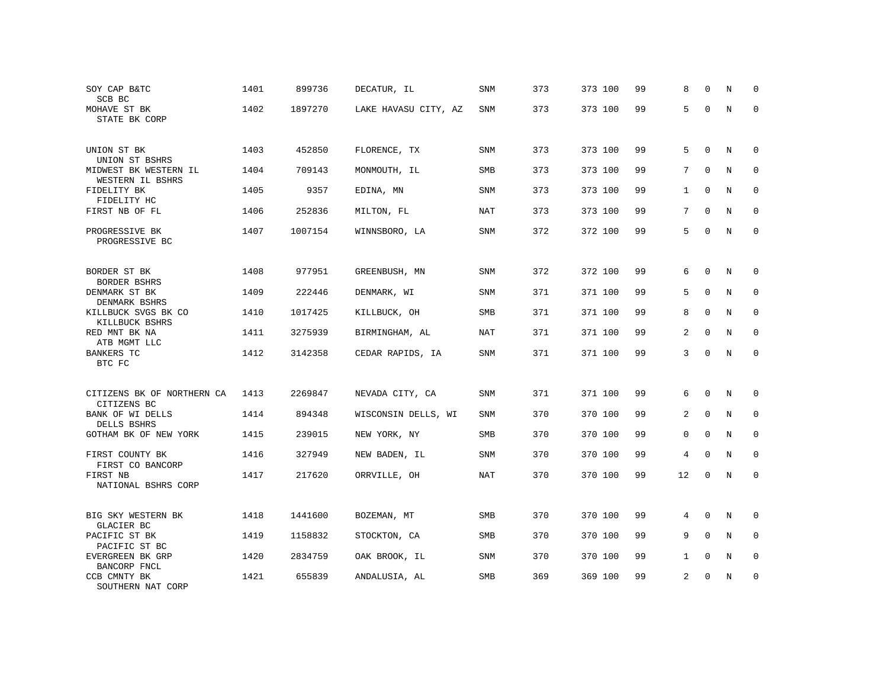| | | | | | | | | | | | | |
|---|---|---|---|---|---|---|---|---|---|---|---|---|
| SOY CAP B&TC<br>SCB BC | 1401 | 899736 | DECATUR, IL | SNM | 373 | 373 | 100 | 99 | 8 | 0 | N | 0 |
| MOHAVE ST BK<br>STATE BK CORP | 1402 | 1897270 | LAKE HAVASU CITY, AZ | SNM | 373 | 373 | 100 | 99 | 5 | 0 | N | 0 |
| UNION ST BK<br>UNION ST BSHRS | 1403 | 452850 | FLORENCE, TX | SNM | 373 | 373 | 100 | 99 | 5 | 0 | N | 0 |
| MIDWEST BK WESTERN IL<br>WESTERN IL BSHRS | 1404 | 709143 | MONMOUTH, IL | SMB | 373 | 373 | 100 | 99 | 7 | 0 | N | 0 |
| FIDELITY BK<br>FIDELITY HC | 1405 | 9357 | EDINA, MN | SNM | 373 | 373 | 100 | 99 | 1 | 0 | N | 0 |
| FIRST NB OF FL | 1406 | 252836 | MILTON, FL | NAT | 373 | 373 | 100 | 99 | 7 | 0 | N | 0 |
| PROGRESSIVE BK<br>PROGRESSIVE BC | 1407 | 1007154 | WINNSBORO, LA | SNM | 372 | 372 | 100 | 99 | 5 | 0 | N | 0 |
| BORDER ST BK<br>BORDER BSHRS | 1408 | 977951 | GREENBUSH, MN | SNM | 372 | 372 | 100 | 99 | 6 | 0 | N | 0 |
| DENMARK ST BK<br>DENMARK BSHRS | 1409 | 222446 | DENMARK, WI | SNM | 371 | 371 | 100 | 99 | 5 | 0 | N | 0 |
| KILLBUCK SVGS BK CO<br>KILLBUCK BSHRS | 1410 | 1017425 | KILLBUCK, OH | SMB | 371 | 371 | 100 | 99 | 8 | 0 | N | 0 |
| RED MNT BK NA<br>ATB MGMT LLC | 1411 | 3275939 | BIRMINGHAM, AL | NAT | 371 | 371 | 100 | 99 | 2 | 0 | N | 0 |
| BANKERS TC<br>BTC FC | 1412 | 3142358 | CEDAR RAPIDS, IA | SNM | 371 | 371 | 100 | 99 | 3 | 0 | N | 0 |
| CITIZENS BK OF NORTHERN CA<br>CITIZENS BC | 1413 | 2269847 | NEVADA CITY, CA | SNM | 371 | 371 | 100 | 99 | 6 | 0 | N | 0 |
| BANK OF WI DELLS<br>DELLS BSHRS | 1414 | 894348 | WISCONSIN DELLS, WI | SNM | 370 | 370 | 100 | 99 | 2 | 0 | N | 0 |
| GOTHAM BK OF NEW YORK | 1415 | 239015 | NEW YORK, NY | SMB | 370 | 370 | 100 | 99 | 0 | 0 | N | 0 |
| FIRST COUNTY BK<br>FIRST CO BANCORP | 1416 | 327949 | NEW BADEN, IL | SNM | 370 | 370 | 100 | 99 | 4 | 0 | N | 0 |
| FIRST NB<br>NATIONAL BSHRS CORP | 1417 | 217620 | ORRVILLE, OH | NAT | 370 | 370 | 100 | 99 | 12 | 0 | N | 0 |
| BIG SKY WESTERN BK<br>GLACIER BC | 1418 | 1441600 | BOZEMAN, MT | SMB | 370 | 370 | 100 | 99 | 4 | 0 | N | 0 |
| PACIFIC ST BK<br>PACIFIC ST BC | 1419 | 1158832 | STOCKTON, CA | SMB | 370 | 370 | 100 | 99 | 9 | 0 | N | 0 |
| EVERGREEN BK GRP<br>BANCORP FNCL | 1420 | 2834759 | OAK BROOK, IL | SNM | 370 | 370 | 100 | 99 | 1 | 0 | N | 0 |
| CCB CMNTY BK<br>SOUTHERN NAT CORP | 1421 | 655839 | ANDALUSIA, AL | SMB | 369 | 369 | 100 | 99 | 2 | 0 | N | 0 |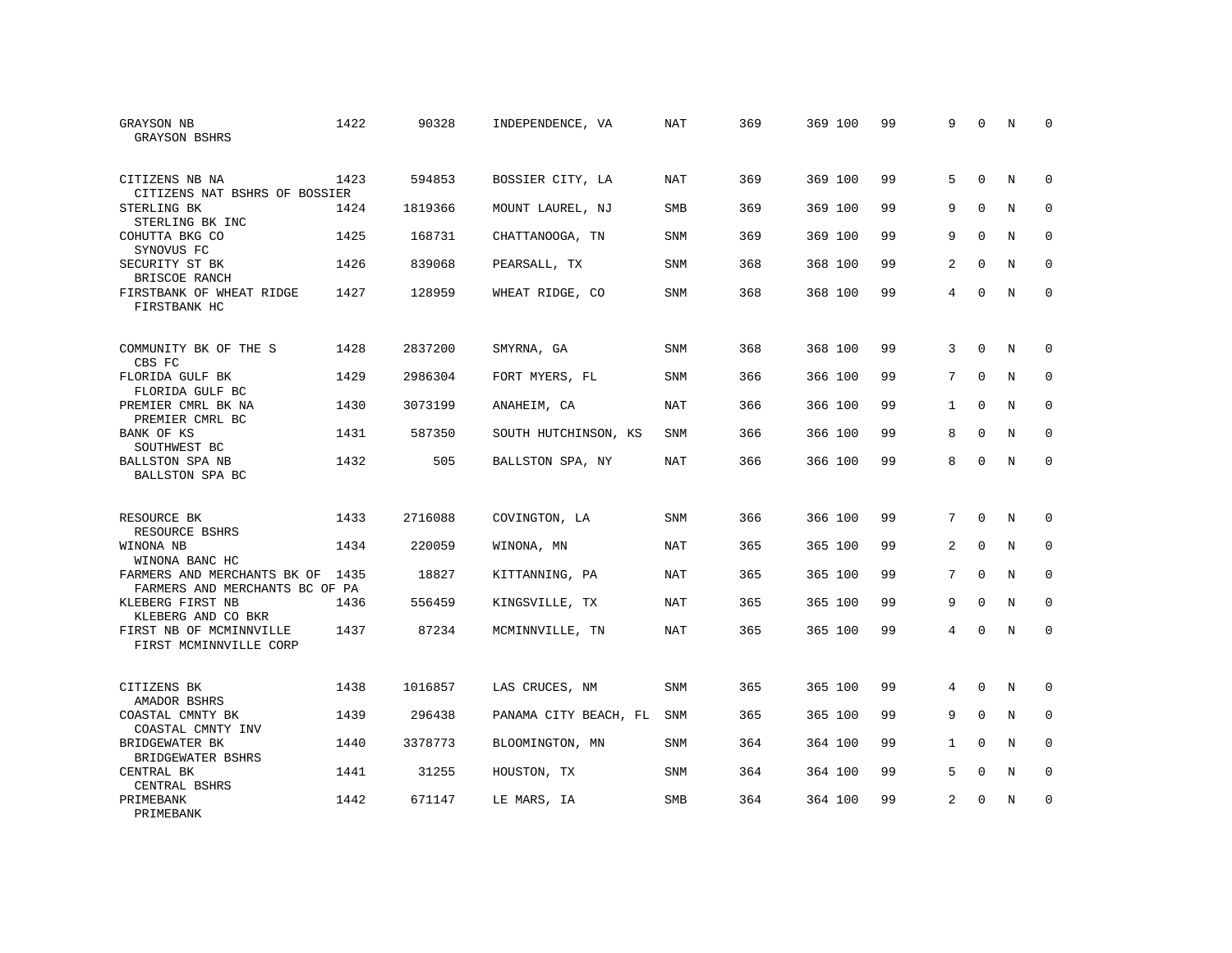| | | | | | | | | | | | | |
|---|---|---|---|---|---|---|---|---|---|---|---|---|
| GRAYSON NB<br>GRAYSON BSHRS | 1422 | 90328 | INDEPENDENCE, VA | NAT | 369 | 369 | 100 | 99 | 9 | 0 | N | 0 |
| CITIZENS NB NA<br>CITIZENS NAT BSHRS OF BOSSIER | 1423 | 594853 | BOSSIER CITY, LA | NAT | 369 | 369 | 100 | 99 | 5 | 0 | N | 0 |
| STERLING BK<br>STERLING BK INC | 1424 | 1819366 | MOUNT LAUREL, NJ | SMB | 369 | 369 | 100 | 99 | 9 | 0 | N | 0 |
| COHUTTA BKG CO<br>SYNOVUS FC | 1425 | 168731 | CHATTANOOGA, TN | SNM | 369 | 369 | 100 | 99 | 9 | 0 | N | 0 |
| SECURITY ST BK<br>BRISCOE RANCH | 1426 | 839068 | PEARSALL, TX | SNM | 368 | 368 | 100 | 99 | 2 | 0 | N | 0 |
| FIRSTBANK OF WHEAT RIDGE<br>FIRSTBANK HC | 1427 | 128959 | WHEAT RIDGE, CO | SNM | 368 | 368 | 100 | 99 | 4 | 0 | N | 0 |
| COMMUNITY BK OF THE S<br>CBS FC | 1428 | 2837200 | SMYRNA, GA | SNM | 368 | 368 | 100 | 99 | 3 | 0 | N | 0 |
| FLORIDA GULF BK<br>FLORIDA GULF BC | 1429 | 2986304 | FORT MYERS, FL | SNM | 366 | 366 | 100 | 99 | 7 | 0 | N | 0 |
| PREMIER CMRL BK NA<br>PREMIER CMRL BC | 1430 | 3073199 | ANAHEIM, CA | NAT | 366 | 366 | 100 | 99 | 1 | 0 | N | 0 |
| BANK OF KS<br>SOUTHWEST BC | 1431 | 587350 | SOUTH HUTCHINSON, KS | SNM | 366 | 366 | 100 | 99 | 8 | 0 | N | 0 |
| BALLSTON SPA NB<br>BALLSTON SPA BC | 1432 | 505 | BALLSTON SPA, NY | NAT | 366 | 366 | 100 | 99 | 8 | 0 | N | 0 |
| RESOURCE BK<br>RESOURCE BSHRS | 1433 | 2716088 | COVINGTON, LA | SNM | 366 | 366 | 100 | 99 | 7 | 0 | N | 0 |
| WINONA NB<br>WINONA BANC HC | 1434 | 220059 | WINONA, MN | NAT | 365 | 365 | 100 | 99 | 2 | 0 | N | 0 |
| FARMERS AND MERCHANTS BK OF<br>FARMERS AND MERCHANTS BC OF PA | 1435 | 18827 | KITTANNING, PA | NAT | 365 | 365 | 100 | 99 | 7 | 0 | N | 0 |
| KLEBERG FIRST NB<br>KLEBERG AND CO BKR | 1436 | 556459 | KINGSVILLE, TX | NAT | 365 | 365 | 100 | 99 | 9 | 0 | N | 0 |
| FIRST NB OF MCMINNVILLE<br>FIRST MCMINNVILLE CORP | 1437 | 87234 | MCMINNVILLE, TN | NAT | 365 | 365 | 100 | 99 | 4 | 0 | N | 0 |
| CITIZENS BK<br>AMADOR BSHRS | 1438 | 1016857 | LAS CRUCES, NM | SNM | 365 | 365 | 100 | 99 | 4 | 0 | N | 0 |
| COASTAL CMNTY BK<br>COASTAL CMNTY INV | 1439 | 296438 | PANAMA CITY BEACH, FL | SNM | 365 | 365 | 100 | 99 | 9 | 0 | N | 0 |
| BRIDGEWATER BK<br>BRIDGEWATER BSHRS | 1440 | 3378773 | BLOOMINGTON, MN | SNM | 364 | 364 | 100 | 99 | 1 | 0 | N | 0 |
| CENTRAL BK<br>CENTRAL BSHRS | 1441 | 31255 | HOUSTON, TX | SNM | 364 | 364 | 100 | 99 | 5 | 0 | N | 0 |
| PRIMEBANK<br>PRIMEBANK | 1442 | 671147 | LE MARS, IA | SMB | 364 | 364 | 100 | 99 | 2 | 0 | N | 0 |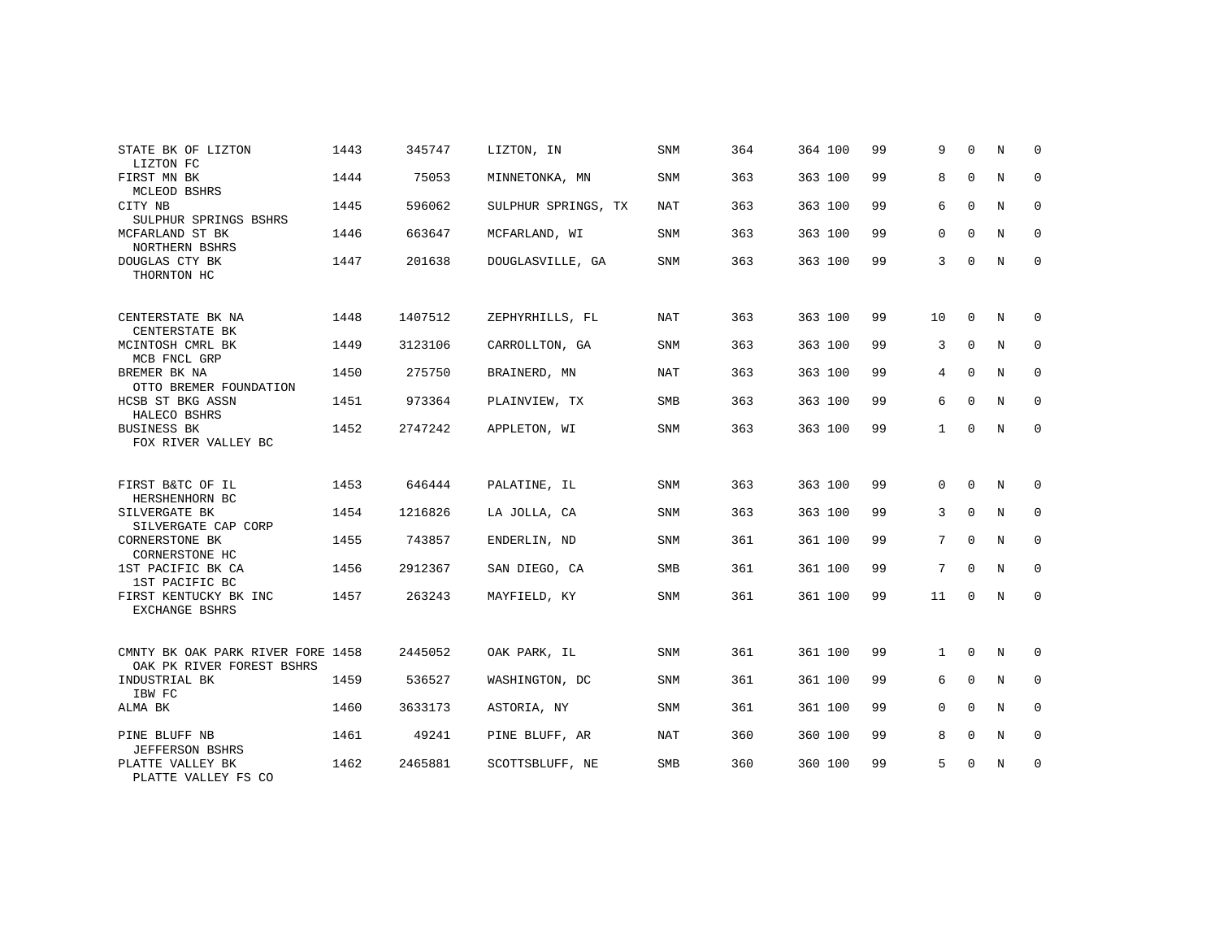| | | | | | | | | | | | | |
|---|---|---|---|---|---|---|---|---|---|---|---|---|
| STATE BK OF LIZTON<br>LIZTON FC | 1443 | 345747 | LIZTON, IN | SNM | 364 | 364 | 100 | 99 | 9 | 0 | N | 0 |
| FIRST MN BK<br>MCLEOD BSHRS | 1444 | 75053 | MINNETONKA, MN | SNM | 363 | 363 | 100 | 99 | 8 | 0 | N | 0 |
| CITY NB<br>SULPHUR SPRINGS BSHRS | 1445 | 596062 | SULPHUR SPRINGS, TX | NAT | 363 | 363 | 100 | 99 | 6 | 0 | N | 0 |
| MCFARLAND ST BK<br>NORTHERN BSHRS | 1446 | 663647 | MCFARLAND, WI | SNM | 363 | 363 | 100 | 99 | 0 | 0 | N | 0 |
| DOUGLAS CTY BK<br>THORNTON HC | 1447 | 201638 | DOUGLASVILLE, GA | SNM | 363 | 363 | 100 | 99 | 3 | 0 | N | 0 |
| CENTERSTATE BK NA<br>CENTERSTATE BK | 1448 | 1407512 | ZEPHYRHILLS, FL | NAT | 363 | 363 | 100 | 99 | 10 | 0 | N | 0 |
| MCINTOSH CMRL BK<br>MCB FNCL GRP | 1449 | 3123106 | CARROLLTON, GA | SNM | 363 | 363 | 100 | 99 | 3 | 0 | N | 0 |
| BREMER BK NA<br>OTTO BREMER FOUNDATION | 1450 | 275750 | BRAINERD, MN | NAT | 363 | 363 | 100 | 99 | 4 | 0 | N | 0 |
| HCSB ST BKG ASSN<br>HALECO BSHRS | 1451 | 973364 | PLAINVIEW, TX | SMB | 363 | 363 | 100 | 99 | 6 | 0 | N | 0 |
| BUSINESS BK<br>FOX RIVER VALLEY BC | 1452 | 2747242 | APPLETON, WI | SNM | 363 | 363 | 100 | 99 | 1 | 0 | N | 0 |
| FIRST B&TC OF IL<br>HERSHENHORN BC | 1453 | 646444 | PALATINE, IL | SNM | 363 | 363 | 100 | 99 | 0 | 0 | N | 0 |
| SILVERGATE BK<br>SILVERGATE CAP CORP | 1454 | 1216826 | LA JOLLA, CA | SNM | 363 | 363 | 100 | 99 | 3 | 0 | N | 0 |
| CORNERSTONE BK<br>CORNERSTONE HC | 1455 | 743857 | ENDERLIN, ND | SNM | 361 | 361 | 100 | 99 | 7 | 0 | N | 0 |
| 1ST PACIFIC BK CA<br>1ST PACIFIC BC | 1456 | 2912367 | SAN DIEGO, CA | SMB | 361 | 361 | 100 | 99 | 7 | 0 | N | 0 |
| FIRST KENTUCKY BK INC<br>EXCHANGE BSHRS | 1457 | 263243 | MAYFIELD, KY | SNM | 361 | 361 | 100 | 99 | 11 | 0 | N | 0 |
| CMNTY BK OAK PARK RIVER FORE<br>OAK PK RIVER FOREST BSHRS | 1458 | 2445052 | OAK PARK, IL | SNM | 361 | 361 | 100 | 99 | 1 | 0 | N | 0 |
| INDUSTRIAL BK<br>IBW FC | 1459 | 536527 | WASHINGTON, DC | SNM | 361 | 361 | 100 | 99 | 6 | 0 | N | 0 |
| ALMA BK | 1460 | 3633173 | ASTORIA, NY | SNM | 361 | 361 | 100 | 99 | 0 | 0 | N | 0 |
| PINE BLUFF NB<br>JEFFERSON BSHRS | 1461 | 49241 | PINE BLUFF, AR | NAT | 360 | 360 | 100 | 99 | 8 | 0 | N | 0 |
| PLATTE VALLEY BK<br>PLATTE VALLEY FS CO | 1462 | 2465881 | SCOTTSBLUFF, NE | SMB | 360 | 360 | 100 | 99 | 5 | 0 | N | 0 |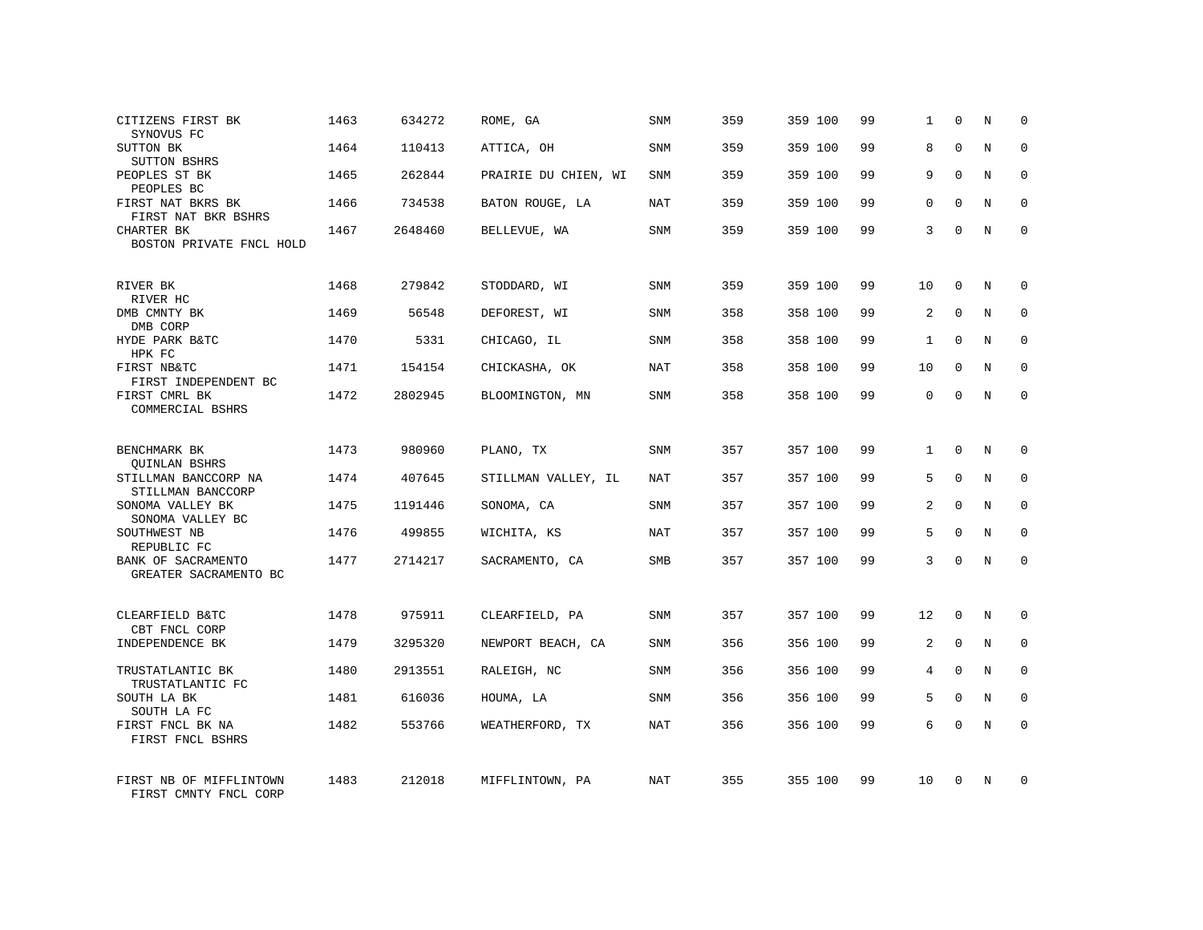| | | | | | | | | | | | | |
|---|---|---|---|---|---|---|---|---|---|---|---|---|
| CITIZENS FIRST BK<br>SYNOVUS FC | 1463 | 634272 | ROME, GA | SNM | 359 | 359 | 100 | 99 | 1 | 0 | N | 0 |
| SUTTON BK<br>SUTTON BSHRS | 1464 | 110413 | ATTICA, OH | SNM | 359 | 359 | 100 | 99 | 8 | 0 | N | 0 |
| PEOPLES ST BK<br>PEOPLES BC | 1465 | 262844 | PRAIRIE DU CHIEN, WI | SNM | 359 | 359 | 100 | 99 | 9 | 0 | N | 0 |
| FIRST NAT BKRS BK<br>FIRST NAT BKR BSHRS | 1466 | 734538 | BATON ROUGE, LA | NAT | 359 | 359 | 100 | 99 | 0 | 0 | N | 0 |
| CHARTER BK<br>BOSTON PRIVATE FNCL HOLD | 1467 | 2648460 | BELLEVUE, WA | SNM | 359 | 359 | 100 | 99 | 3 | 0 | N | 0 |
| RIVER BK<br>RIVER HC | 1468 | 279842 | STODDARD, WI | SNM | 359 | 359 | 100 | 99 | 10 | 0 | N | 0 |
| DMB CMNTY BK<br>DMB CORP | 1469 | 56548 | DEFOREST, WI | SNM | 358 | 358 | 100 | 99 | 2 | 0 | N | 0 |
| HYDE PARK B&TC<br>HPK FC | 1470 | 5331 | CHICAGO, IL | SNM | 358 | 358 | 100 | 99 | 1 | 0 | N | 0 |
| FIRST NB&TC<br>FIRST INDEPENDENT BC | 1471 | 154154 | CHICKASHA, OK | NAT | 358 | 358 | 100 | 99 | 10 | 0 | N | 0 |
| FIRST CMRL BK<br>COMMERCIAL BSHRS | 1472 | 2802945 | BLOOMINGTON, MN | SNM | 358 | 358 | 100 | 99 | 0 | 0 | N | 0 |
| BENCHMARK BK<br>QUINLAN BSHRS | 1473 | 980960 | PLANO, TX | SNM | 357 | 357 | 100 | 99 | 1 | 0 | N | 0 |
| STILLMAN BANCCORP NA<br>STILLMAN BANCCORP | 1474 | 407645 | STILLMAN VALLEY, IL | NAT | 357 | 357 | 100 | 99 | 5 | 0 | N | 0 |
| SONOMA VALLEY BK<br>SONOMA VALLEY BC | 1475 | 1191446 | SONOMA, CA | SNM | 357 | 357 | 100 | 99 | 2 | 0 | N | 0 |
| SOUTHWEST NB<br>REPUBLIC FC | 1476 | 499855 | WICHITA, KS | NAT | 357 | 357 | 100 | 99 | 5 | 0 | N | 0 |
| BANK OF SACRAMENTO<br>GREATER SACRAMENTO BC | 1477 | 2714217 | SACRAMENTO, CA | SMB | 357 | 357 | 100 | 99 | 3 | 0 | N | 0 |
| CLEARFIELD B&TC<br>CBT FNCL CORP | 1478 | 975911 | CLEARFIELD, PA | SNM | 357 | 357 | 100 | 99 | 12 | 0 | N | 0 |
| INDEPENDENCE BK | 1479 | 3295320 | NEWPORT BEACH, CA | SNM | 356 | 356 | 100 | 99 | 2 | 0 | N | 0 |
| TRUSTATLANTIC BK<br>TRUSTATLANTIC FC | 1480 | 2913551 | RALEIGH, NC | SNM | 356 | 356 | 100 | 99 | 4 | 0 | N | 0 |
| SOUTH LA BK<br>SOUTH LA FC | 1481 | 616036 | HOUMA, LA | SNM | 356 | 356 | 100 | 99 | 5 | 0 | N | 0 |
| FIRST FNCL BK NA<br>FIRST FNCL BSHRS | 1482 | 553766 | WEATHERFORD, TX | NAT | 356 | 356 | 100 | 99 | 6 | 0 | N | 0 |
| FIRST NB OF MIFFLINTOWN<br>FIRST CMNTY FNCL CORP | 1483 | 212018 | MIFFLINTOWN, PA | NAT | 355 | 355 | 100 | 99 | 10 | 0 | N | 0 |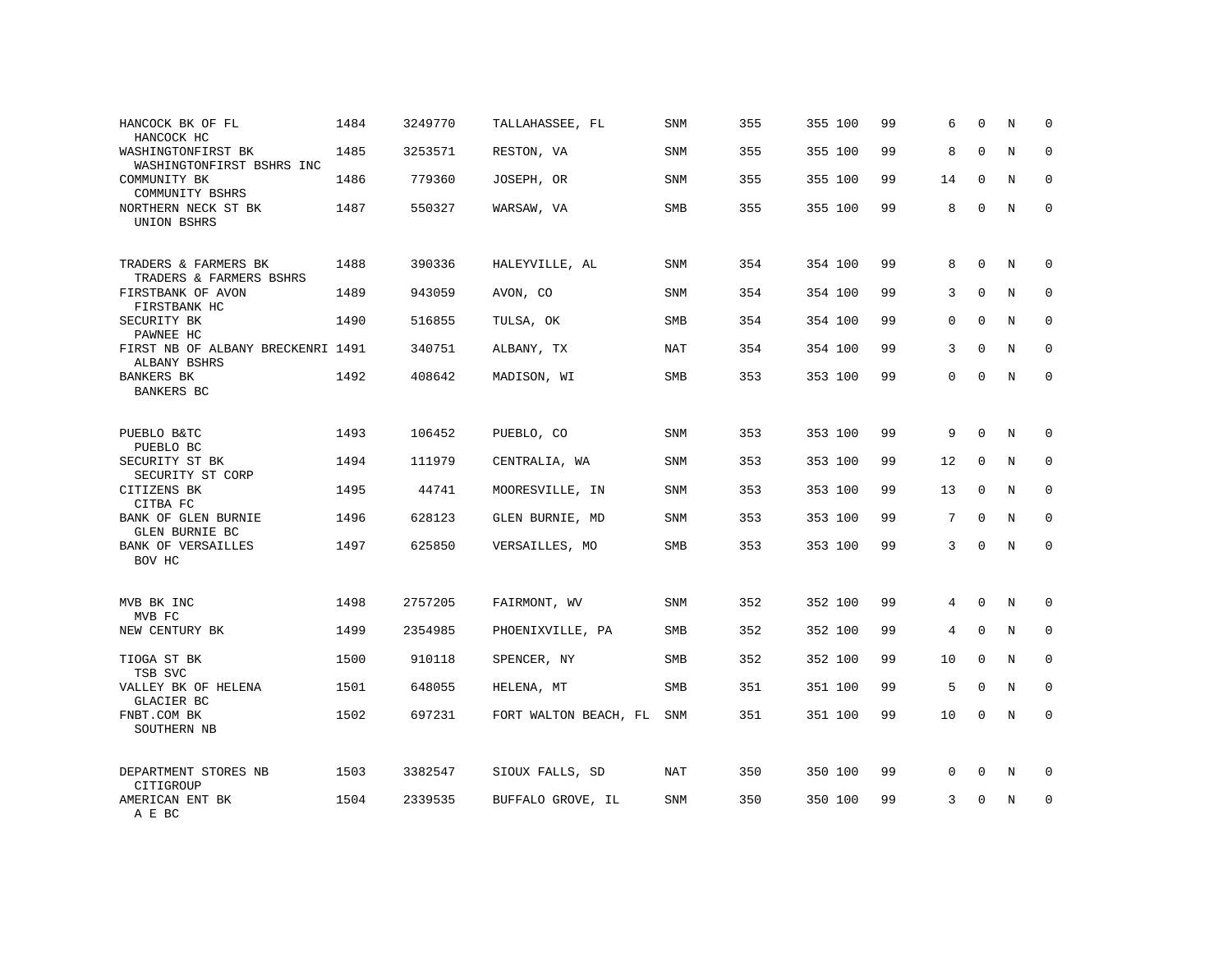| | | | | | | | | | | | | |
|---|---|---|---|---|---|---|---|---|---|---|---|---|
| HANCOCK BK OF FL<br>HANCOCK HC | 1484 | 3249770 | TALLAHASSEE, FL | SNM | 355 | 355 | 100 | 99 | 6 | 0 | N | 0 |
| WASHINGTONFIRST BK<br>WASHINGTONFIRST BSHRS INC | 1485 | 3253571 | RESTON, VA | SNM | 355 | 355 | 100 | 99 | 8 | 0 | N | 0 |
| COMMUNITY BK<br>COMMUNITY BSHRS | 1486 | 779360 | JOSEPH, OR | SNM | 355 | 355 | 100 | 99 | 14 | 0 | N | 0 |
| NORTHERN NECK ST BK<br>UNION BSHRS | 1487 | 550327 | WARSAW, VA | SMB | 355 | 355 | 100 | 99 | 8 | 0 | N | 0 |
| TRADERS & FARMERS BK<br>TRADERS & FARMERS BSHRS | 1488 | 390336 | HALEYVILLE, AL | SNM | 354 | 354 | 100 | 99 | 8 | 0 | N | 0 |
| FIRSTBANK OF AVON<br>FIRSTBANK HC | 1489 | 943059 | AVON, CO | SNM | 354 | 354 | 100 | 99 | 3 | 0 | N | 0 |
| SECURITY BK<br>PAWNEE HC | 1490 | 516855 | TULSA, OK | SMB | 354 | 354 | 100 | 99 | 0 | 0 | N | 0 |
| FIRST NB OF ALBANY BRECKENRI<br>ALBANY BSHRS | 1491 | 340751 | ALBANY, TX | NAT | 354 | 354 | 100 | 99 | 3 | 0 | N | 0 |
| BANKERS BK<br>BANKERS BC | 1492 | 408642 | MADISON, WI | SMB | 353 | 353 | 100 | 99 | 0 | 0 | N | 0 |
| PUEBLO B&TC<br>PUEBLO BC | 1493 | 106452 | PUEBLO, CO | SNM | 353 | 353 | 100 | 99 | 9 | 0 | N | 0 |
| SECURITY ST BK<br>SECURITY ST CORP | 1494 | 111979 | CENTRALIA, WA | SNM | 353 | 353 | 100 | 99 | 12 | 0 | N | 0 |
| CITIZENS BK<br>CITBA FC | 1495 | 44741 | MOORESVILLE, IN | SNM | 353 | 353 | 100 | 99 | 13 | 0 | N | 0 |
| BANK OF GLEN BURNIE<br>GLEN BURNIE BC | 1496 | 628123 | GLEN BURNIE, MD | SNM | 353 | 353 | 100 | 99 | 7 | 0 | N | 0 |
| BANK OF VERSAILLES<br>BOV HC | 1497 | 625850 | VERSAILLES, MO | SMB | 353 | 353 | 100 | 99 | 3 | 0 | N | 0 |
| MVB BK INC<br>MVB FC | 1498 | 2757205 | FAIRMONT, WV | SNM | 352 | 352 | 100 | 99 | 4 | 0 | N | 0 |
| NEW CENTURY BK | 1499 | 2354985 | PHOENIXVILLE, PA | SMB | 352 | 352 | 100 | 99 | 4 | 0 | N | 0 |
| TIOGA ST BK<br>TSB SVC | 1500 | 910118 | SPENCER, NY | SMB | 352 | 352 | 100 | 99 | 10 | 0 | N | 0 |
| VALLEY BK OF HELENA<br>GLACIER BC | 1501 | 648055 | HELENA, MT | SMB | 351 | 351 | 100 | 99 | 5 | 0 | N | 0 |
| FNBT.COM BK<br>SOUTHERN NB | 1502 | 697231 | FORT WALTON BEACH, FL | SNM | 351 | 351 | 100 | 99 | 10 | 0 | N | 0 |
| DEPARTMENT STORES NB<br>CITIGROUP | 1503 | 3382547 | SIOUX FALLS, SD | NAT | 350 | 350 | 100 | 99 | 0 | 0 | N | 0 |
| AMERICAN ENT BK<br>A E BC | 1504 | 2339535 | BUFFALO GROVE, IL | SNM | 350 | 350 | 100 | 99 | 3 | 0 | N | 0 |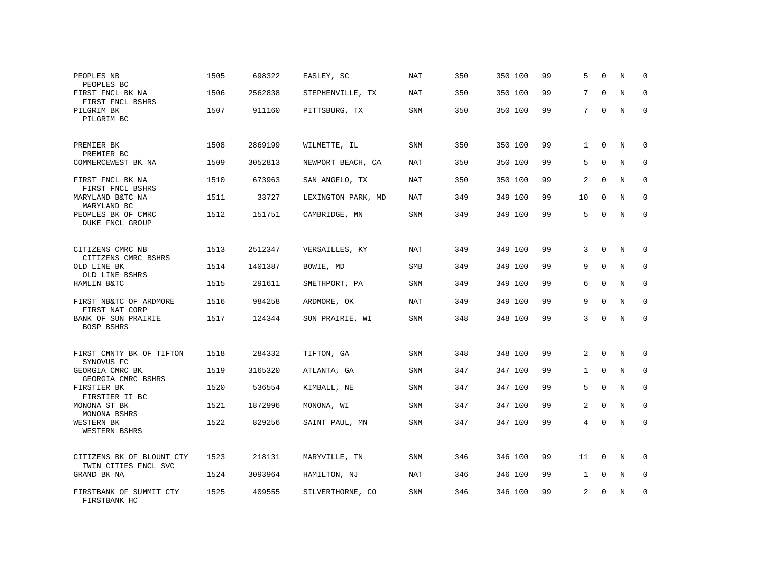| | | | | | | | | | | | | |
|---|---|---|---|---|---|---|---|---|---|---|---|---|
| PEOPLES NB<br>PEOPLES BC | 1505 | 698322 | EASLEY, SC | NAT | 350 | 350 | 100 | 99 | 5 | 0 | N | 0 |
| FIRST FNCL BK NA<br>FIRST FNCL BSHRS | 1506 | 2562838 | STEPHENVILLE, TX | NAT | 350 | 350 | 100 | 99 | 7 | 0 | N | 0 |
| PILGRIM BK<br>PILGRIM BC | 1507 | 911160 | PITTSBURG, TX | SNM | 350 | 350 | 100 | 99 | 7 | 0 | N | 0 |
| PREMIER BK<br>PREMIER BC | 1508 | 2869199 | WILMETTE, IL | SNM | 350 | 350 | 100 | 99 | 1 | 0 | N | 0 |
| COMMERCEWEST BK NA | 1509 | 3052813 | NEWPORT BEACH, CA | NAT | 350 | 350 | 100 | 99 | 5 | 0 | N | 0 |
| FIRST FNCL BK NA<br>FIRST FNCL BSHRS | 1510 | 673963 | SAN ANGELO, TX | NAT | 350 | 350 | 100 | 99 | 2 | 0 | N | 0 |
| MARYLAND B&TC NA<br>MARYLAND BC | 1511 | 33727 | LEXINGTON PARK, MD | NAT | 349 | 349 | 100 | 99 | 10 | 0 | N | 0 |
| PEOPLES BK OF CMRC<br>DUKE FNCL GROUP | 1512 | 151751 | CAMBRIDGE, MN | SNM | 349 | 349 | 100 | 99 | 5 | 0 | N | 0 |
| CITIZENS CMRC NB<br>CITIZENS CMRC BSHRS | 1513 | 2512347 | VERSAILLES, KY | NAT | 349 | 349 | 100 | 99 | 3 | 0 | N | 0 |
| OLD LINE BK<br>OLD LINE BSHRS | 1514 | 1401387 | BOWIE, MD | SMB | 349 | 349 | 100 | 99 | 9 | 0 | N | 0 |
| HAMLIN B&TC | 1515 | 291611 | SMETHPORT, PA | SNM | 349 | 349 | 100 | 99 | 6 | 0 | N | 0 |
| FIRST NB&TC OF ARDMORE<br>FIRST NAT CORP | 1516 | 984258 | ARDMORE, OK | NAT | 349 | 349 | 100 | 99 | 9 | 0 | N | 0 |
| BANK OF SUN PRAIRIE<br>BOSP BSHRS | 1517 | 124344 | SUN PRAIRIE, WI | SNM | 348 | 348 | 100 | 99 | 3 | 0 | N | 0 |
| FIRST CMNTY BK OF TIFTON<br>SYNOVUS FC | 1518 | 284332 | TIFTON, GA | SNM | 348 | 348 | 100 | 99 | 2 | 0 | N | 0 |
| GEORGIA CMRC BK<br>GEORGIA CMRC BSHRS | 1519 | 3165320 | ATLANTA, GA | SNM | 347 | 347 | 100 | 99 | 1 | 0 | N | 0 |
| FIRSTIER BK<br>FIRSTIER II BC | 1520 | 536554 | KIMBALL, NE | SNM | 347 | 347 | 100 | 99 | 5 | 0 | N | 0 |
| MONONA ST BK<br>MONONA BSHRS | 1521 | 1872996 | MONONA, WI | SNM | 347 | 347 | 100 | 99 | 2 | 0 | N | 0 |
| WESTERN BK<br>WESTERN BSHRS | 1522 | 829256 | SAINT PAUL, MN | SNM | 347 | 347 | 100 | 99 | 4 | 0 | N | 0 |
| CITIZENS BK OF BLOUNT CTY<br>TWIN CITIES FNCL SVC | 1523 | 218131 | MARYVILLE, TN | SNM | 346 | 346 | 100 | 99 | 11 | 0 | N | 0 |
| GRAND BK NA | 1524 | 3093964 | HAMILTON, NJ | NAT | 346 | 346 | 100 | 99 | 1 | 0 | N | 0 |
| FIRSTBANK OF SUMMIT CTY<br>FIRSTBANK HC | 1525 | 409555 | SILVERTHORNE, CO | SNM | 346 | 346 | 100 | 99 | 2 | 0 | N | 0 |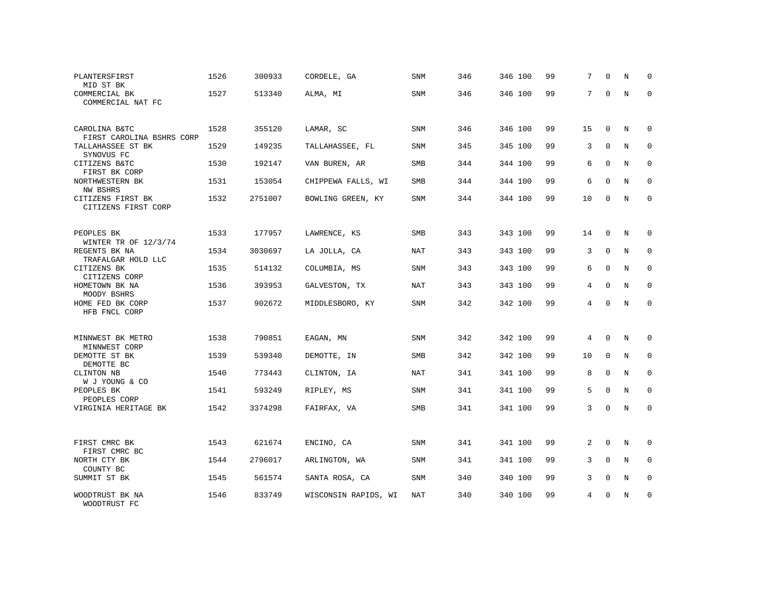| | | | | | | | | | | | | |
|---|---|---|---|---|---|---|---|---|---|---|---|---|
| PLANTERSFIRST<br>MID ST BK | 1526 | 300933 | CORDELE, GA | SNM | 346 | 346 | 100 | 99 | 7 | 0 | N | 0 |
| COMMERCIAL BK<br>COMMERCIAL NAT FC | 1527 | 513340 | ALMA, MI | SNM | 346 | 346 | 100 | 99 | 7 | 0 | N | 0 |
| CAROLINA B&TC<br>FIRST CAROLINA BSHRS CORP | 1528 | 355120 | LAMAR, SC | SNM | 346 | 346 | 100 | 99 | 15 | 0 | N | 0 |
| TALLAHASSEE ST BK<br>SYNOVUS FC | 1529 | 149235 | TALLAHASSEE, FL | SNM | 345 | 345 | 100 | 99 | 3 | 0 | N | 0 |
| CITIZENS B&TC<br>FIRST BK CORP | 1530 | 192147 | VAN BUREN, AR | SMB | 344 | 344 | 100 | 99 | 6 | 0 | N | 0 |
| NORTHWESTERN BK<br>NW BSHRS | 1531 | 153054 | CHIPPEWA FALLS, WI | SMB | 344 | 344 | 100 | 99 | 6 | 0 | N | 0 |
| CITIZENS FIRST BK<br>CITIZENS FIRST CORP | 1532 | 2751007 | BOWLING GREEN, KY | SNM | 344 | 344 | 100 | 99 | 10 | 0 | N | 0 |
| PEOPLES BK<br>WINTER TR OF 12/3/74 | 1533 | 177957 | LAWRENCE, KS | SMB | 343 | 343 | 100 | 99 | 14 | 0 | N | 0 |
| REGENTS BK NA<br>TRAFALGAR HOLD LLC | 1534 | 3030697 | LA JOLLA, CA | NAT | 343 | 343 | 100 | 99 | 3 | 0 | N | 0 |
| CITIZENS BK<br>CITIZENS CORP | 1535 | 514132 | COLUMBIA, MS | SNM | 343 | 343 | 100 | 99 | 6 | 0 | N | 0 |
| HOMETOWN BK NA<br>MOODY BSHRS | 1536 | 393953 | GALVESTON, TX | NAT | 343 | 343 | 100 | 99 | 4 | 0 | N | 0 |
| HOME FED BK CORP<br>HFB FNCL CORP | 1537 | 902672 | MIDDLESBORO, KY | SNM | 342 | 342 | 100 | 99 | 4 | 0 | N | 0 |
| MINNWEST BK METRO<br>MINNWEST CORP | 1538 | 790851 | EAGAN, MN | SNM | 342 | 342 | 100 | 99 | 4 | 0 | N | 0 |
| DEMOTTE ST BK<br>DEMOTTE BC | 1539 | 539340 | DEMOTTE, IN | SMB | 342 | 342 | 100 | 99 | 10 | 0 | N | 0 |
| CLINTON NB<br>W J YOUNG & CO | 1540 | 773443 | CLINTON, IA | NAT | 341 | 341 | 100 | 99 | 8 | 0 | N | 0 |
| PEOPLES BK<br>PEOPLES CORP | 1541 | 593249 | RIPLEY, MS | SNM | 341 | 341 | 100 | 99 | 5 | 0 | N | 0 |
| VIRGINIA HERITAGE BK | 1542 | 3374298 | FAIRFAX, VA | SMB | 341 | 341 | 100 | 99 | 3 | 0 | N | 0 |
| FIRST CMRC BK<br>FIRST CMRC BC | 1543 | 621674 | ENCINO, CA | SNM | 341 | 341 | 100 | 99 | 2 | 0 | N | 0 |
| NORTH CTY BK<br>COUNTY BC | 1544 | 2796017 | ARLINGTON, WA | SNM | 341 | 341 | 100 | 99 | 3 | 0 | N | 0 |
| SUMMIT ST BK | 1545 | 561574 | SANTA ROSA, CA | SNM | 340 | 340 | 100 | 99 | 3 | 0 | N | 0 |
| WOODTRUST BK NA<br>WOODTRUST FC | 1546 | 833749 | WISCONSIN RAPIDS, WI | NAT | 340 | 340 | 100 | 99 | 4 | 0 | N | 0 |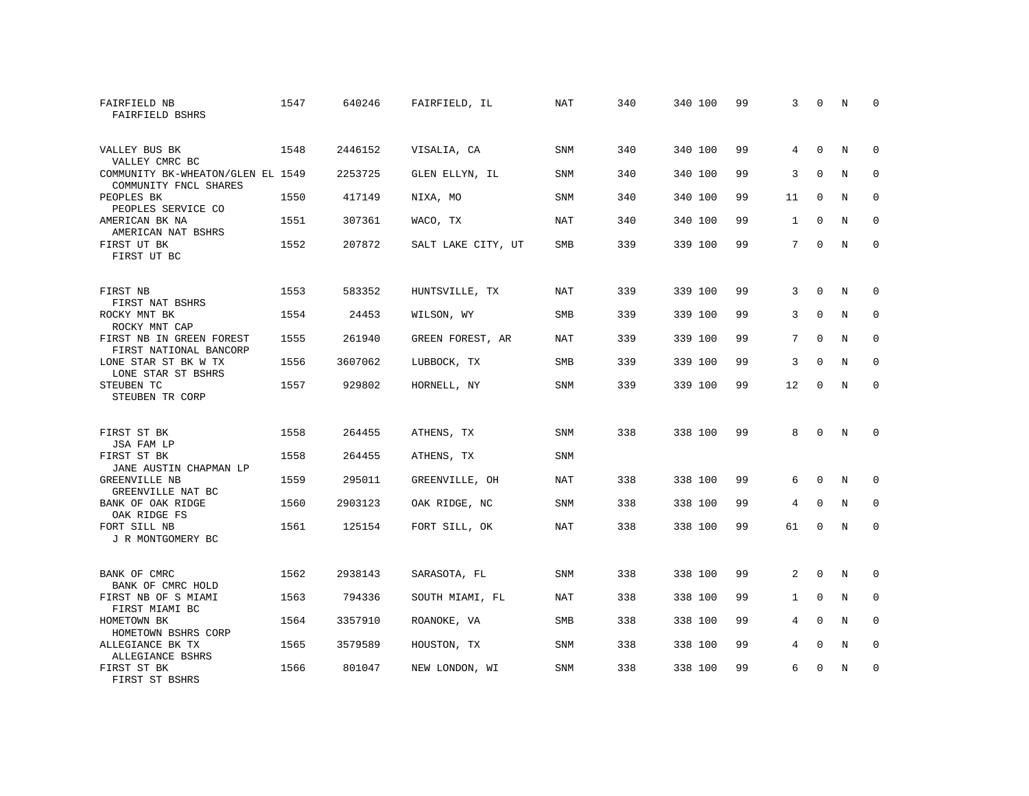| | | | | | | | | | | | | |
|---|---|---|---|---|---|---|---|---|---|---|---|---|
| FAIRFIELD NB<br>FAIRFIELD BSHRS | 1547 | 640246 | FAIRFIELD, IL | NAT | 340 | 340 | 100 | 99 | 3 | 0 | N | 0 |
| VALLEY BUS BK<br>VALLEY CMRC BC | 1548 | 2446152 | VISALIA, CA | SNM | 340 | 340 | 100 | 99 | 4 | 0 | N | 0 |
| COMMUNITY BK-WHEATON/GLEN EL<br>COMMUNITY FNCL SHARES | 1549 | 2253725 | GLEN ELLYN, IL | SNM | 340 | 340 | 100 | 99 | 3 | 0 | N | 0 |
| PEOPLES BK<br>PEOPLES SERVICE CO | 1550 | 417149 | NIXA, MO | SNM | 340 | 340 | 100 | 99 | 11 | 0 | N | 0 |
| AMERICAN BK NA<br>AMERICAN NAT BSHRS | 1551 | 307361 | WACO, TX | NAT | 340 | 340 | 100 | 99 | 1 | 0 | N | 0 |
| FIRST UT BK<br>FIRST UT BC | 1552 | 207872 | SALT LAKE CITY, UT | SMB | 339 | 339 | 100 | 99 | 7 | 0 | N | 0 |
| FIRST NB<br>FIRST NAT BSHRS | 1553 | 583352 | HUNTSVILLE, TX | NAT | 339 | 339 | 100 | 99 | 3 | 0 | N | 0 |
| ROCKY MNT BK<br>ROCKY MNT CAP | 1554 | 24453 | WILSON, WY | SMB | 339 | 339 | 100 | 99 | 3 | 0 | N | 0 |
| FIRST NB IN GREEN FOREST<br>FIRST NATIONAL BANCORP | 1555 | 261940 | GREEN FOREST, AR | NAT | 339 | 339 | 100 | 99 | 7 | 0 | N | 0 |
| LONE STAR ST BK W TX<br>LONE STAR ST BSHRS | 1556 | 3607062 | LUBBOCK, TX | SMB | 339 | 339 | 100 | 99 | 3 | 0 | N | 0 |
| STEUBEN TC<br>STEUBEN TR CORP | 1557 | 929802 | HORNELL, NY | SNM | 339 | 339 | 100 | 99 | 12 | 0 | N | 0 |
| FIRST ST BK<br>JSA FAM LP | 1558 | 264455 | ATHENS, TX | SNM | 338 | 338 | 100 | 99 | 8 | 0 | N | 0 |
| FIRST ST BK<br>JANE AUSTIN CHAPMAN LP | 1558 | 264455 | ATHENS, TX | SNM | | | | | | | | |
| GREENVILLE NB<br>GREENVILLE NAT BC | 1559 | 295011 | GREENVILLE, OH | NAT | 338 | 338 | 100 | 99 | 6 | 0 | N | 0 |
| BANK OF OAK RIDGE<br>OAK RIDGE FS | 1560 | 2903123 | OAK RIDGE, NC | SNM | 338 | 338 | 100 | 99 | 4 | 0 | N | 0 |
| FORT SILL NB<br>J R MONTGOMERY BC | 1561 | 125154 | FORT SILL, OK | NAT | 338 | 338 | 100 | 99 | 61 | 0 | N | 0 |
| BANK OF CMRC<br>BANK OF CMRC HOLD | 1562 | 2938143 | SARASOTA, FL | SNM | 338 | 338 | 100 | 99 | 2 | 0 | N | 0 |
| FIRST NB OF S MIAMI<br>FIRST MIAMI BC | 1563 | 794336 | SOUTH MIAMI, FL | NAT | 338 | 338 | 100 | 99 | 1 | 0 | N | 0 |
| HOMETOWN BK<br>HOMETOWN BSHRS CORP | 1564 | 3357910 | ROANOKE, VA | SMB | 338 | 338 | 100 | 99 | 4 | 0 | N | 0 |
| ALLEGIANCE BK TX<br>ALLEGIANCE BSHRS | 1565 | 3579589 | HOUSTON, TX | SNM | 338 | 338 | 100 | 99 | 4 | 0 | N | 0 |
| FIRST ST BK<br>FIRST ST BSHRS | 1566 | 801047 | NEW LONDON, WI | SNM | 338 | 338 | 100 | 99 | 6 | 0 | N | 0 |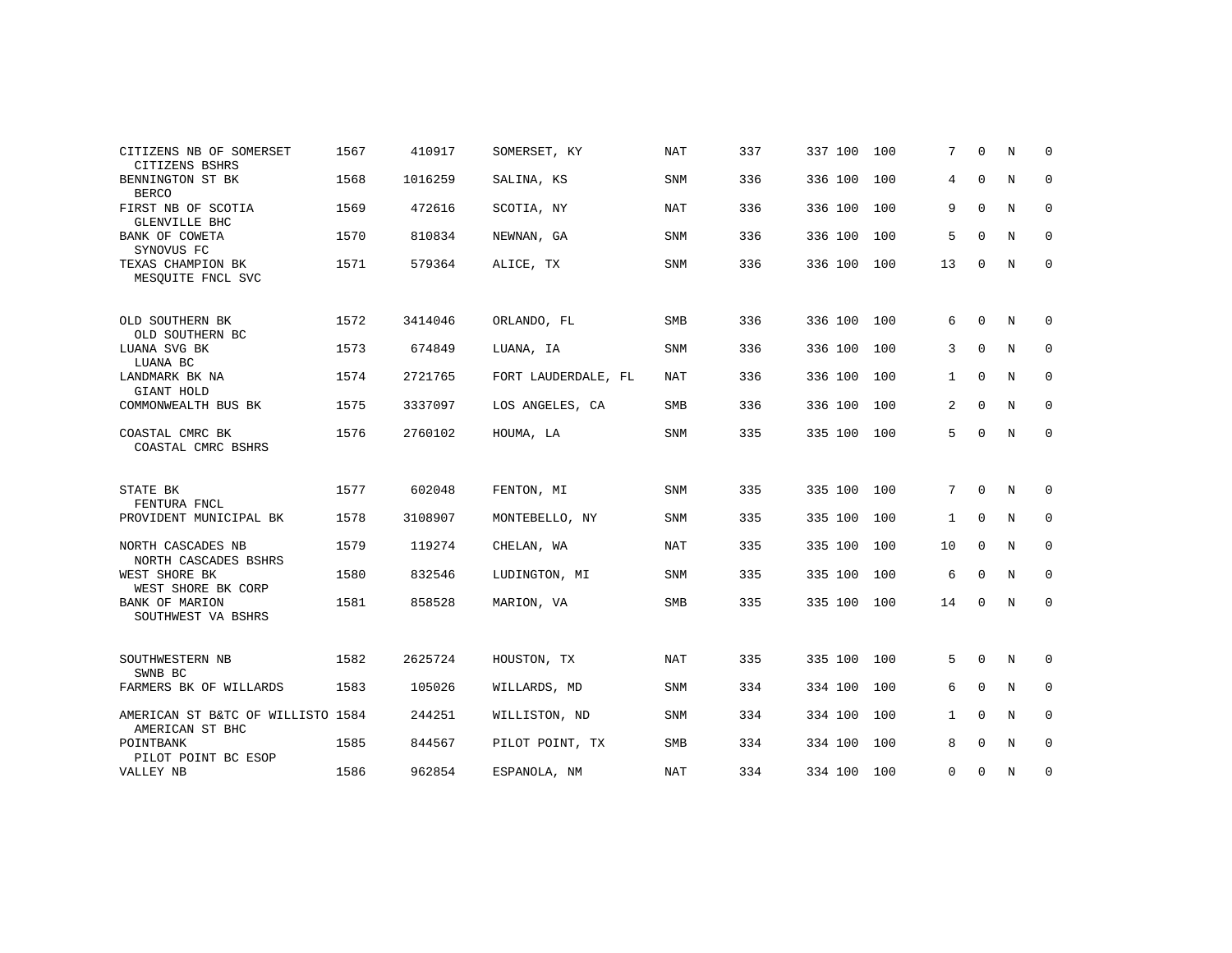| | | | | | | | | | | | | |
|---|---|---|---|---|---|---|---|---|---|---|---|---|
| CITIZENS NB OF SOMERSET<br>CITIZENS BSHRS | 1567 | 410917 | SOMERSET, KY | NAT | 337 | 337 | 100 | 100 | 7 | 0 | N | 0 |
| BENNINGTON ST BK<br>BERCO | 1568 | 1016259 | SALINA, KS | SNM | 336 | 336 | 100 | 100 | 4 | 0 | N | 0 |
| FIRST NB OF SCOTIA<br>GLENVILLE BHC | 1569 | 472616 | SCOTIA, NY | NAT | 336 | 336 | 100 | 100 | 9 | 0 | N | 0 |
| BANK OF COWETA<br>SYNOVUS FC | 1570 | 810834 | NEWNAN, GA | SNM | 336 | 336 | 100 | 100 | 5 | 0 | N | 0 |
| TEXAS CHAMPION BK<br>MESQUITE FNCL SVC | 1571 | 579364 | ALICE, TX | SNM | 336 | 336 | 100 | 100 | 13 | 0 | N | 0 |
| OLD SOUTHERN BK<br>OLD SOUTHERN BC | 1572 | 3414046 | ORLANDO, FL | SMB | 336 | 336 | 100 | 100 | 6 | 0 | N | 0 |
| LUANA SVG BK<br>LUANA BC | 1573 | 674849 | LUANA, IA | SNM | 336 | 336 | 100 | 100 | 3 | 0 | N | 0 |
| LANDMARK BK NA<br>GIANT HOLD | 1574 | 2721765 | FORT LAUDERDALE, FL | NAT | 336 | 336 | 100 | 100 | 1 | 0 | N | 0 |
| COMMONWEALTH BUS BK | 1575 | 3337097 | LOS ANGELES, CA | SMB | 336 | 336 | 100 | 100 | 2 | 0 | N | 0 |
| COASTAL CMRC BK<br>COASTAL CMRC BSHRS | 1576 | 2760102 | HOUMA, LA | SNM | 335 | 335 | 100 | 100 | 5 | 0 | N | 0 |
| STATE BK<br>FENTURA FNCL | 1577 | 602048 | FENTON, MI | SNM | 335 | 335 | 100 | 100 | 7 | 0 | N | 0 |
| PROVIDENT MUNICIPAL BK | 1578 | 3108907 | MONTEBELLO, NY | SNM | 335 | 335 | 100 | 100 | 1 | 0 | N | 0 |
| NORTH CASCADES NB<br>NORTH CASCADES BSHRS | 1579 | 119274 | CHELAN, WA | NAT | 335 | 335 | 100 | 100 | 10 | 0 | N | 0 |
| WEST SHORE BK<br>WEST SHORE BK CORP | 1580 | 832546 | LUDINGTON, MI | SNM | 335 | 335 | 100 | 100 | 6 | 0 | N | 0 |
| BANK OF MARION<br>SOUTHWEST VA BSHRS | 1581 | 858528 | MARION, VA | SMB | 335 | 335 | 100 | 100 | 14 | 0 | N | 0 |
| SOUTHWESTERN NB<br>SWNB BC | 1582 | 2625724 | HOUSTON, TX | NAT | 335 | 335 | 100 | 100 | 5 | 0 | N | 0 |
| FARMERS BK OF WILLARDS | 1583 | 105026 | WILLARDS, MD | SNM | 334 | 334 | 100 | 100 | 6 | 0 | N | 0 |
| AMERICAN ST B&TC OF WILLISTO<br>AMERICAN ST BHC | 1584 | 244251 | WILLISTON, ND | SNM | 334 | 334 | 100 | 100 | 1 | 0 | N | 0 |
| POINTBANK<br>PILOT POINT BC ESOP | 1585 | 844567 | PILOT POINT, TX | SMB | 334 | 334 | 100 | 100 | 8 | 0 | N | 0 |
| VALLEY NB | 1586 | 962854 | ESPANOLA, NM | NAT | 334 | 334 | 100 | 100 | 0 | 0 | N | 0 |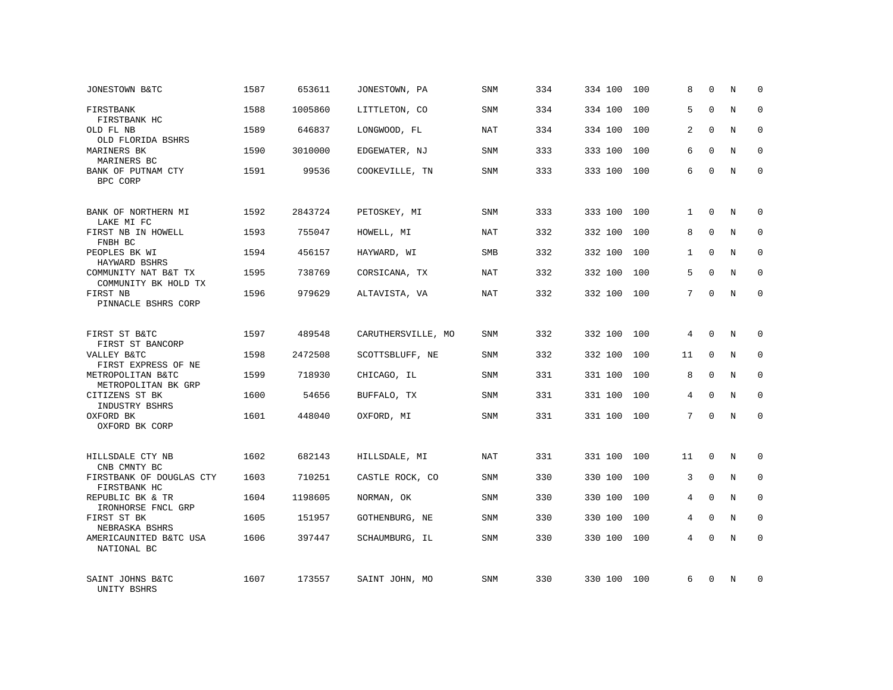| | | | | | | | | | | | | |
|---|---|---|---|---|---|---|---|---|---|---|---|---|
| JONESTOWN B&TC | 1587 | 653611 | JONESTOWN, PA | SNM | 334 | 334 | 100 | 100 | 8 | 0 | N | 0 |
| FIRSTBANK<br>FIRSTBANK HC | 1588 | 1005860 | LITTLETON, CO | SNM | 334 | 334 | 100 | 100 | 5 | 0 | N | 0 |
| OLD FL NB<br>OLD FLORIDA BSHRS | 1589 | 646837 | LONGWOOD, FL | NAT | 334 | 334 | 100 | 100 | 2 | 0 | N | 0 |
| MARINERS BK<br>MARINERS BC | 1590 | 3010000 | EDGEWATER, NJ | SNM | 333 | 333 | 100 | 100 | 6 | 0 | N | 0 |
| BANK OF PUTNAM CTY<br>BPC CORP | 1591 | 99536 | COOKEVILLE, TN | SNM | 333 | 333 | 100 | 100 | 6 | 0 | N | 0 |
| BANK OF NORTHERN MI<br>LAKE MI FC | 1592 | 2843724 | PETOSKEY, MI | SNM | 333 | 333 | 100 | 100 | 1 | 0 | N | 0 |
| FIRST NB IN HOWELL<br>FNBH BC | 1593 | 755047 | HOWELL, MI | NAT | 332 | 332 | 100 | 100 | 8 | 0 | N | 0 |
| PEOPLES BK WI<br>HAYWARD BSHRS | 1594 | 456157 | HAYWARD, WI | SMB | 332 | 332 | 100 | 100 | 1 | 0 | N | 0 |
| COMMUNITY NAT B&T TX<br>COMMUNITY BK HOLD TX | 1595 | 738769 | CORSICANA, TX | NAT | 332 | 332 | 100 | 100 | 5 | 0 | N | 0 |
| FIRST NB<br>PINNACLE BSHRS CORP | 1596 | 979629 | ALTAVISTA, VA | NAT | 332 | 332 | 100 | 100 | 7 | 0 | N | 0 |
| FIRST ST B&TC<br>FIRST ST BANCORP | 1597 | 489548 | CARUTHERSVILLE, MO | SNM | 332 | 332 | 100 | 100 | 4 | 0 | N | 0 |
| VALLEY B&TC<br>FIRST EXPRESS OF NE | 1598 | 2472508 | SCOTTSBLUFF, NE | SNM | 332 | 332 | 100 | 100 | 11 | 0 | N | 0 |
| METROPOLITAN B&TC<br>METROPOLITAN BK GRP | 1599 | 718930 | CHICAGO, IL | SNM | 331 | 331 | 100 | 100 | 8 | 0 | N | 0 |
| CITIZENS ST BK<br>INDUSTRY BSHRS | 1600 | 54656 | BUFFALO, TX | SNM | 331 | 331 | 100 | 100 | 4 | 0 | N | 0 |
| OXFORD BK<br>OXFORD BK CORP | 1601 | 448040 | OXFORD, MI | SNM | 331 | 331 | 100 | 100 | 7 | 0 | N | 0 |
| HILLSDALE CTY NB<br>CNB CMNTY BC | 1602 | 682143 | HILLSDALE, MI | NAT | 331 | 331 | 100 | 100 | 11 | 0 | N | 0 |
| FIRSTBANK OF DOUGLAS CTY<br>FIRSTBANK HC | 1603 | 710251 | CASTLE ROCK, CO | SNM | 330 | 330 | 100 | 100 | 3 | 0 | N | 0 |
| REPUBLIC BK & TR<br>IRONHORSE FNCL GRP | 1604 | 1198605 | NORMAN, OK | SNM | 330 | 330 | 100 | 100 | 4 | 0 | N | 0 |
| FIRST ST BK<br>NEBRASKA BSHRS | 1605 | 151957 | GOTHENBURG, NE | SNM | 330 | 330 | 100 | 100 | 4 | 0 | N | 0 |
| AMERICAUNITED B&TC USA<br>NATIONAL BC | 1606 | 397447 | SCHAUMBURG, IL | SNM | 330 | 330 | 100 | 100 | 4 | 0 | N | 0 |
| SAINT JOHNS B&TC<br>UNITY BSHRS | 1607 | 173557 | SAINT JOHN, MO | SNM | 330 | 330 | 100 | 100 | 6 | 0 | N | 0 |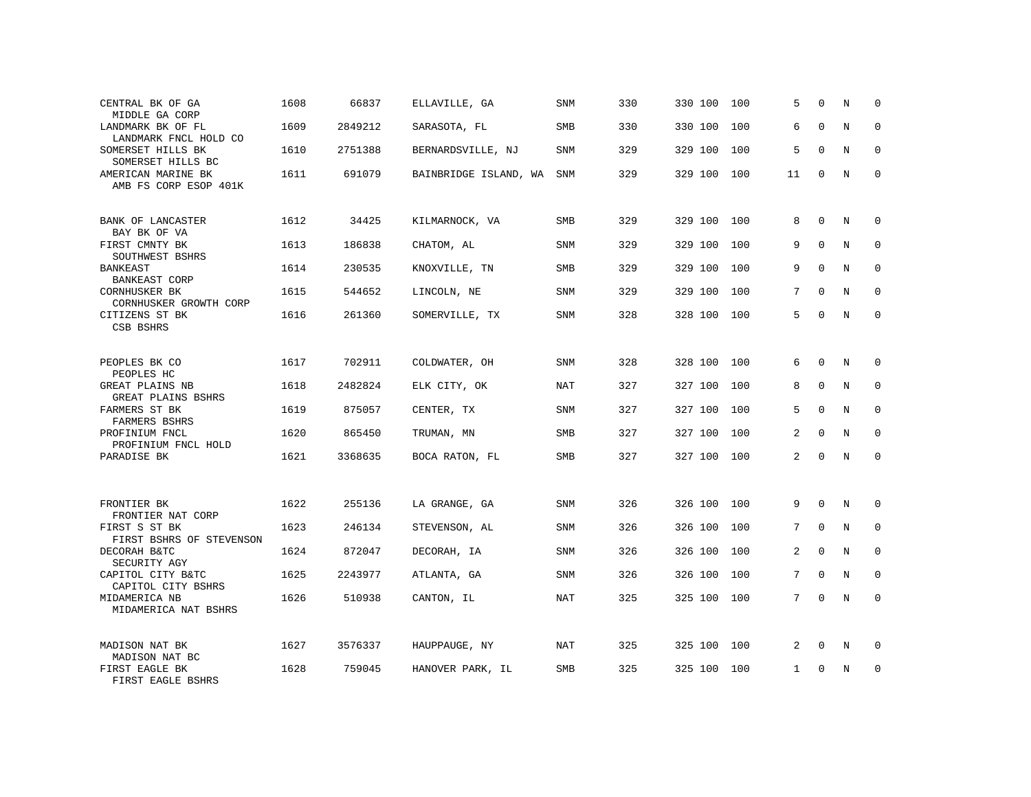| | | | | | | | | | | | | |
|---|---|---|---|---|---|---|---|---|---|---|---|---|
| CENTRAL BK OF GA<br>MIDDLE GA CORP | 1608 | 66837 | ELLAVILLE, GA | SNM | 330 | 330 | 100 | 100 | 5 | 0 | N | 0 |
| LANDMARK BK OF FL<br>LANDMARK FNCL HOLD CO | 1609 | 2849212 | SARASOTA, FL | SMB | 330 | 330 | 100 | 100 | 6 | 0 | N | 0 |
| SOMERSET HILLS BK<br>SOMERSET HILLS BC | 1610 | 2751388 | BERNARDSVILLE, NJ | SNM | 329 | 329 | 100 | 100 | 5 | 0 | N | 0 |
| AMERICAN MARINE BK<br>AMB FS CORP ESOP 401K | 1611 | 691079 | BAINBRIDGE ISLAND, WA | SNM | 329 | 329 | 100 | 100 | 11 | 0 | N | 0 |
| BANK OF LANCASTER<br>BAY BK OF VA | 1612 | 34425 | KILMARNOCK, VA | SMB | 329 | 329 | 100 | 100 | 8 | 0 | N | 0 |
| FIRST CMNTY BK<br>SOUTHWEST BSHRS | 1613 | 186838 | CHATOM, AL | SNM | 329 | 329 | 100 | 100 | 9 | 0 | N | 0 |
| BANKEAST<br>BANKEAST CORP | 1614 | 230535 | KNOXVILLE, TN | SMB | 329 | 329 | 100 | 100 | 9 | 0 | N | 0 |
| CORNHUSKER BK<br>CORNHUSKER GROWTH CORP | 1615 | 544652 | LINCOLN, NE | SNM | 329 | 329 | 100 | 100 | 7 | 0 | N | 0 |
| CITIZENS ST BK<br>CSB BSHRS | 1616 | 261360 | SOMERVILLE, TX | SNM | 328 | 328 | 100 | 100 | 5 | 0 | N | 0 |
| PEOPLES BK CO<br>PEOPLES HC | 1617 | 702911 | COLDWATER, OH | SNM | 328 | 328 | 100 | 100 | 6 | 0 | N | 0 |
| GREAT PLAINS NB<br>GREAT PLAINS BSHRS | 1618 | 2482824 | ELK CITY, OK | NAT | 327 | 327 | 100 | 100 | 8 | 0 | N | 0 |
| FARMERS ST BK<br>FARMERS BSHRS | 1619 | 875057 | CENTER, TX | SNM | 327 | 327 | 100 | 100 | 5 | 0 | N | 0 |
| PROFINIUM FNCL<br>PROFINIUM FNCL HOLD | 1620 | 865450 | TRUMAN, MN | SMB | 327 | 327 | 100 | 100 | 2 | 0 | N | 0 |
| PARADISE BK | 1621 | 3368635 | BOCA RATON, FL | SMB | 327 | 327 | 100 | 100 | 2 | 0 | N | 0 |
| FRONTIER BK<br>FRONTIER NAT CORP | 1622 | 255136 | LA GRANGE, GA | SNM | 326 | 326 | 100 | 100 | 9 | 0 | N | 0 |
| FIRST S ST BK<br>FIRST BSHRS OF STEVENSON | 1623 | 246134 | STEVENSON, AL | SNM | 326 | 326 | 100 | 100 | 7 | 0 | N | 0 |
| DECORAH B&TC<br>SECURITY AGY | 1624 | 872047 | DECORAH, IA | SNM | 326 | 326 | 100 | 100 | 2 | 0 | N | 0 |
| CAPITOL CITY B&TC<br>CAPITOL CITY BSHRS | 1625 | 2243977 | ATLANTA, GA | SNM | 326 | 326 | 100 | 100 | 7 | 0 | N | 0 |
| MIDAMERICA NB<br>MIDAMERICA NAT BSHRS | 1626 | 510938 | CANTON, IL | NAT | 325 | 325 | 100 | 100 | 7 | 0 | N | 0 |
| MADISON NAT BK<br>MADISON NAT BC | 1627 | 3576337 | HAUPPAUGE, NY | NAT | 325 | 325 | 100 | 100 | 2 | 0 | N | 0 |
| FIRST EAGLE BK<br>FIRST EAGLE BSHRS | 1628 | 759045 | HANOVER PARK, IL | SMB | 325 | 325 | 100 | 100 | 1 | 0 | N | 0 |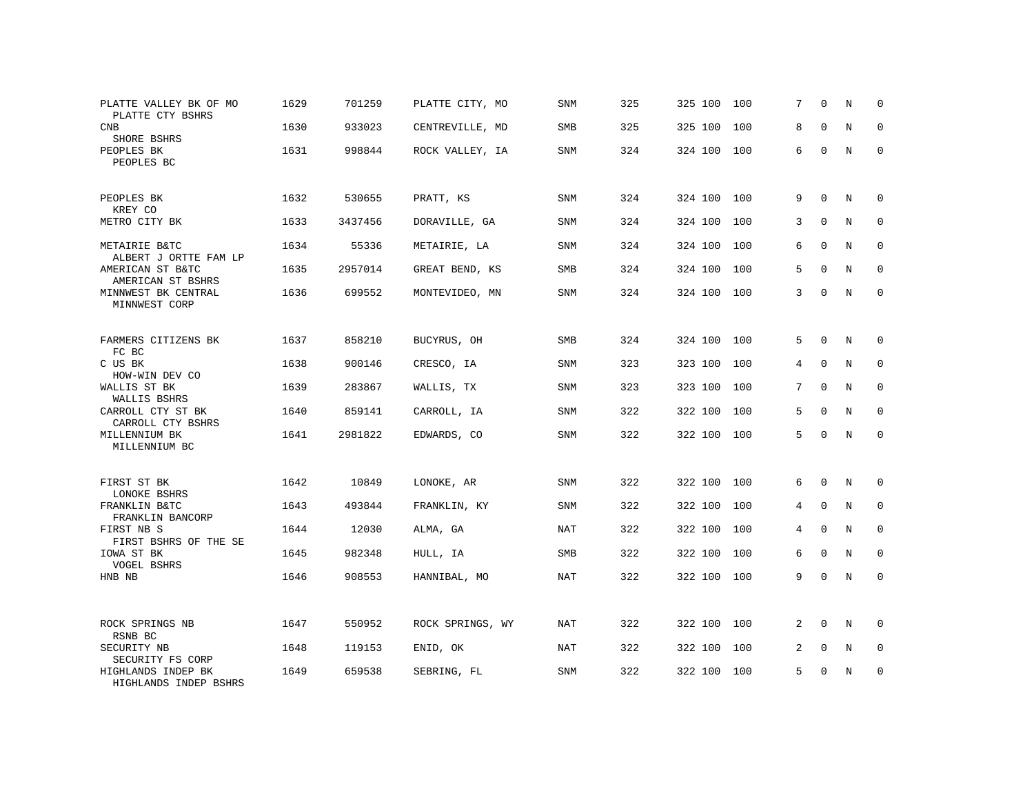| | | | | | | | | | | | | |
|---|---|---|---|---|---|---|---|---|---|---|---|---|
| PLATTE VALLEY BK OF MO<br>PLATTE CTY BSHRS | 1629 | 701259 | PLATTE CITY, MO | SNM | 325 | 325 | 100 | 100 | 7 | 0 | N | 0 |
| CNB<br>SHORE BSHRS | 1630 | 933023 | CENTREVILLE, MD | SMB | 325 | 325 | 100 | 100 | 8 | 0 | N | 0 |
| PEOPLES BK<br>PEOPLES BC | 1631 | 998844 | ROCK VALLEY, IA | SNM | 324 | 324 | 100 | 100 | 6 | 0 | N | 0 |
| PEOPLES BK<br>KREY CO | 1632 | 530655 | PRATT, KS | SNM | 324 | 324 | 100 | 100 | 9 | 0 | N | 0 |
| METRO CITY BK | 1633 | 3437456 | DORAVILLE, GA | SNM | 324 | 324 | 100 | 100 | 3 | 0 | N | 0 |
| METAIRIE B&TC<br>ALBERT J ORTTE FAM LP | 1634 | 55336 | METAIRIE, LA | SNM | 324 | 324 | 100 | 100 | 6 | 0 | N | 0 |
| AMERICAN ST B&TC<br>AMERICAN ST BSHRS | 1635 | 2957014 | GREAT BEND, KS | SMB | 324 | 324 | 100 | 100 | 5 | 0 | N | 0 |
| MINNWEST BK CENTRAL<br>MINNWEST CORP | 1636 | 699552 | MONTEVIDEO, MN | SNM | 324 | 324 | 100 | 100 | 3 | 0 | N | 0 |
| FARMERS CITIZENS BK<br>FC BC | 1637 | 858210 | BUCYRUS, OH | SMB | 324 | 324 | 100 | 100 | 5 | 0 | N | 0 |
| C US BK<br>HOW-WIN DEV CO | 1638 | 900146 | CRESCO, IA | SNM | 323 | 323 | 100 | 100 | 4 | 0 | N | 0 |
| WALLIS ST BK<br>WALLIS BSHRS | 1639 | 283867 | WALLIS, TX | SNM | 323 | 323 | 100 | 100 | 7 | 0 | N | 0 |
| CARROLL CTY ST BK<br>CARROLL CTY BSHRS | 1640 | 859141 | CARROLL, IA | SNM | 322 | 322 | 100 | 100 | 5 | 0 | N | 0 |
| MILLENNIUM BK<br>MILLENNIUM BC | 1641 | 2981822 | EDWARDS, CO | SNM | 322 | 322 | 100 | 100 | 5 | 0 | N | 0 |
| FIRST ST BK<br>LONOKE BSHRS | 1642 | 10849 | LONOKE, AR | SNM | 322 | 322 | 100 | 100 | 6 | 0 | N | 0 |
| FRANKLIN B&TC<br>FRANKLIN BANCORP | 1643 | 493844 | FRANKLIN, KY | SNM | 322 | 322 | 100 | 100 | 4 | 0 | N | 0 |
| FIRST NB S<br>FIRST BSHRS OF THE SE | 1644 | 12030 | ALMA, GA | NAT | 322 | 322 | 100 | 100 | 4 | 0 | N | 0 |
| IOWA ST BK<br>VOGEL BSHRS | 1645 | 982348 | HULL, IA | SMB | 322 | 322 | 100 | 100 | 6 | 0 | N | 0 |
| HNB NB | 1646 | 908553 | HANNIBAL, MO | NAT | 322 | 322 | 100 | 100 | 9 | 0 | N | 0 |
| ROCK SPRINGS NB<br>RSNB BC | 1647 | 550952 | ROCK SPRINGS, WY | NAT | 322 | 322 | 100 | 100 | 2 | 0 | N | 0 |
| SECURITY NB<br>SECURITY FS CORP | 1648 | 119153 | ENID, OK | NAT | 322 | 322 | 100 | 100 | 2 | 0 | N | 0 |
| HIGHLANDS INDEP BK<br>HIGHLANDS INDEP BSHRS | 1649 | 659538 | SEBRING, FL | SNM | 322 | 322 | 100 | 100 | 5 | 0 | N | 0 |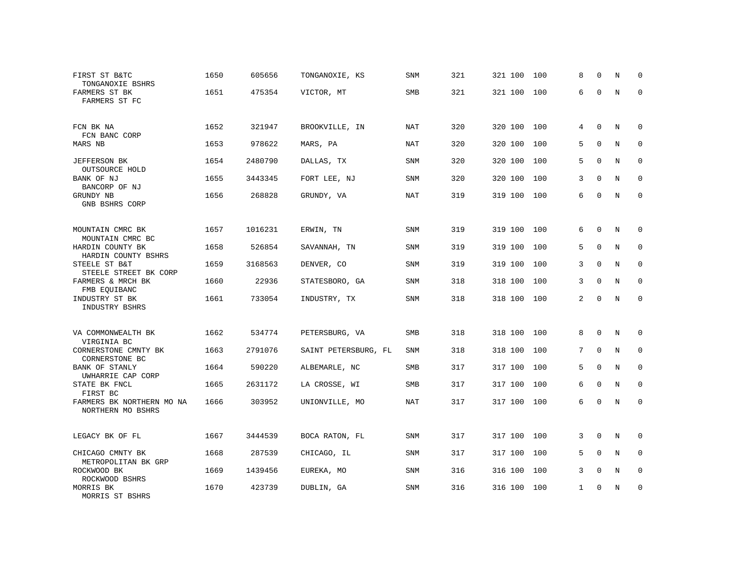| | | | | | | | | | | | | |
|---|---|---|---|---|---|---|---|---|---|---|---|---|
| FIRST ST B&TC<br>TONGANOXIE BSHRS | 1650 | 605656 | TONGANOXIE, KS | SNM | 321 | 321 | 100 | 100 | 8 | 0 | N | 0 |
| FARMERS ST BK<br>FARMERS ST FC | 1651 | 475354 | VICTOR, MT | SMB | 321 | 321 | 100 | 100 | 6 | 0 | N | 0 |
| FCN BK NA<br>FCN BANC CORP | 1652 | 321947 | BROOKVILLE, IN | NAT | 320 | 320 | 100 | 100 | 4 | 0 | N | 0 |
| MARS NB | 1653 | 978622 | MARS, PA | NAT | 320 | 320 | 100 | 100 | 5 | 0 | N | 0 |
| JEFFERSON BK<br>OUTSOURCE HOLD | 1654 | 2480790 | DALLAS, TX | SNM | 320 | 320 | 100 | 100 | 5 | 0 | N | 0 |
| BANK OF NJ<br>BANCORP OF NJ | 1655 | 3443345 | FORT LEE, NJ | SNM | 320 | 320 | 100 | 100 | 3 | 0 | N | 0 |
| GRUNDY NB<br>GNB BSHRS CORP | 1656 | 268828 | GRUNDY, VA | NAT | 319 | 319 | 100 | 100 | 6 | 0 | N | 0 |
| MOUNTAIN CMRC BK<br>MOUNTAIN CMRC BC | 1657 | 1016231 | ERWIN, TN | SNM | 319 | 319 | 100 | 100 | 6 | 0 | N | 0 |
| HARDIN COUNTY BK<br>HARDIN COUNTY BSHRS | 1658 | 526854 | SAVANNAH, TN | SNM | 319 | 319 | 100 | 100 | 5 | 0 | N | 0 |
| STEELE ST B&T<br>STEELE STREET BK CORP | 1659 | 3168563 | DENVER, CO | SNM | 319 | 319 | 100 | 100 | 3 | 0 | N | 0 |
| FARMERS & MRCH BK<br>FMB EQUIBANC | 1660 | 22936 | STATESBORO, GA | SNM | 318 | 318 | 100 | 100 | 3 | 0 | N | 0 |
| INDUSTRY ST BK<br>INDUSTRY BSHRS | 1661 | 733054 | INDUSTRY, TX | SNM | 318 | 318 | 100 | 100 | 2 | 0 | N | 0 |
| VA COMMONWEALTH BK<br>VIRGINIA BC | 1662 | 534774 | PETERSBURG, VA | SMB | 318 | 318 | 100 | 100 | 8 | 0 | N | 0 |
| CORNERSTONE CMNTY BK<br>CORNERSTONE BC | 1663 | 2791076 | SAINT PETERSBURG, FL | SNM | 318 | 318 | 100 | 100 | 7 | 0 | N | 0 |
| BANK OF STANLY<br>UWHARRIE CAP CORP | 1664 | 590220 | ALBEMARLE, NC | SMB | 317 | 317 | 100 | 100 | 5 | 0 | N | 0 |
| STATE BK FNCL<br>FIRST BC | 1665 | 2631172 | LA CROSSE, WI | SMB | 317 | 317 | 100 | 100 | 6 | 0 | N | 0 |
| FARMERS BK NORTHERN MO NA<br>NORTHERN MO BSHRS | 1666 | 303952 | UNIONVILLE, MO | NAT | 317 | 317 | 100 | 100 | 6 | 0 | N | 0 |
| LEGACY BK OF FL | 1667 | 3444539 | BOCA RATON, FL | SNM | 317 | 317 | 100 | 100 | 3 | 0 | N | 0 |
| CHICAGO CMNTY BK<br>METROPOLITAN BK GRP | 1668 | 287539 | CHICAGO, IL | SNM | 317 | 317 | 100 | 100 | 5 | 0 | N | 0 |
| ROCKWOOD BK<br>ROCKWOOD BSHRS | 1669 | 1439456 | EUREKA, MO | SNM | 316 | 316 | 100 | 100 | 3 | 0 | N | 0 |
| MORRIS BK<br>MORRIS ST BSHRS | 1670 | 423739 | DUBLIN, GA | SNM | 316 | 316 | 100 | 100 | 1 | 0 | N | 0 |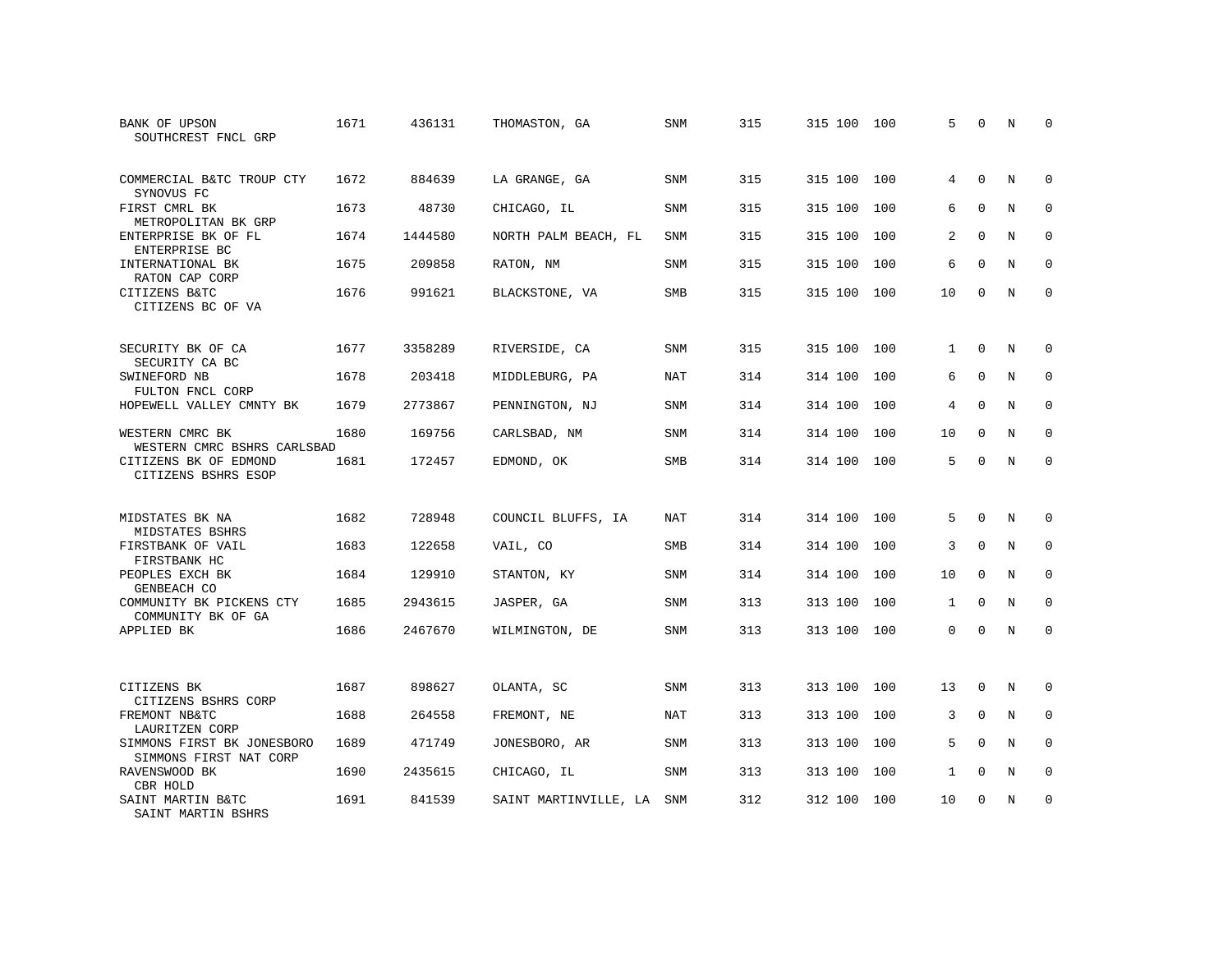| | | | | | | | | | | | | |
|---|---|---|---|---|---|---|---|---|---|---|---|---|
| BANK OF UPSON<br>SOUTHCREST FNCL GRP | 1671 | 436131 | THOMASTON, GA | SNM | 315 | 315 | 100 | 100 | 5 | 0 | N | 0 |
| COMMERCIAL B&TC TROUP CTY<br>SYNOVUS FC | 1672 | 884639 | LA GRANGE, GA | SNM | 315 | 315 | 100 | 100 | 4 | 0 | N | 0 |
| FIRST CMRL BK<br>METROPOLITAN BK GRP | 1673 | 48730 | CHICAGO, IL | SNM | 315 | 315 | 100 | 100 | 6 | 0 | N | 0 |
| ENTERPRISE BK OF FL<br>ENTERPRISE BC | 1674 | 1444580 | NORTH PALM BEACH, FL | SNM | 315 | 315 | 100 | 100 | 2 | 0 | N | 0 |
| INTERNATIONAL BK<br>RATON CAP CORP | 1675 | 209858 | RATON, NM | SNM | 315 | 315 | 100 | 100 | 6 | 0 | N | 0 |
| CITIZENS B&TC<br>CITIZENS BC OF VA | 1676 | 991621 | BLACKSTONE, VA | SMB | 315 | 315 | 100 | 100 | 10 | 0 | N | 0 |
| SECURITY BK OF CA<br>SECURITY CA BC | 1677 | 3358289 | RIVERSIDE, CA | SNM | 315 | 315 | 100 | 100 | 1 | 0 | N | 0 |
| SWINEFORD NB<br>FULTON FNCL CORP | 1678 | 203418 | MIDDLEBURG, PA | NAT | 314 | 314 | 100 | 100 | 6 | 0 | N | 0 |
| HOPEWELL VALLEY CMNTY BK | 1679 | 2773867 | PENNINGTON, NJ | SNM | 314 | 314 | 100 | 100 | 4 | 0 | N | 0 |
| WESTERN CMRC BK<br>WESTERN CMRC BSHRS CARLSBAD | 1680 | 169756 | CARLSBAD, NM | SNM | 314 | 314 | 100 | 100 | 10 | 0 | N | 0 |
| CITIZENS BK OF EDMOND<br>CITIZENS BSHRS ESOP | 1681 | 172457 | EDMOND, OK | SMB | 314 | 314 | 100 | 100 | 5 | 0 | N | 0 |
| MIDSTATES BK NA<br>MIDSTATES BSHRS | 1682 | 728948 | COUNCIL BLUFFS, IA | NAT | 314 | 314 | 100 | 100 | 5 | 0 | N | 0 |
| FIRSTBANK OF VAIL<br>FIRSTBANK HC | 1683 | 122658 | VAIL, CO | SMB | 314 | 314 | 100 | 100 | 3 | 0 | N | 0 |
| PEOPLES EXCH BK<br>GENBEACH CO | 1684 | 129910 | STANTON, KY | SNM | 314 | 314 | 100 | 100 | 10 | 0 | N | 0 |
| COMMUNITY BK PICKENS CTY<br>COMMUNITY BK OF GA | 1685 | 2943615 | JASPER, GA | SNM | 313 | 313 | 100 | 100 | 1 | 0 | N | 0 |
| APPLIED BK | 1686 | 2467670 | WILMINGTON, DE | SNM | 313 | 313 | 100 | 100 | 0 | 0 | N | 0 |
| CITIZENS BK<br>CITIZENS BSHRS CORP | 1687 | 898627 | OLANTA, SC | SNM | 313 | 313 | 100 | 100 | 13 | 0 | N | 0 |
| FREMONT NB&TC<br>LAURITZEN CORP | 1688 | 264558 | FREMONT, NE | NAT | 313 | 313 | 100 | 100 | 3 | 0 | N | 0 |
| SIMMONS FIRST BK JONESBORO<br>SIMMONS FIRST NAT CORP | 1689 | 471749 | JONESBORO, AR | SNM | 313 | 313 | 100 | 100 | 5 | 0 | N | 0 |
| RAVENSWOOD BK<br>CBR HOLD | 1690 | 2435615 | CHICAGO, IL | SNM | 313 | 313 | 100 | 100 | 1 | 0 | N | 0 |
| SAINT MARTIN B&TC<br>SAINT MARTIN BSHRS | 1691 | 841539 | SAINT MARTINVILLE, LA | SNM | 312 | 312 | 100 | 100 | 10 | 0 | N | 0 |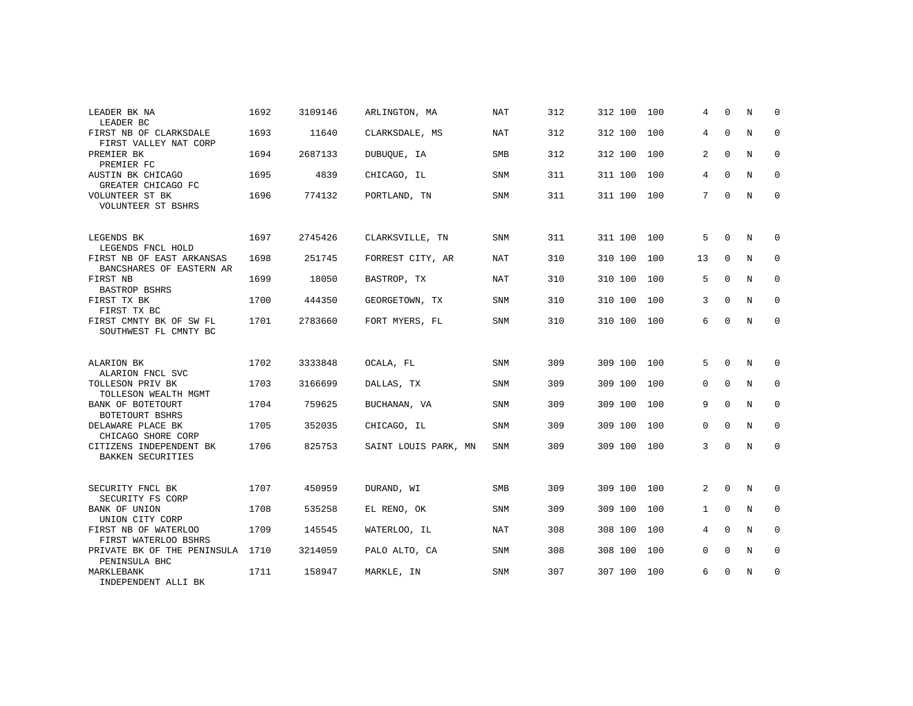| | | | | | | | | | | | | |
|---|---|---|---|---|---|---|---|---|---|---|---|---|
| LEADER BK NA<br>LEADER BC | 1692 | 3109146 | ARLINGTON, MA | NAT | 312 | 312 | 100 | 100 | 4 | 0 | N | 0 |
| FIRST NB OF CLARKSDALE<br>FIRST VALLEY NAT CORP | 1693 | 11640 | CLARKSDALE, MS | NAT | 312 | 312 | 100 | 100 | 4 | 0 | N | 0 |
| PREMIER BK<br>PREMIER FC | 1694 | 2687133 | DUBUQUE, IA | SMB | 312 | 312 | 100 | 100 | 2 | 0 | N | 0 |
| AUSTIN BK CHICAGO<br>GREATER CHICAGO FC | 1695 | 4839 | CHICAGO, IL | SNM | 311 | 311 | 100 | 100 | 4 | 0 | N | 0 |
| VOLUNTEER ST BK<br>VOLUNTEER ST BSHRS | 1696 | 774132 | PORTLAND, TN | SNM | 311 | 311 | 100 | 100 | 7 | 0 | N | 0 |
| LEGENDS BK<br>LEGENDS FNCL HOLD | 1697 | 2745426 | CLARKSVILLE, TN | SNM | 311 | 311 | 100 | 100 | 5 | 0 | N | 0 |
| FIRST NB OF EAST ARKANSAS<br>BANCSHARES OF EASTERN AR | 1698 | 251745 | FORREST CITY, AR | NAT | 310 | 310 | 100 | 100 | 13 | 0 | N | 0 |
| FIRST NB<br>BASTROP BSHRS | 1699 | 18050 | BASTROP, TX | NAT | 310 | 310 | 100 | 100 | 5 | 0 | N | 0 |
| FIRST TX BK<br>FIRST TX BC | 1700 | 444350 | GEORGETOWN, TX | SNM | 310 | 310 | 100 | 100 | 3 | 0 | N | 0 |
| FIRST CMNTY BK OF SW FL<br>SOUTHWEST FL CMNTY BC | 1701 | 2783660 | FORT MYERS, FL | SNM | 310 | 310 | 100 | 100 | 6 | 0 | N | 0 |
| ALARION BK<br>ALARION FNCL SVC | 1702 | 3333848 | OCALA, FL | SNM | 309 | 309 | 100 | 100 | 5 | 0 | N | 0 |
| TOLLESON PRIV BK<br>TOLLESON WEALTH MGMT | 1703 | 3166699 | DALLAS, TX | SNM | 309 | 309 | 100 | 100 | 0 | 0 | N | 0 |
| BANK OF BOTETOURT<br>BOTETOURT BSHRS | 1704 | 759625 | BUCHANAN, VA | SNM | 309 | 309 | 100 | 100 | 9 | 0 | N | 0 |
| DELAWARE PLACE BK<br>CHICAGO SHORE CORP | 1705 | 352035 | CHICAGO, IL | SNM | 309 | 309 | 100 | 100 | 0 | 0 | N | 0 |
| CITIZENS INDEPENDENT BK<br>BAKKEN SECURITIES | 1706 | 825753 | SAINT LOUIS PARK, MN | SNM | 309 | 309 | 100 | 100 | 3 | 0 | N | 0 |
| SECURITY FNCL BK<br>SECURITY FS CORP | 1707 | 450959 | DURAND, WI | SMB | 309 | 309 | 100 | 100 | 2 | 0 | N | 0 |
| BANK OF UNION<br>UNION CITY CORP | 1708 | 535258 | EL RENO, OK | SNM | 309 | 309 | 100 | 100 | 1 | 0 | N | 0 |
| FIRST NB OF WATERLOO<br>FIRST WATERLOO BSHRS | 1709 | 145545 | WATERLOO, IL | NAT | 308 | 308 | 100 | 100 | 4 | 0 | N | 0 |
| PRIVATE BK OF THE PENINSULA<br>PENINSULA BHC | 1710 | 3214059 | PALO ALTO, CA | SNM | 308 | 308 | 100 | 100 | 0 | 0 | N | 0 |
| MARKLEBANK<br>INDEPENDENT ALLI BK | 1711 | 158947 | MARKLE, IN | SNM | 307 | 307 | 100 | 100 | 6 | 0 | N | 0 |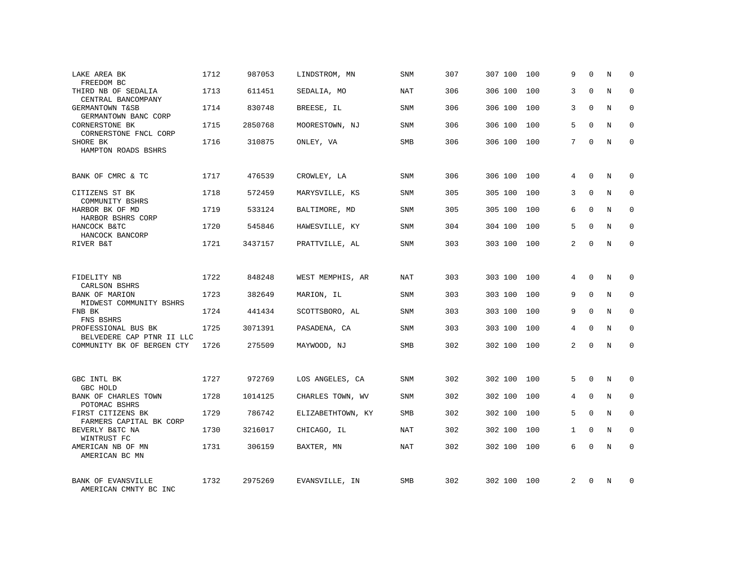| | | | | | | | | | | | | |
|---|---|---|---|---|---|---|---|---|---|---|---|---|
| LAKE AREA BK<br>FREEDOM BC | 1712 | 987053 | LINDSTROM, MN | SNM | 307 | 307 | 100 | 100 | 9 | 0 | N | 0 |
| THIRD NB OF SEDALIA<br>CENTRAL BANCOMPANY | 1713 | 611451 | SEDALIA, MO | NAT | 306 | 306 | 100 | 100 | 3 | 0 | N | 0 |
| GERMANTOWN T&SB<br>GERMANTOWN BANC CORP | 1714 | 830748 | BREESE, IL | SNM | 306 | 306 | 100 | 100 | 3 | 0 | N | 0 |
| CORNERSTONE BK<br>CORNERSTONE FNCL CORP | 1715 | 2850768 | MOORESTOWN, NJ | SNM | 306 | 306 | 100 | 100 | 5 | 0 | N | 0 |
| SHORE BK<br>HAMPTON ROADS BSHRS | 1716 | 310875 | ONLEY, VA | SMB | 306 | 306 | 100 | 100 | 7 | 0 | N | 0 |
| BANK OF CMRC & TC | 1717 | 476539 | CROWLEY, LA | SNM | 306 | 306 | 100 | 100 | 4 | 0 | N | 0 |
| CITIZENS ST BK<br>COMMUNITY BSHRS | 1718 | 572459 | MARYSVILLE, KS | SNM | 305 | 305 | 100 | 100 | 3 | 0 | N | 0 |
| HARBOR BK OF MD<br>HARBOR BSHRS CORP | 1719 | 533124 | BALTIMORE, MD | SNM | 305 | 305 | 100 | 100 | 6 | 0 | N | 0 |
| HANCOCK B&TC<br>HANCOCK BANCORP | 1720 | 545846 | HAWESVILLE, KY | SNM | 304 | 304 | 100 | 100 | 5 | 0 | N | 0 |
| RIVER B&T | 1721 | 3437157 | PRATTVILLE, AL | SNM | 303 | 303 | 100 | 100 | 2 | 0 | N | 0 |
| FIDELITY NB<br>CARLSON BSHRS | 1722 | 848248 | WEST MEMPHIS, AR | NAT | 303 | 303 | 100 | 100 | 4 | 0 | N | 0 |
| BANK OF MARION<br>MIDWEST COMMUNITY BSHRS | 1723 | 382649 | MARION, IL | SNM | 303 | 303 | 100 | 100 | 9 | 0 | N | 0 |
| FNB BK<br>FNS BSHRS | 1724 | 441434 | SCOTTSBORO, AL | SNM | 303 | 303 | 100 | 100 | 9 | 0 | N | 0 |
| PROFESSIONAL BUS BK<br>BELVEDERE CAP PTNR II LLC | 1725 | 3071391 | PASADENA, CA | SNM | 303 | 303 | 100 | 100 | 4 | 0 | N | 0 |
| COMMUNITY BK OF BERGEN CTY | 1726 | 275509 | MAYWOOD, NJ | SMB | 302 | 302 | 100 | 100 | 2 | 0 | N | 0 |
| GBC INTL BK<br>GBC HOLD | 1727 | 972769 | LOS ANGELES, CA | SNM | 302 | 302 | 100 | 100 | 5 | 0 | N | 0 |
| BANK OF CHARLES TOWN<br>POTOMAC BSHRS | 1728 | 1014125 | CHARLES TOWN, WV | SNM | 302 | 302 | 100 | 100 | 4 | 0 | N | 0 |
| FIRST CITIZENS BK<br>FARMERS CAPITAL BK CORP | 1729 | 786742 | ELIZABETHTOWN, KY | SMB | 302 | 302 | 100 | 100 | 5 | 0 | N | 0 |
| BEVERLY B&TC NA<br>WINTRUST FC | 1730 | 3216017 | CHICAGO, IL | NAT | 302 | 302 | 100 | 100 | 1 | 0 | N | 0 |
| AMERICAN NB OF MN<br>AMERICAN BC MN | 1731 | 306159 | BAXTER, MN | NAT | 302 | 302 | 100 | 100 | 6 | 0 | N | 0 |
| BANK OF EVANSVILLE<br>AMERICAN CMNTY BC INC | 1732 | 2975269 | EVANSVILLE, IN | SMB | 302 | 302 | 100 | 100 | 2 | 0 | N | 0 |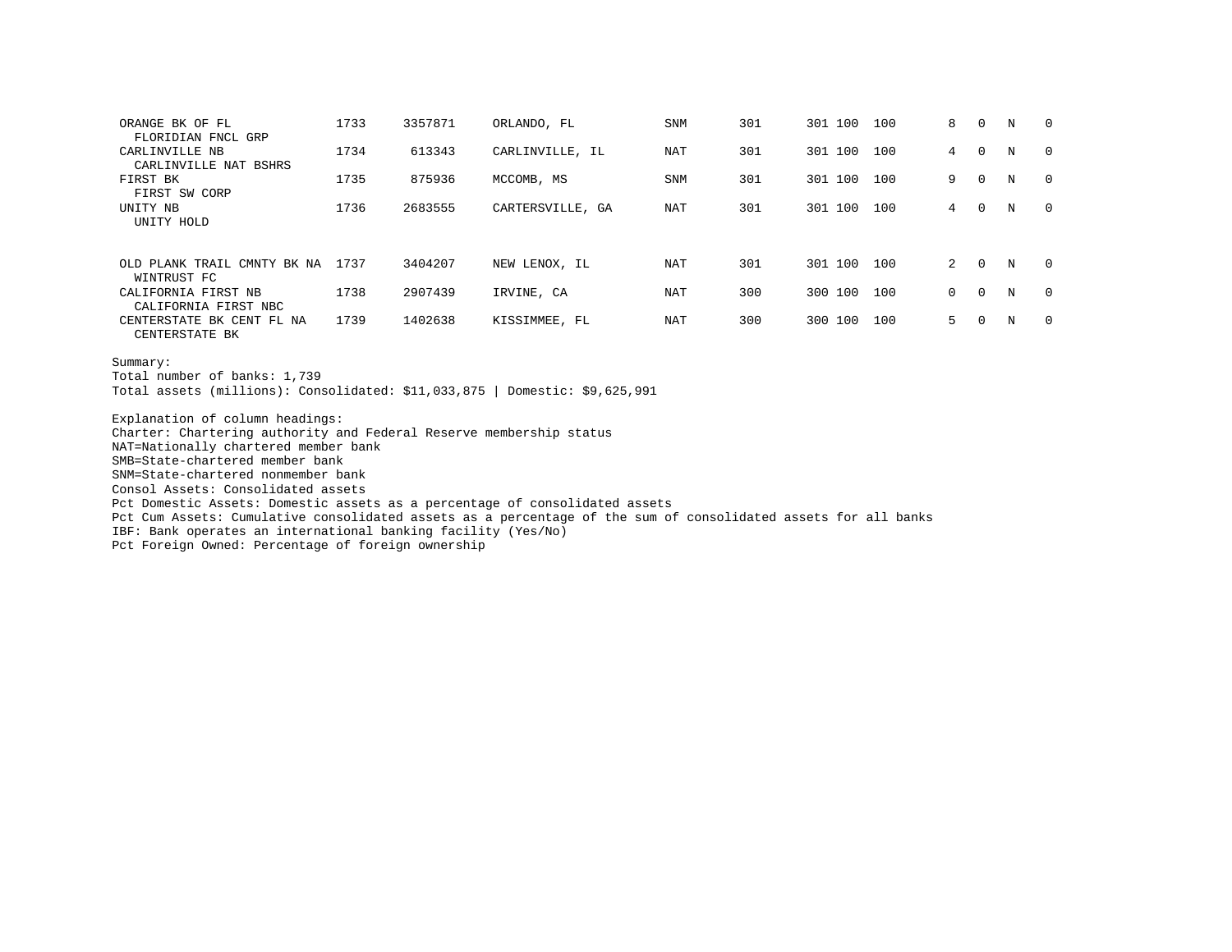| | | | | | | | | | | | | |
|---|---|---|---|---|---|---|---|---|---|---|---|---|
| ORANGE BK OF FL<br>FLORIDIAN FNCL GRP | 1733 | 3357871 | ORLANDO, FL | SNM | 301 | 301 | 100 | 100 | 8 | 0 | N | 0 |
| CARLINVILLE NB<br>CARLINVILLE NAT BSHRS | 1734 | 613343 | CARLINVILLE, IL | NAT | 301 | 301 | 100 | 100 | 4 | 0 | N | 0 |
| FIRST BK<br>FIRST SW CORP | 1735 | 875936 | MCCOMB, MS | SNM | 301 | 301 | 100 | 100 | 9 | 0 | N | 0 |
| UNITY NB<br>UNITY HOLD | 1736 | 2683555 | CARTERSVILLE, GA | NAT | 301 | 301 | 100 | 100 | 4 | 0 | N | 0 |
| OLD PLANK TRAIL CMNTY BK NA<br>WINTRUST FC | 1737 | 3404207 | NEW LENOX, IL | NAT | 301 | 301 | 100 | 100 | 2 | 0 | N | 0 |
| CALIFORNIA FIRST NB<br>CALIFORNIA FIRST NBC | 1738 | 2907439 | IRVINE, CA | NAT | 300 | 300 | 100 | 100 | 0 | 0 | N | 0 |
| CENTERSTATE BK CENT FL NA<br>CENTERSTATE BK | 1739 | 1402638 | KISSIMMEE, FL | NAT | 300 | 300 | 100 | 100 | 5 | 0 | N | 0 |

Summary:
Total number of banks: 1,739
Total assets (millions): Consolidated: $11,033,875 | Domestic: $9,625,991

Explanation of column headings:
Charter: Chartering authority and Federal Reserve membership status
NAT=Nationally chartered member bank
SMB=State-chartered member bank
SNM=State-chartered nonmember bank
Consol Assets: Consolidated assets
Pct Domestic Assets: Domestic assets as a percentage of consolidated assets
Pct Cum Assets: Cumulative consolidated assets as a percentage of the sum of consolidated assets for all banks
IBF: Bank operates an international banking facility (Yes/No)
Pct Foreign Owned: Percentage of foreign ownership